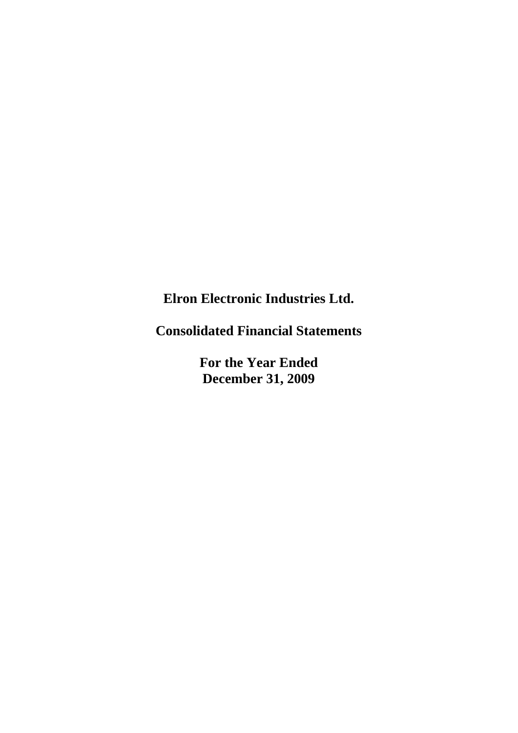# Elron Electronic Industries Ltd.

## Consolidated Financial Statements

### For the Year Ended December 31, 2009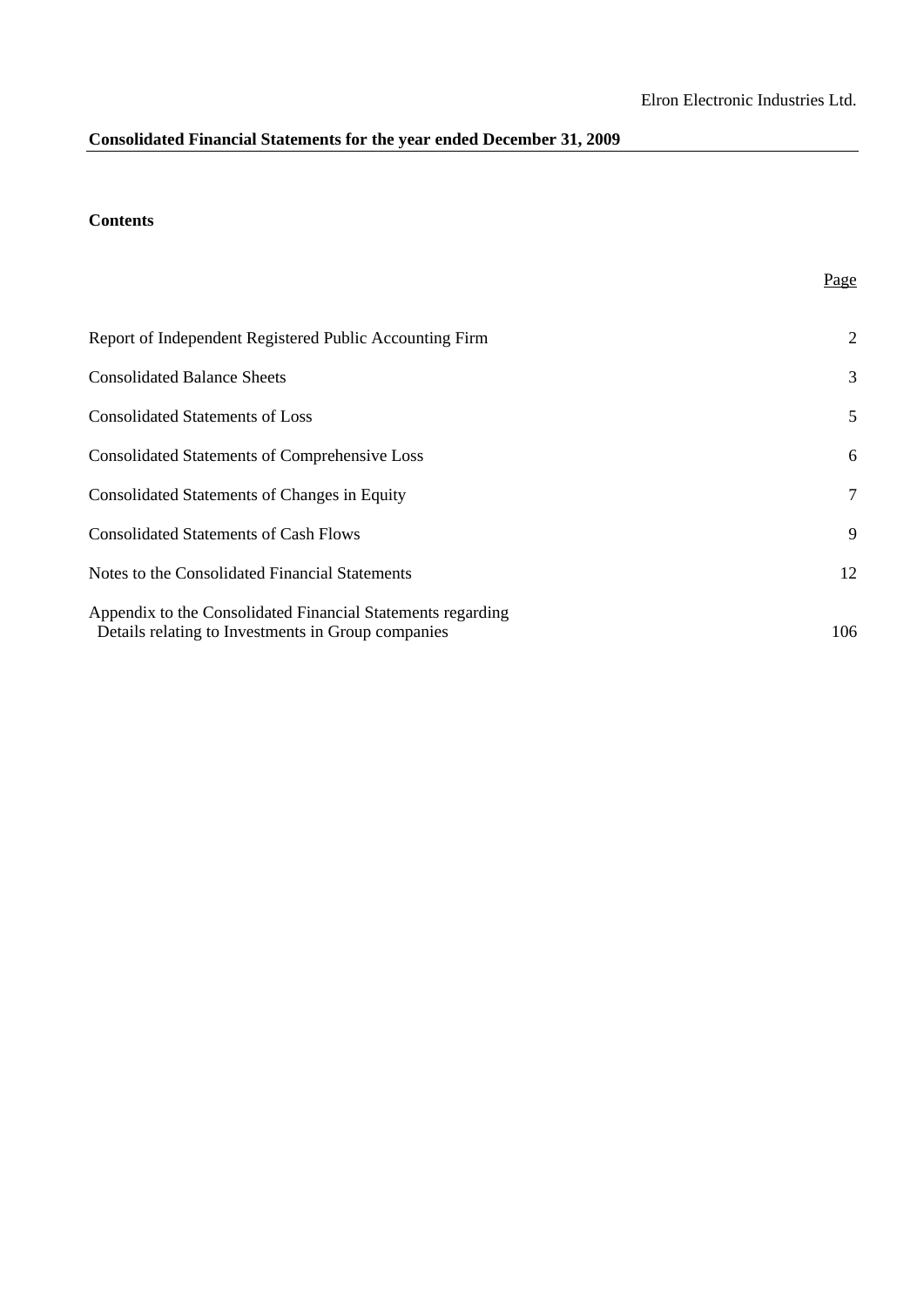Elron Electronic Industries Ltd.

**Consolidated Financial Statements for the year ended December 31, 2009**

**Contents**

| | Page |
|---|---|
| Report of Independent Registered Public Accounting Firm | 2 |
| Consolidated Balance Sheets | 3 |
| Consolidated Statements of Loss | 5 |
| Consolidated Statements of Comprehensive Loss | 6 |
| Consolidated Statements of Changes in Equity | 7 |
| Consolidated Statements of Cash Flows | 9 |
| Notes to the Consolidated Financial Statements | 12 |
| Appendix to the Consolidated Financial Statements regarding Details relating to Investments in Group companies | 106 |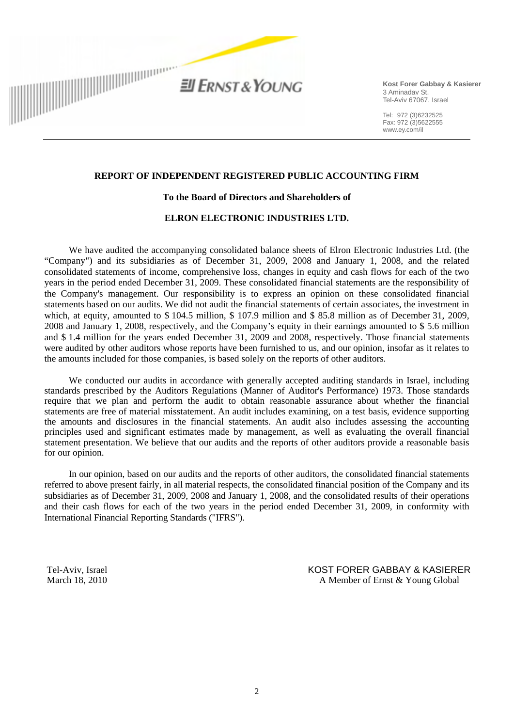**Kost Forer Gabbay & Kasierer**
3 Aminadav St.
Tel-Aviv 67067, Israel

Tel: 972 (3)6232525
Fax: 972 (3)5622555
www.ey.com/il

## REPORT OF INDEPENDENT REGISTERED PUBLIC ACCOUNTING FIRM

**To the Board of Directors and Shareholders of**

**ELRON ELECTRONIC INDUSTRIES LTD.**

We have audited the accompanying consolidated balance sheets of Elron Electronic Industries Ltd. (the "Company") and its subsidiaries as of December 31, 2009, 2008 and January 1, 2008, and the related consolidated statements of income, comprehensive loss, changes in equity and cash flows for each of the two years in the period ended December 31, 2009. These consolidated financial statements are the responsibility of the Company's management. Our responsibility is to express an opinion on these consolidated financial statements based on our audits. We did not audit the financial statements of certain associates, the investment in which, at equity, amounted to $ 104.5 million, $ 107.9 million and $ 85.8 million as of December 31, 2009, 2008 and January 1, 2008, respectively, and the Company's equity in their earnings amounted to $ 5.6 million and $ 1.4 million for the years ended December 31, 2009 and 2008, respectively. Those financial statements were audited by other auditors whose reports have been furnished to us, and our opinion, insofar as it relates to the amounts included for those companies, is based solely on the reports of other auditors.

We conducted our audits in accordance with generally accepted auditing standards in Israel, including standards prescribed by the Auditors Regulations (Manner of Auditor's Performance) 1973. Those standards require that we plan and perform the audit to obtain reasonable assurance about whether the financial statements are free of material misstatement. An audit includes examining, on a test basis, evidence supporting the amounts and disclosures in the financial statements. An audit also includes assessing the accounting principles used and significant estimates made by management, as well as evaluating the overall financial statement presentation. We believe that our audits and the reports of other auditors provide a reasonable basis for our opinion.

In our opinion, based on our audits and the reports of other auditors, the consolidated financial statements referred to above present fairly, in all material respects, the consolidated financial position of the Company and its subsidiaries as of December 31, 2009, 2008 and January 1, 2008, and the consolidated results of their operations and their cash flows for each of the two years in the period ended December 31, 2009, in conformity with International Financial Reporting Standards ("IFRS").

Tel-Aviv, Israel
March 18, 2010

KOST FORER GABBAY & KASIERER
A Member of Ernst & Young Global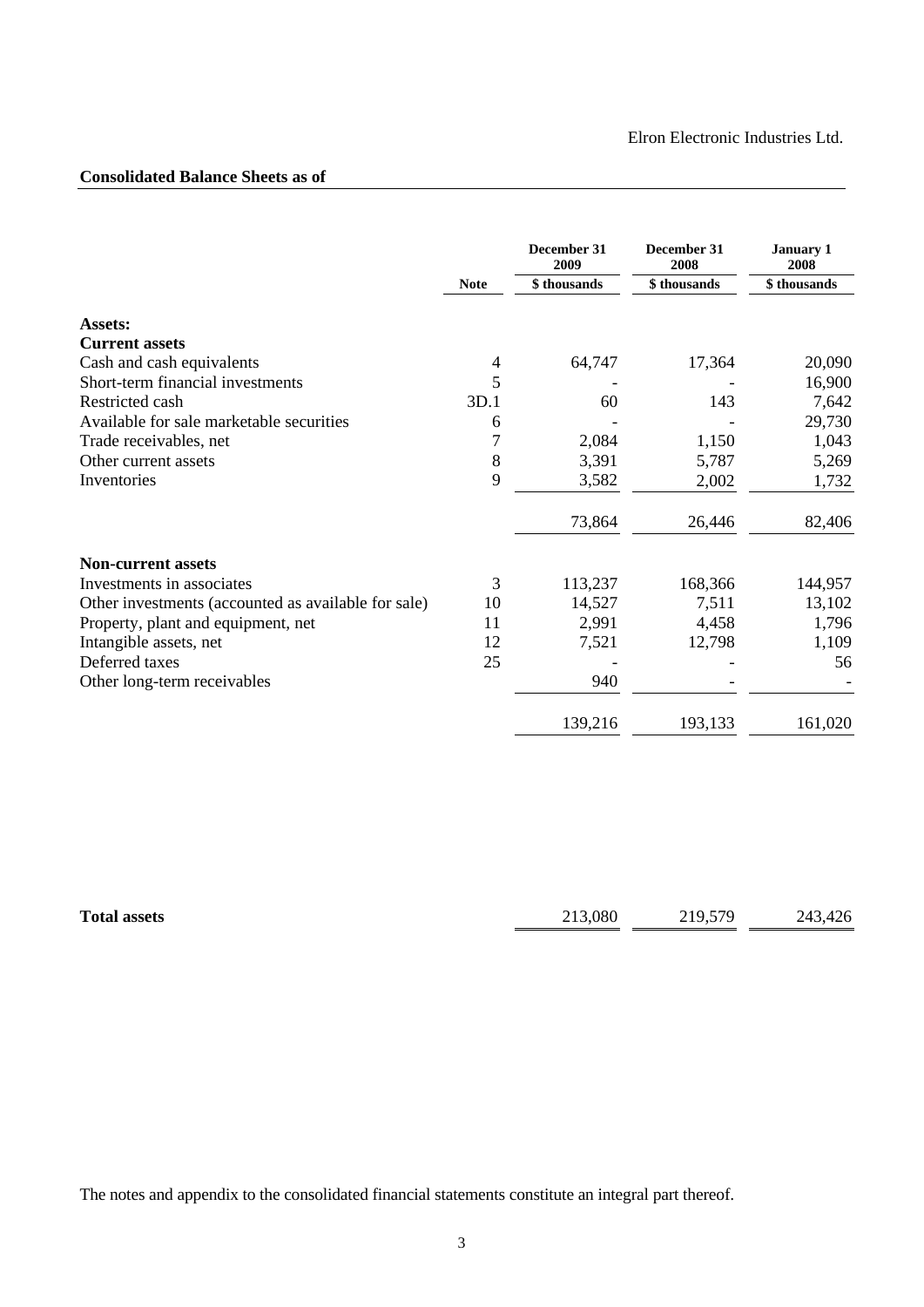Elron Electronic Industries Ltd.

## Consolidated Balance Sheets as of

| | Note | December 31 2009 | December 31 2008 | January 1 2008 |
|---|---|---|---|---|
| | | $ thousands | $ thousands | $ thousands |
| **Assets:** | | | | |
| **Current assets** | | | | |
| Cash and cash equivalents | 4 | 64,747 | 17,364 | 20,090 |
| Short-term financial investments | 5 | - | - | 16,900 |
| Restricted cash | 3D.1 | 60 | 143 | 7,642 |
| Available for sale marketable securities | 6 | - | - | 29,730 |
| Trade receivables, net | 7 | 2,084 | 1,150 | 1,043 |
| Other current assets | 8 | 3,391 | 5,787 | 5,269 |
| Inventories | 9 | 3,582 | 2,002 | 1,732 |
| | | 73,864 | 26,446 | 82,406 |
| **Non-current assets** | | | | |
| Investments in associates | 3 | 113,237 | 168,366 | 144,957 |
| Other investments (accounted as available for sale) | 10 | 14,527 | 7,511 | 13,102 |
| Property, plant and equipment, net | 11 | 2,991 | 4,458 | 1,796 |
| Intangible assets, net | 12 | 7,521 | 12,798 | 1,109 |
| Deferred taxes | 25 | - | - | 56 |
| Other long-term receivables | | 940 | - | - |
| | | 139,216 | 193,133 | 161,020 |
| **Total assets** | | 213,080 | 219,579 | 243,426 |

The notes and appendix to the consolidated financial statements constitute an integral part thereof.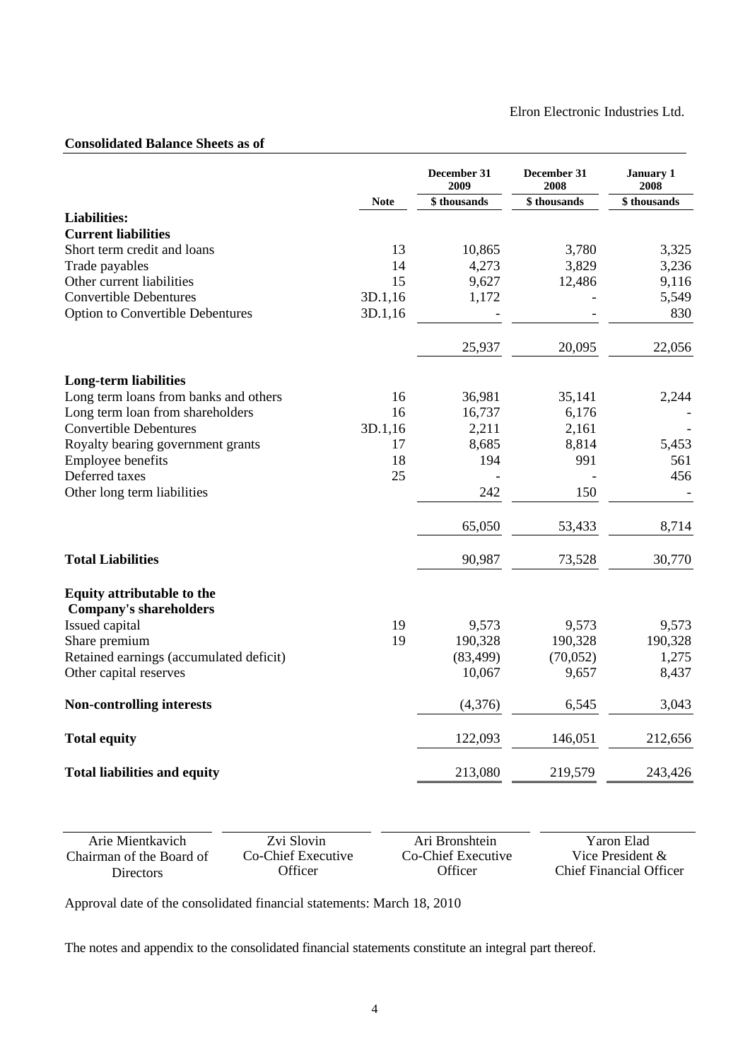Elron Electronic Industries Ltd.

**Consolidated Balance Sheets as of**

| | Note | December 31 2009 | December 31 2008 | January 1 2008 |
|---|---|---|---|---|
| | | $ thousands | $ thousands | $ thousands |
| **Liabilities:** | | | | |
| **Current liabilities** | | | | |
| Short term credit and loans | 13 | 10,865 | 3,780 | 3,325 |
| Trade payables | 14 | 4,273 | 3,829 | 3,236 |
| Other current liabilities | 15 | 9,627 | 12,486 | 9,116 |
| Convertible Debentures | 3D.1,16 | 1,172 | - | 5,549 |
| Option to Convertible Debentures | 3D.1,16 | - | - | 830 |
| | | 25,937 | 20,095 | 22,056 |
| **Long-term liabilities** | | | | |
| Long term loans from banks and others | 16 | 36,981 | 35,141 | 2,244 |
| Long term loan from shareholders | 16 | 16,737 | 6,176 | - |
| Convertible Debentures | 3D.1,16 | 2,211 | 2,161 | - |
| Royalty bearing government grants | 17 | 8,685 | 8,814 | 5,453 |
| Employee benefits | 18 | 194 | 991 | 561 |
| Deferred taxes | 25 | - | - | 456 |
| Other long term liabilities | | 242 | 150 | - |
| | | 65,050 | 53,433 | 8,714 |
| **Total Liabilities** | | 90,987 | 73,528 | 30,770 |
| **Equity attributable to the Company's shareholders** | | | | |
| Issued capital | 19 | 9,573 | 9,573 | 9,573 |
| Share premium | 19 | 190,328 | 190,328 | 190,328 |
| Retained earnings (accumulated deficit) | | (83,499) | (70,052) | 1,275 |
| Other capital reserves | | 10,067 | 9,657 | 8,437 |
| **Non-controlling interests** | | (4,376) | 6,545 | 3,043 |
| **Total equity** | | 122,093 | 146,051 | 212,656 |
| **Total liabilities and equity** | | 213,080 | 219,579 | 243,426 |

| Arie Mientkavich | Zvi Slovin | Ari Bronshtein | Yaron Elad |
|---|---|---|---|
| Chairman of the Board of Directors | Co-Chief Executive Officer | Co-Chief Executive Officer | Vice President & Chief Financial Officer |

Approval date of the consolidated financial statements: March 18, 2010

The notes and appendix to the consolidated financial statements constitute an integral part thereof.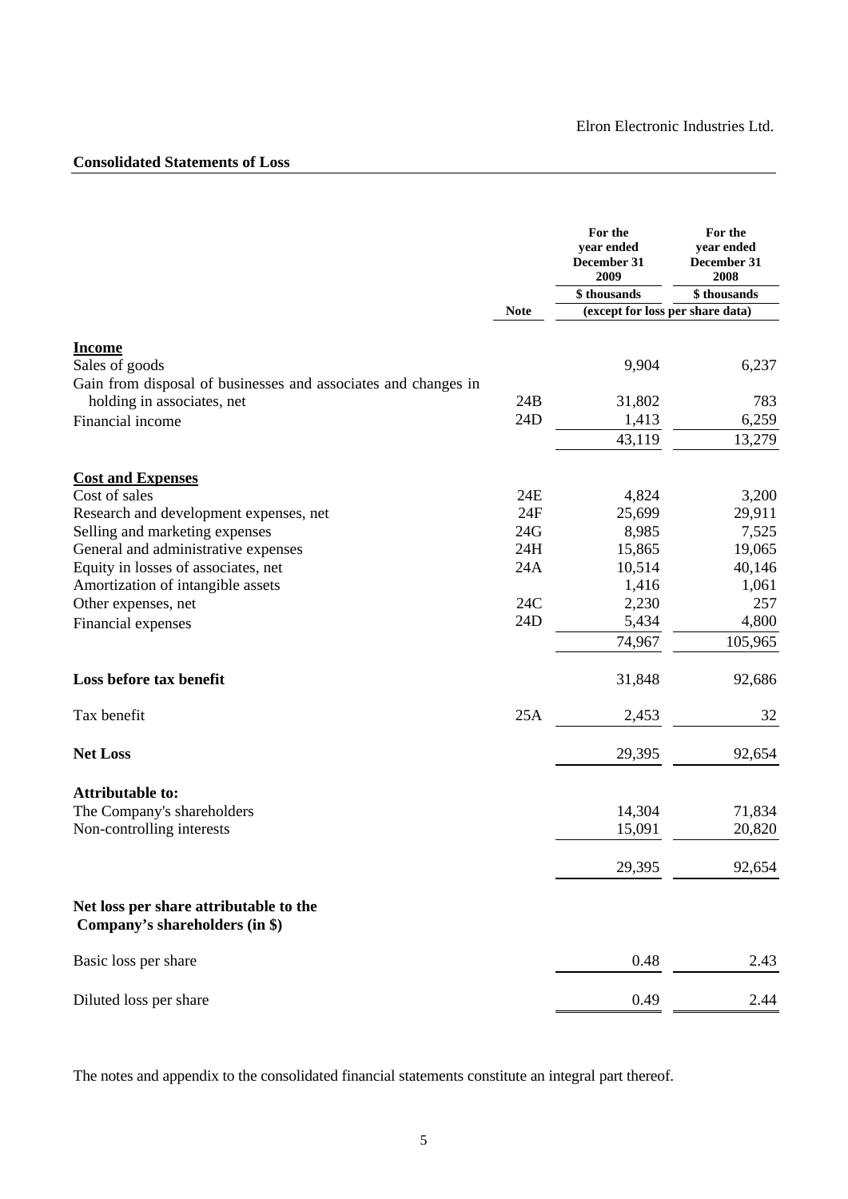Elron Electronic Industries Ltd.

## Consolidated Statements of Loss

| | Note | For the year ended December 31 2009 | For the year ended December 31 2008 |
|---|---|---|---|
| | | $ thousands | $ thousands |
| | | (except for loss per share data) | |
| **Income** | | | |
| Sales of goods | | 9,904 | 6,237 |
| Gain from disposal of businesses and associates and changes in holding in associates, net | 24B | 31,802 | 783 |
| Financial income | 24D | 1,413 | 6,259 |
| | | 43,119 | 13,279 |
| **Cost and Expenses** | | | |
| Cost of sales | 24E | 4,824 | 3,200 |
| Research and development expenses, net | 24F | 25,699 | 29,911 |
| Selling and marketing expenses | 24G | 8,985 | 7,525 |
| General and administrative expenses | 24H | 15,865 | 19,065 |
| Equity in losses of associates, net | 24A | 10,514 | 40,146 |
| Amortization of intangible assets | | 1,416 | 1,061 |
| Other expenses, net | 24C | 2,230 | 257 |
| Financial expenses | 24D | 5,434 | 4,800 |
| | | 74,967 | 105,965 |
| **Loss before tax benefit** | | 31,848 | 92,686 |
| Tax benefit | 25A | 2,453 | 32 |
| **Net Loss** | | 29,395 | 92,654 |
| **Attributable to:** | | | |
| The Company's shareholders | | 14,304 | 71,834 |
| Non-controlling interests | | 15,091 | 20,820 |
| | | 29,395 | 92,654 |
| **Net loss per share attributable to the Company's shareholders (in $)** | | | |
| Basic loss per share | | 0.48 | 2.43 |
| Diluted loss per share | | 0.49 | 2.44 |

The notes and appendix to the consolidated financial statements constitute an integral part thereof.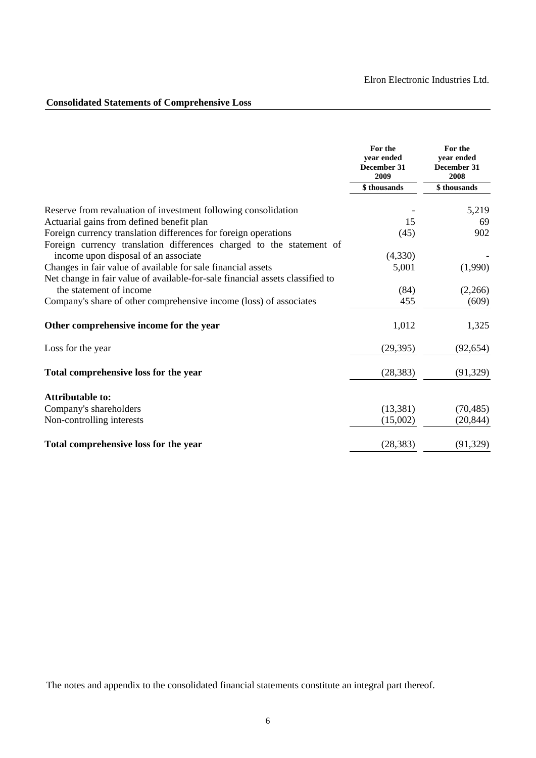Elron Electronic Industries Ltd.

## Consolidated Statements of Comprehensive Loss

| | For the year ended December 31 2009 | For the year ended December 31 2008 |
|---|---|---|
| | $ thousands | $ thousands |
| Reserve from revaluation of investment following consolidation | - | 5,219 |
| Actuarial gains from defined benefit plan | 15 | 69 |
| Foreign currency translation differences for foreign operations | (45) | 902 |
| Foreign currency translation differences charged to the statement of income upon disposal of an associate | (4,330) | - |
| Changes in fair value of available for sale financial assets | 5,001 | (1,990) |
| Net change in fair value of available-for-sale financial assets classified to the statement of income | (84) | (2,266) |
| Company's share of other comprehensive income (loss) of associates | 455 | (609) |
| **Other comprehensive income for the year** | 1,012 | 1,325 |
| Loss for the year | (29,395) | (92,654) |
| **Total comprehensive loss for the year** | (28,383) | (91,329) |
| **Attributable to:** | | |
| Company's shareholders | (13,381) | (70,485) |
| Non-controlling interests | (15,002) | (20,844) |
| **Total comprehensive loss for the year** | (28,383) | (91,329) |

The notes and appendix to the consolidated financial statements constitute an integral part thereof.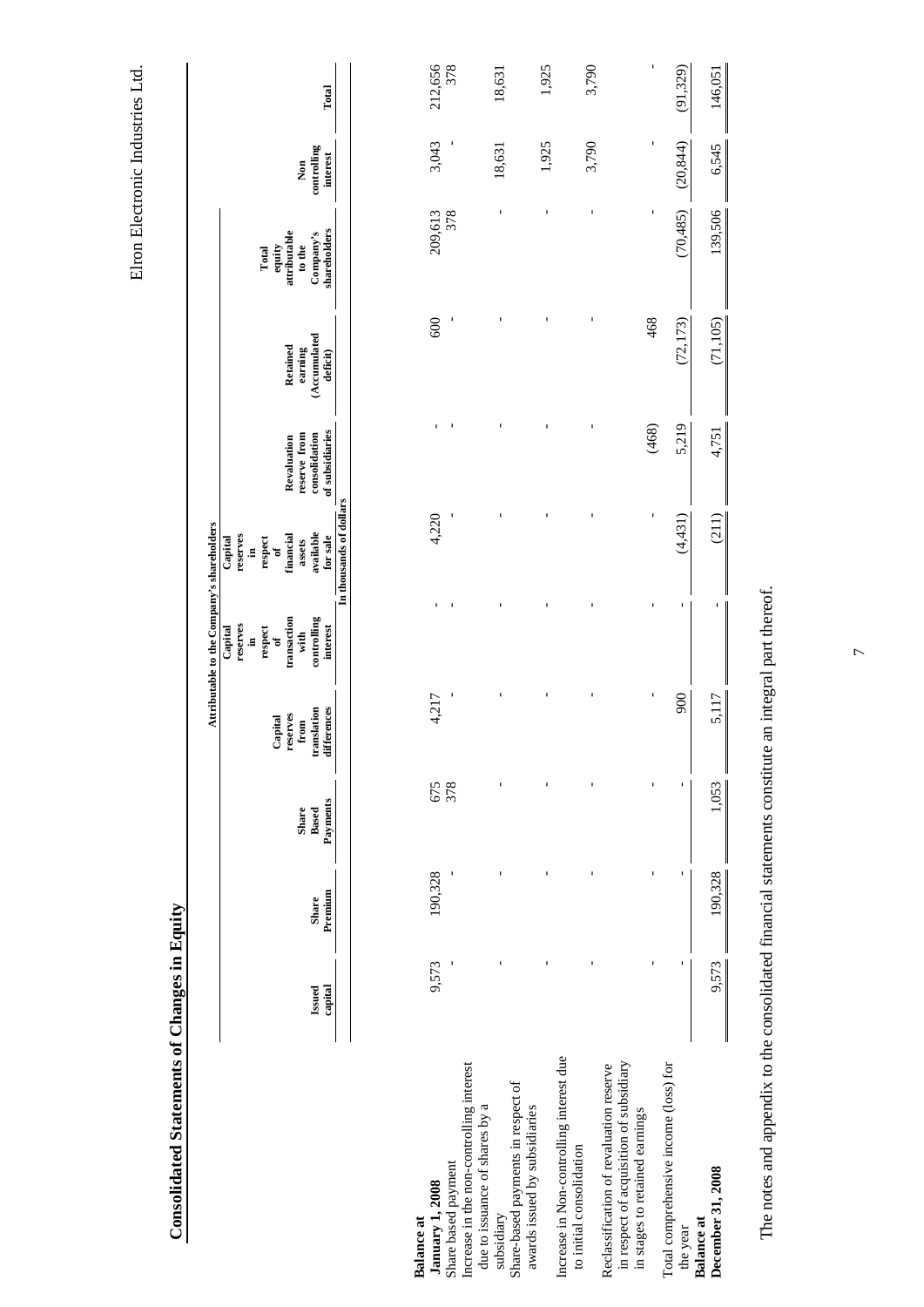## Consolidated Statements of Changes in Equity

| | Attributable to the Company's shareholders | | | | | | | | | | |
|---|---|---|---|---|---|---|---|---|---|---|---|
| | Issued capital | Share Premium | Share Based Payments | Capital reserves from translation differences | Capital reserves in respect of transaction with controlling interest | Capital reserves in respect of financial assets available for sale | Revaluation reserve from consolidation of subsidiaries | Retained earning (Accumulated deficit) | Total equity attributable to the Company's shareholders | Non controlling interest | Total |
| | In thousands of dollars | | | | | | | | | | |
| **Balance at January 1, 2008** | 9,573 | 190,328 | 675 | 4,217 | - | 4,220 | - | 600 | 209,613 | 3,043 | 212,656 |
| Share based payment | - | - | 378 | - | - | - | - | - | 378 | - | 378 |
| Increase in the non-controlling interest due to issuance of shares by a subsidiary | - | - | - | - | - | - | - | - | - | 18,631 | 18,631 |
| Share-based payments in respect of awards issued by subsidiaries | - | - | - | - | - | - | - | - | - | 1,925 | 1,925 |
| Increase in Non-controlling interest due to initial consolidation | - | - | - | - | - | - | - | - | - | 3,790 | 3,790 |
| Reclassification of revaluation reserve in respect of acquisition of subsidiary in stages to retained earnings | - | - | - | - | - | - | (468) | 468 | - | - | - |
| Total comprehensive income (loss) for the year | - | - | - | 900 | - | (4,431) | 5,219 | (72,173) | (70,485) | (20,844) | (91,329) |
| **Balance at December 31, 2008** | 9,573 | 190,328 | 1,053 | 5,117 | - | (211) | 4,751 | (71,105) | 139,506 | 6,545 | 146,051 |

The notes and appendix to the consolidated financial statements constitute an integral part thereof.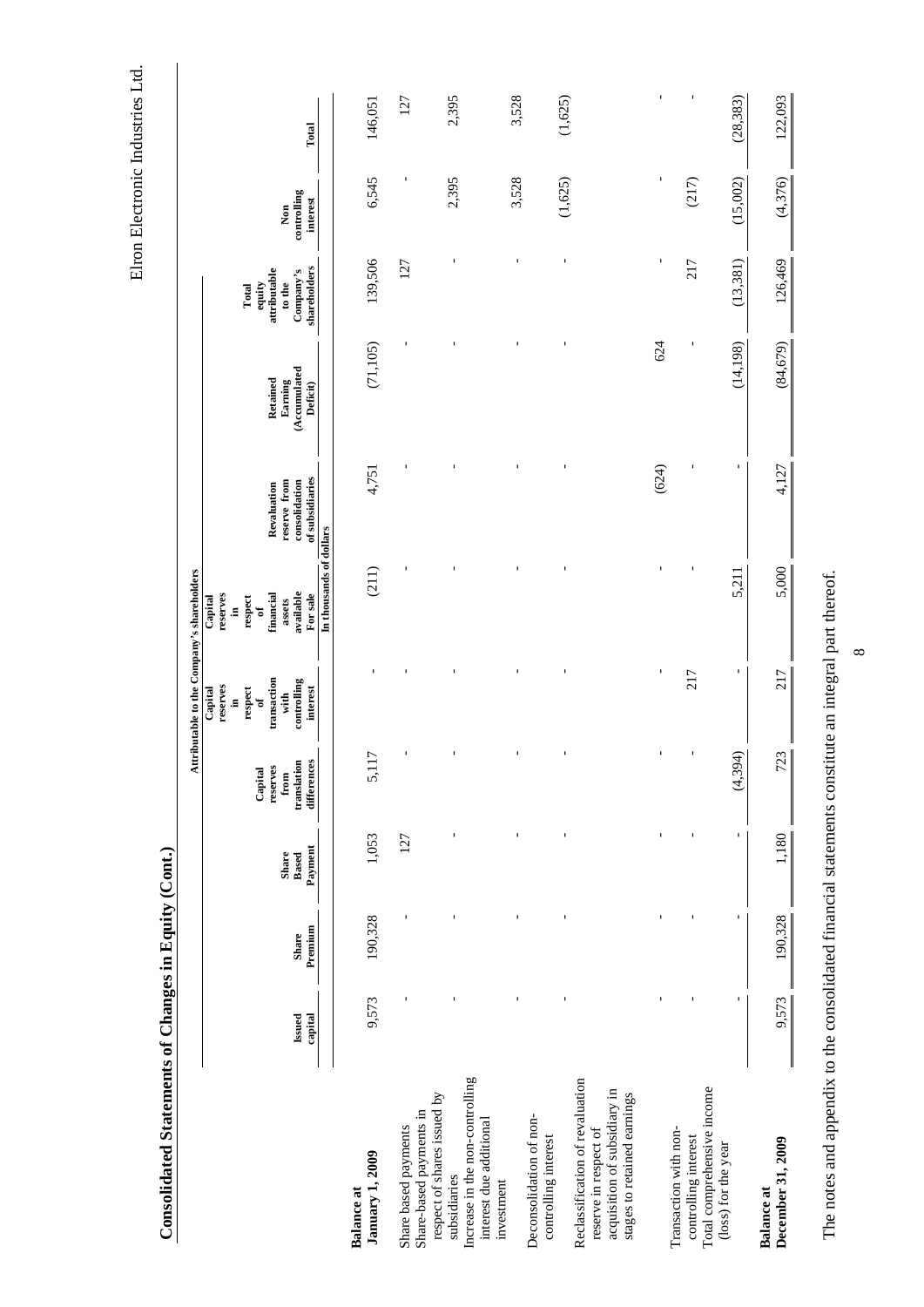Elron Electronic Industries Ltd.

## Consolidated Statements of Changes in Equity (Cont.)

| | Attributable to the Company's shareholders | | | | | | | | | | |
|---|---|---|---|---|---|---|---|---|---|---|---|
| | Issued capital | Share Premium | Share Based Payment | Capital reserves from translation differences | Capital reserves in respect of transaction with controlling interest | Capital reserves in respect of financial assets available For sale | Revaluation reserve from consolidation of subsidiaries | Retained Earning (Accumulated Deficit) | Total equity attributable to the Company's shareholders | Non controlling interest | Total |
| | In thousands of dollars | | | | | | | | | | |
| **Balance at January 1, 2009** | 9,573 | 190,328 | 1,053 | 5,117 | - | (211) | 4,751 | (71,105) | 139,506 | 6,545 | 146,051 |
| Share based payments | - | - | 127 | - | - | - | - | - | 127 | - | 127 |
| Share-based payments in respect of shares issued by subsidiaries | - | - | - | - | - | - | - | - | - | 2,395 | 2,395 |
| Increase in the non-controlling interest due additional investment | - | - | - | - | - | - | - | - | - | 3,528 | 3,528 |
| Deconsolidation of non-controlling interest | - | - | - | - | - | - | - | - | - | (1,625) | (1,625) |
| Reclassification of revaluation reserve in respect of acquisition of subsidiary in stages to retained earnings | - | - | - | - | - | - | (624) | 624 | - | - | - |
| Transaction with non-controlling interest | - | - | - | - | 217 | - | - | - | 217 | (217) | - |
| Total comprehensive income (loss) for the year | - | - | - | (4,394) | - | 5,211 | - | (14,198) | (13,381) | (15,002) | (28,383) |
| **Balance at December 31, 2009** | 9,573 | 190,328 | 1,180 | 723 | 217 | 5,000 | 4,127 | (84,679) | 126,469 | (4,376) | 122,093 |

The notes and appendix to the consolidated financial statements constitute an integral part thereof.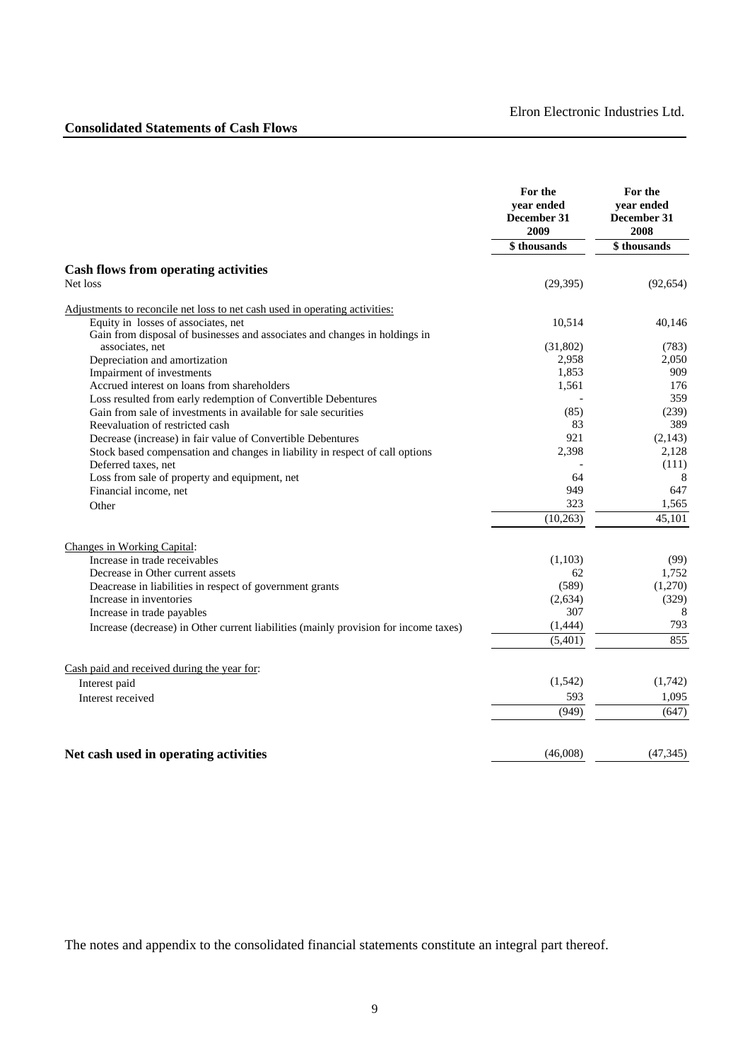Elron Electronic Industries Ltd.

## Consolidated Statements of Cash Flows

| | For the year ended December 31 2009 | For the year ended December 31 2008 |
|---|---|---|
| | \$ thousands | \$ thousands |
| **Cash flows from operating activities** | | |
| Net loss | (29,395) | (92,654) |
| Adjustments to reconcile net loss to net cash used in operating activities: | | |
| Equity in losses of associates, net | 10,514 | 40,146 |
| Gain from disposal of businesses and associates and changes in holdings in associates, net | (31,802) | (783) |
| Depreciation and amortization | 2,958 | 2,050 |
| Impairment of investments | 1,853 | 909 |
| Accrued interest on loans from shareholders | 1,561 | 176 |
| Loss resulted from early redemption of Convertible Debentures | - | 359 |
| Gain from sale of investments in available for sale securities | (85) | (239) |
| Reevaluation of restricted cash | 83 | 389 |
| Decrease (increase) in fair value of Convertible Debentures | 921 | (2,143) |
| Stock based compensation and changes in liability in respect of call options | 2,398 | 2,128 |
| Deferred taxes, net | - | (111) |
| Loss from sale of property and equipment, net | 64 | 8 |
| Financial income, net | 949 | 647 |
| Other | 323 | 1,565 |
| | (10,263) | 45,101 |
| Changes in Working Capital: | | |
| Increase in trade receivables | (1,103) | (99) |
| Decrease in Other current assets | 62 | 1,752 |
| Deacrease in liabilities in respect of government grants | (589) | (1,270) |
| Increase in inventories | (2,634) | (329) |
| Increase in trade payables | 307 | 8 |
| Increase (decrease) in Other current liabilities (mainly provision for income taxes) | (1,444) | 793 |
| | (5,401) | 855 |
| Cash paid and received during the year for: | | |
| Interest paid | (1,542) | (1,742) |
| Interest received | 593 | 1,095 |
| | (949) | (647) |
| **Net cash used in operating activities** | (46,008) | (47,345) |

The notes and appendix to the consolidated financial statements constitute an integral part thereof.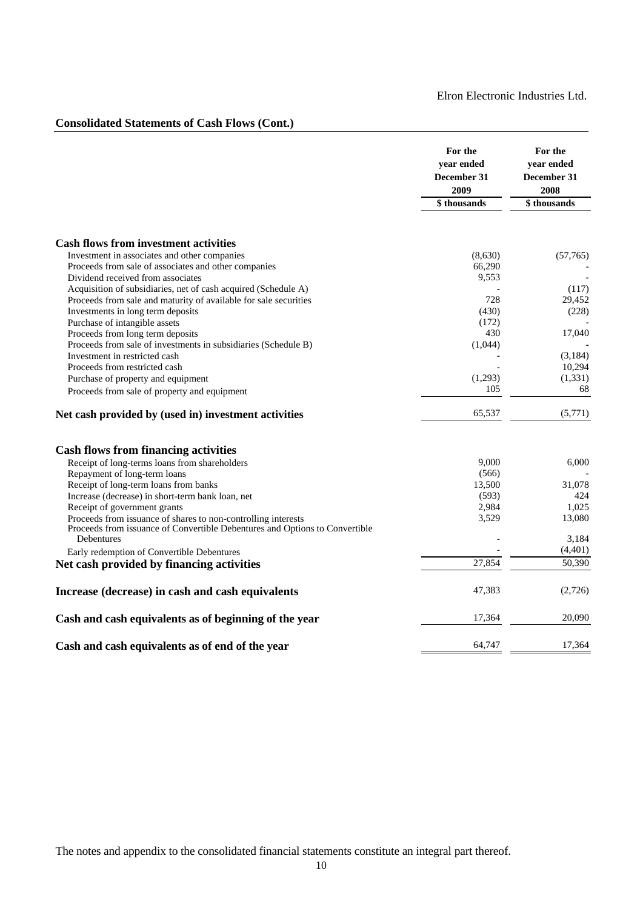Elron Electronic Industries Ltd.

## Consolidated Statements of Cash Flows (Cont.)

| | For the year ended December 31 2009 | For the year ended December 31 2008 |
|---|---|---|
| | $ thousands | $ thousands |
| **Cash flows from investment activities** | | |
| Investment in associates and other companies | (8,630) | (57,765) |
| Proceeds from sale of associates and other companies | 66,290 | - |
| Dividend received from associates | 9,553 | - |
| Acquisition of subsidiaries, net of cash acquired (Schedule A) | - | (117) |
| Proceeds from sale and maturity of available for sale securities | 728 | 29,452 |
| Investments in long term deposits | (430) | (228) |
| Purchase of intangible assets | (172) | - |
| Proceeds from long term deposits | 430 | 17,040 |
| Proceeds from sale of investments in subsidiaries (Schedule B) | (1,044) | - |
| Investment in restricted cash | - | (3,184) |
| Proceeds from restricted cash | - | 10,294 |
| Purchase of property and equipment | (1,293) | (1,331) |
| Proceeds from sale of property and equipment | 105 | 68 |
| **Net cash provided by (used in) investment activities** | 65,537 | (5,771) |
| **Cash flows from financing activities** | | |
| Receipt of long-terms loans from shareholders | 9,000 | 6,000 |
| Repayment of long-term loans | (566) | - |
| Receipt of long-term loans from banks | 13,500 | 31,078 |
| Increase (decrease) in short-term bank loan, net | (593) | 424 |
| Receipt of government grants | 2,984 | 1,025 |
| Proceeds from issuance of shares to non-controlling interests | 3,529 | 13,080 |
| Proceeds from issuance of Convertible Debentures and Options to Convertible Debentures | - | 3,184 |
| Early redemption of Convertible Debentures | - | (4,401) |
| **Net cash provided by financing activities** | 27,854 | 50,390 |
| **Increase (decrease) in cash and cash equivalents** | 47,383 | (2,726) |
| **Cash and cash equivalents as of beginning of the year** | 17,364 | 20,090 |
| **Cash and cash equivalents as of end of the year** | 64,747 | 17,364 |

The notes and appendix to the consolidated financial statements constitute an integral part thereof.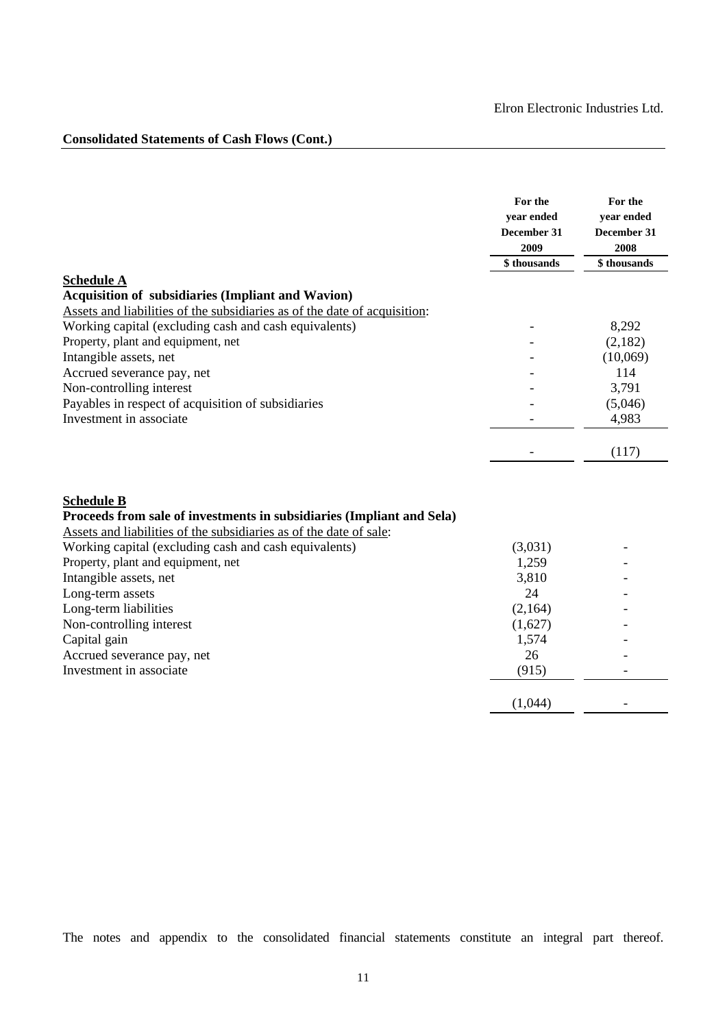Elron Electronic Industries Ltd.

## Consolidated Statements of Cash Flows (Cont.)

| | For the year ended December 31 2009 | For the year ended December 31 2008 |
|---|---|---|
| | $ thousands | $ thousands |
| **Schedule A** | | |
| **Acquisition of subsidiaries (Impliant and Wavion)** | | |
| Assets and liabilities of the subsidiaries as of the date of acquisition: | | |
| Working capital (excluding cash and cash equivalents) | - | 8,292 |
| Property, plant and equipment, net | - | (2,182) |
| Intangible assets, net | - | (10,069) |
| Accrued severance pay, net | - | 114 |
| Non-controlling interest | - | 3,791 |
| Payables in respect of acquisition of subsidiaries | - | (5,046) |
| Investment in associate | - | 4,983 |
| | - | (117) |

| | For the year ended December 31 2009 | For the year ended December 31 2008 |
|---|---|---|
| | $ thousands | $ thousands |
| **Schedule B** | | |
| **Proceeds from sale of investments in subsidiaries (Impliant and Sela)** | | |
| Assets and liabilities of the subsidiaries as of the date of sale: | | |
| Working capital (excluding cash and cash equivalents) | (3,031) | - |
| Property, plant and equipment, net | 1,259 | - |
| Intangible assets, net | 3,810 | - |
| Long-term assets | 24 | - |
| Long-term liabilities | (2,164) | - |
| Non-controlling interest | (1,627) | - |
| Capital gain | 1,574 | - |
| Accrued severance pay, net | 26 | - |
| Investment in associate | (915) | - |
| | (1,044) | - |

The notes and appendix to the consolidated financial statements constitute an integral part thereof.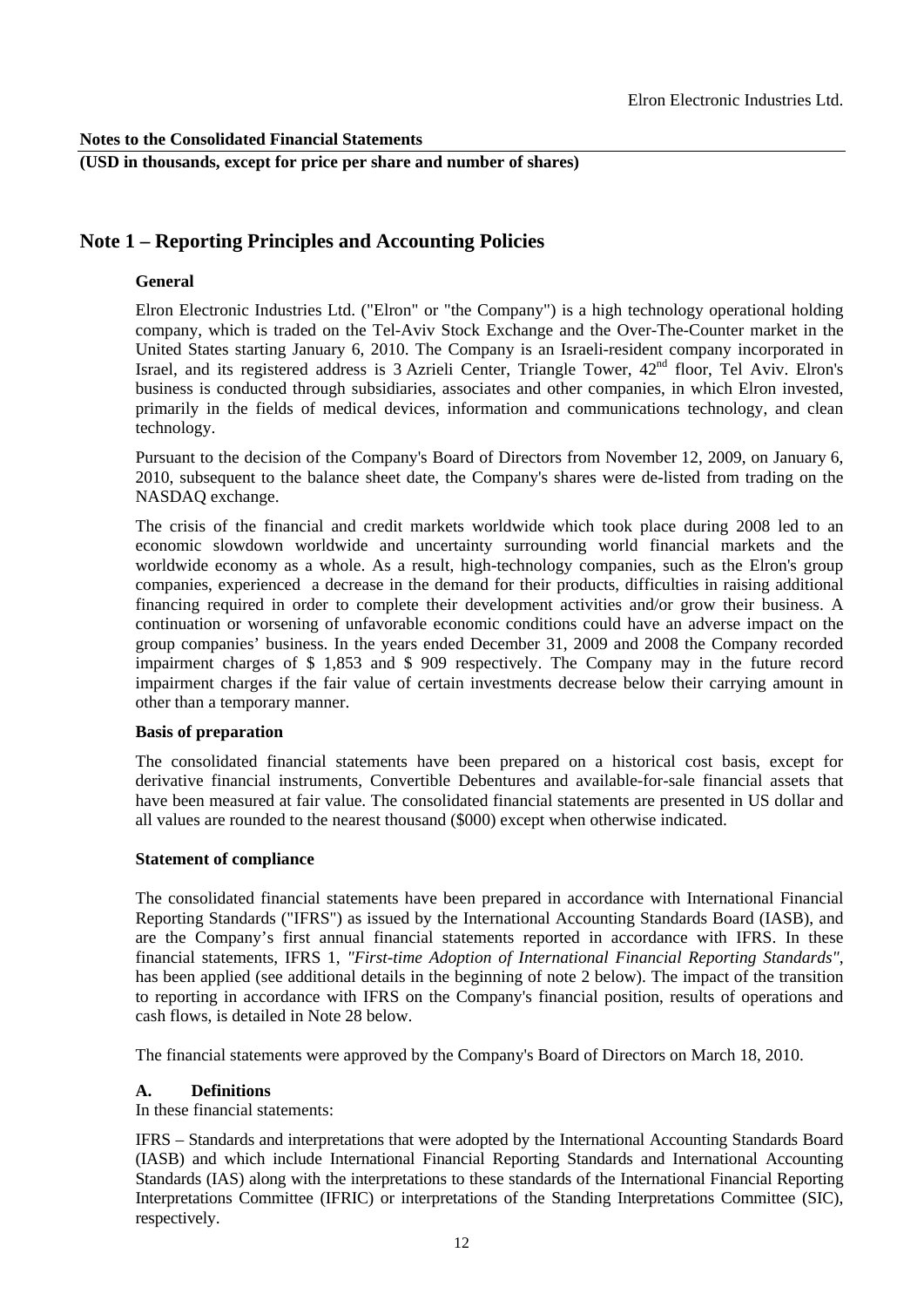**Notes to the Consolidated Financial Statements**

**(USD in thousands, except for price per share and number of shares)**

## Note 1 – Reporting Principles and Accounting Policies

**General**

Elron Electronic Industries Ltd. ("Elron" or "the Company") is a high technology operational holding company, which is traded on the Tel-Aviv Stock Exchange and the Over-The-Counter market in the United States starting January 6, 2010. The Company is an Israeli-resident company incorporated in Israel, and its registered address is 3 Azrieli Center, Triangle Tower, 42nd floor, Tel Aviv. Elron's business is conducted through subsidiaries, associates and other companies, in which Elron invested, primarily in the fields of medical devices, information and communications technology, and clean technology.

Pursuant to the decision of the Company's Board of Directors from November 12, 2009, on January 6, 2010, subsequent to the balance sheet date, the Company's shares were de-listed from trading on the NASDAQ exchange.

The crisis of the financial and credit markets worldwide which took place during 2008 led to an economic slowdown worldwide and uncertainty surrounding world financial markets and the worldwide economy as a whole. As a result, high-technology companies, such as the Elron's group companies, experienced a decrease in the demand for their products, difficulties in raising additional financing required in order to complete their development activities and/or grow their business. A continuation or worsening of unfavorable economic conditions could have an adverse impact on the group companies' business. In the years ended December 31, 2009 and 2008 the Company recorded impairment charges of $ 1,853 and $ 909 respectively. The Company may in the future record impairment charges if the fair value of certain investments decrease below their carrying amount in other than a temporary manner.

**Basis of preparation**

The consolidated financial statements have been prepared on a historical cost basis, except for derivative financial instruments, Convertible Debentures and available-for-sale financial assets that have been measured at fair value. The consolidated financial statements are presented in US dollar and all values are rounded to the nearest thousand ($000) except when otherwise indicated.

**Statement of compliance**

The consolidated financial statements have been prepared in accordance with International Financial Reporting Standards ("IFRS") as issued by the International Accounting Standards Board (IASB), and are the Company's first annual financial statements reported in accordance with IFRS. In these financial statements, IFRS 1, *"First-time Adoption of International Financial Reporting Standards"*, has been applied (see additional details in the beginning of note 2 below). The impact of the transition to reporting in accordance with IFRS on the Company's financial position, results of operations and cash flows, is detailed in Note 28 below.

The financial statements were approved by the Company's Board of Directors on March 18, 2010.

**A. Definitions**

In these financial statements:

IFRS – Standards and interpretations that were adopted by the International Accounting Standards Board (IASB) and which include International Financial Reporting Standards and International Accounting Standards (IAS) along with the interpretations to these standards of the International Financial Reporting Interpretations Committee (IFRIC) or interpretations of the Standing Interpretations Committee (SIC), respectively.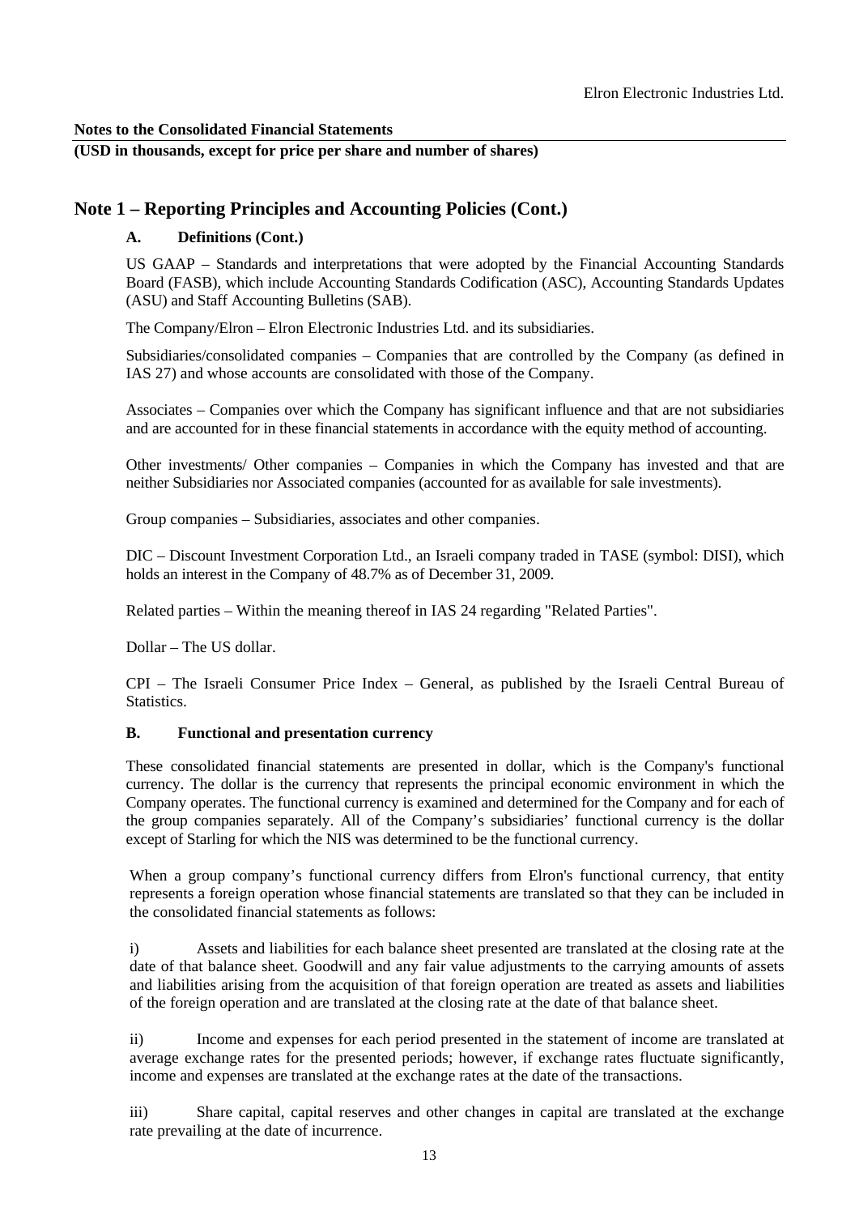**Notes to the Consolidated Financial Statements**

**(USD in thousands, except for price per share and number of shares)**

## Note 1 – Reporting Principles and Accounting Policies (Cont.)

### A. Definitions (Cont.)

US GAAP – Standards and interpretations that were adopted by the Financial Accounting Standards Board (FASB), which include Accounting Standards Codification (ASC), Accounting Standards Updates (ASU) and Staff Accounting Bulletins (SAB).

The Company/Elron – Elron Electronic Industries Ltd. and its subsidiaries.

Subsidiaries/consolidated companies – Companies that are controlled by the Company (as defined in IAS 27) and whose accounts are consolidated with those of the Company.

Associates – Companies over which the Company has significant influence and that are not subsidiaries and are accounted for in these financial statements in accordance with the equity method of accounting.

Other investments/ Other companies – Companies in which the Company has invested and that are neither Subsidiaries nor Associated companies (accounted for as available for sale investments).

Group companies – Subsidiaries, associates and other companies.

DIC – Discount Investment Corporation Ltd., an Israeli company traded in TASE (symbol: DISI), which holds an interest in the Company of 48.7% as of December 31, 2009.

Related parties – Within the meaning thereof in IAS 24 regarding "Related Parties".

Dollar – The US dollar.

CPI – The Israeli Consumer Price Index – General, as published by the Israeli Central Bureau of Statistics.

### B. Functional and presentation currency

These consolidated financial statements are presented in dollar, which is the Company's functional currency. The dollar is the currency that represents the principal economic environment in which the Company operates. The functional currency is examined and determined for the Company and for each of the group companies separately. All of the Company's subsidiaries' functional currency is the dollar except of Starling for which the NIS was determined to be the functional currency.

When a group company's functional currency differs from Elron's functional currency, that entity represents a foreign operation whose financial statements are translated so that they can be included in the consolidated financial statements as follows:

i) Assets and liabilities for each balance sheet presented are translated at the closing rate at the date of that balance sheet. Goodwill and any fair value adjustments to the carrying amounts of assets and liabilities arising from the acquisition of that foreign operation are treated as assets and liabilities of the foreign operation and are translated at the closing rate at the date of that balance sheet.

ii) Income and expenses for each period presented in the statement of income are translated at average exchange rates for the presented periods; however, if exchange rates fluctuate significantly, income and expenses are translated at the exchange rates at the date of the transactions.

iii) Share capital, capital reserves and other changes in capital are translated at the exchange rate prevailing at the date of incurrence.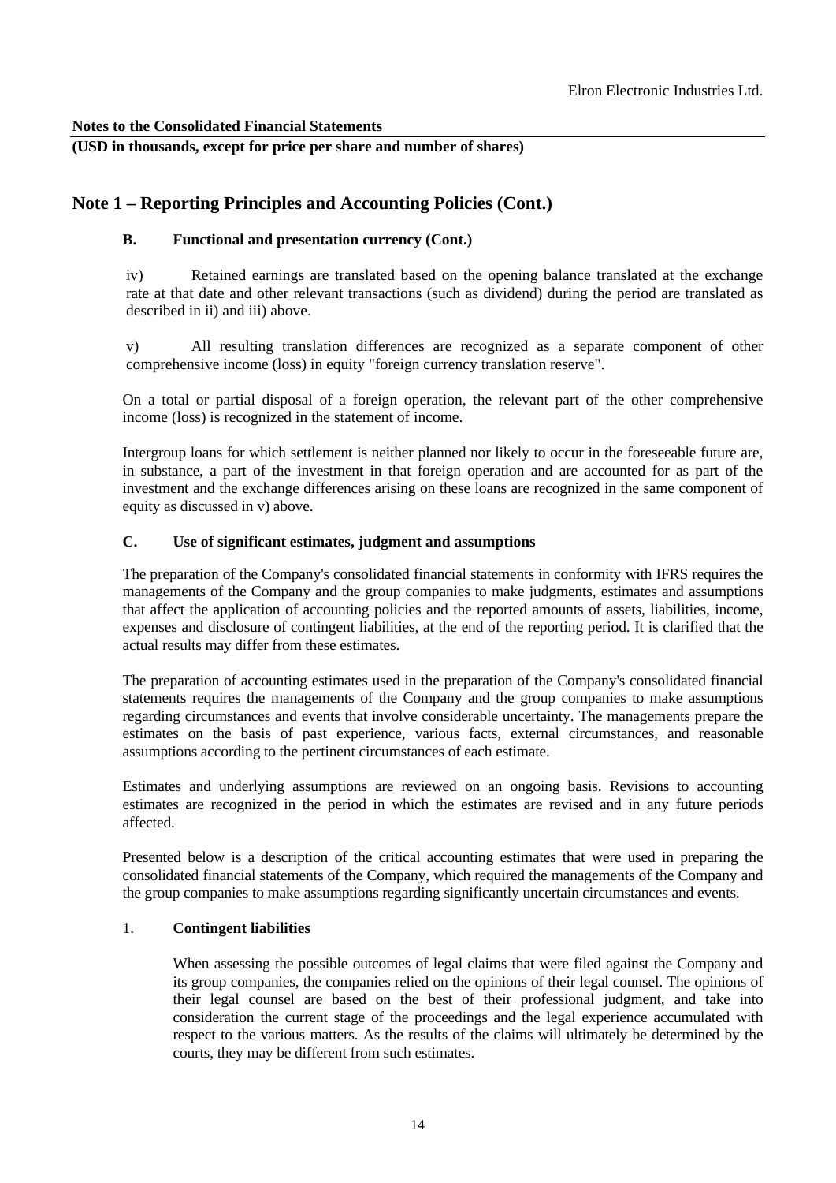**Notes to the Consolidated Financial Statements**
**(USD in thousands, except for price per share and number of shares)**

## Note 1 – Reporting Principles and Accounting Policies (Cont.)

### B. Functional and presentation currency (Cont.)

iv) Retained earnings are translated based on the opening balance translated at the exchange rate at that date and other relevant transactions (such as dividend) during the period are translated as described in ii) and iii) above.

v) All resulting translation differences are recognized as a separate component of other comprehensive income (loss) in equity "foreign currency translation reserve".

On a total or partial disposal of a foreign operation, the relevant part of the other comprehensive income (loss) is recognized in the statement of income.

Intergroup loans for which settlement is neither planned nor likely to occur in the foreseeable future are, in substance, a part of the investment in that foreign operation and are accounted for as part of the investment and the exchange differences arising on these loans are recognized in the same component of equity as discussed in v) above.

### C. Use of significant estimates, judgment and assumptions

The preparation of the Company's consolidated financial statements in conformity with IFRS requires the managements of the Company and the group companies to make judgments, estimates and assumptions that affect the application of accounting policies and the reported amounts of assets, liabilities, income, expenses and disclosure of contingent liabilities, at the end of the reporting period. It is clarified that the actual results may differ from these estimates.

The preparation of accounting estimates used in the preparation of the Company's consolidated financial statements requires the managements of the Company and the group companies to make assumptions regarding circumstances and events that involve considerable uncertainty. The managements prepare the estimates on the basis of past experience, various facts, external circumstances, and reasonable assumptions according to the pertinent circumstances of each estimate.

Estimates and underlying assumptions are reviewed on an ongoing basis. Revisions to accounting estimates are recognized in the period in which the estimates are revised and in any future periods affected.

Presented below is a description of the critical accounting estimates that were used in preparing the consolidated financial statements of the Company, which required the managements of the Company and the group companies to make assumptions regarding significantly uncertain circumstances and events.

1. **Contingent liabilities**

   When assessing the possible outcomes of legal claims that were filed against the Company and its group companies, the companies relied on the opinions of their legal counsel. The opinions of their legal counsel are based on the best of their professional judgment, and take into consideration the current stage of the proceedings and the legal experience accumulated with respect to the various matters. As the results of the claims will ultimately be determined by the courts, they may be different from such estimates.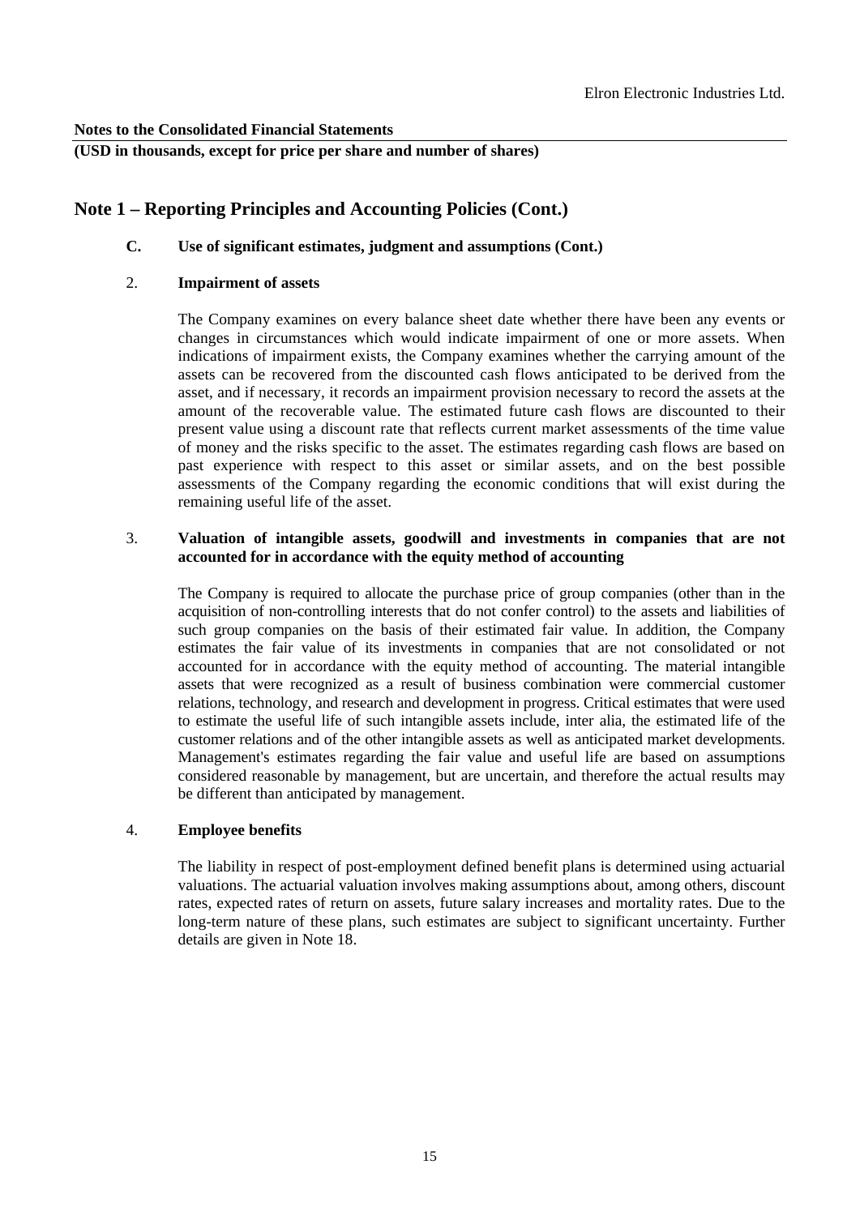**Notes to the Consolidated Financial Statements**

**(USD in thousands, except for price per share and number of shares)**

## Note 1 – Reporting Principles and Accounting Policies (Cont.)

### C. Use of significant estimates, judgment and assumptions (Cont.)

#### 2. Impairment of assets

The Company examines on every balance sheet date whether there have been any events or changes in circumstances which would indicate impairment of one or more assets. When indications of impairment exists, the Company examines whether the carrying amount of the assets can be recovered from the discounted cash flows anticipated to be derived from the asset, and if necessary, it records an impairment provision necessary to record the assets at the amount of the recoverable value. The estimated future cash flows are discounted to their present value using a discount rate that reflects current market assessments of the time value of money and the risks specific to the asset. The estimates regarding cash flows are based on past experience with respect to this asset or similar assets, and on the best possible assessments of the Company regarding the economic conditions that will exist during the remaining useful life of the asset.

#### 3. Valuation of intangible assets, goodwill and investments in companies that are not accounted for in accordance with the equity method of accounting

The Company is required to allocate the purchase price of group companies (other than in the acquisition of non-controlling interests that do not confer control) to the assets and liabilities of such group companies on the basis of their estimated fair value. In addition, the Company estimates the fair value of its investments in companies that are not consolidated or not accounted for in accordance with the equity method of accounting. The material intangible assets that were recognized as a result of business combination were commercial customer relations, technology, and research and development in progress. Critical estimates that were used to estimate the useful life of such intangible assets include, inter alia, the estimated life of the customer relations and of the other intangible assets as well as anticipated market developments. Management's estimates regarding the fair value and useful life are based on assumptions considered reasonable by management, but are uncertain, and therefore the actual results may be different than anticipated by management.

#### 4. Employee benefits

The liability in respect of post-employment defined benefit plans is determined using actuarial valuations. The actuarial valuation involves making assumptions about, among others, discount rates, expected rates of return on assets, future salary increases and mortality rates. Due to the long-term nature of these plans, such estimates are subject to significant uncertainty. Further details are given in Note 18.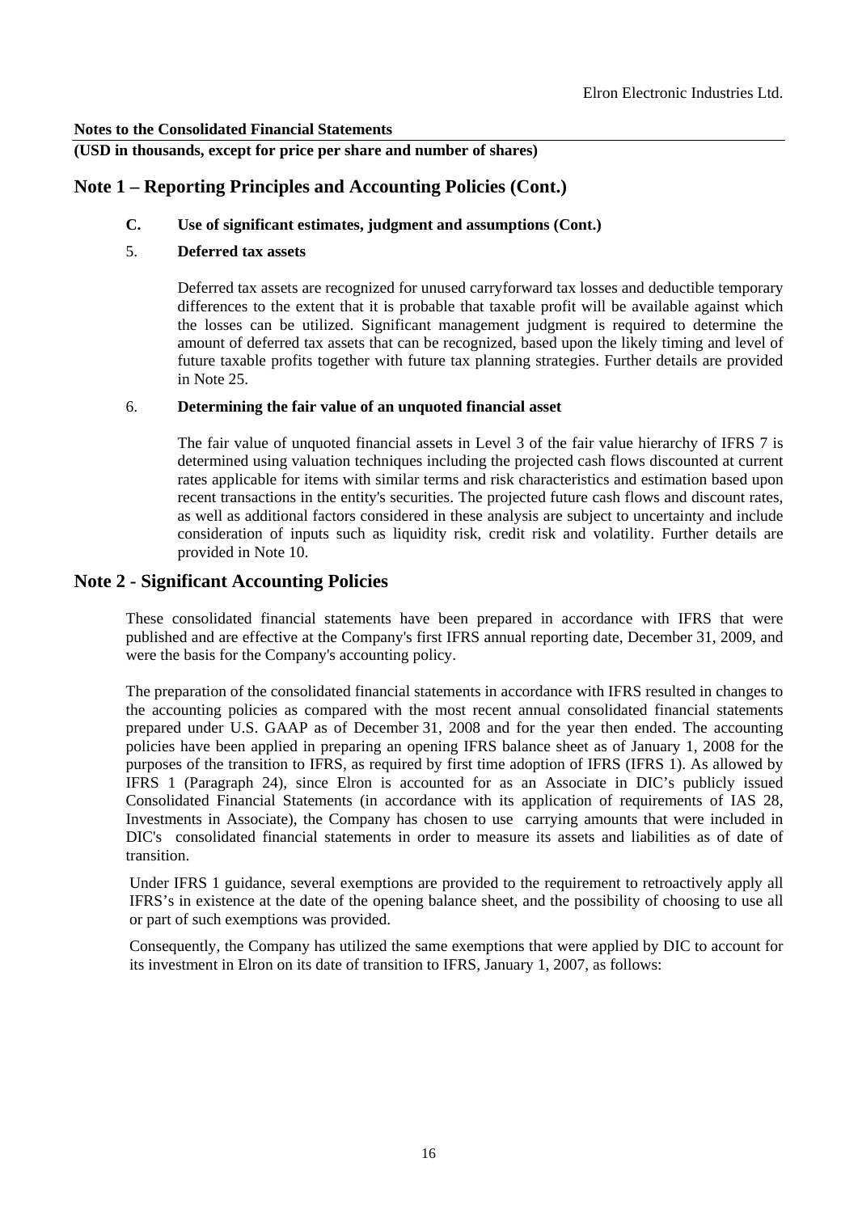**Notes to the Consolidated Financial Statements**

**(USD in thousands, except for price per share and number of shares)**

## Note 1 – Reporting Principles and Accounting Policies (Cont.)

### C. Use of significant estimates, judgment and assumptions (Cont.)

#### 5. Deferred tax assets

Deferred tax assets are recognized for unused carryforward tax losses and deductible temporary differences to the extent that it is probable that taxable profit will be available against which the losses can be utilized. Significant management judgment is required to determine the amount of deferred tax assets that can be recognized, based upon the likely timing and level of future taxable profits together with future tax planning strategies. Further details are provided in Note 25.

#### 6. Determining the fair value of an unquoted financial asset

The fair value of unquoted financial assets in Level 3 of the fair value hierarchy of IFRS 7 is determined using valuation techniques including the projected cash flows discounted at current rates applicable for items with similar terms and risk characteristics and estimation based upon recent transactions in the entity's securities. The projected future cash flows and discount rates, as well as additional factors considered in these analysis are subject to uncertainty and include consideration of inputs such as liquidity risk, credit risk and volatility. Further details are provided in Note 10.

## Note 2 - Significant Accounting Policies

These consolidated financial statements have been prepared in accordance with IFRS that were published and are effective at the Company's first IFRS annual reporting date, December 31, 2009, and were the basis for the Company's accounting policy.

The preparation of the consolidated financial statements in accordance with IFRS resulted in changes to the accounting policies as compared with the most recent annual consolidated financial statements prepared under U.S. GAAP as of December 31, 2008 and for the year then ended. The accounting policies have been applied in preparing an opening IFRS balance sheet as of January 1, 2008 for the purposes of the transition to IFRS, as required by first time adoption of IFRS (IFRS 1). As allowed by IFRS 1 (Paragraph 24), since Elron is accounted for as an Associate in DIC's publicly issued Consolidated Financial Statements (in accordance with its application of requirements of IAS 28, Investments in Associate), the Company has chosen to use carrying amounts that were included in DIC's consolidated financial statements in order to measure its assets and liabilities as of date of transition.

Under IFRS 1 guidance, several exemptions are provided to the requirement to retroactively apply all IFRS's in existence at the date of the opening balance sheet, and the possibility of choosing to use all or part of such exemptions was provided.

Consequently, the Company has utilized the same exemptions that were applied by DIC to account for its investment in Elron on its date of transition to IFRS, January 1, 2007, as follows: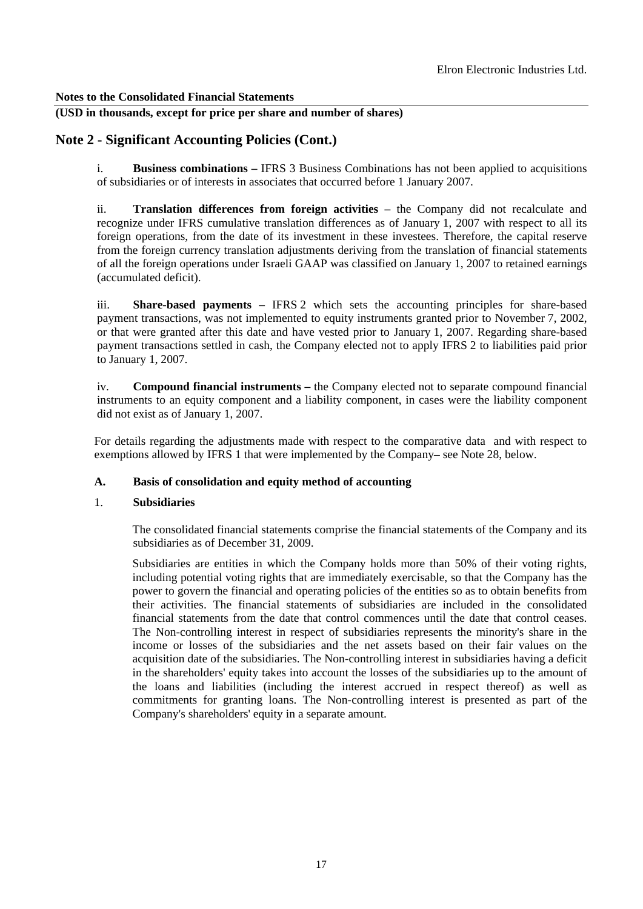**Notes to the Consolidated Financial Statements**

**(USD in thousands, except for price per share and number of shares)**

## Note 2 - Significant Accounting Policies (Cont.)

i. **Business combinations –** IFRS 3 Business Combinations has not been applied to acquisitions of subsidiaries or of interests in associates that occurred before 1 January 2007.

ii. **Translation differences from foreign activities –** the Company did not recalculate and recognize under IFRS cumulative translation differences as of January 1, 2007 with respect to all its foreign operations, from the date of its investment in these investees. Therefore, the capital reserve from the foreign currency translation adjustments deriving from the translation of financial statements of all the foreign operations under Israeli GAAP was classified on January 1, 2007 to retained earnings (accumulated deficit).

iii. **Share-based payments –** IFRS 2 which sets the accounting principles for share-based payment transactions, was not implemented to equity instruments granted prior to November 7, 2002, or that were granted after this date and have vested prior to January 1, 2007. Regarding share-based payment transactions settled in cash, the Company elected not to apply IFRS 2 to liabilities paid prior to January 1, 2007.

iv. **Compound financial instruments –** the Company elected not to separate compound financial instruments to an equity component and a liability component, in cases were the liability component did not exist as of January 1, 2007.

For details regarding the adjustments made with respect to the comparative data and with respect to exemptions allowed by IFRS 1 that were implemented by the Company– see Note 28, below.

### A. Basis of consolidation and equity method of accounting

#### 1. Subsidiaries

The consolidated financial statements comprise the financial statements of the Company and its subsidiaries as of December 31, 2009.

Subsidiaries are entities in which the Company holds more than 50% of their voting rights, including potential voting rights that are immediately exercisable, so that the Company has the power to govern the financial and operating policies of the entities so as to obtain benefits from their activities. The financial statements of subsidiaries are included in the consolidated financial statements from the date that control commences until the date that control ceases. The Non-controlling interest in respect of subsidiaries represents the minority's share in the income or losses of the subsidiaries and the net assets based on their fair values on the acquisition date of the subsidiaries. The Non-controlling interest in subsidiaries having a deficit in the shareholders' equity takes into account the losses of the subsidiaries up to the amount of the loans and liabilities (including the interest accrued in respect thereof) as well as commitments for granting loans. The Non-controlling interest is presented as part of the Company's shareholders' equity in a separate amount.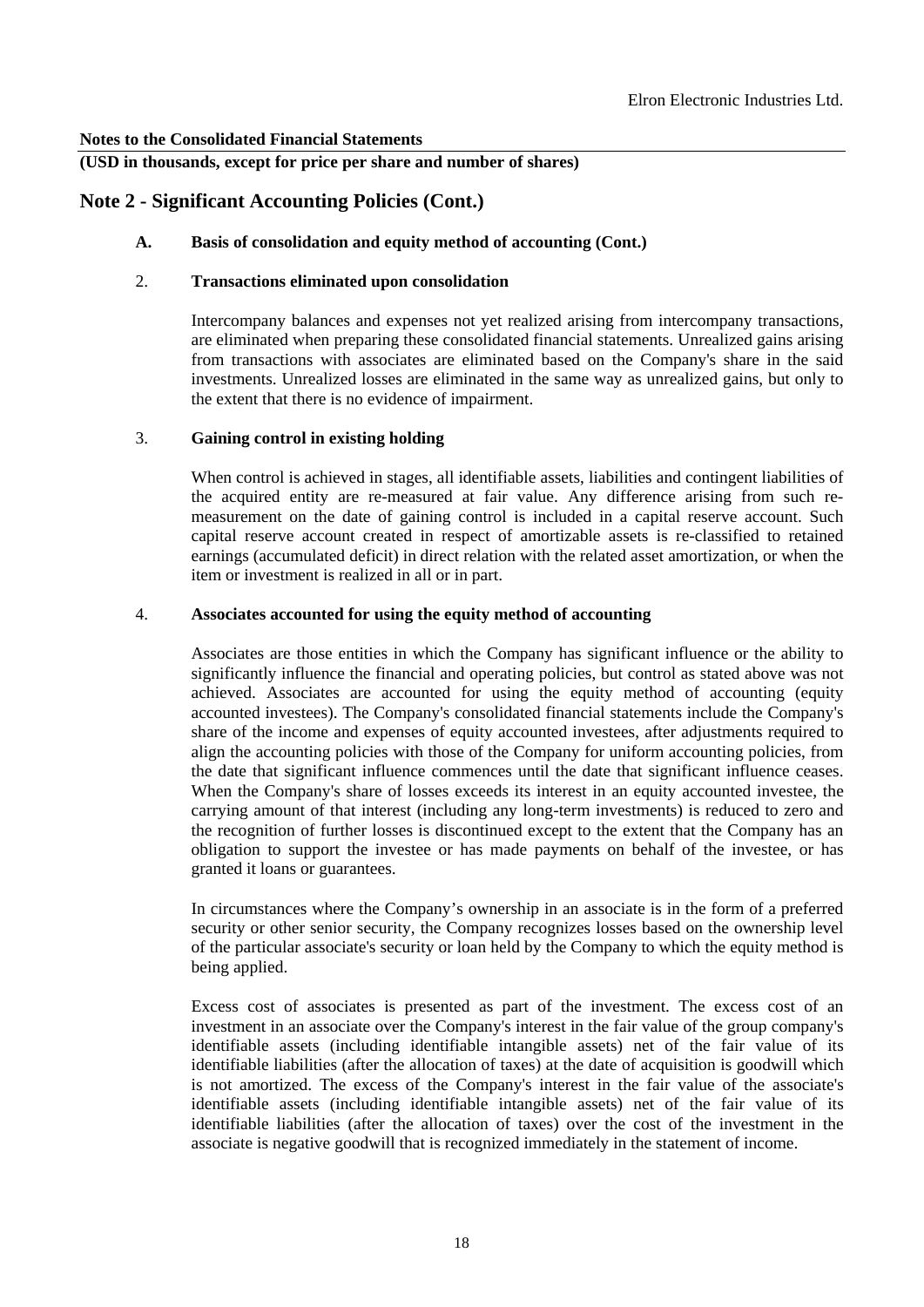## Note 2 - Significant Accounting Policies (Cont.)

### A. Basis of consolidation and equity method of accounting (Cont.)

#### 2. Transactions eliminated upon consolidation

Intercompany balances and expenses not yet realized arising from intercompany transactions, are eliminated when preparing these consolidated financial statements. Unrealized gains arising from transactions with associates are eliminated based on the Company's share in the said investments. Unrealized losses are eliminated in the same way as unrealized gains, but only to the extent that there is no evidence of impairment.

#### 3. Gaining control in existing holding

When control is achieved in stages, all identifiable assets, liabilities and contingent liabilities of the acquired entity are re-measured at fair value. Any difference arising from such re-measurement on the date of gaining control is included in a capital reserve account. Such capital reserve account created in respect of amortizable assets is re-classified to retained earnings (accumulated deficit) in direct relation with the related asset amortization, or when the item or investment is realized in all or in part.

#### 4. Associates accounted for using the equity method of accounting

Associates are those entities in which the Company has significant influence or the ability to significantly influence the financial and operating policies, but control as stated above was not achieved. Associates are accounted for using the equity method of accounting (equity accounted investees). The Company's consolidated financial statements include the Company's share of the income and expenses of equity accounted investees, after adjustments required to align the accounting policies with those of the Company for uniform accounting policies, from the date that significant influence commences until the date that significant influence ceases. When the Company's share of losses exceeds its interest in an equity accounted investee, the carrying amount of that interest (including any long-term investments) is reduced to zero and the recognition of further losses is discontinued except to the extent that the Company has an obligation to support the investee or has made payments on behalf of the investee, or has granted it loans or guarantees.

In circumstances where the Company's ownership in an associate is in the form of a preferred security or other senior security, the Company recognizes losses based on the ownership level of the particular associate's security or loan held by the Company to which the equity method is being applied.

Excess cost of associates is presented as part of the investment. The excess cost of an investment in an associate over the Company's interest in the fair value of the group company's identifiable assets (including identifiable intangible assets) net of the fair value of its identifiable liabilities (after the allocation of taxes) at the date of acquisition is goodwill which is not amortized. The excess of the Company's interest in the fair value of the associate's identifiable assets (including identifiable intangible assets) net of the fair value of its identifiable liabilities (after the allocation of taxes) over the cost of the investment in the associate is negative goodwill that is recognized immediately in the statement of income.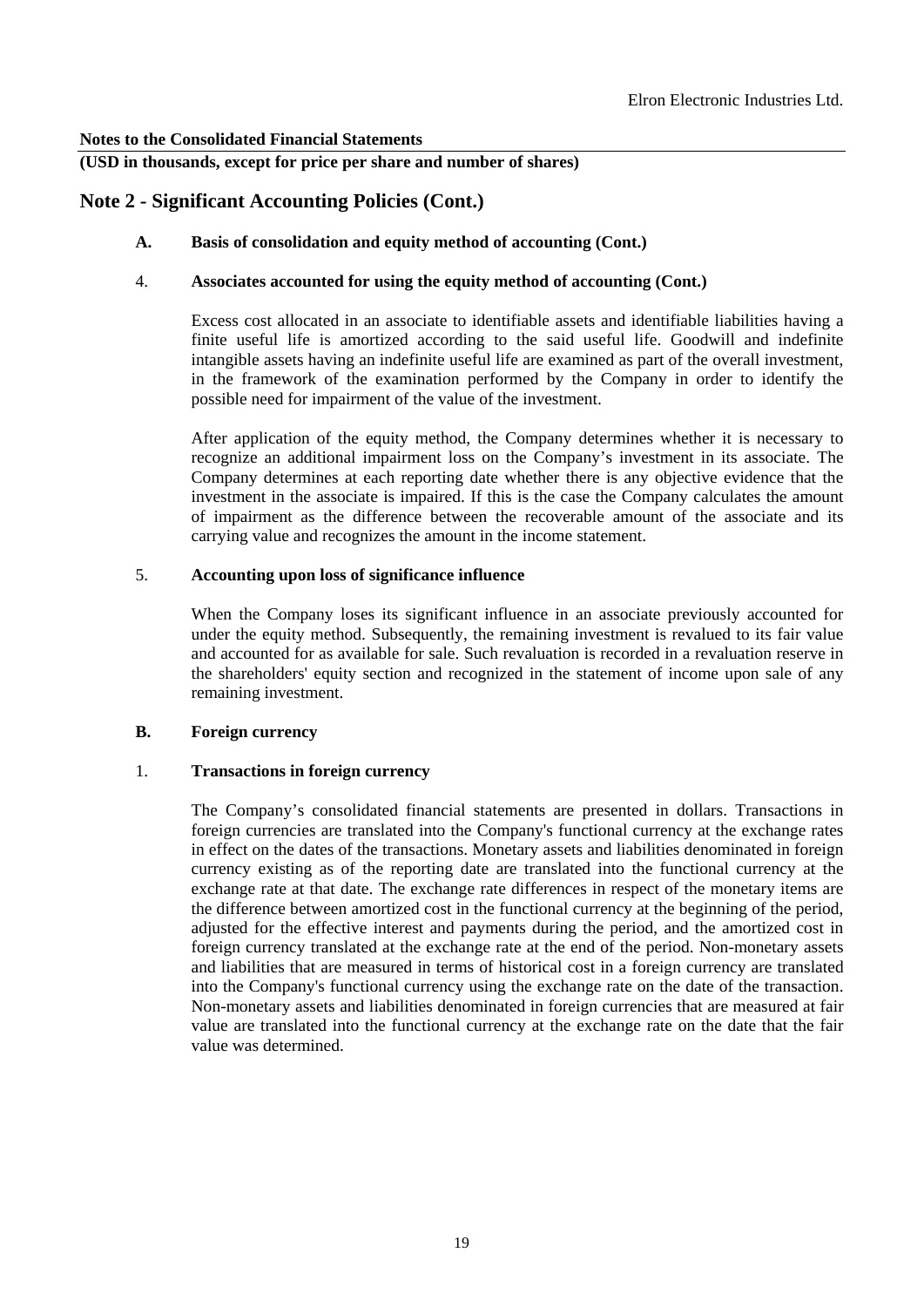**Notes to the Consolidated Financial Statements**

**(USD in thousands, except for price per share and number of shares)**

## Note 2 - Significant Accounting Policies (Cont.)

### A. Basis of consolidation and equity method of accounting (Cont.)

#### 4. Associates accounted for using the equity method of accounting (Cont.)

Excess cost allocated in an associate to identifiable assets and identifiable liabilities having a finite useful life is amortized according to the said useful life. Goodwill and indefinite intangible assets having an indefinite useful life are examined as part of the overall investment, in the framework of the examination performed by the Company in order to identify the possible need for impairment of the value of the investment.

After application of the equity method, the Company determines whether it is necessary to recognize an additional impairment loss on the Company's investment in its associate. The Company determines at each reporting date whether there is any objective evidence that the investment in the associate is impaired. If this is the case the Company calculates the amount of impairment as the difference between the recoverable amount of the associate and its carrying value and recognizes the amount in the income statement.

#### 5. Accounting upon loss of significance influence

When the Company loses its significant influence in an associate previously accounted for under the equity method. Subsequently, the remaining investment is revalued to its fair value and accounted for as available for sale. Such revaluation is recorded in a revaluation reserve in the shareholders' equity section and recognized in the statement of income upon sale of any remaining investment.

### B. Foreign currency

#### 1. Transactions in foreign currency

The Company's consolidated financial statements are presented in dollars. Transactions in foreign currencies are translated into the Company's functional currency at the exchange rates in effect on the dates of the transactions. Monetary assets and liabilities denominated in foreign currency existing as of the reporting date are translated into the functional currency at the exchange rate at that date. The exchange rate differences in respect of the monetary items are the difference between amortized cost in the functional currency at the beginning of the period, adjusted for the effective interest and payments during the period, and the amortized cost in foreign currency translated at the exchange rate at the end of the period. Non-monetary assets and liabilities that are measured in terms of historical cost in a foreign currency are translated into the Company's functional currency using the exchange rate on the date of the transaction. Non-monetary assets and liabilities denominated in foreign currencies that are measured at fair value are translated into the functional currency at the exchange rate on the date that the fair value was determined.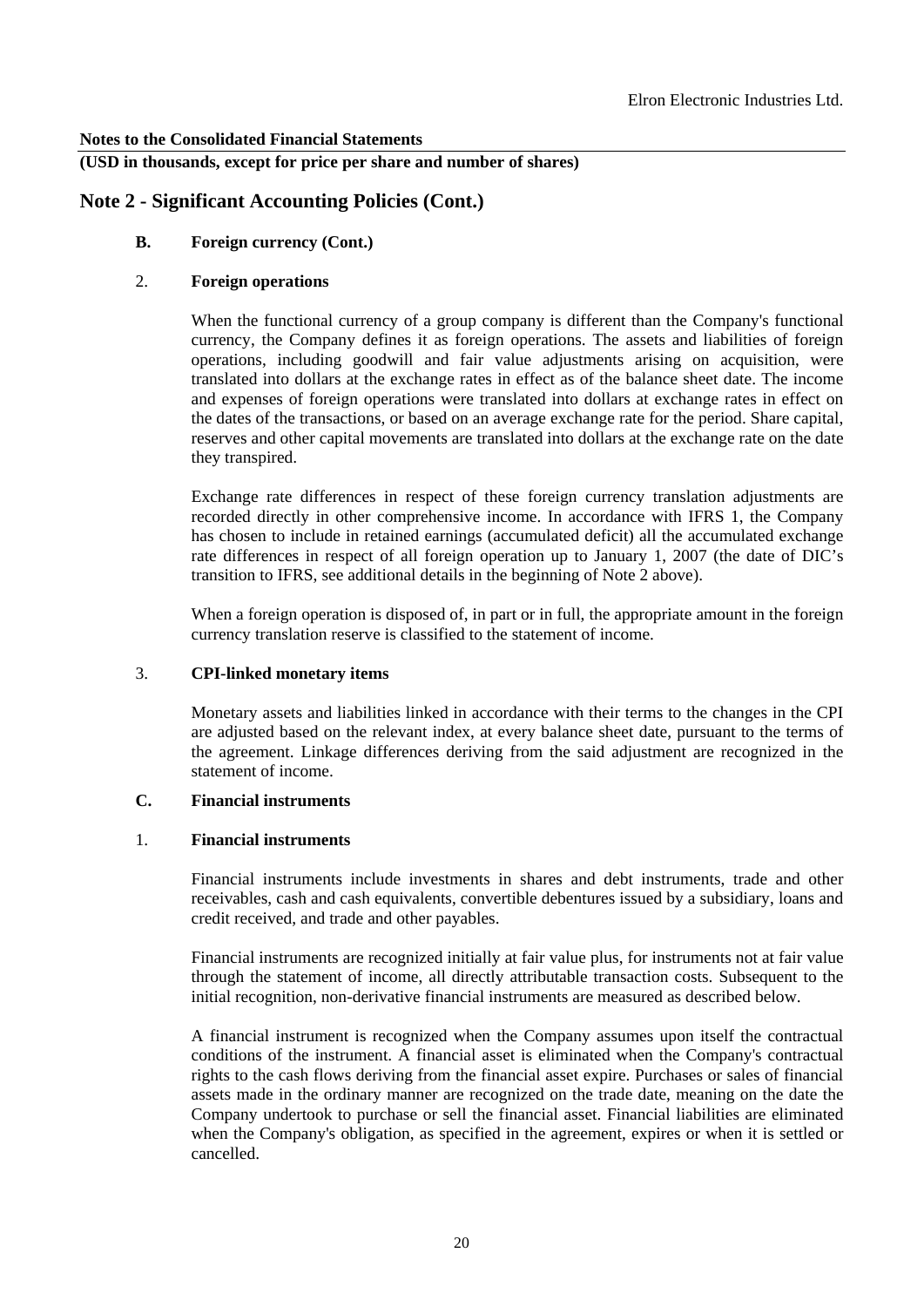**Notes to the Consolidated Financial Statements**

**(USD in thousands, except for price per share and number of shares)**

## Note 2 - Significant Accounting Policies (Cont.)

### B. Foreign currency (Cont.)

#### 2. Foreign operations

When the functional currency of a group company is different than the Company's functional currency, the Company defines it as foreign operations. The assets and liabilities of foreign operations, including goodwill and fair value adjustments arising on acquisition, were translated into dollars at the exchange rates in effect as of the balance sheet date. The income and expenses of foreign operations were translated into dollars at exchange rates in effect on the dates of the transactions, or based on an average exchange rate for the period. Share capital, reserves and other capital movements are translated into dollars at the exchange rate on the date they transpired.

Exchange rate differences in respect of these foreign currency translation adjustments are recorded directly in other comprehensive income. In accordance with IFRS 1, the Company has chosen to include in retained earnings (accumulated deficit) all the accumulated exchange rate differences in respect of all foreign operation up to January 1, 2007 (the date of DIC's transition to IFRS, see additional details in the beginning of Note 2 above).

When a foreign operation is disposed of, in part or in full, the appropriate amount in the foreign currency translation reserve is classified to the statement of income.

#### 3. CPI-linked monetary items

Monetary assets and liabilities linked in accordance with their terms to the changes in the CPI are adjusted based on the relevant index, at every balance sheet date, pursuant to the terms of the agreement. Linkage differences deriving from the said adjustment are recognized in the statement of income.

### C. Financial instruments

#### 1. Financial instruments

Financial instruments include investments in shares and debt instruments, trade and other receivables, cash and cash equivalents, convertible debentures issued by a subsidiary, loans and credit received, and trade and other payables.

Financial instruments are recognized initially at fair value plus, for instruments not at fair value through the statement of income, all directly attributable transaction costs. Subsequent to the initial recognition, non-derivative financial instruments are measured as described below.

A financial instrument is recognized when the Company assumes upon itself the contractual conditions of the instrument. A financial asset is eliminated when the Company's contractual rights to the cash flows deriving from the financial asset expire. Purchases or sales of financial assets made in the ordinary manner are recognized on the trade date, meaning on the date the Company undertook to purchase or sell the financial asset. Financial liabilities are eliminated when the Company's obligation, as specified in the agreement, expires or when it is settled or cancelled.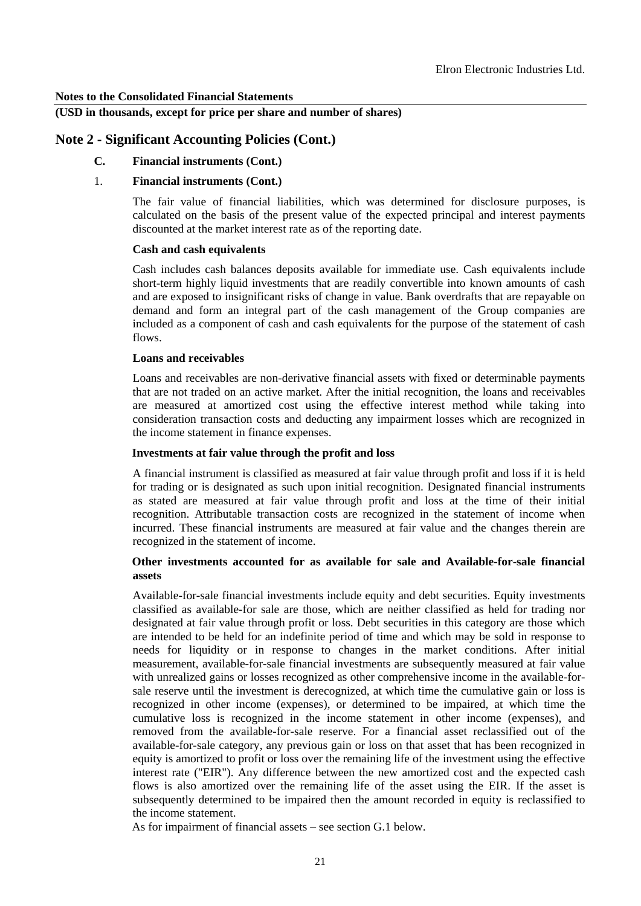**Notes to the Consolidated Financial Statements**

**(USD in thousands, except for price per share and number of shares)**

## Note 2 - Significant Accounting Policies (Cont.)

### C. Financial instruments (Cont.)

#### 1. Financial instruments (Cont.)

The fair value of financial liabilities, which was determined for disclosure purposes, is calculated on the basis of the present value of the expected principal and interest payments discounted at the market interest rate as of the reporting date.

**Cash and cash equivalents**

Cash includes cash balances deposits available for immediate use. Cash equivalents include short-term highly liquid investments that are readily convertible into known amounts of cash and are exposed to insignificant risks of change in value. Bank overdrafts that are repayable on demand and form an integral part of the cash management of the Group companies are included as a component of cash and cash equivalents for the purpose of the statement of cash flows.

**Loans and receivables**

Loans and receivables are non-derivative financial assets with fixed or determinable payments that are not traded on an active market. After the initial recognition, the loans and receivables are measured at amortized cost using the effective interest method while taking into consideration transaction costs and deducting any impairment losses which are recognized in the income statement in finance expenses.

**Investments at fair value through the profit and loss**

A financial instrument is classified as measured at fair value through profit and loss if it is held for trading or is designated as such upon initial recognition. Designated financial instruments as stated are measured at fair value through profit and loss at the time of their initial recognition. Attributable transaction costs are recognized in the statement of income when incurred. These financial instruments are measured at fair value and the changes therein are recognized in the statement of income.

**Other investments accounted for as available for sale and Available-for-sale financial assets**

Available-for-sale financial investments include equity and debt securities. Equity investments classified as available-for sale are those, which are neither classified as held for trading nor designated at fair value through profit or loss. Debt securities in this category are those which are intended to be held for an indefinite period of time and which may be sold in response to needs for liquidity or in response to changes in the market conditions. After initial measurement, available-for-sale financial investments are subsequently measured at fair value with unrealized gains or losses recognized as other comprehensive income in the available-for-sale reserve until the investment is derecognized, at which time the cumulative gain or loss is recognized in other income (expenses), or determined to be impaired, at which time the cumulative loss is recognized in the income statement in other income (expenses), and removed from the available-for-sale reserve. For a financial asset reclassified out of the available-for-sale category, any previous gain or loss on that asset that has been recognized in equity is amortized to profit or loss over the remaining life of the investment using the effective interest rate ("EIR"). Any difference between the new amortized cost and the expected cash flows is also amortized over the remaining life of the asset using the EIR. If the asset is subsequently determined to be impaired then the amount recorded in equity is reclassified to the income statement.

As for impairment of financial assets – see section G.1 below.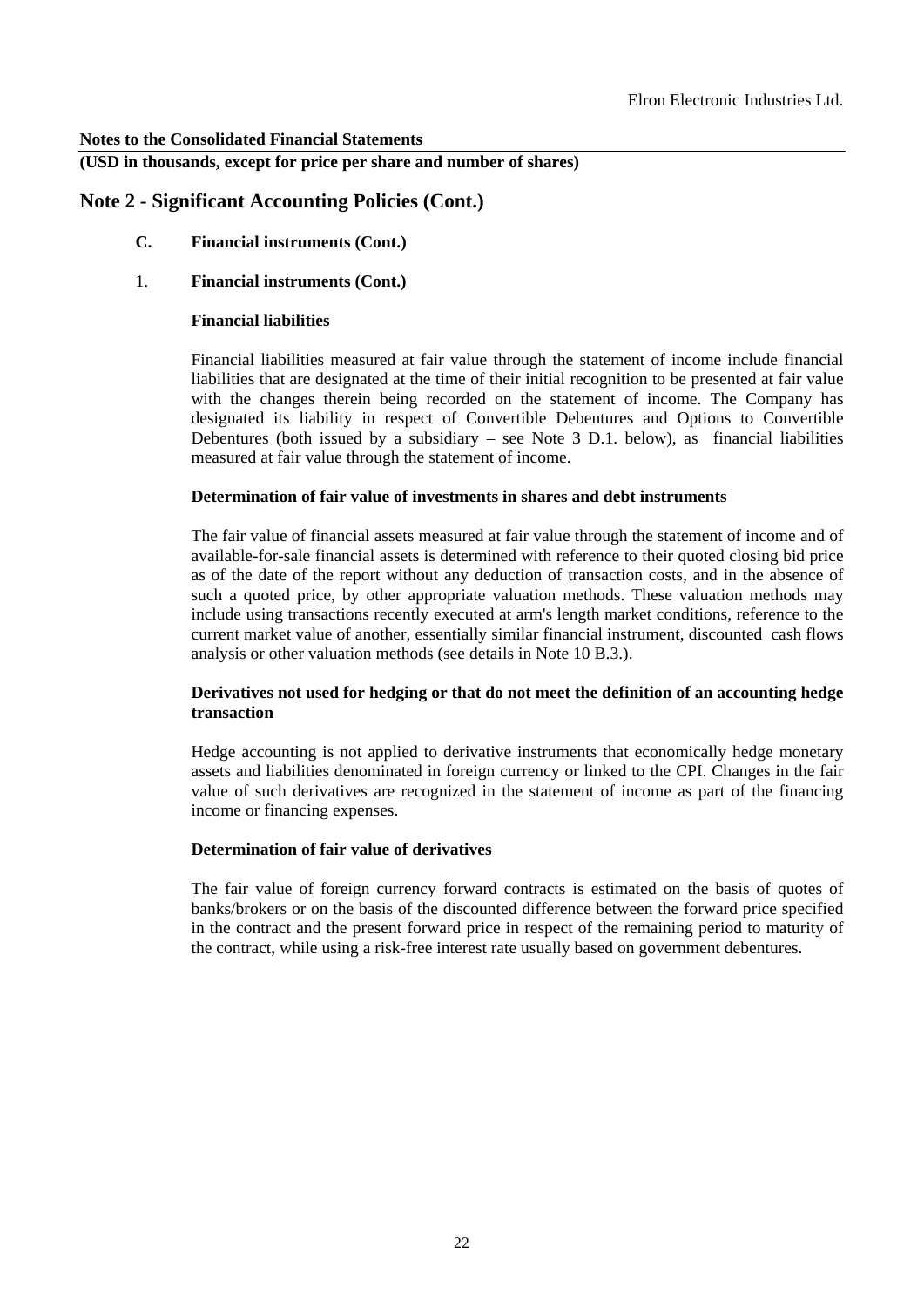**Notes to the Consolidated Financial Statements**

**(USD in thousands, except for price per share and number of shares)**

## Note 2 - Significant Accounting Policies (Cont.)

**C. Financial instruments (Cont.)**

1. **Financial instruments (Cont.)**

**Financial liabilities**

Financial liabilities measured at fair value through the statement of income include financial liabilities that are designated at the time of their initial recognition to be presented at fair value with the changes therein being recorded on the statement of income. The Company has designated its liability in respect of Convertible Debentures and Options to Convertible Debentures (both issued by a subsidiary – see Note 3 D.1. below), as financial liabilities measured at fair value through the statement of income.

**Determination of fair value of investments in shares and debt instruments**

The fair value of financial assets measured at fair value through the statement of income and of available-for-sale financial assets is determined with reference to their quoted closing bid price as of the date of the report without any deduction of transaction costs, and in the absence of such a quoted price, by other appropriate valuation methods. These valuation methods may include using transactions recently executed at arm's length market conditions, reference to the current market value of another, essentially similar financial instrument, discounted cash flows analysis or other valuation methods (see details in Note 10 B.3.).

**Derivatives not used for hedging or that do not meet the definition of an accounting hedge transaction**

Hedge accounting is not applied to derivative instruments that economically hedge monetary assets and liabilities denominated in foreign currency or linked to the CPI. Changes in the fair value of such derivatives are recognized in the statement of income as part of the financing income or financing expenses.

**Determination of fair value of derivatives**

The fair value of foreign currency forward contracts is estimated on the basis of quotes of banks/brokers or on the basis of the discounted difference between the forward price specified in the contract and the present forward price in respect of the remaining period to maturity of the contract, while using a risk-free interest rate usually based on government debentures.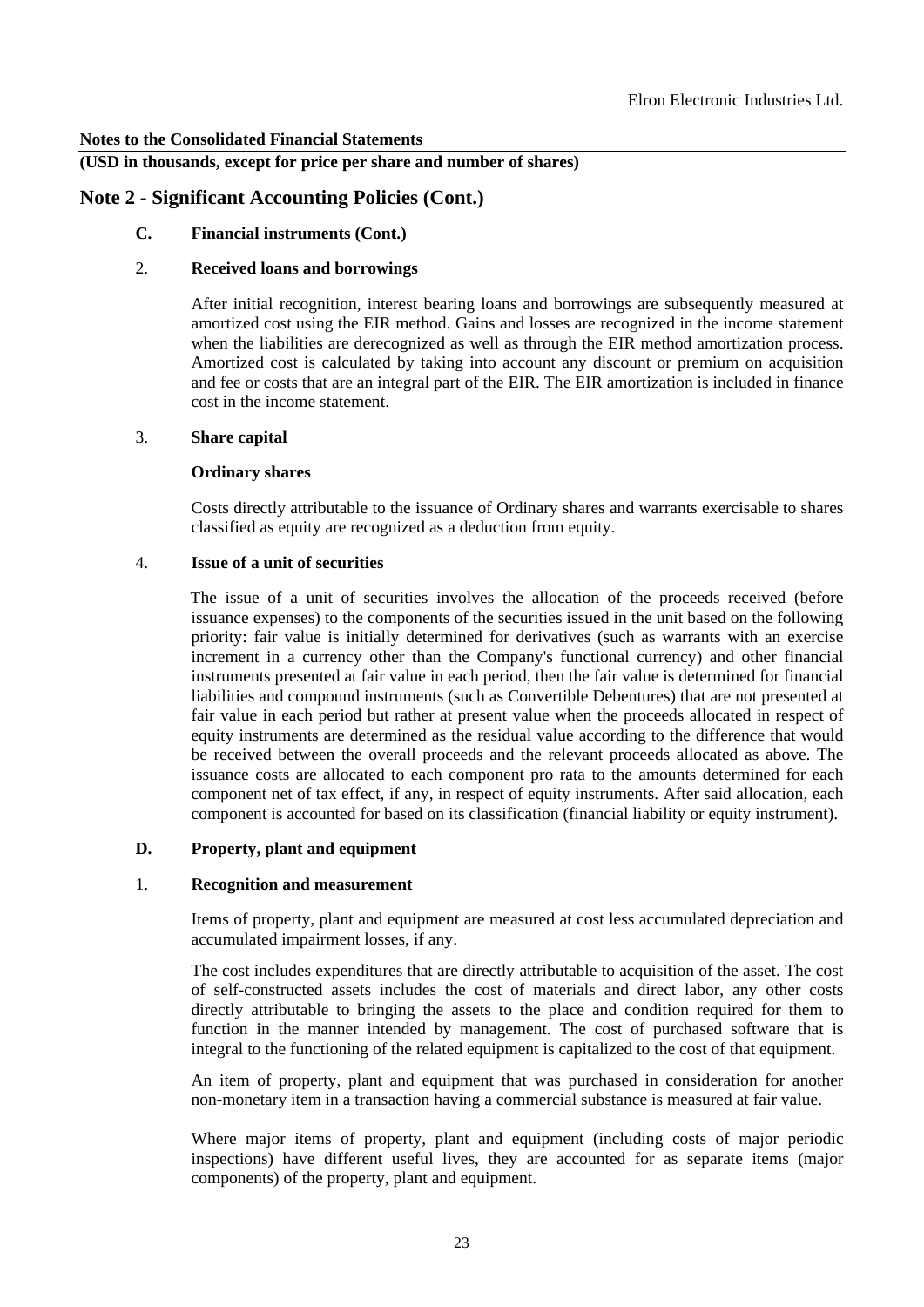**Notes to the Consolidated Financial Statements**

**(USD in thousands, except for price per share and number of shares)**

## Note 2 - Significant Accounting Policies (Cont.)

### C. Financial instruments (Cont.)

#### 2. Received loans and borrowings

After initial recognition, interest bearing loans and borrowings are subsequently measured at amortized cost using the EIR method. Gains and losses are recognized in the income statement when the liabilities are derecognized as well as through the EIR method amortization process. Amortized cost is calculated by taking into account any discount or premium on acquisition and fee or costs that are an integral part of the EIR. The EIR amortization is included in finance cost in the income statement.

#### 3. Share capital

**Ordinary shares**

Costs directly attributable to the issuance of Ordinary shares and warrants exercisable to shares classified as equity are recognized as a deduction from equity.

#### 4. Issue of a unit of securities

The issue of a unit of securities involves the allocation of the proceeds received (before issuance expenses) to the components of the securities issued in the unit based on the following priority: fair value is initially determined for derivatives (such as warrants with an exercise increment in a currency other than the Company's functional currency) and other financial instruments presented at fair value in each period, then the fair value is determined for financial liabilities and compound instruments (such as Convertible Debentures) that are not presented at fair value in each period but rather at present value when the proceeds allocated in respect of equity instruments are determined as the residual value according to the difference that would be received between the overall proceeds and the relevant proceeds allocated as above. The issuance costs are allocated to each component pro rata to the amounts determined for each component net of tax effect, if any, in respect of equity instruments. After said allocation, each component is accounted for based on its classification (financial liability or equity instrument).

### D. Property, plant and equipment

#### 1. Recognition and measurement

Items of property, plant and equipment are measured at cost less accumulated depreciation and accumulated impairment losses, if any.

The cost includes expenditures that are directly attributable to acquisition of the asset. The cost of self-constructed assets includes the cost of materials and direct labor, any other costs directly attributable to bringing the assets to the place and condition required for them to function in the manner intended by management. The cost of purchased software that is integral to the functioning of the related equipment is capitalized to the cost of that equipment.

An item of property, plant and equipment that was purchased in consideration for another non-monetary item in a transaction having a commercial substance is measured at fair value.

Where major items of property, plant and equipment (including costs of major periodic inspections) have different useful lives, they are accounted for as separate items (major components) of the property, plant and equipment.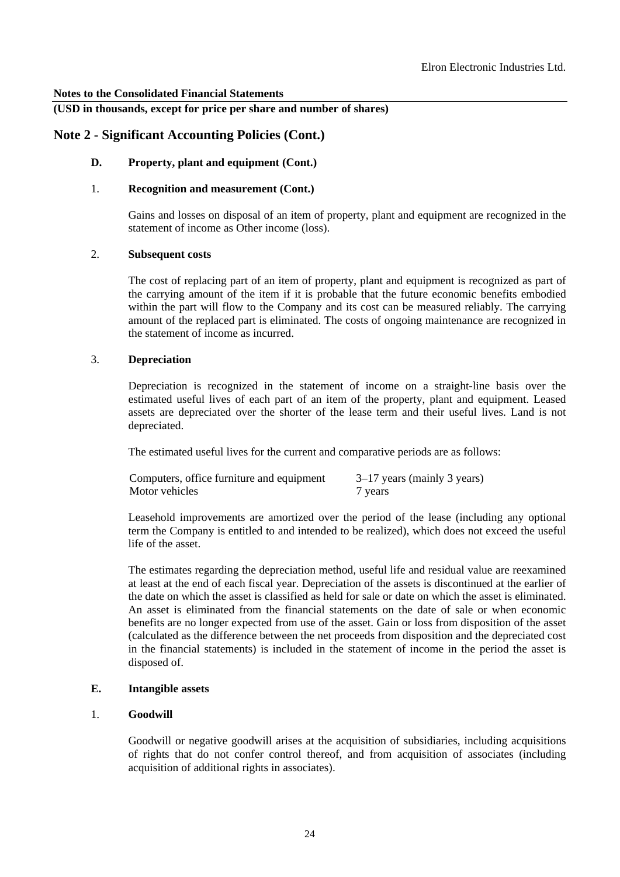**Notes to the Consolidated Financial Statements**

**(USD in thousands, except for price per share and number of shares)**

## Note 2 - Significant Accounting Policies (Cont.)

### D. Property, plant and equipment (Cont.)

#### 1. Recognition and measurement (Cont.)

Gains and losses on disposal of an item of property, plant and equipment are recognized in the statement of income as Other income (loss).

#### 2. Subsequent costs

The cost of replacing part of an item of property, plant and equipment is recognized as part of the carrying amount of the item if it is probable that the future economic benefits embodied within the part will flow to the Company and its cost can be measured reliably. The carrying amount of the replaced part is eliminated. The costs of ongoing maintenance are recognized in the statement of income as incurred.

#### 3. Depreciation

Depreciation is recognized in the statement of income on a straight-line basis over the estimated useful lives of each part of an item of the property, plant and equipment. Leased assets are depreciated over the shorter of the lease term and their useful lives. Land is not depreciated.

The estimated useful lives for the current and comparative periods are as follows:

| | |
|---|---|
| Computers, office furniture and equipment | 3–17 years (mainly 3 years) |
| Motor vehicles | 7 years |

Leasehold improvements are amortized over the period of the lease (including any optional term the Company is entitled to and intended to be realized), which does not exceed the useful life of the asset.

The estimates regarding the depreciation method, useful life and residual value are reexamined at least at the end of each fiscal year. Depreciation of the assets is discontinued at the earlier of the date on which the asset is classified as held for sale or date on which the asset is eliminated. An asset is eliminated from the financial statements on the date of sale or when economic benefits are no longer expected from use of the asset. Gain or loss from disposition of the asset (calculated as the difference between the net proceeds from disposition and the depreciated cost in the financial statements) is included in the statement of income in the period the asset is disposed of.

### E. Intangible assets

#### 1. Goodwill

Goodwill or negative goodwill arises at the acquisition of subsidiaries, including acquisitions of rights that do not confer control thereof, and from acquisition of associates (including acquisition of additional rights in associates).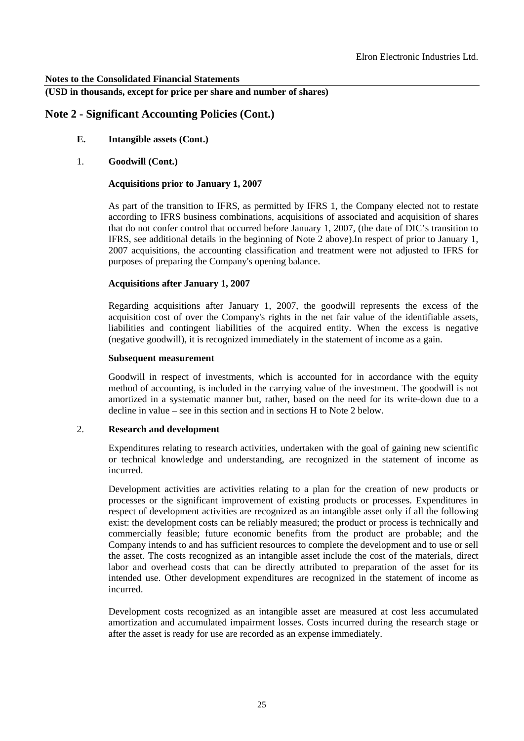**Notes to the Consolidated Financial Statements**

**(USD in thousands, except for price per share and number of shares)**

## Note 2 - Significant Accounting Policies (Cont.)

**E. Intangible assets (Cont.)**

1. **Goodwill (Cont.)**

**Acquisitions prior to January 1, 2007**

As part of the transition to IFRS, as permitted by IFRS 1, the Company elected not to restate according to IFRS business combinations, acquisitions of associated and acquisition of shares that do not confer control that occurred before January 1, 2007, (the date of DIC's transition to IFRS, see additional details in the beginning of Note 2 above).In respect of prior to January 1, 2007 acquisitions, the accounting classification and treatment were not adjusted to IFRS for purposes of preparing the Company's opening balance.

**Acquisitions after January 1, 2007**

Regarding acquisitions after January 1, 2007, the goodwill represents the excess of the acquisition cost of over the Company's rights in the net fair value of the identifiable assets, liabilities and contingent liabilities of the acquired entity. When the excess is negative (negative goodwill), it is recognized immediately in the statement of income as a gain.

**Subsequent measurement**

Goodwill in respect of investments, which is accounted for in accordance with the equity method of accounting, is included in the carrying value of the investment. The goodwill is not amortized in a systematic manner but, rather, based on the need for its write-down due to a decline in value – see in this section and in sections H to Note 2 below.

2. **Research and development**

Expenditures relating to research activities, undertaken with the goal of gaining new scientific or technical knowledge and understanding, are recognized in the statement of income as incurred.

Development activities are activities relating to a plan for the creation of new products or processes or the significant improvement of existing products or processes. Expenditures in respect of development activities are recognized as an intangible asset only if all the following exist: the development costs can be reliably measured; the product or process is technically and commercially feasible; future economic benefits from the product are probable; and the Company intends to and has sufficient resources to complete the development and to use or sell the asset. The costs recognized as an intangible asset include the cost of the materials, direct labor and overhead costs that can be directly attributed to preparation of the asset for its intended use. Other development expenditures are recognized in the statement of income as incurred.

Development costs recognized as an intangible asset are measured at cost less accumulated amortization and accumulated impairment losses. Costs incurred during the research stage or after the asset is ready for use are recorded as an expense immediately.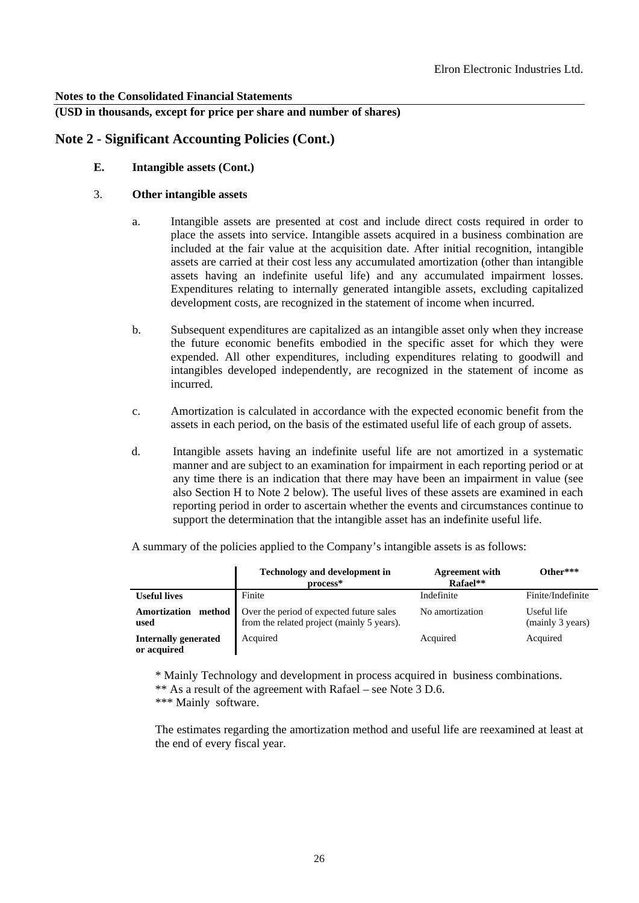**Notes to the Consolidated Financial Statements**

**(USD in thousands, except for price per share and number of shares)**

## Note 2 - Significant Accounting Policies (Cont.)

### E. Intangible assets (Cont.)

### 3. Other intangible assets

a. Intangible assets are presented at cost and include direct costs required in order to place the assets into service. Intangible assets acquired in a business combination are included at the fair value at the acquisition date. After initial recognition, intangible assets are carried at their cost less any accumulated amortization (other than intangible assets having an indefinite useful life) and any accumulated impairment losses. Expenditures relating to internally generated intangible assets, excluding capitalized development costs, are recognized in the statement of income when incurred.

b. Subsequent expenditures are capitalized as an intangible asset only when they increase the future economic benefits embodied in the specific asset for which they were expended. All other expenditures, including expenditures relating to goodwill and intangibles developed independently, are recognized in the statement of income as incurred.

c. Amortization is calculated in accordance with the expected economic benefit from the assets in each period, on the basis of the estimated useful life of each group of assets.

d. Intangible assets having an indefinite useful life are not amortized in a systematic manner and are subject to an examination for impairment in each reporting period or at any time there is an indication that there may have been an impairment in value (see also Section H to Note 2 below). The useful lives of these assets are examined in each reporting period in order to ascertain whether the events and circumstances continue to support the determination that the intangible asset has an indefinite useful life.

A summary of the policies applied to the Company's intangible assets is as follows:

| | Technology and development in process* | Agreement with Rafael** | Other*** |
|---|---|---|---|
| **Useful lives** | Finite | Indefinite | Finite/Indefinite |
| **Amortization method used** | Over the period of expected future sales from the related project (mainly 5 years). | No amortization | Useful life (mainly 3 years) |
| **Internally generated or acquired** | Acquired | Acquired | Acquired |

\* Mainly Technology and development in process acquired in business combinations.

\*\* As a result of the agreement with Rafael – see Note 3 D.6.

\*\*\* Mainly software.

The estimates regarding the amortization method and useful life are reexamined at least at the end of every fiscal year.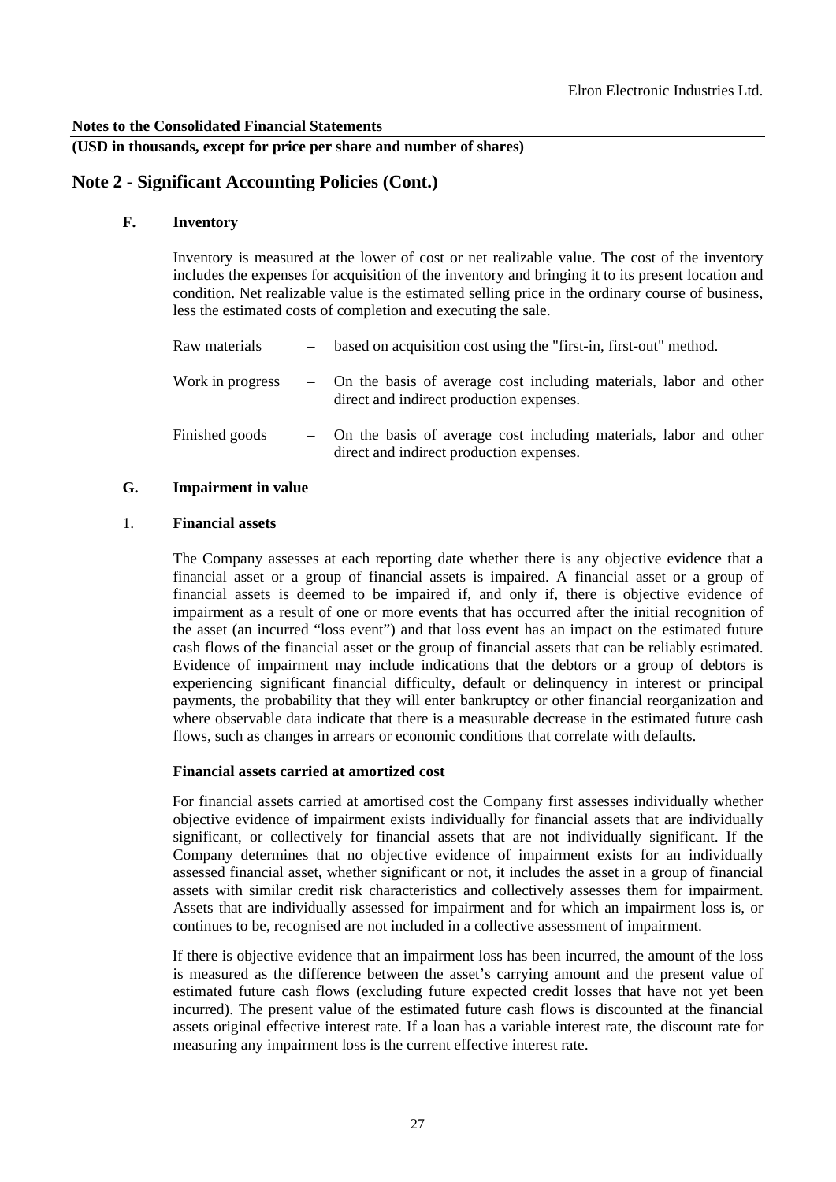**Notes to the Consolidated Financial Statements**

**(USD in thousands, except for price per share and number of shares)**

## Note 2 - Significant Accounting Policies (Cont.)

### F. Inventory

Inventory is measured at the lower of cost or net realizable value. The cost of the inventory includes the expenses for acquisition of the inventory and bringing it to its present location and condition. Net realizable value is the estimated selling price in the ordinary course of business, less the estimated costs of completion and executing the sale.

| | | |
|---|---|---|
| Raw materials | – | based on acquisition cost using the "first-in, first-out" method. |
| Work in progress | – | On the basis of average cost including materials, labor and other direct and indirect production expenses. |
| Finished goods | – | On the basis of average cost including materials, labor and other direct and indirect production expenses. |

### G. Impairment in value

#### 1. Financial assets

The Company assesses at each reporting date whether there is any objective evidence that a financial asset or a group of financial assets is impaired. A financial asset or a group of financial assets is deemed to be impaired if, and only if, there is objective evidence of impairment as a result of one or more events that has occurred after the initial recognition of the asset (an incurred "loss event") and that loss event has an impact on the estimated future cash flows of the financial asset or the group of financial assets that can be reliably estimated. Evidence of impairment may include indications that the debtors or a group of debtors is experiencing significant financial difficulty, default or delinquency in interest or principal payments, the probability that they will enter bankruptcy or other financial reorganization and where observable data indicate that there is a measurable decrease in the estimated future cash flows, such as changes in arrears or economic conditions that correlate with defaults.

**Financial assets carried at amortized cost**

For financial assets carried at amortised cost the Company first assesses individually whether objective evidence of impairment exists individually for financial assets that are individually significant, or collectively for financial assets that are not individually significant. If the Company determines that no objective evidence of impairment exists for an individually assessed financial asset, whether significant or not, it includes the asset in a group of financial assets with similar credit risk characteristics and collectively assesses them for impairment. Assets that are individually assessed for impairment and for which an impairment loss is, or continues to be, recognised are not included in a collective assessment of impairment.

If there is objective evidence that an impairment loss has been incurred, the amount of the loss is measured as the difference between the asset's carrying amount and the present value of estimated future cash flows (excluding future expected credit losses that have not yet been incurred). The present value of the estimated future cash flows is discounted at the financial assets original effective interest rate. If a loan has a variable interest rate, the discount rate for measuring any impairment loss is the current effective interest rate.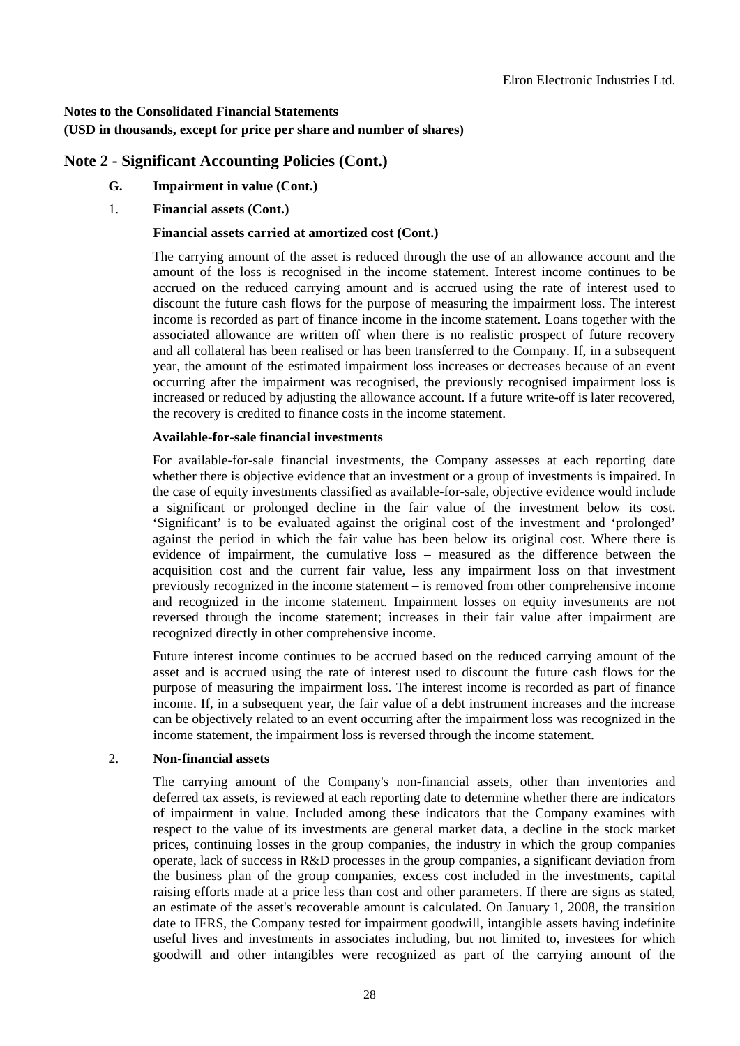**Notes to the Consolidated Financial Statements**

**(USD in thousands, except for price per share and number of shares)**

## Note 2 - Significant Accounting Policies (Cont.)

### G. Impairment in value (Cont.)

#### 1. Financial assets (Cont.)

**Financial assets carried at amortized cost (Cont.)**

The carrying amount of the asset is reduced through the use of an allowance account and the amount of the loss is recognised in the income statement. Interest income continues to be accrued on the reduced carrying amount and is accrued using the rate of interest used to discount the future cash flows for the purpose of measuring the impairment loss. The interest income is recorded as part of finance income in the income statement. Loans together with the associated allowance are written off when there is no realistic prospect of future recovery and all collateral has been realised or has been transferred to the Company. If, in a subsequent year, the amount of the estimated impairment loss increases or decreases because of an event occurring after the impairment was recognised, the previously recognised impairment loss is increased or reduced by adjusting the allowance account. If a future write-off is later recovered, the recovery is credited to finance costs in the income statement.

**Available-for-sale financial investments**

For available-for-sale financial investments, the Company assesses at each reporting date whether there is objective evidence that an investment or a group of investments is impaired. In the case of equity investments classified as available-for-sale, objective evidence would include a significant or prolonged decline in the fair value of the investment below its cost. 'Significant' is to be evaluated against the original cost of the investment and 'prolonged' against the period in which the fair value has been below its original cost. Where there is evidence of impairment, the cumulative loss – measured as the difference between the acquisition cost and the current fair value, less any impairment loss on that investment previously recognized in the income statement – is removed from other comprehensive income and recognized in the income statement. Impairment losses on equity investments are not reversed through the income statement; increases in their fair value after impairment are recognized directly in other comprehensive income.

Future interest income continues to be accrued based on the reduced carrying amount of the asset and is accrued using the rate of interest used to discount the future cash flows for the purpose of measuring the impairment loss. The interest income is recorded as part of finance income. If, in a subsequent year, the fair value of a debt instrument increases and the increase can be objectively related to an event occurring after the impairment loss was recognized in the income statement, the impairment loss is reversed through the income statement.

#### 2. Non-financial assets

The carrying amount of the Company's non-financial assets, other than inventories and deferred tax assets, is reviewed at each reporting date to determine whether there are indicators of impairment in value. Included among these indicators that the Company examines with respect to the value of its investments are general market data, a decline in the stock market prices, continuing losses in the group companies, the industry in which the group companies operate, lack of success in R&D processes in the group companies, a significant deviation from the business plan of the group companies, excess cost included in the investments, capital raising efforts made at a price less than cost and other parameters. If there are signs as stated, an estimate of the asset's recoverable amount is calculated. On January 1, 2008, the transition date to IFRS, the Company tested for impairment goodwill, intangible assets having indefinite useful lives and investments in associates including, but not limited to, investees for which goodwill and other intangibles were recognized as part of the carrying amount of the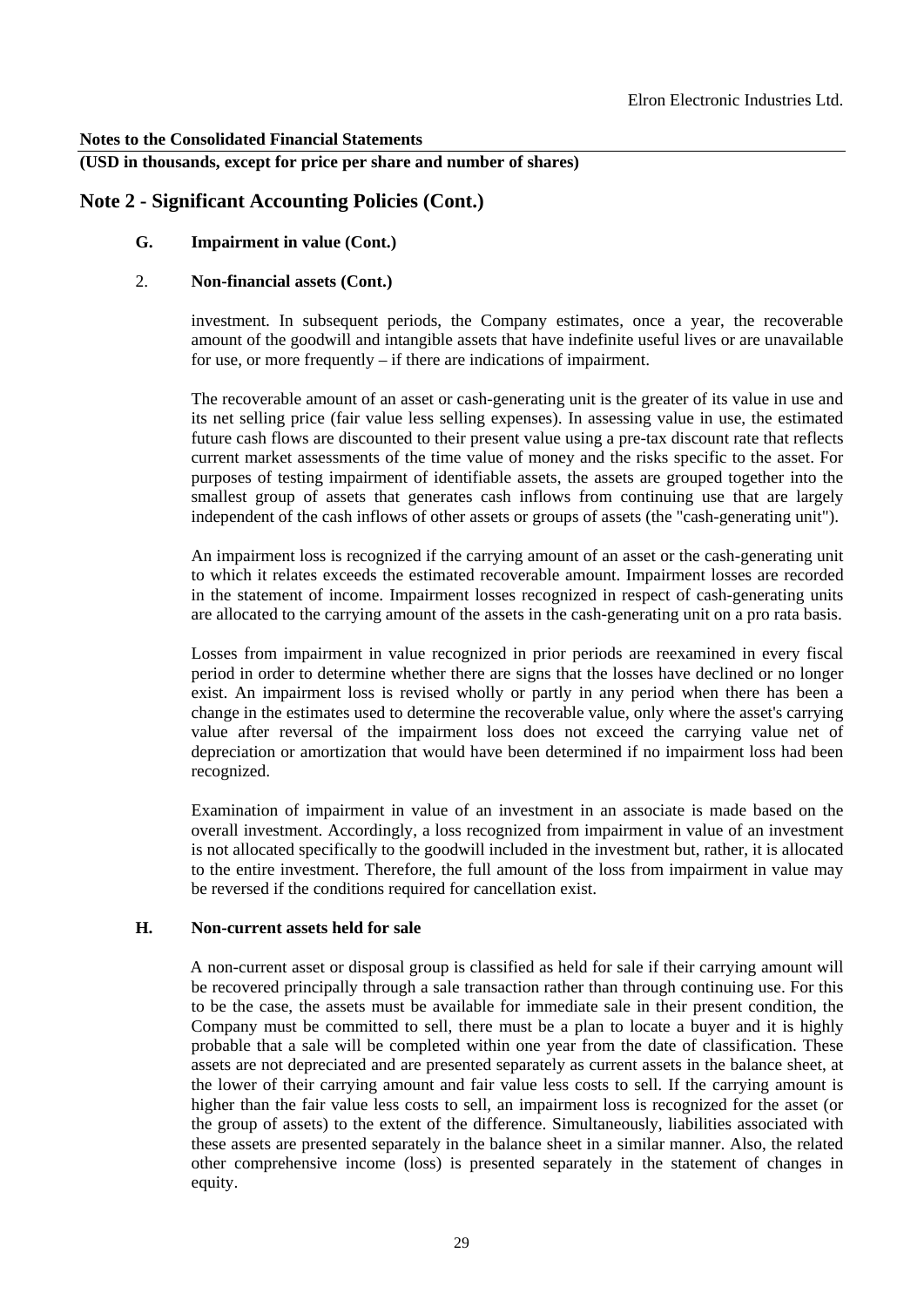**Notes to the Consolidated Financial Statements**

**(USD in thousands, except for price per share and number of shares)**

## Note 2 - Significant Accounting Policies (Cont.)

### G. Impairment in value (Cont.)

#### 2. Non-financial assets (Cont.)

investment. In subsequent periods, the Company estimates, once a year, the recoverable amount of the goodwill and intangible assets that have indefinite useful lives or are unavailable for use, or more frequently – if there are indications of impairment.

The recoverable amount of an asset or cash-generating unit is the greater of its value in use and its net selling price (fair value less selling expenses). In assessing value in use, the estimated future cash flows are discounted to their present value using a pre-tax discount rate that reflects current market assessments of the time value of money and the risks specific to the asset. For purposes of testing impairment of identifiable assets, the assets are grouped together into the smallest group of assets that generates cash inflows from continuing use that are largely independent of the cash inflows of other assets or groups of assets (the "cash-generating unit").

An impairment loss is recognized if the carrying amount of an asset or the cash-generating unit to which it relates exceeds the estimated recoverable amount. Impairment losses are recorded in the statement of income. Impairment losses recognized in respect of cash-generating units are allocated to the carrying amount of the assets in the cash-generating unit on a pro rata basis.

Losses from impairment in value recognized in prior periods are reexamined in every fiscal period in order to determine whether there are signs that the losses have declined or no longer exist. An impairment loss is revised wholly or partly in any period when there has been a change in the estimates used to determine the recoverable value, only where the asset's carrying value after reversal of the impairment loss does not exceed the carrying value net of depreciation or amortization that would have been determined if no impairment loss had been recognized.

Examination of impairment in value of an investment in an associate is made based on the overall investment. Accordingly, a loss recognized from impairment in value of an investment is not allocated specifically to the goodwill included in the investment but, rather, it is allocated to the entire investment. Therefore, the full amount of the loss from impairment in value may be reversed if the conditions required for cancellation exist.

### H. Non-current assets held for sale

A non-current asset or disposal group is classified as held for sale if their carrying amount will be recovered principally through a sale transaction rather than through continuing use. For this to be the case, the assets must be available for immediate sale in their present condition, the Company must be committed to sell, there must be a plan to locate a buyer and it is highly probable that a sale will be completed within one year from the date of classification. These assets are not depreciated and are presented separately as current assets in the balance sheet, at the lower of their carrying amount and fair value less costs to sell. If the carrying amount is higher than the fair value less costs to sell, an impairment loss is recognized for the asset (or the group of assets) to the extent of the difference. Simultaneously, liabilities associated with these assets are presented separately in the balance sheet in a similar manner. Also, the related other comprehensive income (loss) is presented separately in the statement of changes in equity.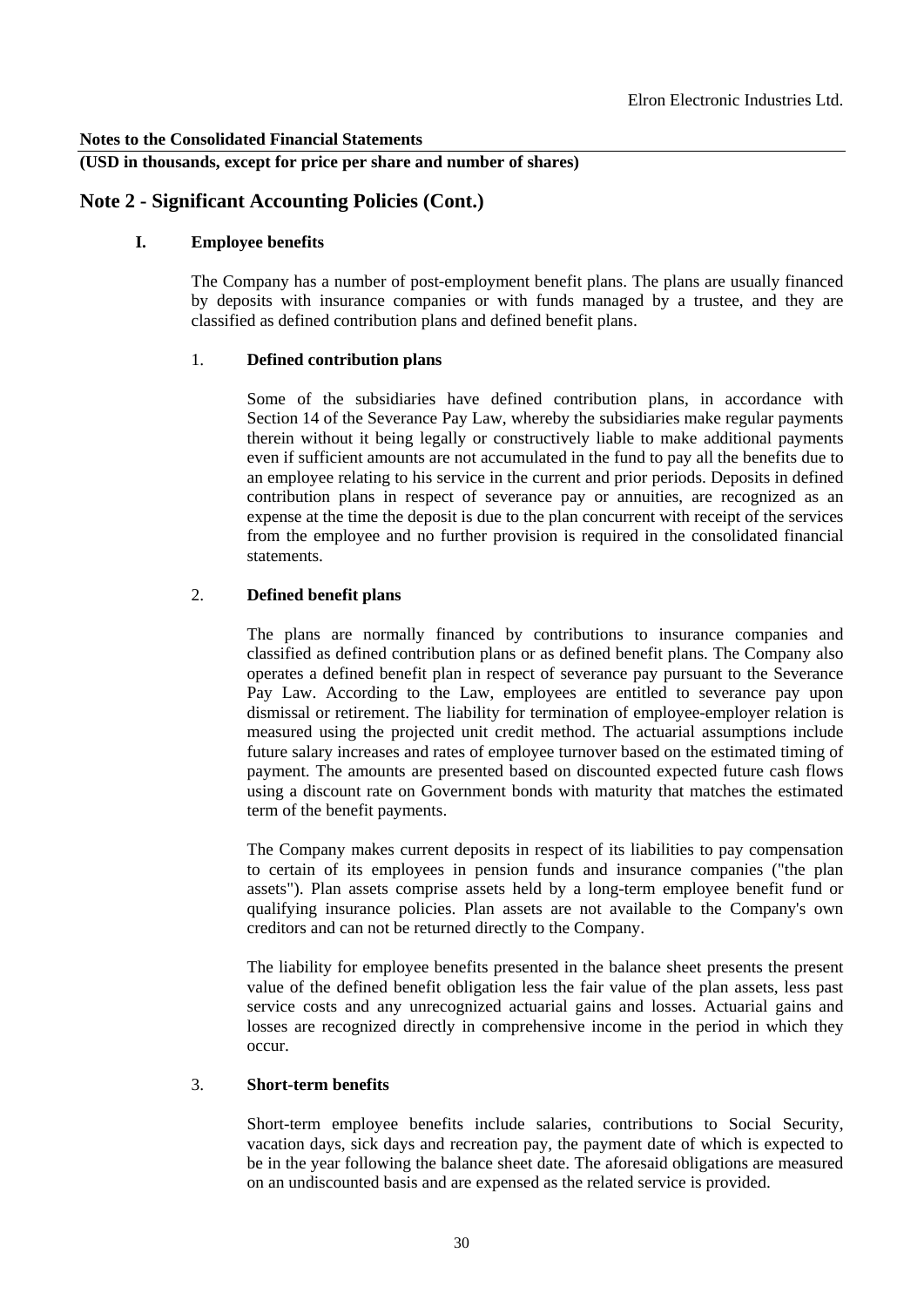**Notes to the Consolidated Financial Statements**

**(USD in thousands, except for price per share and number of shares)**

## Note 2 - Significant Accounting Policies (Cont.)

### I. Employee benefits

The Company has a number of post-employment benefit plans. The plans are usually financed by deposits with insurance companies or with funds managed by a trustee, and they are classified as defined contribution plans and defined benefit plans.

#### 1. Defined contribution plans

Some of the subsidiaries have defined contribution plans, in accordance with Section 14 of the Severance Pay Law, whereby the subsidiaries make regular payments therein without it being legally or constructively liable to make additional payments even if sufficient amounts are not accumulated in the fund to pay all the benefits due to an employee relating to his service in the current and prior periods. Deposits in defined contribution plans in respect of severance pay or annuities, are recognized as an expense at the time the deposit is due to the plan concurrent with receipt of the services from the employee and no further provision is required in the consolidated financial statements.

#### 2. Defined benefit plans

The plans are normally financed by contributions to insurance companies and classified as defined contribution plans or as defined benefit plans. The Company also operates a defined benefit plan in respect of severance pay pursuant to the Severance Pay Law. According to the Law, employees are entitled to severance pay upon dismissal or retirement. The liability for termination of employee-employer relation is measured using the projected unit credit method. The actuarial assumptions include future salary increases and rates of employee turnover based on the estimated timing of payment. The amounts are presented based on discounted expected future cash flows using a discount rate on Government bonds with maturity that matches the estimated term of the benefit payments.

The Company makes current deposits in respect of its liabilities to pay compensation to certain of its employees in pension funds and insurance companies ("the plan assets"). Plan assets comprise assets held by a long-term employee benefit fund or qualifying insurance policies. Plan assets are not available to the Company's own creditors and can not be returned directly to the Company.

The liability for employee benefits presented in the balance sheet presents the present value of the defined benefit obligation less the fair value of the plan assets, less past service costs and any unrecognized actuarial gains and losses. Actuarial gains and losses are recognized directly in comprehensive income in the period in which they occur.

#### 3. Short-term benefits

Short-term employee benefits include salaries, contributions to Social Security, vacation days, sick days and recreation pay, the payment date of which is expected to be in the year following the balance sheet date. The aforesaid obligations are measured on an undiscounted basis and are expensed as the related service is provided.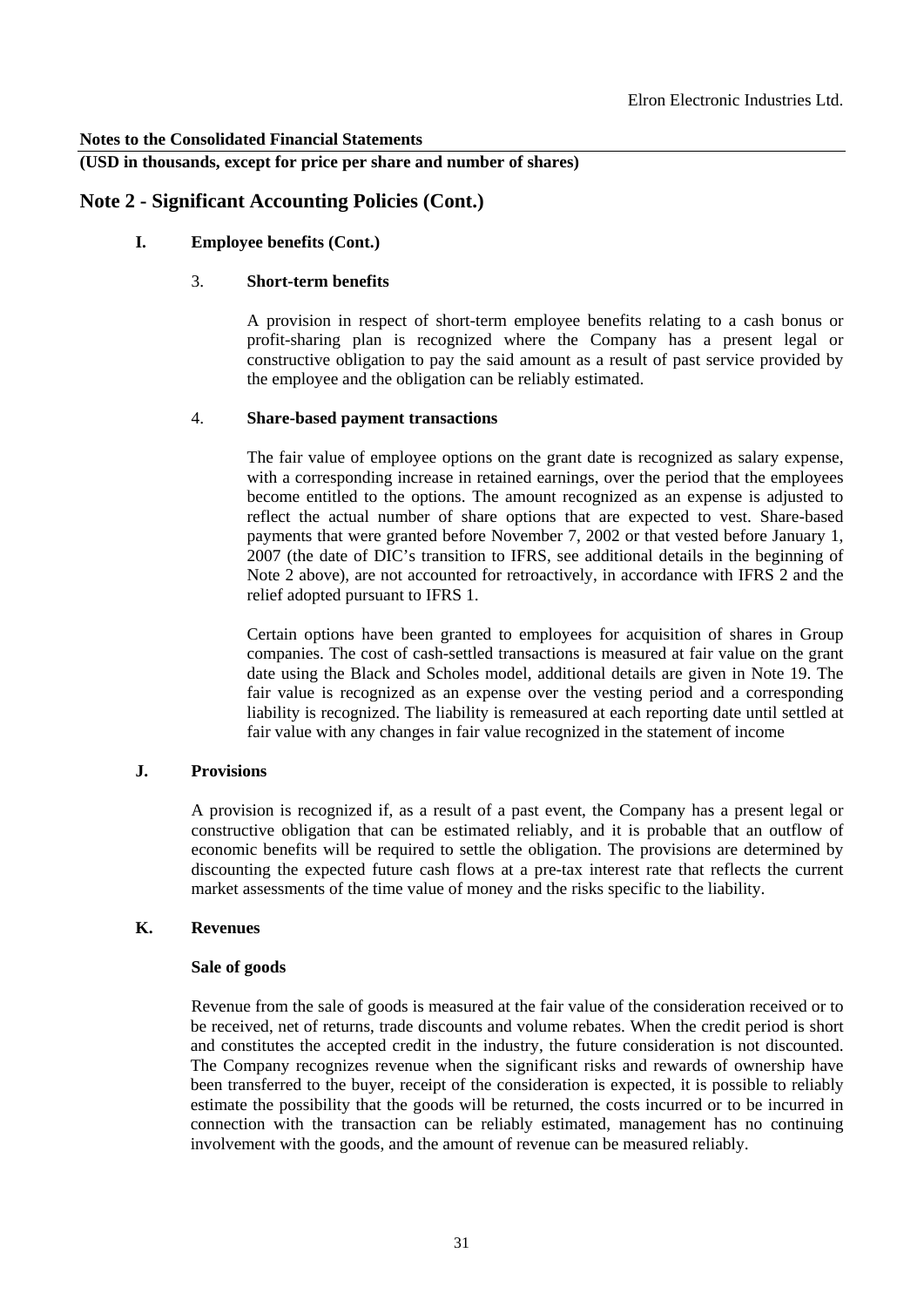**Notes to the Consolidated Financial Statements**

**(USD in thousands, except for price per share and number of shares)**

## Note 2 - Significant Accounting Policies (Cont.)

### I. Employee benefits (Cont.)

#### 3. Short-term benefits

A provision in respect of short-term employee benefits relating to a cash bonus or profit-sharing plan is recognized where the Company has a present legal or constructive obligation to pay the said amount as a result of past service provided by the employee and the obligation can be reliably estimated.

#### 4. Share-based payment transactions

The fair value of employee options on the grant date is recognized as salary expense, with a corresponding increase in retained earnings, over the period that the employees become entitled to the options. The amount recognized as an expense is adjusted to reflect the actual number of share options that are expected to vest. Share-based payments that were granted before November 7, 2002 or that vested before January 1, 2007 (the date of DIC's transition to IFRS, see additional details in the beginning of Note 2 above), are not accounted for retroactively, in accordance with IFRS 2 and the relief adopted pursuant to IFRS 1.

Certain options have been granted to employees for acquisition of shares in Group companies. The cost of cash-settled transactions is measured at fair value on the grant date using the Black and Scholes model, additional details are given in Note 19. The fair value is recognized as an expense over the vesting period and a corresponding liability is recognized. The liability is remeasured at each reporting date until settled at fair value with any changes in fair value recognized in the statement of income

### J. Provisions

A provision is recognized if, as a result of a past event, the Company has a present legal or constructive obligation that can be estimated reliably, and it is probable that an outflow of economic benefits will be required to settle the obligation. The provisions are determined by discounting the expected future cash flows at a pre-tax interest rate that reflects the current market assessments of the time value of money and the risks specific to the liability.

### K. Revenues

**Sale of goods**

Revenue from the sale of goods is measured at the fair value of the consideration received or to be received, net of returns, trade discounts and volume rebates. When the credit period is short and constitutes the accepted credit in the industry, the future consideration is not discounted. The Company recognizes revenue when the significant risks and rewards of ownership have been transferred to the buyer, receipt of the consideration is expected, it is possible to reliably estimate the possibility that the goods will be returned, the costs incurred or to be incurred in connection with the transaction can be reliably estimated, management has no continuing involvement with the goods, and the amount of revenue can be measured reliably.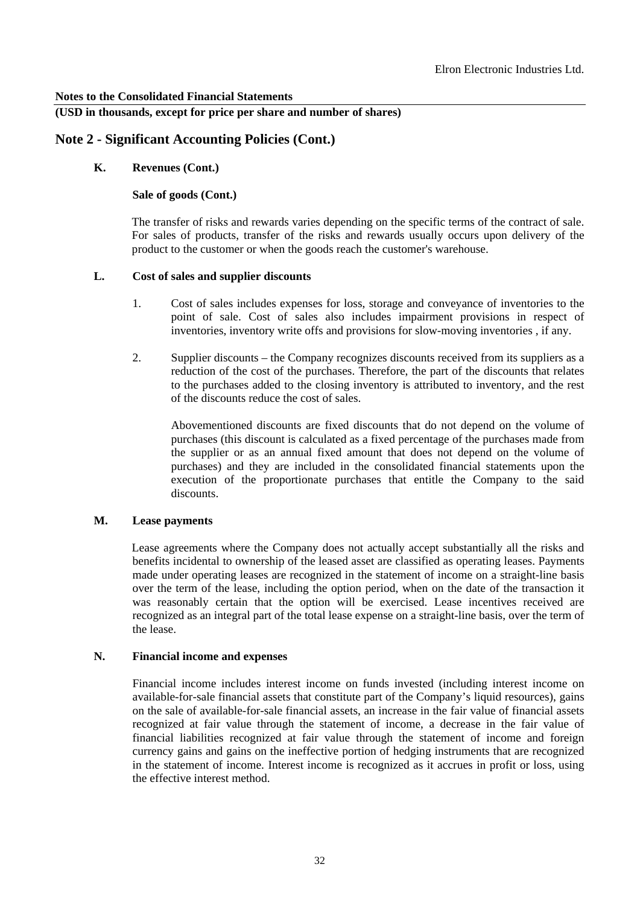**Notes to the Consolidated Financial Statements**

**(USD in thousands, except for price per share and number of shares)**

## Note 2 - Significant Accounting Policies (Cont.)

### K. Revenues (Cont.)

**Sale of goods (Cont.)**

The transfer of risks and rewards varies depending on the specific terms of the contract of sale. For sales of products, transfer of the risks and rewards usually occurs upon delivery of the product to the customer or when the goods reach the customer's warehouse.

### L. Cost of sales and supplier discounts

1. Cost of sales includes expenses for loss, storage and conveyance of inventories to the point of sale. Cost of sales also includes impairment provisions in respect of inventories, inventory write offs and provisions for slow-moving inventories , if any.

2. Supplier discounts – the Company recognizes discounts received from its suppliers as a reduction of the cost of the purchases. Therefore, the part of the discounts that relates to the purchases added to the closing inventory is attributed to inventory, and the rest of the discounts reduce the cost of sales.

   Abovementioned discounts are fixed discounts that do not depend on the volume of purchases (this discount is calculated as a fixed percentage of the purchases made from the supplier or as an annual fixed amount that does not depend on the volume of purchases) and they are included in the consolidated financial statements upon the execution of the proportionate purchases that entitle the Company to the said discounts.

### M. Lease payments

Lease agreements where the Company does not actually accept substantially all the risks and benefits incidental to ownership of the leased asset are classified as operating leases. Payments made under operating leases are recognized in the statement of income on a straight-line basis over the term of the lease, including the option period, when on the date of the transaction it was reasonably certain that the option will be exercised. Lease incentives received are recognized as an integral part of the total lease expense on a straight-line basis, over the term of the lease.

### N. Financial income and expenses

Financial income includes interest income on funds invested (including interest income on available-for-sale financial assets that constitute part of the Company's liquid resources), gains on the sale of available-for-sale financial assets, an increase in the fair value of financial assets recognized at fair value through the statement of income, a decrease in the fair value of financial liabilities recognized at fair value through the statement of income and foreign currency gains and gains on the ineffective portion of hedging instruments that are recognized in the statement of income. Interest income is recognized as it accrues in profit or loss, using the effective interest method.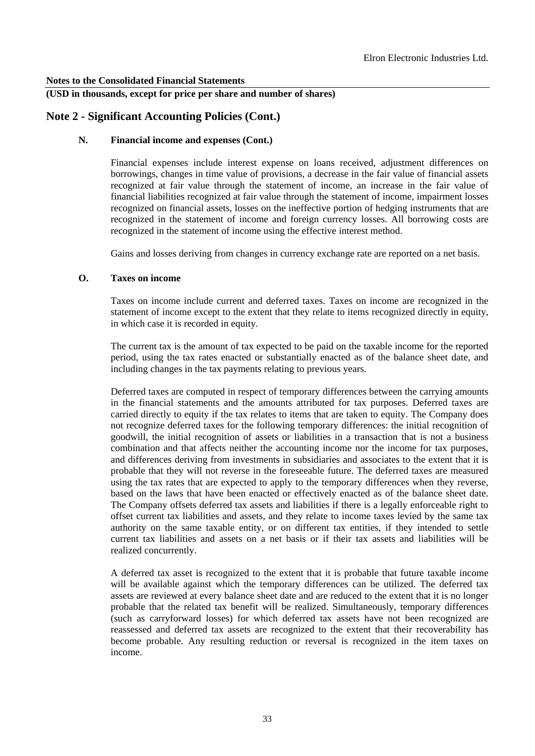**Notes to the Consolidated Financial Statements**

**(USD in thousands, except for price per share and number of shares)**

## Note 2 - Significant Accounting Policies (Cont.)

### N. Financial income and expenses (Cont.)

Financial expenses include interest expense on loans received, adjustment differences on borrowings, changes in time value of provisions, a decrease in the fair value of financial assets recognized at fair value through the statement of income, an increase in the fair value of financial liabilities recognized at fair value through the statement of income, impairment losses recognized on financial assets, losses on the ineffective portion of hedging instruments that are recognized in the statement of income and foreign currency losses. All borrowing costs are recognized in the statement of income using the effective interest method.

Gains and losses deriving from changes in currency exchange rate are reported on a net basis.

### O. Taxes on income

Taxes on income include current and deferred taxes. Taxes on income are recognized in the statement of income except to the extent that they relate to items recognized directly in equity, in which case it is recorded in equity.

The current tax is the amount of tax expected to be paid on the taxable income for the reported period, using the tax rates enacted or substantially enacted as of the balance sheet date, and including changes in the tax payments relating to previous years.

Deferred taxes are computed in respect of temporary differences between the carrying amounts in the financial statements and the amounts attributed for tax purposes. Deferred taxes are carried directly to equity if the tax relates to items that are taken to equity. The Company does not recognize deferred taxes for the following temporary differences: the initial recognition of goodwill, the initial recognition of assets or liabilities in a transaction that is not a business combination and that affects neither the accounting income nor the income for tax purposes, and differences deriving from investments in subsidiaries and associates to the extent that it is probable that they will not reverse in the foreseeable future. The deferred taxes are measured using the tax rates that are expected to apply to the temporary differences when they reverse, based on the laws that have been enacted or effectively enacted as of the balance sheet date. The Company offsets deferred tax assets and liabilities if there is a legally enforceable right to offset current tax liabilities and assets, and they relate to income taxes levied by the same tax authority on the same taxable entity, or on different tax entities, if they intended to settle current tax liabilities and assets on a net basis or if their tax assets and liabilities will be realized concurrently.

A deferred tax asset is recognized to the extent that it is probable that future taxable income will be available against which the temporary differences can be utilized. The deferred tax assets are reviewed at every balance sheet date and are reduced to the extent that it is no longer probable that the related tax benefit will be realized. Simultaneously, temporary differences (such as carryforward losses) for which deferred tax assets have not been recognized are reassessed and deferred tax assets are recognized to the extent that their recoverability has become probable. Any resulting reduction or reversal is recognized in the item taxes on income.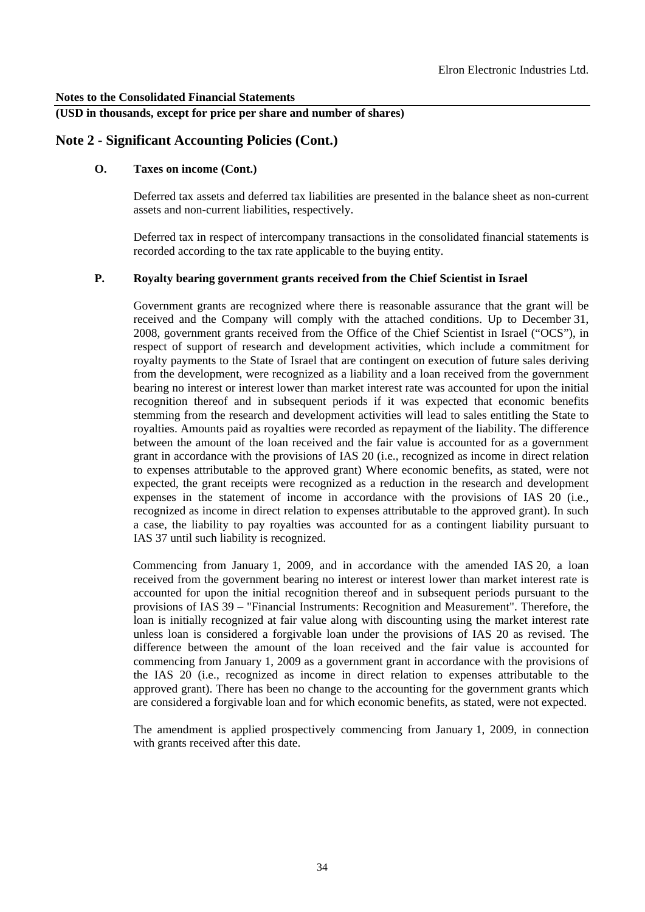**Notes to the Consolidated Financial Statements**

**(USD in thousands, except for price per share and number of shares)**

## Note 2 - Significant Accounting Policies (Cont.)

**O. Taxes on income (Cont.)**

Deferred tax assets and deferred tax liabilities are presented in the balance sheet as non-current assets and non-current liabilities, respectively.

Deferred tax in respect of intercompany transactions in the consolidated financial statements is recorded according to the tax rate applicable to the buying entity.

**P. Royalty bearing government grants received from the Chief Scientist in Israel**

Government grants are recognized where there is reasonable assurance that the grant will be received and the Company will comply with the attached conditions. Up to December 31, 2008, government grants received from the Office of the Chief Scientist in Israel ("OCS"), in respect of support of research and development activities, which include a commitment for royalty payments to the State of Israel that are contingent on execution of future sales deriving from the development, were recognized as a liability and a loan received from the government bearing no interest or interest lower than market interest rate was accounted for upon the initial recognition thereof and in subsequent periods if it was expected that economic benefits stemming from the research and development activities will lead to sales entitling the State to royalties. Amounts paid as royalties were recorded as repayment of the liability. The difference between the amount of the loan received and the fair value is accounted for as a government grant in accordance with the provisions of IAS 20 (i.e., recognized as income in direct relation to expenses attributable to the approved grant) Where economic benefits, as stated, were not expected, the grant receipts were recognized as a reduction in the research and development expenses in the statement of income in accordance with the provisions of IAS 20 (i.e., recognized as income in direct relation to expenses attributable to the approved grant). In such a case, the liability to pay royalties was accounted for as a contingent liability pursuant to IAS 37 until such liability is recognized.

Commencing from January 1, 2009, and in accordance with the amended IAS 20, a loan received from the government bearing no interest or interest lower than market interest rate is accounted for upon the initial recognition thereof and in subsequent periods pursuant to the provisions of IAS 39 – "Financial Instruments: Recognition and Measurement". Therefore, the loan is initially recognized at fair value along with discounting using the market interest rate unless loan is considered a forgivable loan under the provisions of IAS 20 as revised. The difference between the amount of the loan received and the fair value is accounted for commencing from January 1, 2009 as a government grant in accordance with the provisions of the IAS 20 (i.e., recognized as income in direct relation to expenses attributable to the approved grant). There has been no change to the accounting for the government grants which are considered a forgivable loan and for which economic benefits, as stated, were not expected.

The amendment is applied prospectively commencing from January 1, 2009, in connection with grants received after this date.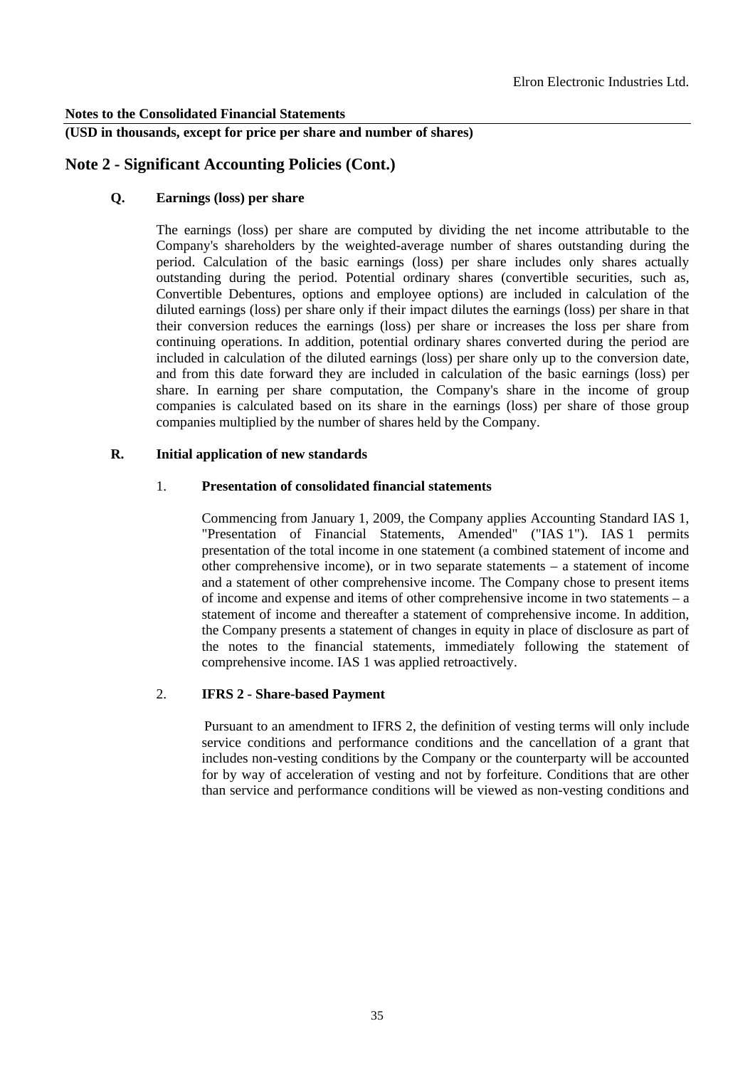**Notes to the Consolidated Financial Statements**

**(USD in thousands, except for price per share and number of shares)**

## Note 2 - Significant Accounting Policies (Cont.)

### Q. Earnings (loss) per share

The earnings (loss) per share are computed by dividing the net income attributable to the Company's shareholders by the weighted-average number of shares outstanding during the period. Calculation of the basic earnings (loss) per share includes only shares actually outstanding during the period. Potential ordinary shares (convertible securities, such as, Convertible Debentures, options and employee options) are included in calculation of the diluted earnings (loss) per share only if their impact dilutes the earnings (loss) per share in that their conversion reduces the earnings (loss) per share or increases the loss per share from continuing operations. In addition, potential ordinary shares converted during the period are included in calculation of the diluted earnings (loss) per share only up to the conversion date, and from this date forward they are included in calculation of the basic earnings (loss) per share. In earning per share computation, the Company's share in the income of group companies is calculated based on its share in the earnings (loss) per share of those group companies multiplied by the number of shares held by the Company.

### R. Initial application of new standards

#### 1. Presentation of consolidated financial statements

Commencing from January 1, 2009, the Company applies Accounting Standard IAS 1, "Presentation of Financial Statements, Amended" ("IAS 1"). IAS 1 permits presentation of the total income in one statement (a combined statement of income and other comprehensive income), or in two separate statements – a statement of income and a statement of other comprehensive income. The Company chose to present items of income and expense and items of other comprehensive income in two statements – a statement of income and thereafter a statement of comprehensive income. In addition, the Company presents a statement of changes in equity in place of disclosure as part of the notes to the financial statements, immediately following the statement of comprehensive income. IAS 1 was applied retroactively.

#### 2. IFRS 2 - Share-based Payment

Pursuant to an amendment to IFRS 2, the definition of vesting terms will only include service conditions and performance conditions and the cancellation of a grant that includes non-vesting conditions by the Company or the counterparty will be accounted for by way of acceleration of vesting and not by forfeiture. Conditions that are other than service and performance conditions will be viewed as non-vesting conditions and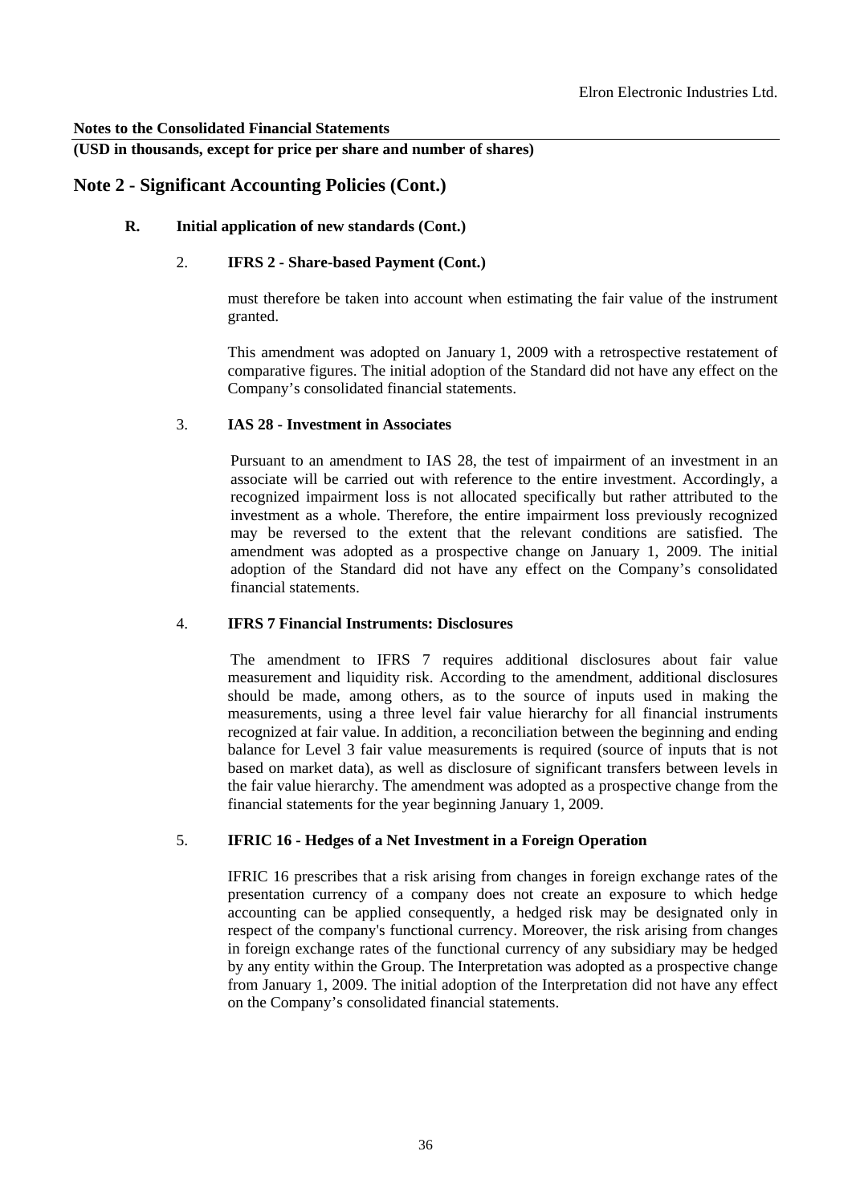**Notes to the Consolidated Financial Statements**

**(USD in thousands, except for price per share and number of shares)**

## Note 2 - Significant Accounting Policies (Cont.)

### R. Initial application of new standards (Cont.)

#### 2. IFRS 2 - Share-based Payment (Cont.)

must therefore be taken into account when estimating the fair value of the instrument granted.

This amendment was adopted on January 1, 2009 with a retrospective restatement of comparative figures. The initial adoption of the Standard did not have any effect on the Company's consolidated financial statements.

#### 3. IAS 28 - Investment in Associates

Pursuant to an amendment to IAS 28, the test of impairment of an investment in an associate will be carried out with reference to the entire investment. Accordingly, a recognized impairment loss is not allocated specifically but rather attributed to the investment as a whole. Therefore, the entire impairment loss previously recognized may be reversed to the extent that the relevant conditions are satisfied. The amendment was adopted as a prospective change on January 1, 2009. The initial adoption of the Standard did not have any effect on the Company's consolidated financial statements.

#### 4. IFRS 7 Financial Instruments: Disclosures

The amendment to IFRS 7 requires additional disclosures about fair value measurement and liquidity risk. According to the amendment, additional disclosures should be made, among others, as to the source of inputs used in making the measurements, using a three level fair value hierarchy for all financial instruments recognized at fair value. In addition, a reconciliation between the beginning and ending balance for Level 3 fair value measurements is required (source of inputs that is not based on market data), as well as disclosure of significant transfers between levels in the fair value hierarchy. The amendment was adopted as a prospective change from the financial statements for the year beginning January 1, 2009.

#### 5. IFRIC 16 - Hedges of a Net Investment in a Foreign Operation

IFRIC 16 prescribes that a risk arising from changes in foreign exchange rates of the presentation currency of a company does not create an exposure to which hedge accounting can be applied consequently, a hedged risk may be designated only in respect of the company's functional currency. Moreover, the risk arising from changes in foreign exchange rates of the functional currency of any subsidiary may be hedged by any entity within the Group. The Interpretation was adopted as a prospective change from January 1, 2009. The initial adoption of the Interpretation did not have any effect on the Company's consolidated financial statements.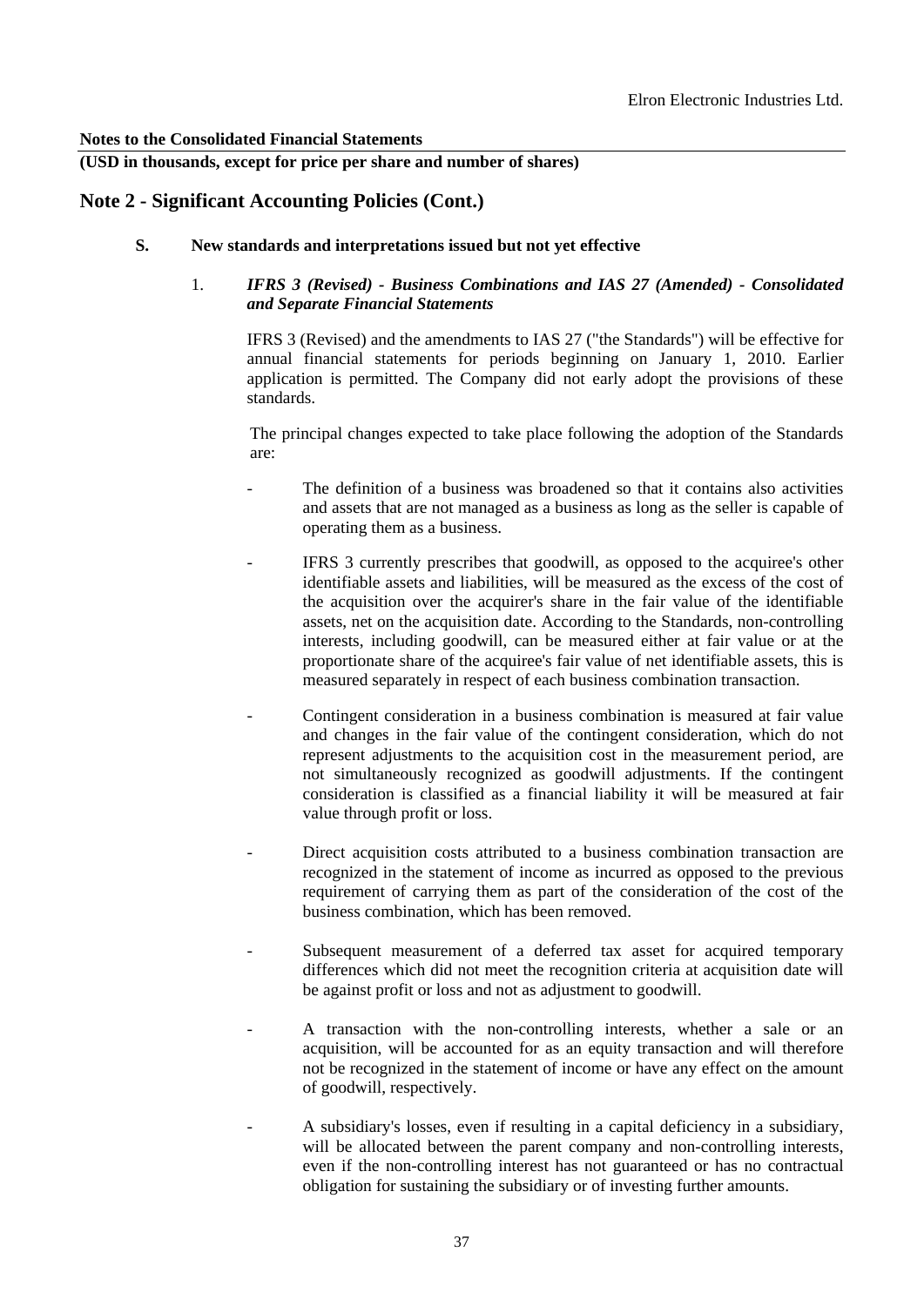**Notes to the Consolidated Financial Statements**

**(USD in thousands, except for price per share and number of shares)**

## Note 2 - Significant Accounting Policies (Cont.)

### S. New standards and interpretations issued but not yet effective

1. ***IFRS 3 (Revised) - Business Combinations and IAS 27 (Amended) - Consolidated and Separate Financial Statements***

IFRS 3 (Revised) and the amendments to IAS 27 ("the Standards") will be effective for annual financial statements for periods beginning on January 1, 2010. Earlier application is permitted. The Company did not early adopt the provisions of these standards.

The principal changes expected to take place following the adoption of the Standards are:

- The definition of a business was broadened so that it contains also activities and assets that are not managed as a business as long as the seller is capable of operating them as a business.

- IFRS 3 currently prescribes that goodwill, as opposed to the acquiree's other identifiable assets and liabilities, will be measured as the excess of the cost of the acquisition over the acquirer's share in the fair value of the identifiable assets, net on the acquisition date. According to the Standards, non-controlling interests, including goodwill, can be measured either at fair value or at the proportionate share of the acquiree's fair value of net identifiable assets, this is measured separately in respect of each business combination transaction.

- Contingent consideration in a business combination is measured at fair value and changes in the fair value of the contingent consideration, which do not represent adjustments to the acquisition cost in the measurement period, are not simultaneously recognized as goodwill adjustments. If the contingent consideration is classified as a financial liability it will be measured at fair value through profit or loss.

- Direct acquisition costs attributed to a business combination transaction are recognized in the statement of income as incurred as opposed to the previous requirement of carrying them as part of the consideration of the cost of the business combination, which has been removed.

- Subsequent measurement of a deferred tax asset for acquired temporary differences which did not meet the recognition criteria at acquisition date will be against profit or loss and not as adjustment to goodwill.

- A transaction with the non-controlling interests, whether a sale or an acquisition, will be accounted for as an equity transaction and will therefore not be recognized in the statement of income or have any effect on the amount of goodwill, respectively.

- A subsidiary's losses, even if resulting in a capital deficiency in a subsidiary, will be allocated between the parent company and non-controlling interests, even if the non-controlling interest has not guaranteed or has no contractual obligation for sustaining the subsidiary or of investing further amounts.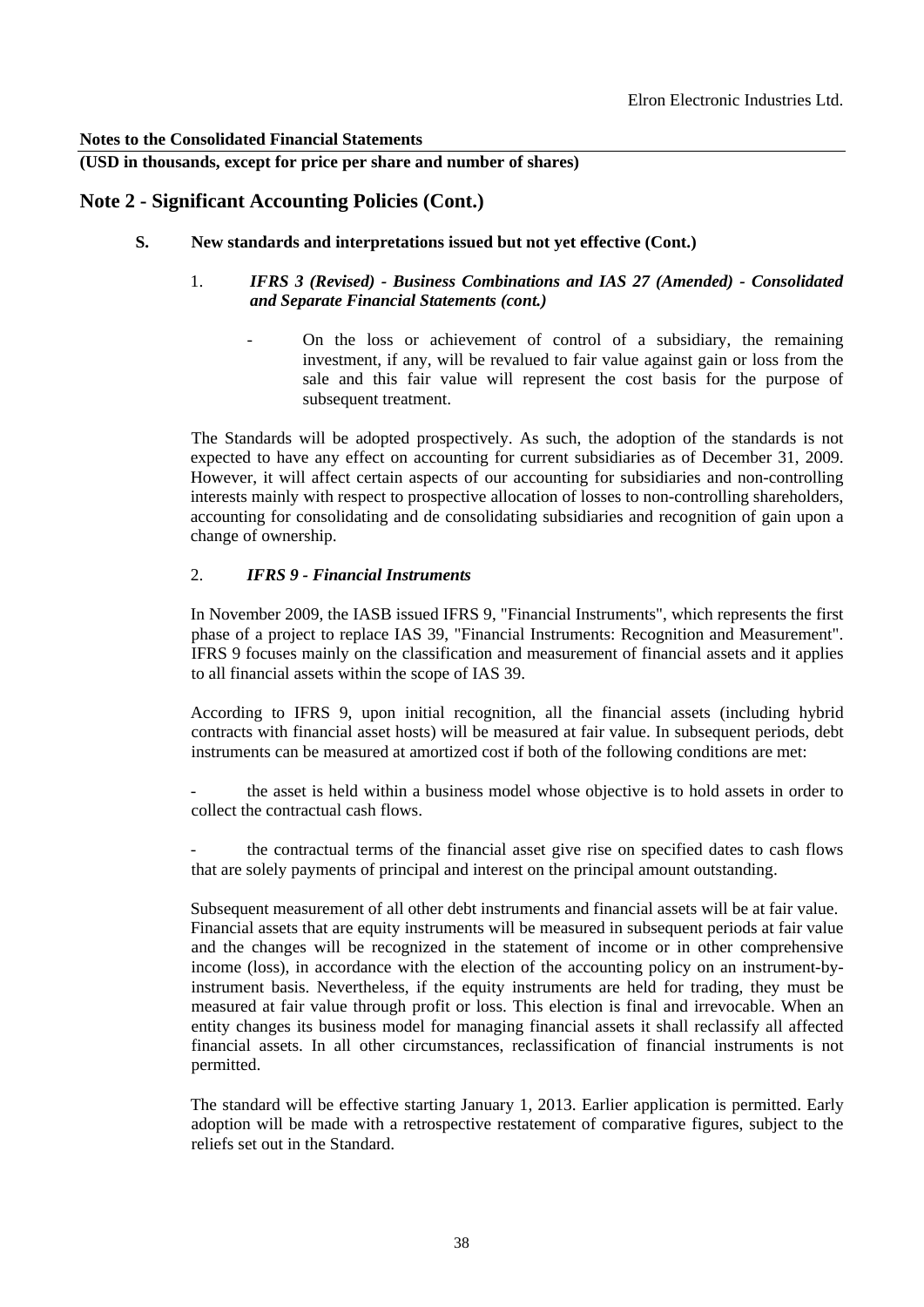**Notes to the Consolidated Financial Statements**

**(USD in thousands, except for price per share and number of shares)**

## Note 2 - Significant Accounting Policies (Cont.)

### S. New standards and interpretations issued but not yet effective (Cont.)

#### 1. *IFRS 3 (Revised) - Business Combinations and IAS 27 (Amended) - Consolidated and Separate Financial Statements (cont.)*

- On the loss or achievement of control of a subsidiary, the remaining investment, if any, will be revalued to fair value against gain or loss from the sale and this fair value will represent the cost basis for the purpose of subsequent treatment.

The Standards will be adopted prospectively. As such, the adoption of the standards is not expected to have any effect on accounting for current subsidiaries as of December 31, 2009. However, it will affect certain aspects of our accounting for subsidiaries and non-controlling interests mainly with respect to prospective allocation of losses to non-controlling shareholders, accounting for consolidating and de consolidating subsidiaries and recognition of gain upon a change of ownership.

#### 2. *IFRS 9 - Financial Instruments*

In November 2009, the IASB issued IFRS 9, "Financial Instruments", which represents the first phase of a project to replace IAS 39, "Financial Instruments: Recognition and Measurement". IFRS 9 focuses mainly on the classification and measurement of financial assets and it applies to all financial assets within the scope of IAS 39.

According to IFRS 9, upon initial recognition, all the financial assets (including hybrid contracts with financial asset hosts) will be measured at fair value. In subsequent periods, debt instruments can be measured at amortized cost if both of the following conditions are met:

- the asset is held within a business model whose objective is to hold assets in order to collect the contractual cash flows.

- the contractual terms of the financial asset give rise on specified dates to cash flows that are solely payments of principal and interest on the principal amount outstanding.

Subsequent measurement of all other debt instruments and financial assets will be at fair value. Financial assets that are equity instruments will be measured in subsequent periods at fair value and the changes will be recognized in the statement of income or in other comprehensive income (loss), in accordance with the election of the accounting policy on an instrument-by-instrument basis. Nevertheless, if the equity instruments are held for trading, they must be measured at fair value through profit or loss. This election is final and irrevocable. When an entity changes its business model for managing financial assets it shall reclassify all affected financial assets. In all other circumstances, reclassification of financial instruments is not permitted.

The standard will be effective starting January 1, 2013. Earlier application is permitted. Early adoption will be made with a retrospective restatement of comparative figures, subject to the reliefs set out in the Standard.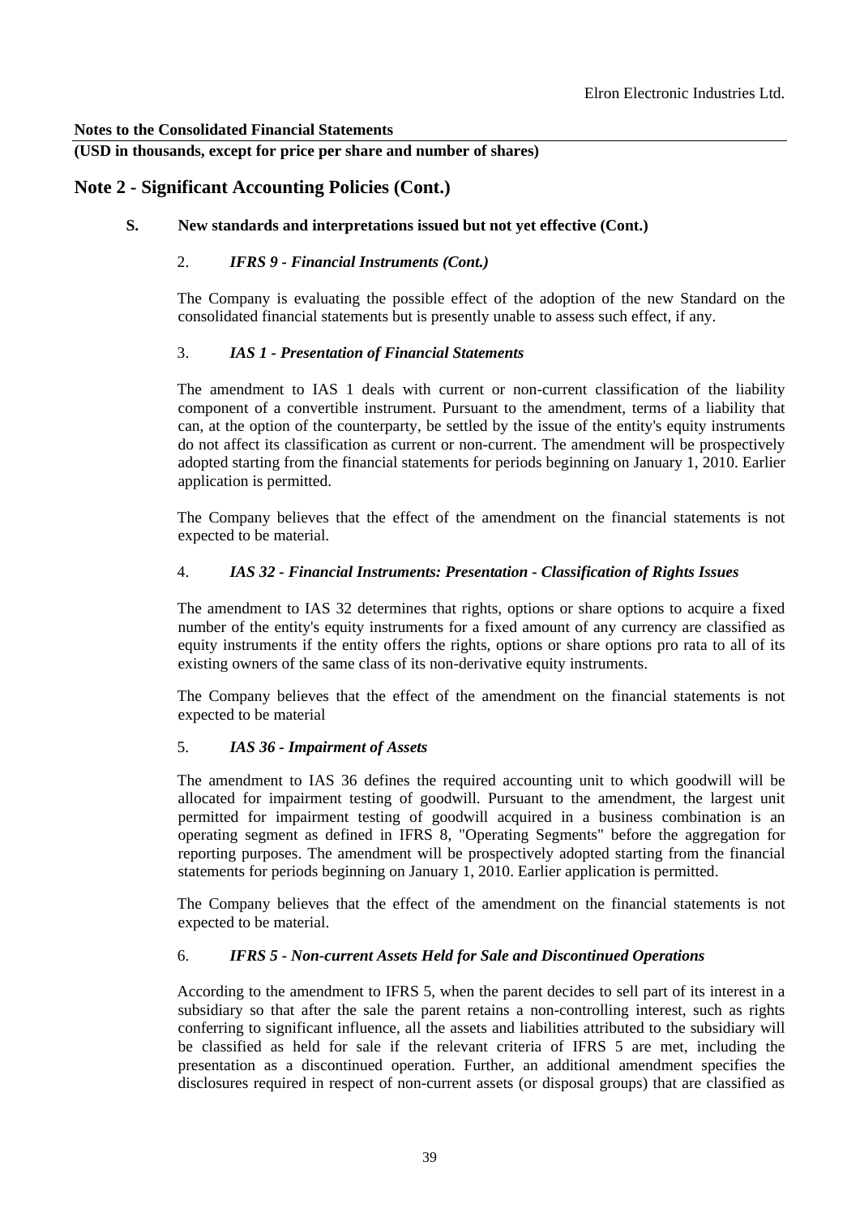**Notes to the Consolidated Financial Statements**

**(USD in thousands, except for price per share and number of shares)**

## Note 2 - Significant Accounting Policies (Cont.)

### S. New standards and interpretations issued but not yet effective (Cont.)

#### 2. *IFRS 9 - Financial Instruments (Cont.)*

The Company is evaluating the possible effect of the adoption of the new Standard on the consolidated financial statements but is presently unable to assess such effect, if any.

#### 3. *IAS 1 - Presentation of Financial Statements*

The amendment to IAS 1 deals with current or non-current classification of the liability component of a convertible instrument. Pursuant to the amendment, terms of a liability that can, at the option of the counterparty, be settled by the issue of the entity's equity instruments do not affect its classification as current or non-current. The amendment will be prospectively adopted starting from the financial statements for periods beginning on January 1, 2010. Earlier application is permitted.

The Company believes that the effect of the amendment on the financial statements is not expected to be material.

#### 4. *IAS 32 - Financial Instruments: Presentation - Classification of Rights Issues*

The amendment to IAS 32 determines that rights, options or share options to acquire a fixed number of the entity's equity instruments for a fixed amount of any currency are classified as equity instruments if the entity offers the rights, options or share options pro rata to all of its existing owners of the same class of its non-derivative equity instruments.

The Company believes that the effect of the amendment on the financial statements is not expected to be material

#### 5. *IAS 36 - Impairment of Assets*

The amendment to IAS 36 defines the required accounting unit to which goodwill will be allocated for impairment testing of goodwill. Pursuant to the amendment, the largest unit permitted for impairment testing of goodwill acquired in a business combination is an operating segment as defined in IFRS 8, "Operating Segments" before the aggregation for reporting purposes. The amendment will be prospectively adopted starting from the financial statements for periods beginning on January 1, 2010. Earlier application is permitted.

The Company believes that the effect of the amendment on the financial statements is not expected to be material.

#### 6. *IFRS 5 - Non-current Assets Held for Sale and Discontinued Operations*

According to the amendment to IFRS 5, when the parent decides to sell part of its interest in a subsidiary so that after the sale the parent retains a non-controlling interest, such as rights conferring to significant influence, all the assets and liabilities attributed to the subsidiary will be classified as held for sale if the relevant criteria of IFRS 5 are met, including the presentation as a discontinued operation. Further, an additional amendment specifies the disclosures required in respect of non-current assets (or disposal groups) that are classified as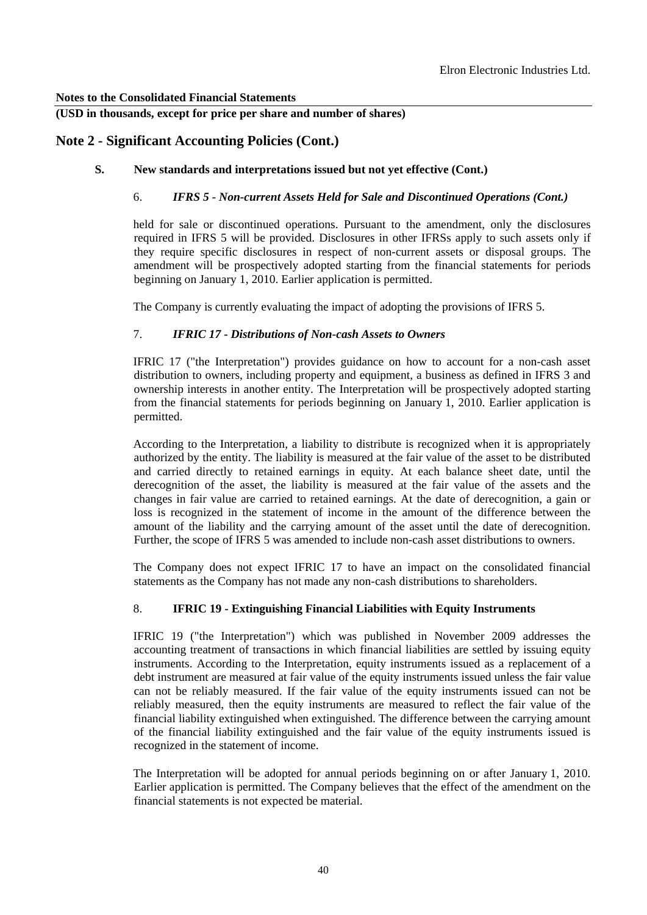**Notes to the Consolidated Financial Statements**

**(USD in thousands, except for price per share and number of shares)**

## Note 2 - Significant Accounting Policies (Cont.)

### S. New standards and interpretations issued but not yet effective (Cont.)

#### 6. *IFRS 5 - Non-current Assets Held for Sale and Discontinued Operations (Cont.)*

held for sale or discontinued operations. Pursuant to the amendment, only the disclosures required in IFRS 5 will be provided. Disclosures in other IFRSs apply to such assets only if they require specific disclosures in respect of non-current assets or disposal groups. The amendment will be prospectively adopted starting from the financial statements for periods beginning on January 1, 2010. Earlier application is permitted.

The Company is currently evaluating the impact of adopting the provisions of IFRS 5.

#### 7. *IFRIC 17 - Distributions of Non-cash Assets to Owners*

IFRIC 17 ("the Interpretation") provides guidance on how to account for a non-cash asset distribution to owners, including property and equipment, a business as defined in IFRS 3 and ownership interests in another entity. The Interpretation will be prospectively adopted starting from the financial statements for periods beginning on January 1, 2010. Earlier application is permitted.

According to the Interpretation, a liability to distribute is recognized when it is appropriately authorized by the entity. The liability is measured at the fair value of the asset to be distributed and carried directly to retained earnings in equity. At each balance sheet date, until the derecognition of the asset, the liability is measured at the fair value of the assets and the changes in fair value are carried to retained earnings. At the date of derecognition, a gain or loss is recognized in the statement of income in the amount of the difference between the amount of the liability and the carrying amount of the asset until the date of derecognition. Further, the scope of IFRS 5 was amended to include non-cash asset distributions to owners.

The Company does not expect IFRIC 17 to have an impact on the consolidated financial statements as the Company has not made any non-cash distributions to shareholders.

#### 8. **IFRIC 19 - Extinguishing Financial Liabilities with Equity Instruments**

IFRIC 19 ("the Interpretation") which was published in November 2009 addresses the accounting treatment of transactions in which financial liabilities are settled by issuing equity instruments. According to the Interpretation, equity instruments issued as a replacement of a debt instrument are measured at fair value of the equity instruments issued unless the fair value can not be reliably measured. If the fair value of the equity instruments issued can not be reliably measured, then the equity instruments are measured to reflect the fair value of the financial liability extinguished when extinguished. The difference between the carrying amount of the financial liability extinguished and the fair value of the equity instruments issued is recognized in the statement of income.

The Interpretation will be adopted for annual periods beginning on or after January 1, 2010. Earlier application is permitted. The Company believes that the effect of the amendment on the financial statements is not expected be material.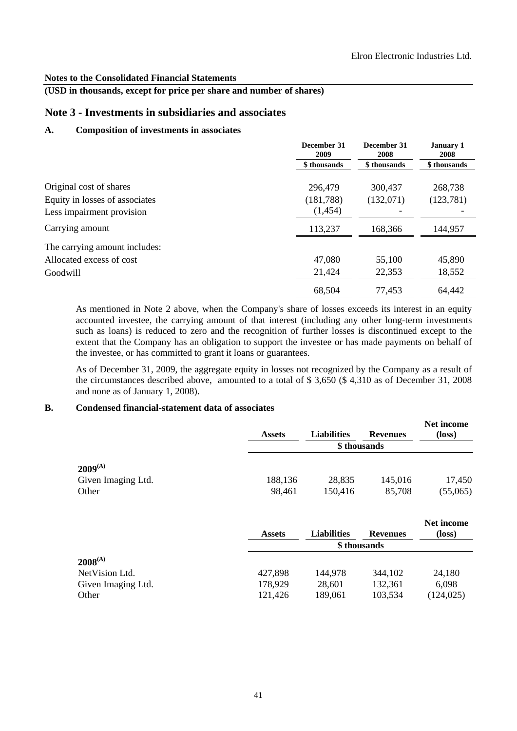**Notes to the Consolidated Financial Statements**

**(USD in thousands, except for price per share and number of shares)**

## Note 3 - Investments in subsidiaries and associates

### A. Composition of investments in associates

| | December 31 2009 | December 31 2008 | January 1 2008 |
|---|---|---|---|
| | $ thousands | $ thousands | $ thousands |
| Original cost of shares | 296,479 | 300,437 | 268,738 |
| Equity in losses of associates | (181,788) | (132,071) | (123,781) |
| Less impairment provision | (1,454) | - | - |
| Carrying amount | 113,237 | 168,366 | 144,957 |
| The carrying amount includes: | | | |
| Allocated excess of cost | 47,080 | 55,100 | 45,890 |
| Goodwill | 21,424 | 22,353 | 18,552 |
| | 68,504 | 77,453 | 64,442 |

As mentioned in Note 2 above, when the Company's share of losses exceeds its interest in an equity accounted investee, the carrying amount of that interest (including any other long-term investments such as loans) is reduced to zero and the recognition of further losses is discontinued except to the extent that the Company has an obligation to support the investee or has made payments on behalf of the investee, or has committed to grant it loans or guarantees.

As of December 31, 2009, the aggregate equity in losses not recognized by the Company as a result of the circumstances described above, amounted to a total of $ 3,650 ($ 4,310 as of December 31, 2008 and none as of January 1, 2008).

### B. Condensed financial-statement data of associates

| | Assets | Liabilities | Revenues | Net income (loss) |
|---|---|---|---|---|
| | $ thousands | | | |
| **2009[(A)]** | | | | |
| Given Imaging Ltd. | 188,136 | 28,835 | 145,016 | 17,450 |
| Other | 98,461 | 150,416 | 85,708 | (55,065) |

| | Assets | Liabilities | Revenues | Net income (loss) |
|---|---|---|---|---|
| | $ thousands | | | |
| **2008[(A)]** | | | | |
| NetVision Ltd. | 427,898 | 144,978 | 344,102 | 24,180 |
| Given Imaging Ltd. | 178,929 | 28,601 | 132,361 | 6,098 |
| Other | 121,426 | 189,061 | 103,534 | (124,025) |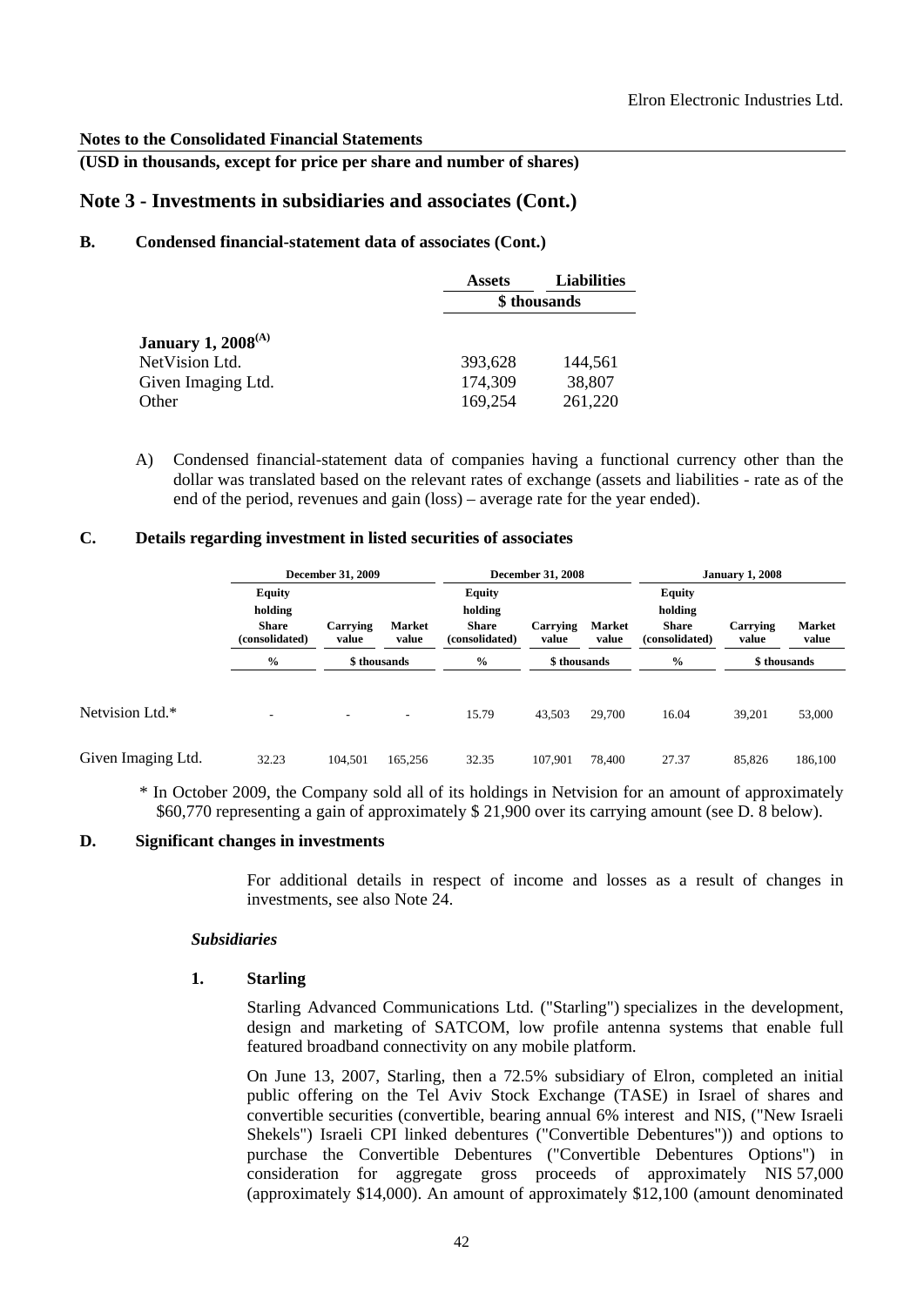**Notes to the Consolidated Financial Statements**

**(USD in thousands, except for price per share and number of shares)**

## Note 3 - Investments in subsidiaries and associates (Cont.)

### B. Condensed financial-statement data of associates (Cont.)

| | Assets | Liabilities |
|---|---|---|
| | \$ thousands | |
| **January 1, 2008[(A)]** | | |
| NetVision Ltd. | 393,628 | 144,561 |
| Given Imaging Ltd. | 174,309 | 38,807 |
| Other | 169,254 | 261,220 |

A) Condensed financial-statement data of companies having a functional currency other than the dollar was translated based on the relevant rates of exchange (assets and liabilities - rate as of the end of the period, revenues and gain (loss) – average rate for the year ended).

### C. Details regarding investment in listed securities of associates

| | December 31, 2009 | | | December 31, 2008 | | | January 1, 2008 | | |
|---|---|---|---|---|---|---|---|---|---|
| | Equity holding Share (consolidated) | Carrying value | Market value | Equity holding Share (consolidated) | Carrying value | Market value | Equity holding Share (consolidated) | Carrying value | Market value |
| | % | \$ thousands | | % | \$ thousands | | % | \$ thousands | |
| Netvision Ltd.* | - | - | - | 15.79 | 43,503 | 29,700 | 16.04 | 39,201 | 53,000 |
| Given Imaging Ltd. | 32.23 | 104,501 | 165,256 | 32.35 | 107,901 | 78,400 | 27.37 | 85,826 | 186,100 |

\* In October 2009, the Company sold all of its holdings in Netvision for an amount of approximately \$60,770 representing a gain of approximately \$ 21,900 over its carrying amount (see D. 8 below).

### D. Significant changes in investments

For additional details in respect of income and losses as a result of changes in investments, see also Note 24.

***Subsidiaries***

**1. Starling**

Starling Advanced Communications Ltd. ("Starling") specializes in the development, design and marketing of SATCOM, low profile antenna systems that enable full featured broadband connectivity on any mobile platform.

On June 13, 2007, Starling, then a 72.5% subsidiary of Elron, completed an initial public offering on the Tel Aviv Stock Exchange (TASE) in Israel of shares and convertible securities (convertible, bearing annual 6% interest and NIS, ("New Israeli Shekels") Israeli CPI linked debentures ("Convertible Debentures")) and options to purchase the Convertible Debentures ("Convertible Debentures Options") in consideration for aggregate gross proceeds of approximately NIS 57,000 (approximately \$14,000). An amount of approximately \$12,100 (amount denominated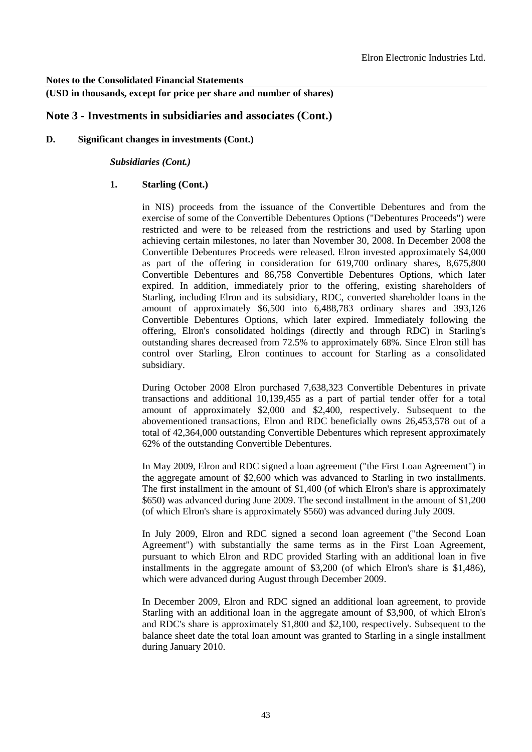**Notes to the Consolidated Financial Statements**

**(USD in thousands, except for price per share and number of shares)**

## Note 3 - Investments in subsidiaries and associates (Cont.)

### D. Significant changes in investments (Cont.)

***Subsidiaries (Cont.)***

#### 1. Starling (Cont.)

in NIS) proceeds from the issuance of the Convertible Debentures and from the exercise of some of the Convertible Debentures Options ("Debentures Proceeds") were restricted and were to be released from the restrictions and used by Starling upon achieving certain milestones, no later than November 30, 2008. In December 2008 the Convertible Debentures Proceeds were released. Elron invested approximately $4,000 as part of the offering in consideration for 619,700 ordinary shares, 8,675,800 Convertible Debentures and 86,758 Convertible Debentures Options, which later expired. In addition, immediately prior to the offering, existing shareholders of Starling, including Elron and its subsidiary, RDC, converted shareholder loans in the amount of approximately $6,500 into 6,488,783 ordinary shares and 393,126 Convertible Debentures Options, which later expired. Immediately following the offering, Elron's consolidated holdings (directly and through RDC) in Starling's outstanding shares decreased from 72.5% to approximately 68%. Since Elron still has control over Starling, Elron continues to account for Starling as a consolidated subsidiary.

During October 2008 Elron purchased 7,638,323 Convertible Debentures in private transactions and additional 10,139,455 as a part of partial tender offer for a total amount of approximately $2,000 and $2,400, respectively. Subsequent to the abovementioned transactions, Elron and RDC beneficially owns 26,453,578 out of a total of 42,364,000 outstanding Convertible Debentures which represent approximately 62% of the outstanding Convertible Debentures.

In May 2009, Elron and RDC signed a loan agreement ("the First Loan Agreement") in the aggregate amount of $2,600 which was advanced to Starling in two installments. The first installment in the amount of $1,400 (of which Elron's share is approximately $650) was advanced during June 2009. The second installment in the amount of $1,200 (of which Elron's share is approximately $560) was advanced during July 2009.

In July 2009, Elron and RDC signed a second loan agreement ("the Second Loan Agreement") with substantially the same terms as in the First Loan Agreement, pursuant to which Elron and RDC provided Starling with an additional loan in five installments in the aggregate amount of $3,200 (of which Elron's share is $1,486), which were advanced during August through December 2009.

In December 2009, Elron and RDC signed an additional loan agreement, to provide Starling with an additional loan in the aggregate amount of $3,900, of which Elron's and RDC's share is approximately $1,800 and $2,100, respectively. Subsequent to the balance sheet date the total loan amount was granted to Starling in a single installment during January 2010.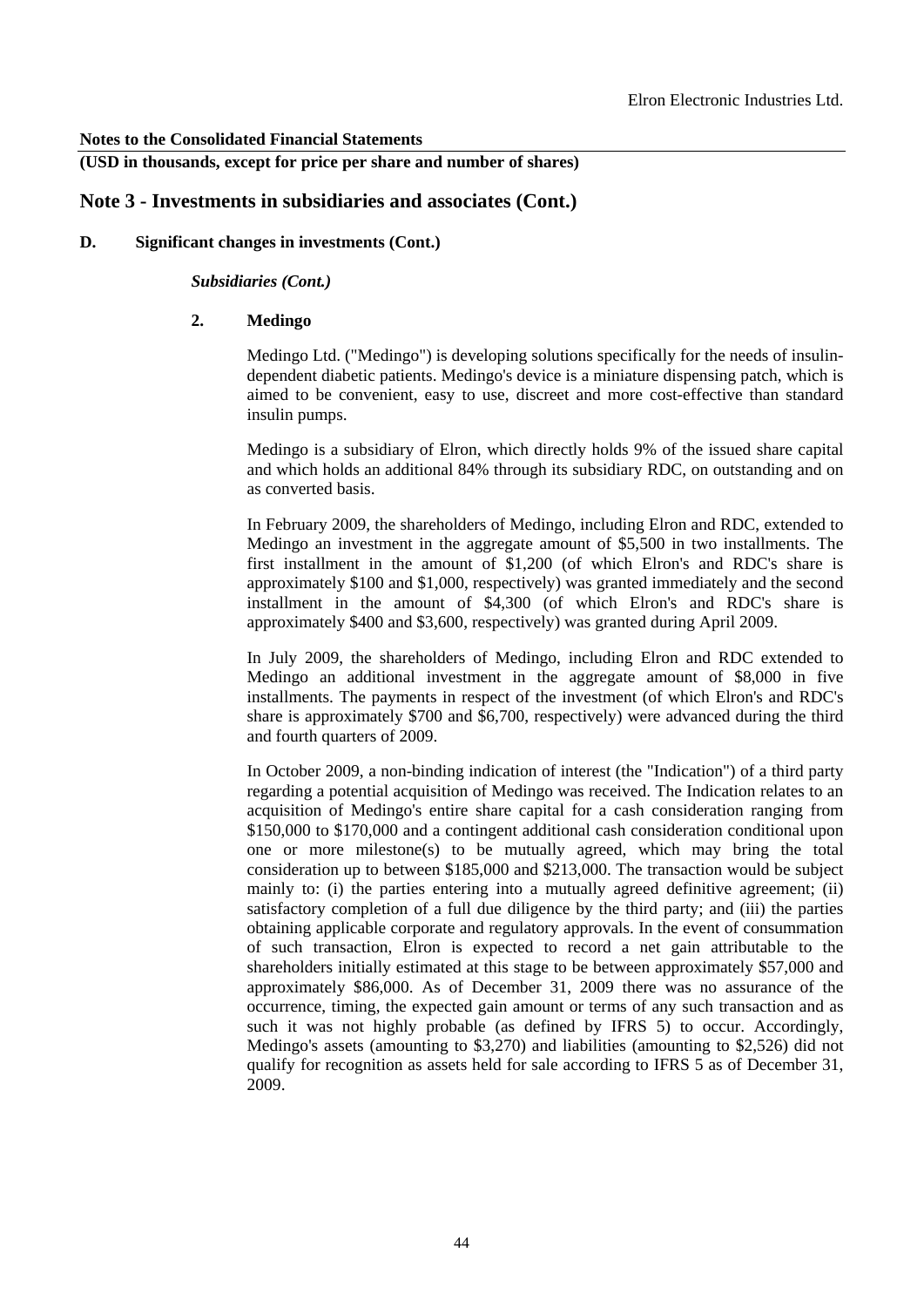**Notes to the Consolidated Financial Statements**

**(USD in thousands, except for price per share and number of shares)**

## Note 3 - Investments in subsidiaries and associates (Cont.)

### D. Significant changes in investments (Cont.)

***Subsidiaries (Cont.)***

#### 2. Medingo

Medingo Ltd. ("Medingo") is developing solutions specifically for the needs of insulin-dependent diabetic patients. Medingo's device is a miniature dispensing patch, which is aimed to be convenient, easy to use, discreet and more cost-effective than standard insulin pumps.

Medingo is a subsidiary of Elron, which directly holds 9% of the issued share capital and which holds an additional 84% through its subsidiary RDC, on outstanding and on as converted basis.

In February 2009, the shareholders of Medingo, including Elron and RDC, extended to Medingo an investment in the aggregate amount of $5,500 in two installments. The first installment in the amount of $1,200 (of which Elron's and RDC's share is approximately $100 and $1,000, respectively) was granted immediately and the second installment in the amount of $4,300 (of which Elron's and RDC's share is approximately $400 and $3,600, respectively) was granted during April 2009.

In July 2009, the shareholders of Medingo, including Elron and RDC extended to Medingo an additional investment in the aggregate amount of $8,000 in five installments. The payments in respect of the investment (of which Elron's and RDC's share is approximately $700 and $6,700, respectively) were advanced during the third and fourth quarters of 2009.

In October 2009, a non-binding indication of interest (the "Indication") of a third party regarding a potential acquisition of Medingo was received. The Indication relates to an acquisition of Medingo's entire share capital for a cash consideration ranging from $150,000 to $170,000 and a contingent additional cash consideration conditional upon one or more milestone(s) to be mutually agreed, which may bring the total consideration up to between $185,000 and $213,000. The transaction would be subject mainly to: (i) the parties entering into a mutually agreed definitive agreement; (ii) satisfactory completion of a full due diligence by the third party; and (iii) the parties obtaining applicable corporate and regulatory approvals. In the event of consummation of such transaction, Elron is expected to record a net gain attributable to the shareholders initially estimated at this stage to be between approximately $57,000 and approximately $86,000. As of December 31, 2009 there was no assurance of the occurrence, timing, the expected gain amount or terms of any such transaction and as such it was not highly probable (as defined by IFRS 5) to occur. Accordingly, Medingo's assets (amounting to $3,270) and liabilities (amounting to $2,526) did not qualify for recognition as assets held for sale according to IFRS 5 as of December 31, 2009.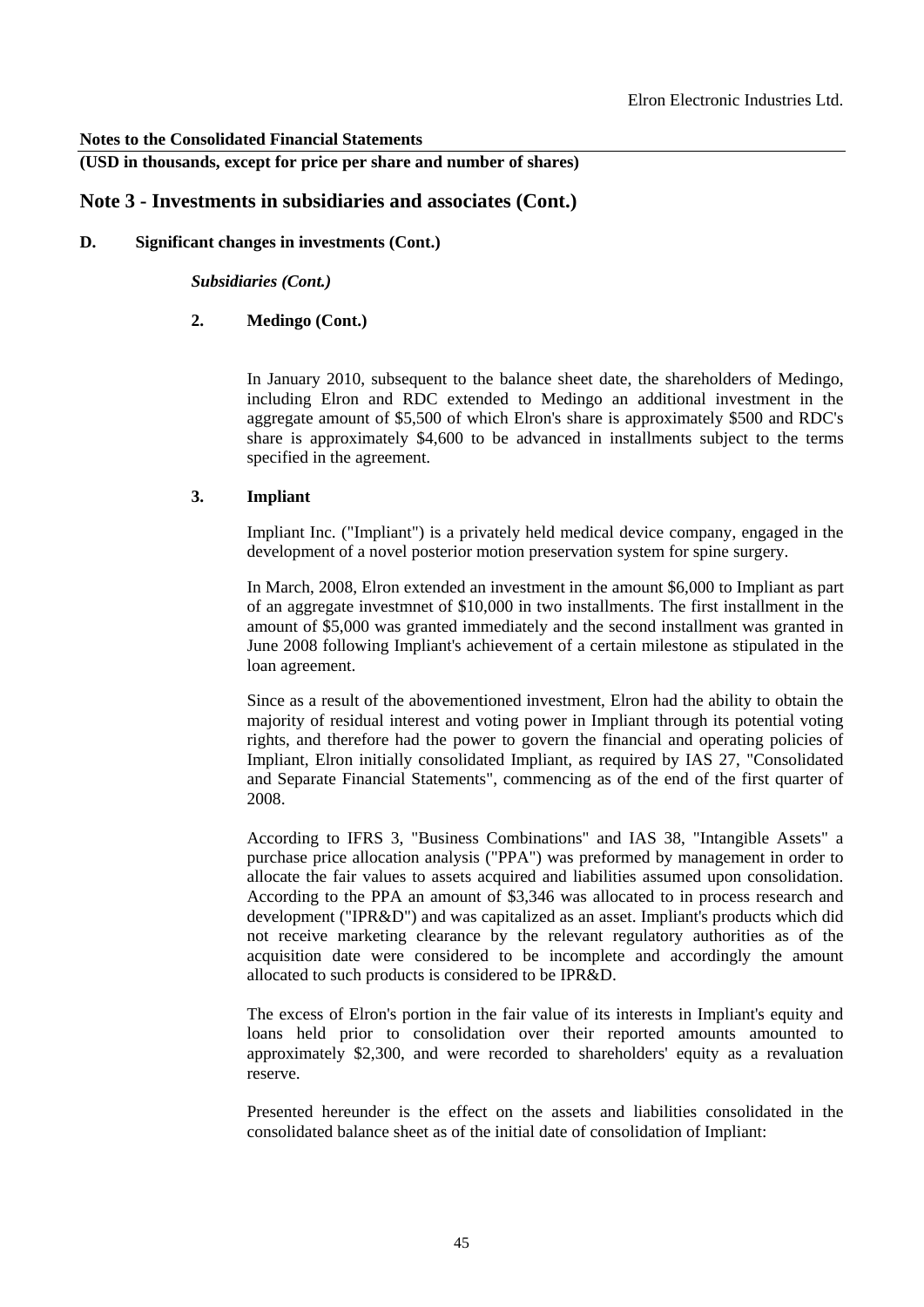**Notes to the Consolidated Financial Statements**

**(USD in thousands, except for price per share and number of shares)**

## Note 3 - Investments in subsidiaries and associates (Cont.)

**D. Significant changes in investments (Cont.)**

***Subsidiaries (Cont.)***

**2. Medingo (Cont.)**

In January 2010, subsequent to the balance sheet date, the shareholders of Medingo, including Elron and RDC extended to Medingo an additional investment in the aggregate amount of $5,500 of which Elron's share is approximately $500 and RDC's share is approximately $4,600 to be advanced in installments subject to the terms specified in the agreement.

**3. Impliant**

Impliant Inc. ("Impliant") is a privately held medical device company, engaged in the development of a novel posterior motion preservation system for spine surgery.

In March, 2008, Elron extended an investment in the amount $6,000 to Impliant as part of an aggregate investmnet of $10,000 in two installments. The first installment in the amount of $5,000 was granted immediately and the second installment was granted in June 2008 following Impliant's achievement of a certain milestone as stipulated in the loan agreement.

Since as a result of the abovementioned investment, Elron had the ability to obtain the majority of residual interest and voting power in Impliant through its potential voting rights, and therefore had the power to govern the financial and operating policies of Impliant, Elron initially consolidated Impliant, as required by IAS 27, "Consolidated and Separate Financial Statements", commencing as of the end of the first quarter of 2008.

According to IFRS 3, "Business Combinations" and IAS 38, "Intangible Assets" a purchase price allocation analysis ("PPA") was preformed by management in order to allocate the fair values to assets acquired and liabilities assumed upon consolidation. According to the PPA an amount of $3,346 was allocated to in process research and development ("IPR&D") and was capitalized as an asset. Impliant's products which did not receive marketing clearance by the relevant regulatory authorities as of the acquisition date were considered to be incomplete and accordingly the amount allocated to such products is considered to be IPR&D.

The excess of Elron's portion in the fair value of its interests in Impliant's equity and loans held prior to consolidation over their reported amounts amounted to approximately $2,300, and were recorded to shareholders' equity as a revaluation reserve.

Presented hereunder is the effect on the assets and liabilities consolidated in the consolidated balance sheet as of the initial date of consolidation of Impliant: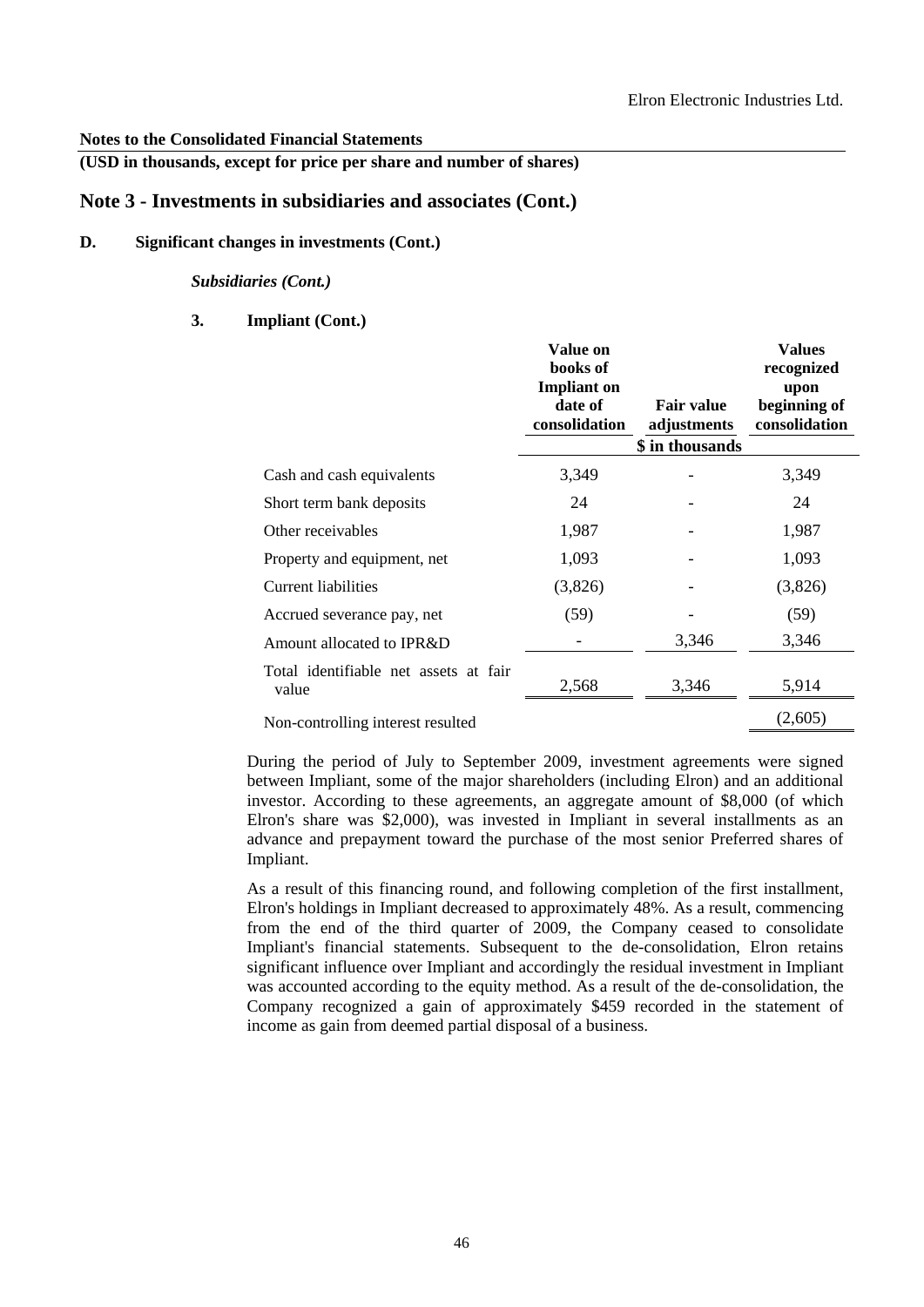**Notes to the Consolidated Financial Statements**

**(USD in thousands, except for price per share and number of shares)**

## Note 3 - Investments in subsidiaries and associates (Cont.)

### D. Significant changes in investments (Cont.)

***Subsidiaries (Cont.)***

**3. Impliant (Cont.)**

| | Value on books of Impliant on date of consolidation | Fair value adjustments | Values recognized upon beginning of consolidation |
|---|---|---|---|
| | | $ in thousands | |
| Cash and cash equivalents | 3,349 | - | 3,349 |
| Short term bank deposits | 24 | - | 24 |
| Other receivables | 1,987 | - | 1,987 |
| Property and equipment, net | 1,093 | - | 1,093 |
| Current liabilities | (3,826) | - | (3,826) |
| Accrued severance pay, net | (59) | - | (59) |
| Amount allocated to IPR&D | - | 3,346 | 3,346 |
| Total identifiable net assets at fair value | 2,568 | 3,346 | 5,914 |
| Non-controlling interest resulted | | | (2,605) |

During the period of July to September 2009, investment agreements were signed between Impliant, some of the major shareholders (including Elron) and an additional investor. According to these agreements, an aggregate amount of $8,000 (of which Elron's share was $2,000), was invested in Impliant in several installments as an advance and prepayment toward the purchase of the most senior Preferred shares of Impliant.

As a result of this financing round, and following completion of the first installment, Elron's holdings in Impliant decreased to approximately 48%. As a result, commencing from the end of the third quarter of 2009, the Company ceased to consolidate Impliant's financial statements. Subsequent to the de-consolidation, Elron retains significant influence over Impliant and accordingly the residual investment in Impliant was accounted according to the equity method. As a result of the de-consolidation, the Company recognized a gain of approximately $459 recorded in the statement of income as gain from deemed partial disposal of a business.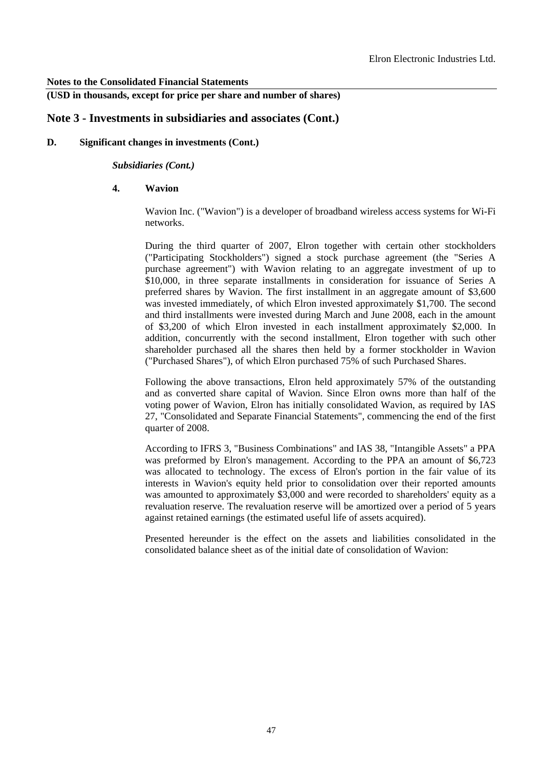**Notes to the Consolidated Financial Statements**

**(USD in thousands, except for price per share and number of shares)**

## Note 3 - Investments in subsidiaries and associates (Cont.)

**D. Significant changes in investments (Cont.)**

***Subsidiaries (Cont.)***

**4. Wavion**

Wavion Inc. ("Wavion") is a developer of broadband wireless access systems for Wi-Fi networks.

During the third quarter of 2007, Elron together with certain other stockholders ("Participating Stockholders") signed a stock purchase agreement (the "Series A purchase agreement") with Wavion relating to an aggregate investment of up to $10,000, in three separate installments in consideration for issuance of Series A preferred shares by Wavion. The first installment in an aggregate amount of $3,600 was invested immediately, of which Elron invested approximately $1,700. The second and third installments were invested during March and June 2008, each in the amount of $3,200 of which Elron invested in each installment approximately $2,000. In addition, concurrently with the second installment, Elron together with such other shareholder purchased all the shares then held by a former stockholder in Wavion ("Purchased Shares"), of which Elron purchased 75% of such Purchased Shares.

Following the above transactions, Elron held approximately 57% of the outstanding and as converted share capital of Wavion. Since Elron owns more than half of the voting power of Wavion, Elron has initially consolidated Wavion, as required by IAS 27, "Consolidated and Separate Financial Statements", commencing the end of the first quarter of 2008.

According to IFRS 3, "Business Combinations" and IAS 38, "Intangible Assets" a PPA was preformed by Elron's management. According to the PPA an amount of $6,723 was allocated to technology. The excess of Elron's portion in the fair value of its interests in Wavion's equity held prior to consolidation over their reported amounts was amounted to approximately $3,000 and were recorded to shareholders' equity as a revaluation reserve. The revaluation reserve will be amortized over a period of 5 years against retained earnings (the estimated useful life of assets acquired).

Presented hereunder is the effect on the assets and liabilities consolidated in the consolidated balance sheet as of the initial date of consolidation of Wavion: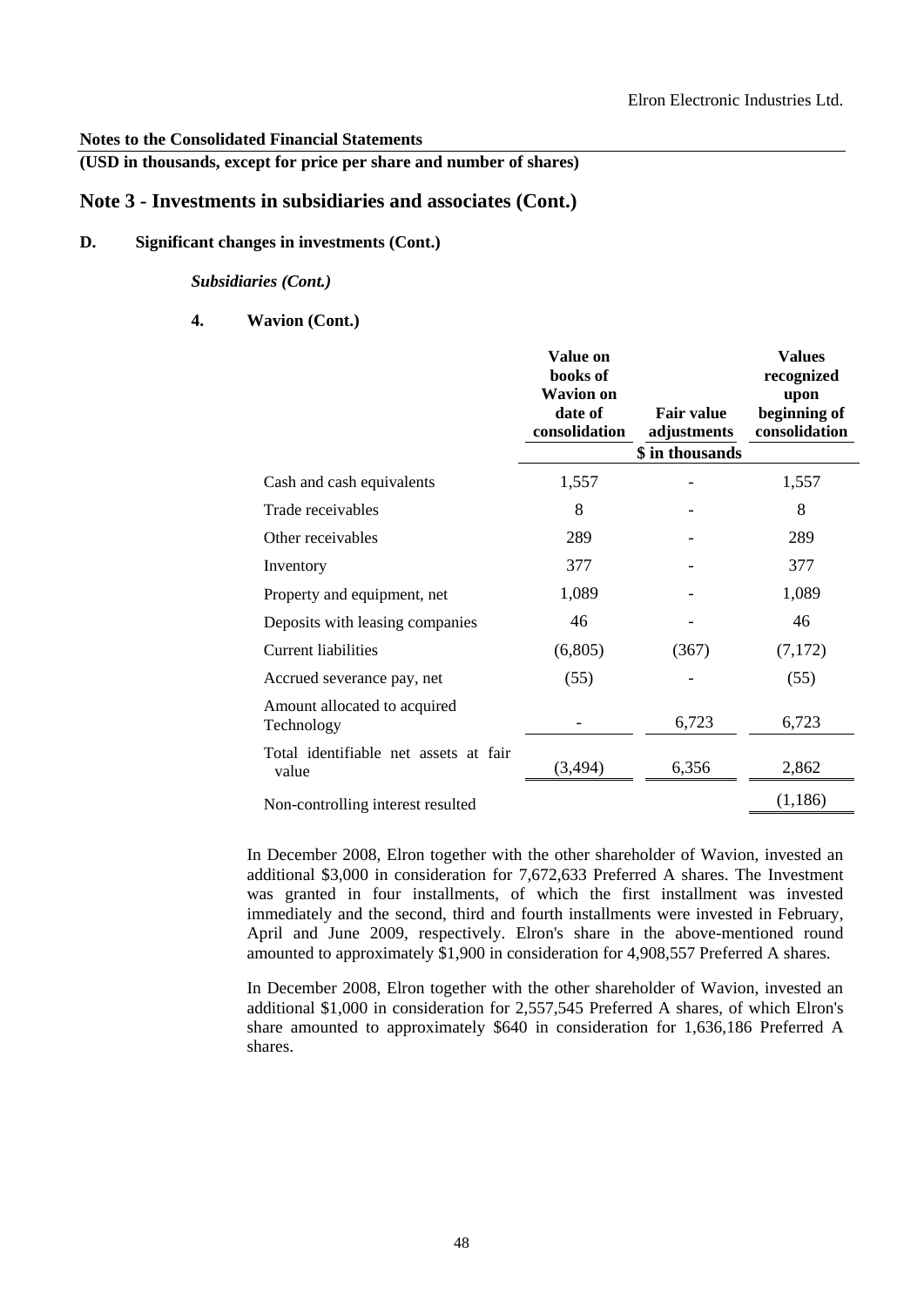**Notes to the Consolidated Financial Statements**

**(USD in thousands, except for price per share and number of shares)**

## Note 3 - Investments in subsidiaries and associates (Cont.)

### D. Significant changes in investments (Cont.)

***Subsidiaries (Cont.)***

**4. Wavion (Cont.)**

| | Value on books of Wavion on date of consolidation | Fair value adjustments | Values recognized upon beginning of consolidation |
|---|---|---|---|
| | | \$ in thousands | |
| Cash and cash equivalents | 1,557 | - | 1,557 |
| Trade receivables | 8 | - | 8 |
| Other receivables | 289 | - | 289 |
| Inventory | 377 | - | 377 |
| Property and equipment, net | 1,089 | - | 1,089 |
| Deposits with leasing companies | 46 | - | 46 |
| Current liabilities | (6,805) | (367) | (7,172) |
| Accrued severance pay, net | (55) | - | (55) |
| Amount allocated to acquired Technology | - | 6,723 | 6,723 |
| Total identifiable net assets at fair value | (3,494) | 6,356 | 2,862 |
| Non-controlling interest resulted | | | (1,186) |

In December 2008, Elron together with the other shareholder of Wavion, invested an additional \$3,000 in consideration for 7,672,633 Preferred A shares. The Investment was granted in four installments, of which the first installment was invested immediately and the second, third and fourth installments were invested in February, April and June 2009, respectively. Elron's share in the above-mentioned round amounted to approximately \$1,900 in consideration for 4,908,557 Preferred A shares.

In December 2008, Elron together with the other shareholder of Wavion, invested an additional \$1,000 in consideration for 2,557,545 Preferred A shares, of which Elron's share amounted to approximately \$640 in consideration for 1,636,186 Preferred A shares.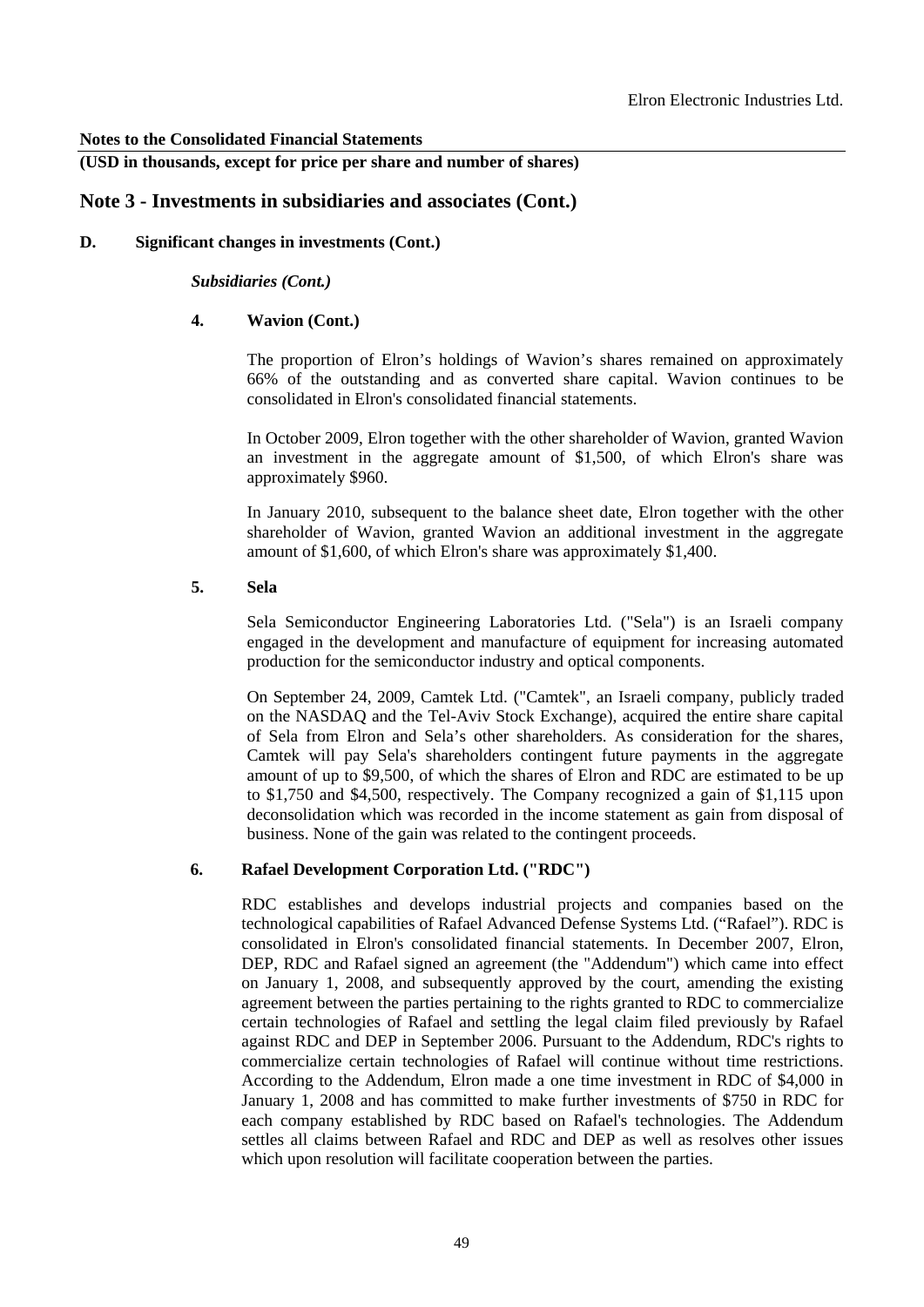**Notes to the Consolidated Financial Statements**

**(USD in thousands, except for price per share and number of shares)**

## Note 3 - Investments in subsidiaries and associates (Cont.)

### D. Significant changes in investments (Cont.)

***Subsidiaries (Cont.)***

#### 4. Wavion (Cont.)

The proportion of Elron's holdings of Wavion's shares remained on approximately 66% of the outstanding and as converted share capital. Wavion continues to be consolidated in Elron's consolidated financial statements.

In October 2009, Elron together with the other shareholder of Wavion, granted Wavion an investment in the aggregate amount of $1,500, of which Elron's share was approximately $960.

In January 2010, subsequent to the balance sheet date, Elron together with the other shareholder of Wavion, granted Wavion an additional investment in the aggregate amount of $1,600, of which Elron's share was approximately $1,400.

#### 5. Sela

Sela Semiconductor Engineering Laboratories Ltd. ("Sela") is an Israeli company engaged in the development and manufacture of equipment for increasing automated production for the semiconductor industry and optical components.

On September 24, 2009, Camtek Ltd. ("Camtek", an Israeli company, publicly traded on the NASDAQ and the Tel-Aviv Stock Exchange), acquired the entire share capital of Sela from Elron and Sela's other shareholders. As consideration for the shares, Camtek will pay Sela's shareholders contingent future payments in the aggregate amount of up to $9,500, of which the shares of Elron and RDC are estimated to be up to $1,750 and $4,500, respectively. The Company recognized a gain of $1,115 upon deconsolidation which was recorded in the income statement as gain from disposal of business. None of the gain was related to the contingent proceeds.

#### 6. Rafael Development Corporation Ltd. ("RDC")

RDC establishes and develops industrial projects and companies based on the technological capabilities of Rafael Advanced Defense Systems Ltd. ("Rafael"). RDC is consolidated in Elron's consolidated financial statements. In December 2007, Elron, DEP, RDC and Rafael signed an agreement (the "Addendum") which came into effect on January 1, 2008, and subsequently approved by the court, amending the existing agreement between the parties pertaining to the rights granted to RDC to commercialize certain technologies of Rafael and settling the legal claim filed previously by Rafael against RDC and DEP in September 2006. Pursuant to the Addendum, RDC's rights to commercialize certain technologies of Rafael will continue without time restrictions. According to the Addendum, Elron made a one time investment in RDC of $4,000 in January 1, 2008 and has committed to make further investments of $750 in RDC for each company established by RDC based on Rafael's technologies. The Addendum settles all claims between Rafael and RDC and DEP as well as resolves other issues which upon resolution will facilitate cooperation between the parties.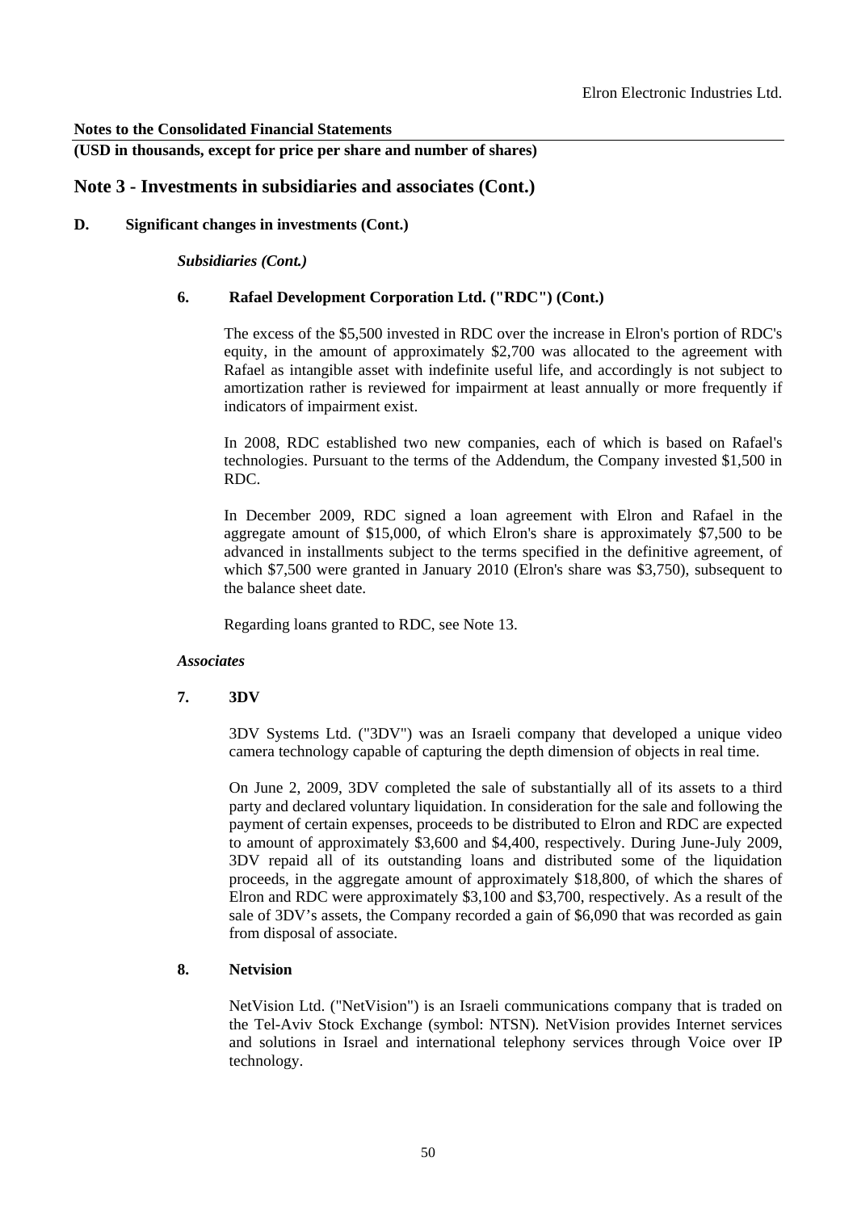**Notes to the Consolidated Financial Statements**

**(USD in thousands, except for price per share and number of shares)**

## Note 3 - Investments in subsidiaries and associates (Cont.)

### D. Significant changes in investments (Cont.)

***Subsidiaries (Cont.)***

#### 6. Rafael Development Corporation Ltd. ("RDC") (Cont.)

The excess of the $5,500 invested in RDC over the increase in Elron's portion of RDC's equity, in the amount of approximately $2,700 was allocated to the agreement with Rafael as intangible asset with indefinite useful life, and accordingly is not subject to amortization rather is reviewed for impairment at least annually or more frequently if indicators of impairment exist.

In 2008, RDC established two new companies, each of which is based on Rafael's technologies. Pursuant to the terms of the Addendum, the Company invested $1,500 in RDC.

In December 2009, RDC signed a loan agreement with Elron and Rafael in the aggregate amount of $15,000, of which Elron's share is approximately $7,500 to be advanced in installments subject to the terms specified in the definitive agreement, of which $7,500 were granted in January 2010 (Elron's share was $3,750), subsequent to the balance sheet date.

Regarding loans granted to RDC, see Note 13.

***Associates***

#### 7. 3DV

3DV Systems Ltd. ("3DV") was an Israeli company that developed a unique video camera technology capable of capturing the depth dimension of objects in real time.

On June 2, 2009, 3DV completed the sale of substantially all of its assets to a third party and declared voluntary liquidation. In consideration for the sale and following the payment of certain expenses, proceeds to be distributed to Elron and RDC are expected to amount of approximately $3,600 and $4,400, respectively. During June-July 2009, 3DV repaid all of its outstanding loans and distributed some of the liquidation proceeds, in the aggregate amount of approximately $18,800, of which the shares of Elron and RDC were approximately $3,100 and $3,700, respectively. As a result of the sale of 3DV's assets, the Company recorded a gain of $6,090 that was recorded as gain from disposal of associate.

#### 8. Netvision

NetVision Ltd. ("NetVision") is an Israeli communications company that is traded on the Tel-Aviv Stock Exchange (symbol: NTSN). NetVision provides Internet services and solutions in Israel and international telephony services through Voice over IP technology.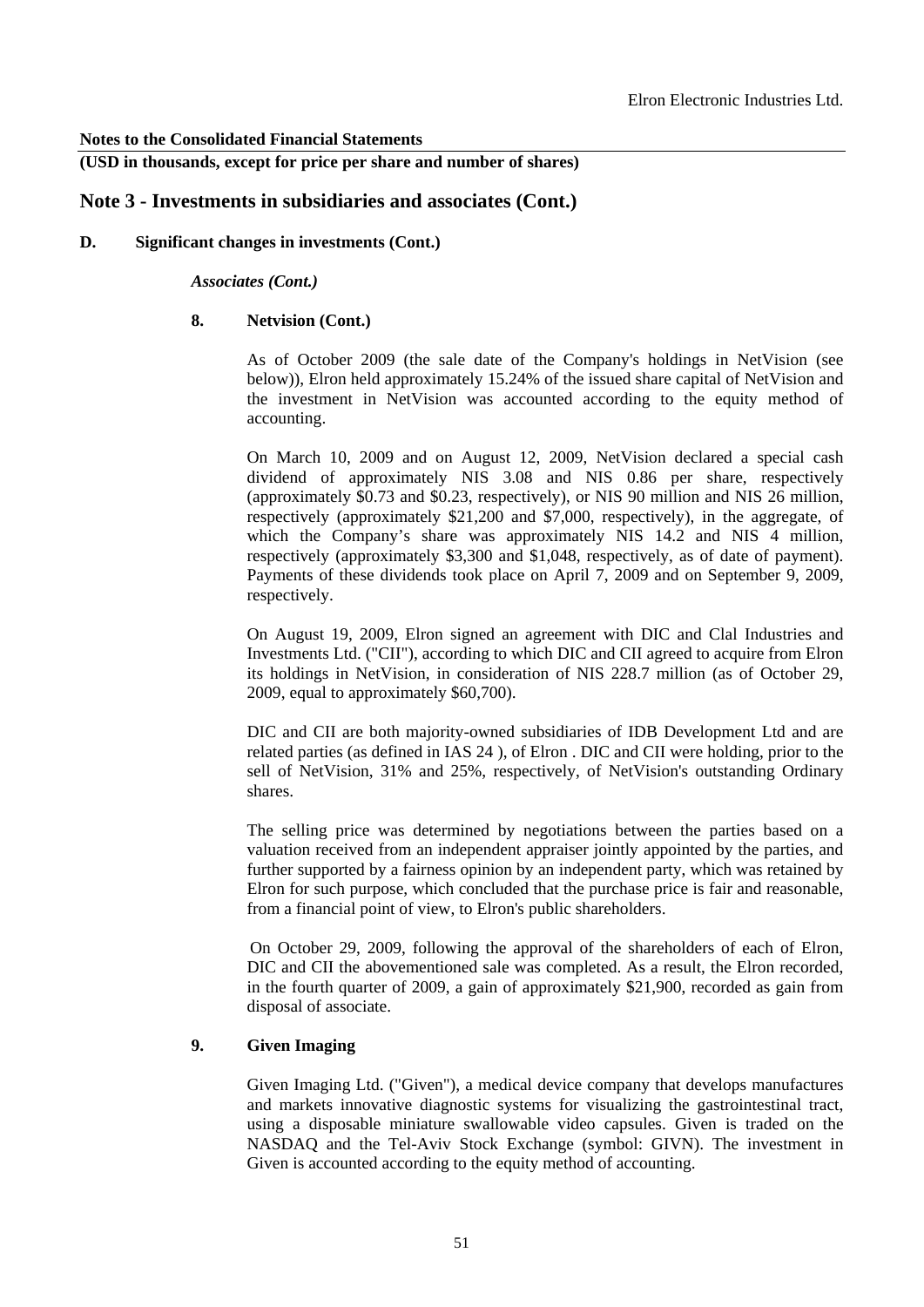**Notes to the Consolidated Financial Statements**

**(USD in thousands, except for price per share and number of shares)**

## Note 3 - Investments in subsidiaries and associates (Cont.)

**D. Significant changes in investments (Cont.)**

***Associates (Cont.)***

**8. Netvision (Cont.)**

As of October 2009 (the sale date of the Company's holdings in NetVision (see below)), Elron held approximately 15.24% of the issued share capital of NetVision and the investment in NetVision was accounted according to the equity method of accounting.

On March 10, 2009 and on August 12, 2009, NetVision declared a special cash dividend of approximately NIS 3.08 and NIS 0.86 per share, respectively (approximately $0.73 and $0.23, respectively), or NIS 90 million and NIS 26 million, respectively (approximately $21,200 and $7,000, respectively), in the aggregate, of which the Company's share was approximately NIS 14.2 and NIS 4 million, respectively (approximately $3,300 and $1,048, respectively, as of date of payment). Payments of these dividends took place on April 7, 2009 and on September 9, 2009, respectively.

On August 19, 2009, Elron signed an agreement with DIC and Clal Industries and Investments Ltd. ("CII"), according to which DIC and CII agreed to acquire from Elron its holdings in NetVision, in consideration of NIS 228.7 million (as of October 29, 2009, equal to approximately $60,700).

DIC and CII are both majority-owned subsidiaries of IDB Development Ltd and are related parties (as defined in IAS 24 ), of Elron . DIC and CII were holding, prior to the sell of NetVision, 31% and 25%, respectively, of NetVision's outstanding Ordinary shares.

The selling price was determined by negotiations between the parties based on a valuation received from an independent appraiser jointly appointed by the parties, and further supported by a fairness opinion by an independent party, which was retained by Elron for such purpose, which concluded that the purchase price is fair and reasonable, from a financial point of view, to Elron's public shareholders.

On October 29, 2009, following the approval of the shareholders of each of Elron, DIC and CII the abovementioned sale was completed. As a result, the Elron recorded, in the fourth quarter of 2009, a gain of approximately $21,900, recorded as gain from disposal of associate.

**9. Given Imaging**

Given Imaging Ltd. ("Given"), a medical device company that develops manufactures and markets innovative diagnostic systems for visualizing the gastrointestinal tract, using a disposable miniature swallowable video capsules. Given is traded on the NASDAQ and the Tel-Aviv Stock Exchange (symbol: GIVN). The investment in Given is accounted according to the equity method of accounting.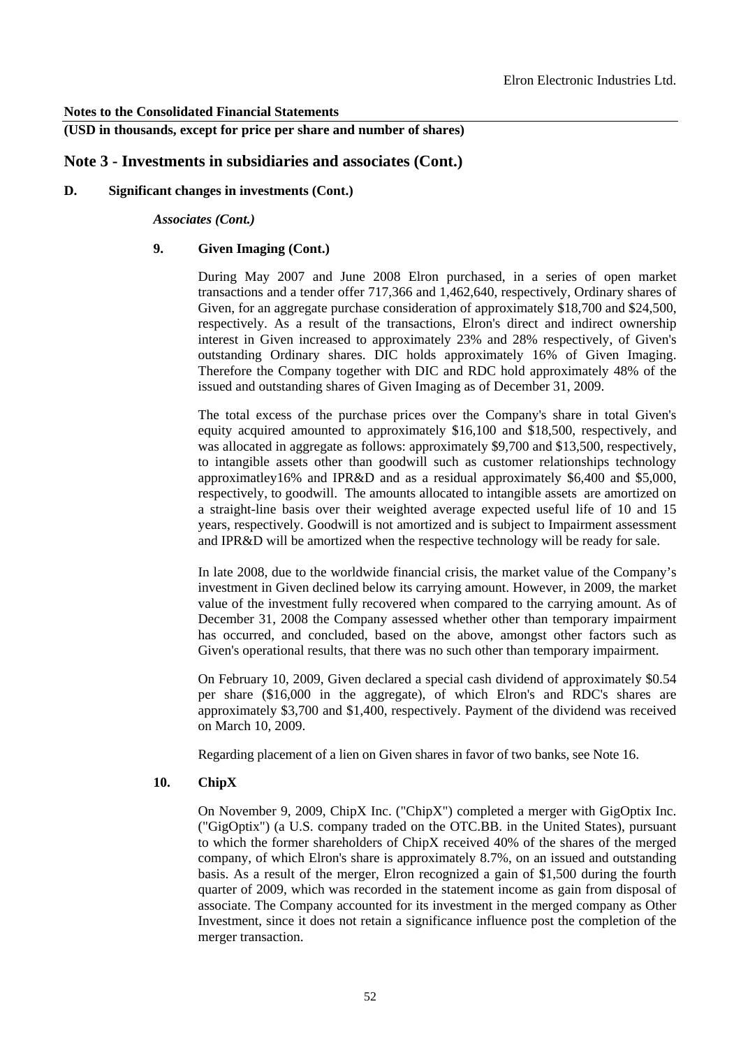**Notes to the Consolidated Financial Statements**

**(USD in thousands, except for price per share and number of shares)**

## Note 3 - Investments in subsidiaries and associates (Cont.)

**D. Significant changes in investments (Cont.)**

*Associates (Cont.)*

**9. Given Imaging (Cont.)**

During May 2007 and June 2008 Elron purchased, in a series of open market transactions and a tender offer 717,366 and 1,462,640, respectively, Ordinary shares of Given, for an aggregate purchase consideration of approximately \$18,700 and \$24,500, respectively. As a result of the transactions, Elron's direct and indirect ownership interest in Given increased to approximately 23% and 28% respectively, of Given's outstanding Ordinary shares. DIC holds approximately 16% of Given Imaging. Therefore the Company together with DIC and RDC hold approximately 48% of the issued and outstanding shares of Given Imaging as of December 31, 2009.

The total excess of the purchase prices over the Company's share in total Given's equity acquired amounted to approximately \$16,100 and \$18,500, respectively, and was allocated in aggregate as follows: approximately \$9,700 and \$13,500, respectively, to intangible assets other than goodwill such as customer relationships technology approximatley16% and IPR&D and as a residual approximately \$6,400 and \$5,000, respectively, to goodwill. The amounts allocated to intangible assets are amortized on a straight-line basis over their weighted average expected useful life of 10 and 15 years, respectively. Goodwill is not amortized and is subject to Impairment assessment and IPR&D will be amortized when the respective technology will be ready for sale.

In late 2008, due to the worldwide financial crisis, the market value of the Company's investment in Given declined below its carrying amount. However, in 2009, the market value of the investment fully recovered when compared to the carrying amount. As of December 31, 2008 the Company assessed whether other than temporary impairment has occurred, and concluded, based on the above, amongst other factors such as Given's operational results, that there was no such other than temporary impairment.

On February 10, 2009, Given declared a special cash dividend of approximately \$0.54 per share (\$16,000 in the aggregate), of which Elron's and RDC's shares are approximately \$3,700 and \$1,400, respectively. Payment of the dividend was received on March 10, 2009.

Regarding placement of a lien on Given shares in favor of two banks, see Note 16.

**10. ChipX**

On November 9, 2009, ChipX Inc. ("ChipX") completed a merger with GigOptix Inc. ("GigOptix") (a U.S. company traded on the OTC.BB. in the United States), pursuant to which the former shareholders of ChipX received 40% of the shares of the merged company, of which Elron's share is approximately 8.7%, on an issued and outstanding basis. As a result of the merger, Elron recognized a gain of \$1,500 during the fourth quarter of 2009, which was recorded in the statement income as gain from disposal of associate. The Company accounted for its investment in the merged company as Other Investment, since it does not retain a significance influence post the completion of the merger transaction.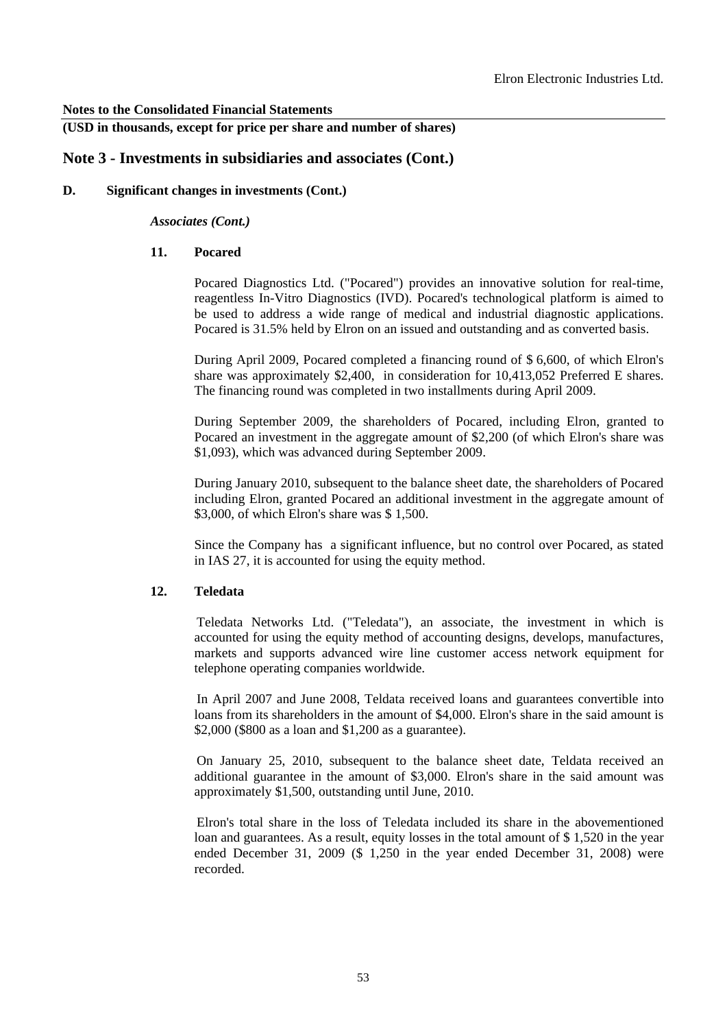**Notes to the Consolidated Financial Statements**

**(USD in thousands, except for price per share and number of shares)**

## Note 3 - Investments in subsidiaries and associates (Cont.)

### D. Significant changes in investments (Cont.)

***Associates (Cont.)***

#### 11. Pocared

Pocared Diagnostics Ltd. ("Pocared") provides an innovative solution for real-time, reagentless In-Vitro Diagnostics (IVD). Pocared's technological platform is aimed to be used to address a wide range of medical and industrial diagnostic applications. Pocared is 31.5% held by Elron on an issued and outstanding and as converted basis.

During April 2009, Pocared completed a financing round of $ 6,600, of which Elron's share was approximately $2,400, in consideration for 10,413,052 Preferred E shares. The financing round was completed in two installments during April 2009.

During September 2009, the shareholders of Pocared, including Elron, granted to Pocared an investment in the aggregate amount of $2,200 (of which Elron's share was $1,093), which was advanced during September 2009.

During January 2010, subsequent to the balance sheet date, the shareholders of Pocared including Elron, granted Pocared an additional investment in the aggregate amount of $3,000, of which Elron's share was $ 1,500.

Since the Company has a significant influence, but no control over Pocared, as stated in IAS 27, it is accounted for using the equity method.

#### 12. Teledata

Teledata Networks Ltd. ("Teledata"), an associate, the investment in which is accounted for using the equity method of accounting designs, develops, manufactures, markets and supports advanced wire line customer access network equipment for telephone operating companies worldwide.

In April 2007 and June 2008, Teldata received loans and guarantees convertible into loans from its shareholders in the amount of $4,000. Elron's share in the said amount is $2,000 ($800 as a loan and $1,200 as a guarantee).

On January 25, 2010, subsequent to the balance sheet date, Teldata received an additional guarantee in the amount of $3,000. Elron's share in the said amount was approximately $1,500, outstanding until June, 2010.

Elron's total share in the loss of Teledata included its share in the abovementioned loan and guarantees. As a result, equity losses in the total amount of $ 1,520 in the year ended December 31, 2009 ($ 1,250 in the year ended December 31, 2008) were recorded.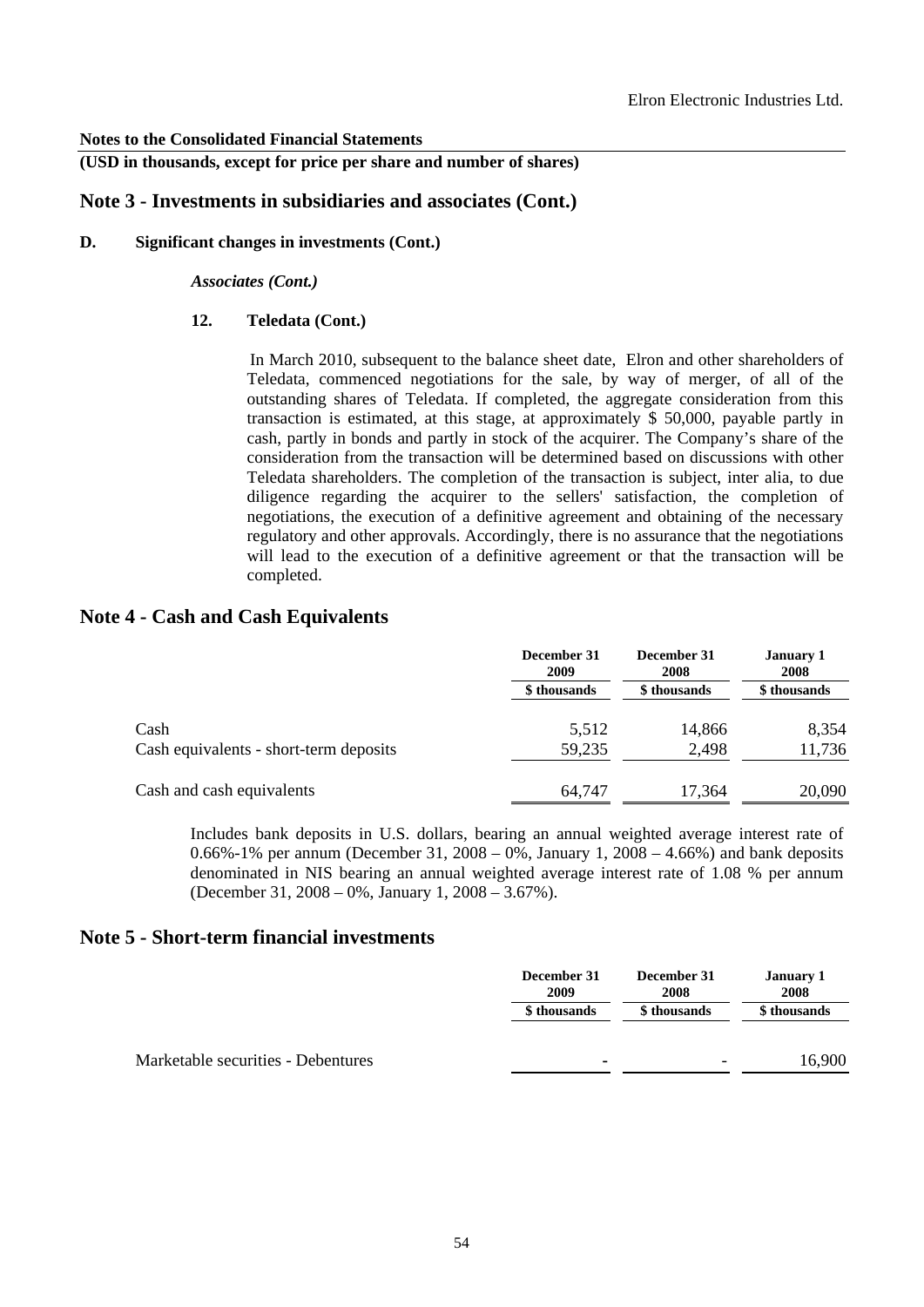**Notes to the Consolidated Financial Statements**

**(USD in thousands, except for price per share and number of shares)**

## Note 3 - Investments in subsidiaries and associates (Cont.)

**D. Significant changes in investments (Cont.)**

***Associates (Cont.)***

**12. Teledata (Cont.)**

In March 2010, subsequent to the balance sheet date, Elron and other shareholders of Teledata, commenced negotiations for the sale, by way of merger, of all of the outstanding shares of Teledata. If completed, the aggregate consideration from this transaction is estimated, at this stage, at approximately $ 50,000, payable partly in cash, partly in bonds and partly in stock of the acquirer. The Company's share of the consideration from the transaction will be determined based on discussions with other Teledata shareholders. The completion of the transaction is subject, inter alia, to due diligence regarding the acquirer to the sellers' satisfaction, the completion of negotiations, the execution of a definitive agreement and obtaining of the necessary regulatory and other approvals. Accordingly, there is no assurance that the negotiations will lead to the execution of a definitive agreement or that the transaction will be completed.

## Note 4 - Cash and Cash Equivalents

| | December 31 2009 | December 31 2008 | January 1 2008 |
|---|---|---|---|
| | $ thousands | $ thousands | $ thousands |
| Cash | 5,512 | 14,866 | 8,354 |
| Cash equivalents - short-term deposits | 59,235 | 2,498 | 11,736 |
| Cash and cash equivalents | 64,747 | 17,364 | 20,090 |

Includes bank deposits in U.S. dollars, bearing an annual weighted average interest rate of 0.66%-1% per annum (December 31, 2008 – 0%, January 1, 2008 – 4.66%) and bank deposits denominated in NIS bearing an annual weighted average interest rate of 1.08 % per annum (December 31, 2008 – 0%, January 1, 2008 – 3.67%).

## Note 5 - Short-term financial investments

| | December 31 2009 | December 31 2008 | January 1 2008 |
|---|---|---|---|
| | $ thousands | $ thousands | $ thousands |
| Marketable securities - Debentures | - | - | 16,900 |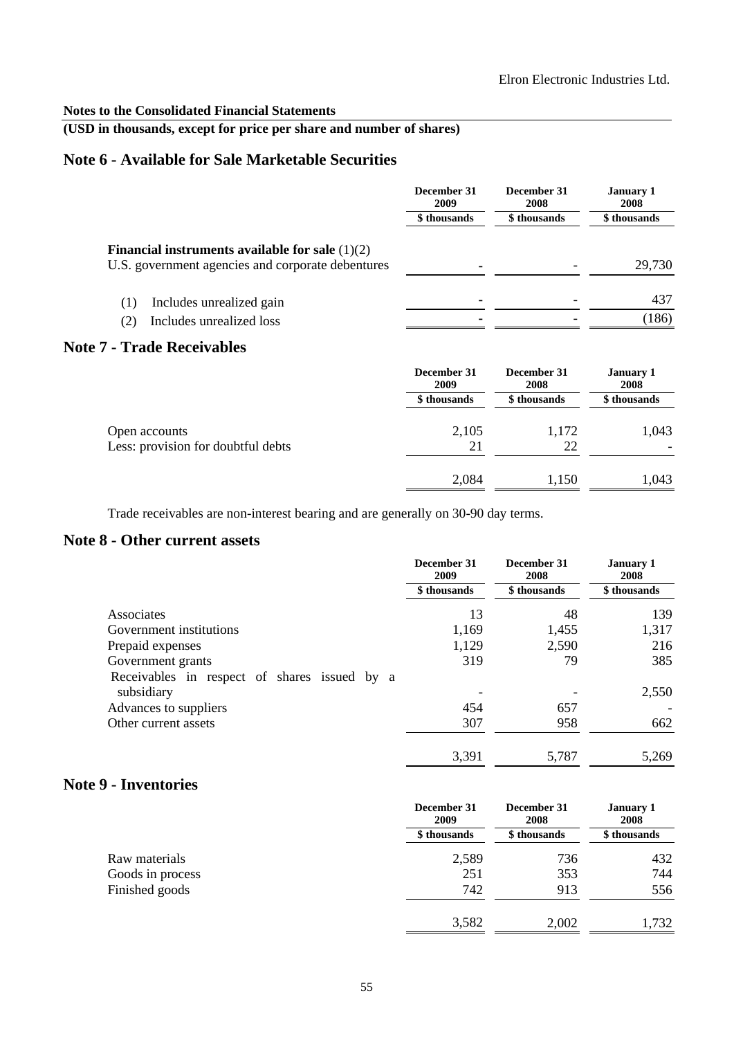**Notes to the Consolidated Financial Statements**

**(USD in thousands, except for price per share and number of shares)**

## Note 6 - Available for Sale Marketable Securities

| | December 31 2009 | December 31 2008 | January 1 2008 |
|---|---|---|---|
| | \$ thousands | \$ thousands | \$ thousands |
| **Financial instruments available for sale** (1)(2) | | | |
| U.S. government agencies and corporate debentures | - | - | 29,730 |
| (1) Includes unrealized gain | - | - | 437 |
| (2) Includes unrealized loss | - | - | (186) |

## Note 7 - Trade Receivables

| | December 31 2009 | December 31 2008 | January 1 2008 |
|---|---|---|---|
| | \$ thousands | \$ thousands | \$ thousands |
| Open accounts | 2,105 | 1,172 | 1,043 |
| Less: provision for doubtful debts | 21 | 22 | - |
| | 2,084 | 1,150 | 1,043 |

Trade receivables are non-interest bearing and are generally on 30-90 day terms.

## Note 8 - Other current assets

| | December 31 2009 | December 31 2008 | January 1 2008 |
|---|---|---|---|
| | \$ thousands | \$ thousands | \$ thousands |
| Associates | 13 | 48 | 139 |
| Government institutions | 1,169 | 1,455 | 1,317 |
| Prepaid expenses | 1,129 | 2,590 | 216 |
| Government grants | 319 | 79 | 385 |
| Receivables in respect of shares issued by a subsidiary | - | - | 2,550 |
| Advances to suppliers | 454 | 657 | - |
| Other current assets | 307 | 958 | 662 |
| | 3,391 | 5,787 | 5,269 |

## Note 9 - Inventories

| | December 31 2009 | December 31 2008 | January 1 2008 |
|---|---|---|---|
| | \$ thousands | \$ thousands | \$ thousands |
| Raw materials | 2,589 | 736 | 432 |
| Goods in process | 251 | 353 | 744 |
| Finished goods | 742 | 913 | 556 |
| | 3,582 | 2,002 | 1,732 |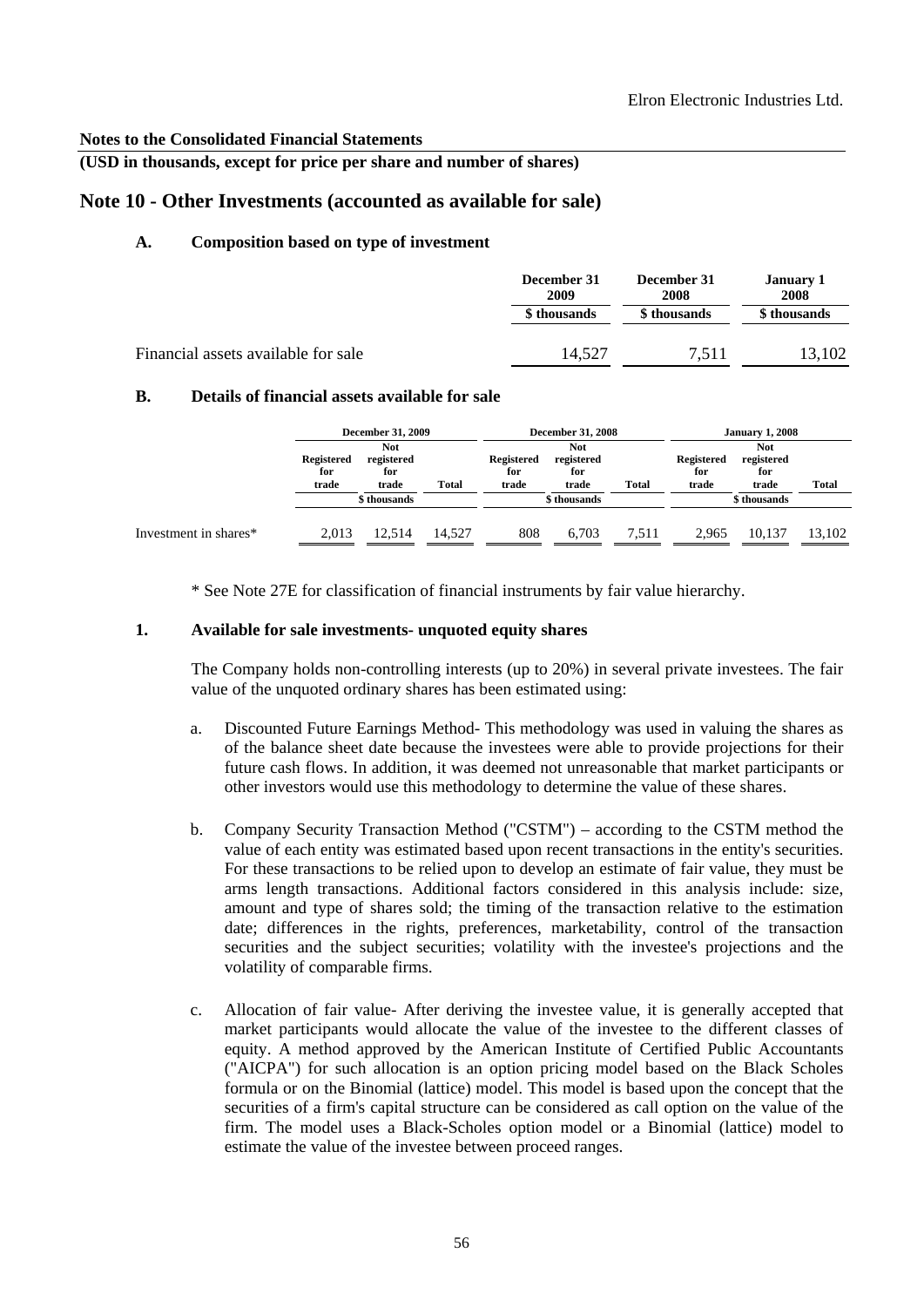**Notes to the Consolidated Financial Statements**

**(USD in thousands, except for price per share and number of shares)**

## Note 10 - Other Investments (accounted as available for sale)

### A. Composition based on type of investment

| | December 31 2009 | December 31 2008 | January 1 2008 |
|---|---|---|---|
| | \$ thousands | \$ thousands | \$ thousands |
| Financial assets available for sale | 14,527 | 7,511 | 13,102 |

### B. Details of financial assets available for sale

| | December 31, 2009 | | | December 31, 2008 | | | January 1, 2008 | | |
|---|---|---|---|---|---|---|---|---|---|
| | Registered for trade | Not registered for trade | Total | Registered for trade | Not registered for trade | Total | Registered for trade | Not registered for trade | Total |
| | \$ thousands | | | \$ thousands | | | \$ thousands | | |
| Investment in shares* | 2,013 | 12,514 | 14,527 | 808 | 6,703 | 7,511 | 2,965 | 10,137 | 13,102 |

\* See Note 27E for classification of financial instruments by fair value hierarchy.

### 1. Available for sale investments- unquoted equity shares

The Company holds non-controlling interests (up to 20%) in several private investees. The fair value of the unquoted ordinary shares has been estimated using:

a. Discounted Future Earnings Method- This methodology was used in valuing the shares as of the balance sheet date because the investees were able to provide projections for their future cash flows. In addition, it was deemed not unreasonable that market participants or other investors would use this methodology to determine the value of these shares.

b. Company Security Transaction Method ("CSTM") – according to the CSTM method the value of each entity was estimated based upon recent transactions in the entity's securities. For these transactions to be relied upon to develop an estimate of fair value, they must be arms length transactions. Additional factors considered in this analysis include: size, amount and type of shares sold; the timing of the transaction relative to the estimation date; differences in the rights, preferences, marketability, control of the transaction securities and the subject securities; volatility with the investee's projections and the volatility of comparable firms.

c. Allocation of fair value- After deriving the investee value, it is generally accepted that market participants would allocate the value of the investee to the different classes of equity. A method approved by the American Institute of Certified Public Accountants ("AICPA") for such allocation is an option pricing model based on the Black Scholes formula or on the Binomial (lattice) model. This model is based upon the concept that the securities of a firm's capital structure can be considered as call option on the value of the firm. The model uses a Black-Scholes option model or a Binomial (lattice) model to estimate the value of the investee between proceed ranges.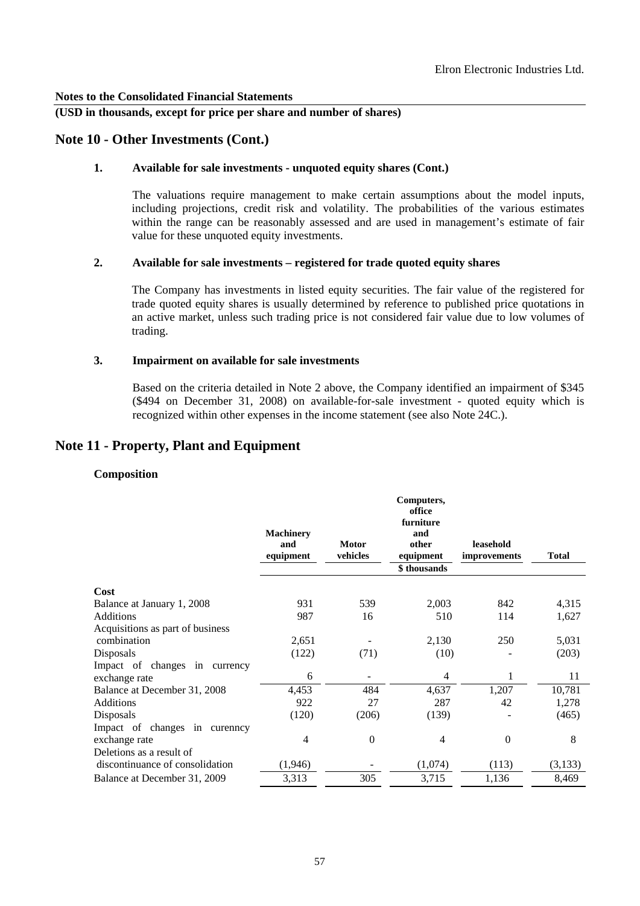**Notes to the Consolidated Financial Statements**

**(USD in thousands, except for price per share and number of shares)**

## Note 10 - Other Investments (Cont.)

### 1. Available for sale investments - unquoted equity shares (Cont.)

The valuations require management to make certain assumptions about the model inputs, including projections, credit risk and volatility. The probabilities of the various estimates within the range can be reasonably assessed and are used in management's estimate of fair value for these unquoted equity investments.

### 2. Available for sale investments – registered for trade quoted equity shares

The Company has investments in listed equity securities. The fair value of the registered for trade quoted equity shares is usually determined by reference to published price quotations in an active market, unless such trading price is not considered fair value due to low volumes of trading.

### 3. Impairment on available for sale investments

Based on the criteria detailed in Note 2 above, the Company identified an impairment of $345 ($494 on December 31, 2008) on available-for-sale investment - quoted equity which is recognized within other expenses in the income statement (see also Note 24C.).

## Note 11 - Property, Plant and Equipment

**Composition**

| | Machinery and equipment | Motor vehicles | Computers, office furniture and other equipment | leasehold improvements | Total |
|---|---|---|---|---|---|
| | | | \$ thousands | | |
| **Cost** | | | | | |
| Balance at January 1, 2008 | 931 | 539 | 2,003 | 842 | 4,315 |
| Additions | 987 | 16 | 510 | 114 | 1,627 |
| Acquisitions as part of business combination | 2,651 | - | 2,130 | 250 | 5,031 |
| Disposals | (122) | (71) | (10) | - | (203) |
| Impact of changes in currency exchange rate | 6 | - | 4 | 1 | 11 |
| Balance at December 31, 2008 | 4,453 | 484 | 4,637 | 1,207 | 10,781 |
| Additions | 922 | 27 | 287 | 42 | 1,278 |
| Disposals | (120) | (206) | (139) | - | (465) |
| Impact of changes in curenncy exchange rate | 4 | 0 | 4 | 0 | 8 |
| Deletions as a result of discontinuance of consolidation | (1,946) | - | (1,074) | (113) | (3,133) |
| Balance at December 31, 2009 | 3,313 | 305 | 3,715 | 1,136 | 8,469 |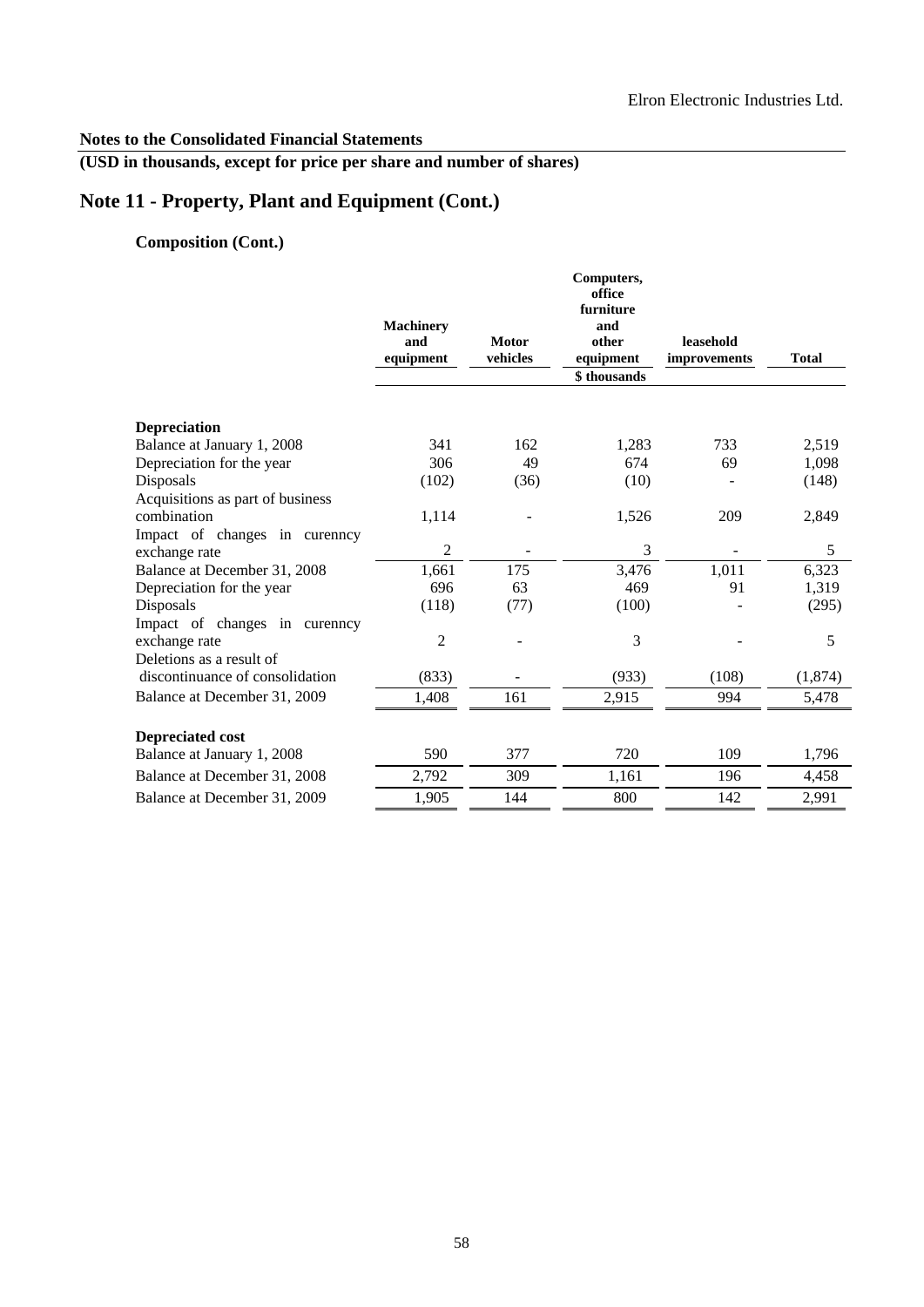**Notes to the Consolidated Financial Statements**

**(USD in thousands, except for price per share and number of shares)**

# Note 11 - Property, Plant and Equipment (Cont.)

### Composition (Cont.)

| | Machinery and equipment | Motor vehicles | Computers, office furniture and other equipment | leasehold improvements | Total |
|---|---|---|---|---|---|
| | | | $ thousands | | |
| **Depreciation** | | | | | |
| Balance at January 1, 2008 | 341 | 162 | 1,283 | 733 | 2,519 |
| Depreciation for the year | 306 | 49 | 674 | 69 | 1,098 |
| Disposals | (102) | (36) | (10) | - | (148) |
| Acquisitions as part of business combination | 1,114 | - | 1,526 | 209 | 2,849 |
| Impact of changes in curenncy exchange rate | 2 | - | 3 | - | 5 |
| Balance at December 31, 2008 | 1,661 | 175 | 3,476 | 1,011 | 6,323 |
| Depreciation for the year | 696 | 63 | 469 | 91 | 1,319 |
| Disposals | (118) | (77) | (100) | - | (295) |
| Impact of changes in curenncy exchange rate | 2 | - | 3 | - | 5 |
| Deletions as a result of discontinuance of consolidation | (833) | - | (933) | (108) | (1,874) |
| Balance at December 31, 2009 | 1,408 | 161 | 2,915 | 994 | 5,478 |
| **Depreciated cost** | | | | | |
| Balance at January 1, 2008 | 590 | 377 | 720 | 109 | 1,796 |
| Balance at December 31, 2008 | 2,792 | 309 | 1,161 | 196 | 4,458 |
| Balance at December 31, 2009 | 1,905 | 144 | 800 | 142 | 2,991 |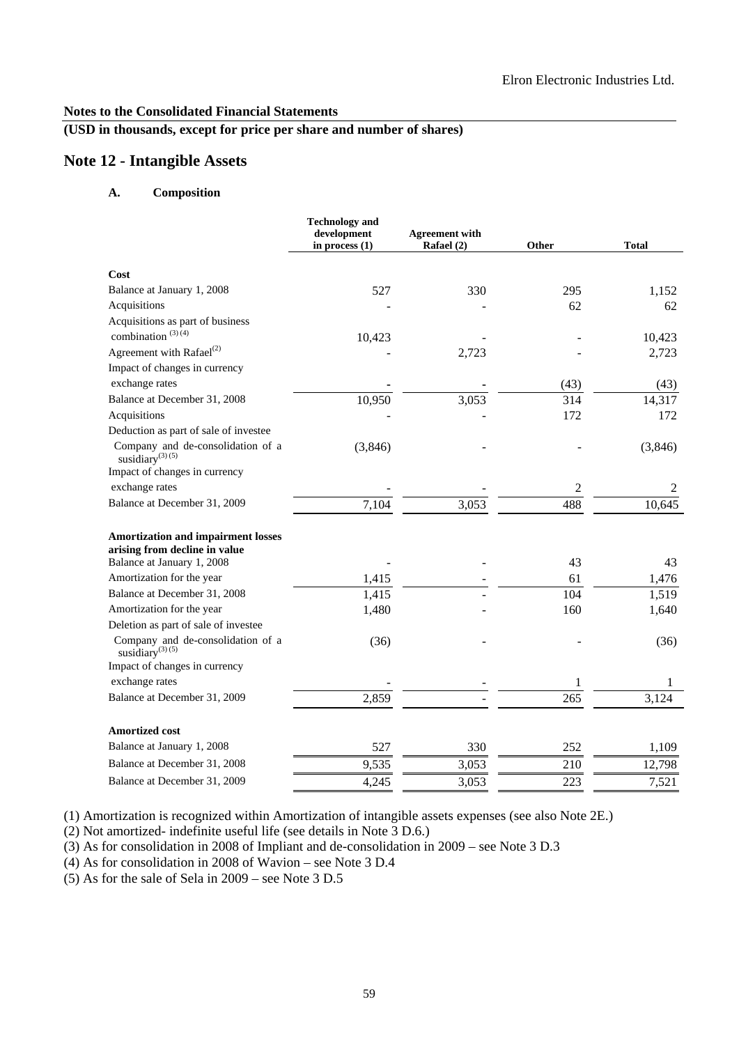Elron Electronic Industries Ltd.

**Notes to the Consolidated Financial Statements**

**(USD in thousands, except for price per share and number of shares)**

# Note 12 - Intangible Assets

### A. Composition

| | Technology and development in process (1) | Agreement with Rafael (2) | Other | Total |
|---|---|---|---|---|
| **Cost** | | | | |
| Balance at January 1, 2008 | 527 | 330 | 295 | 1,152 |
| Acquisitions | - | - | 62 | 62 |
| Acquisitions as part of business combination [(3) (4)] | 10,423 | - | - | 10,423 |
| Agreement with Rafael[(2)] | - | 2,723 | - | 2,723 |
| Impact of changes in currency exchange rates | - | - | (43) | (43) |
| Balance at December 31, 2008 | 10,950 | 3,053 | 314 | 14,317 |
| Acquisitions | - | - | 172 | 172 |
| Deduction as part of sale of investee Company and de-consolidation of a susidiary[(3) (5)] | (3,846) | - | - | (3,846) |
| Impact of changes in currency exchange rates | - | - | 2 | 2 |
| Balance at December 31, 2009 | 7,104 | 3,053 | 488 | 10,645 |
| **Amortization and impairment losses arising from decline in value** | | | | |
| Balance at January 1, 2008 | - | - | 43 | 43 |
| Amortization for the year | 1,415 | - | 61 | 1,476 |
| Balance at December 31, 2008 | 1,415 | - | 104 | 1,519 |
| Amortization for the year | 1,480 | - | 160 | 1,640 |
| Deletion as part of sale of investee Company and de-consolidation of a susidiary[(3) (5)] | (36) | - | - | (36) |
| Impact of changes in currency exchange rates | - | - | 1 | 1 |
| Balance at December 31, 2009 | 2,859 | - | 265 | 3,124 |
| **Amortized cost** | | | | |
| Balance at January 1, 2008 | 527 | 330 | 252 | 1,109 |
| Balance at December 31, 2008 | 9,535 | 3,053 | 210 | 12,798 |
| Balance at December 31, 2009 | 4,245 | 3,053 | 223 | 7,521 |

(1) Amortization is recognized within Amortization of intangible assets expenses (see also Note 2E.)

(2) Not amortized- indefinite useful life (see details in Note 3 D.6.)

(3) As for consolidation in 2008 of Impliant and de-consolidation in 2009 – see Note 3 D.3

(4) As for consolidation in 2008 of Wavion – see Note 3 D.4

(5) As for the sale of Sela in 2009 – see Note 3 D.5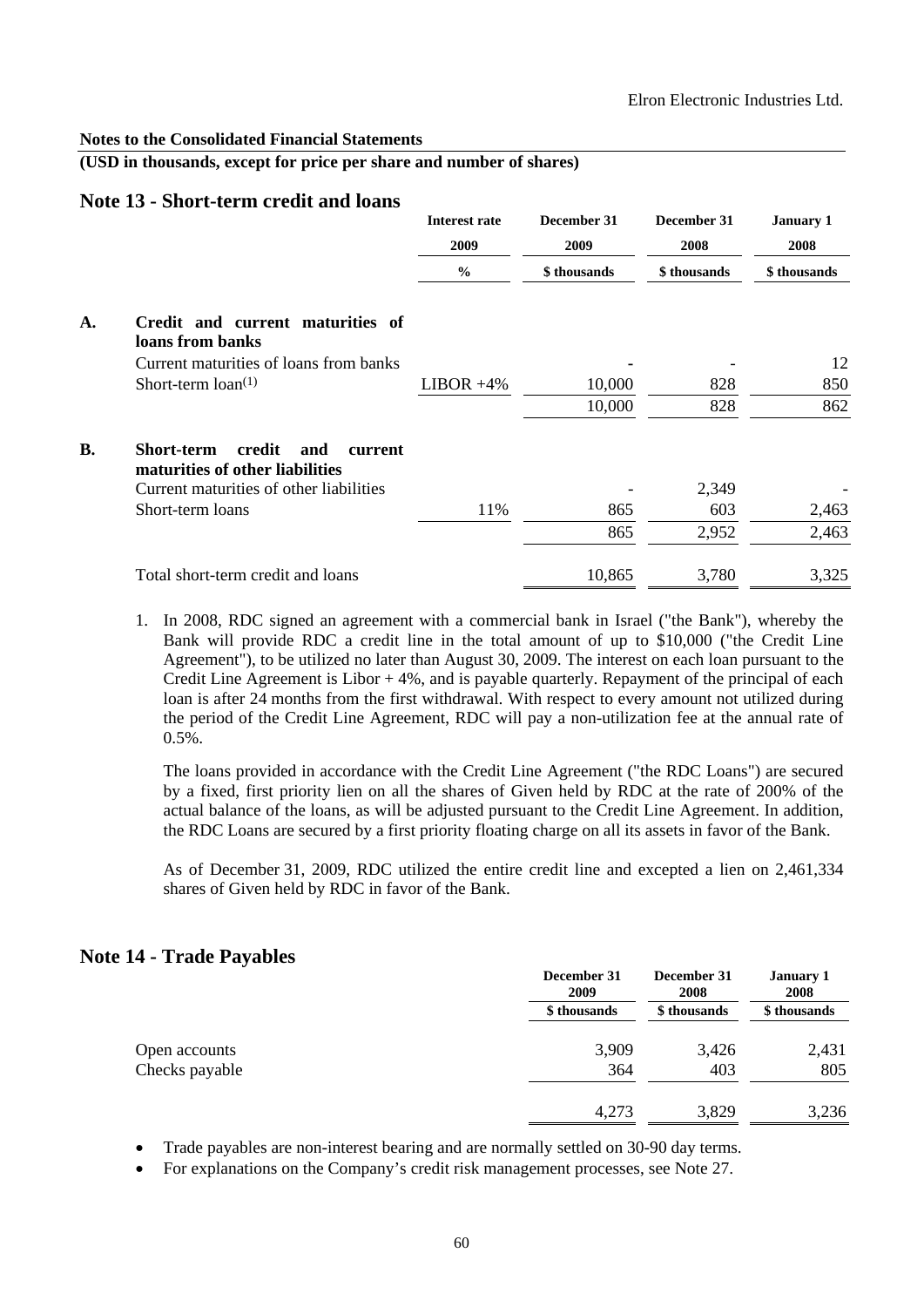**Notes to the Consolidated Financial Statements**

**(USD in thousands, except for price per share and number of shares)**

## Note 13 - Short-term credit and loans

| | | Interest rate 2009 | December 31 2009 | December 31 2008 | January 1 2008 |
|---|---|---|---|---|---|
| | | % | \$ thousands | \$ thousands | \$ thousands |
| **A.** | **Credit and current maturities of loans from banks** | | | | |
| | Current maturities of loans from banks | | - | - | 12 |
| | Short-term loan(1) | LIBOR +4% | 10,000 | 828 | 850 |
| | | | 10,000 | 828 | 862 |
| **B.** | **Short-term credit and current maturities of other liabilities** | | | | |
| | Current maturities of other liabilities | | - | 2,349 | - |
| | Short-term loans | 11% | 865 | 603 | 2,463 |
| | | | 865 | 2,952 | 2,463 |
| | Total short-term credit and loans | | 10,865 | 3,780 | 3,325 |

1. In 2008, RDC signed an agreement with a commercial bank in Israel ("the Bank"), whereby the Bank will provide RDC a credit line in the total amount of up to \$10,000 ("the Credit Line Agreement"), to be utilized no later than August 30, 2009. The interest on each loan pursuant to the Credit Line Agreement is Libor + 4%, and is payable quarterly. Repayment of the principal of each loan is after 24 months from the first withdrawal. With respect to every amount not utilized during the period of the Credit Line Agreement, RDC will pay a non-utilization fee at the annual rate of 0.5%.

   The loans provided in accordance with the Credit Line Agreement ("the RDC Loans") are secured by a fixed, first priority lien on all the shares of Given held by RDC at the rate of 200% of the actual balance of the loans, as will be adjusted pursuant to the Credit Line Agreement. In addition, the RDC Loans are secured by a first priority floating charge on all its assets in favor of the Bank.

   As of December 31, 2009, RDC utilized the entire credit line and excepted a lien on 2,461,334 shares of Given held by RDC in favor of the Bank.

## Note 14 - Trade Payables

| | December 31 2009 | December 31 2008 | January 1 2008 |
|---|---|---|---|
| | \$ thousands | \$ thousands | \$ thousands |
| Open accounts | 3,909 | 3,426 | 2,431 |
| Checks payable | 364 | 403 | 805 |
| | 4,273 | 3,829 | 3,236 |

- Trade payables are non-interest bearing and are normally settled on 30-90 day terms.
- For explanations on the Company's credit risk management processes, see Note 27.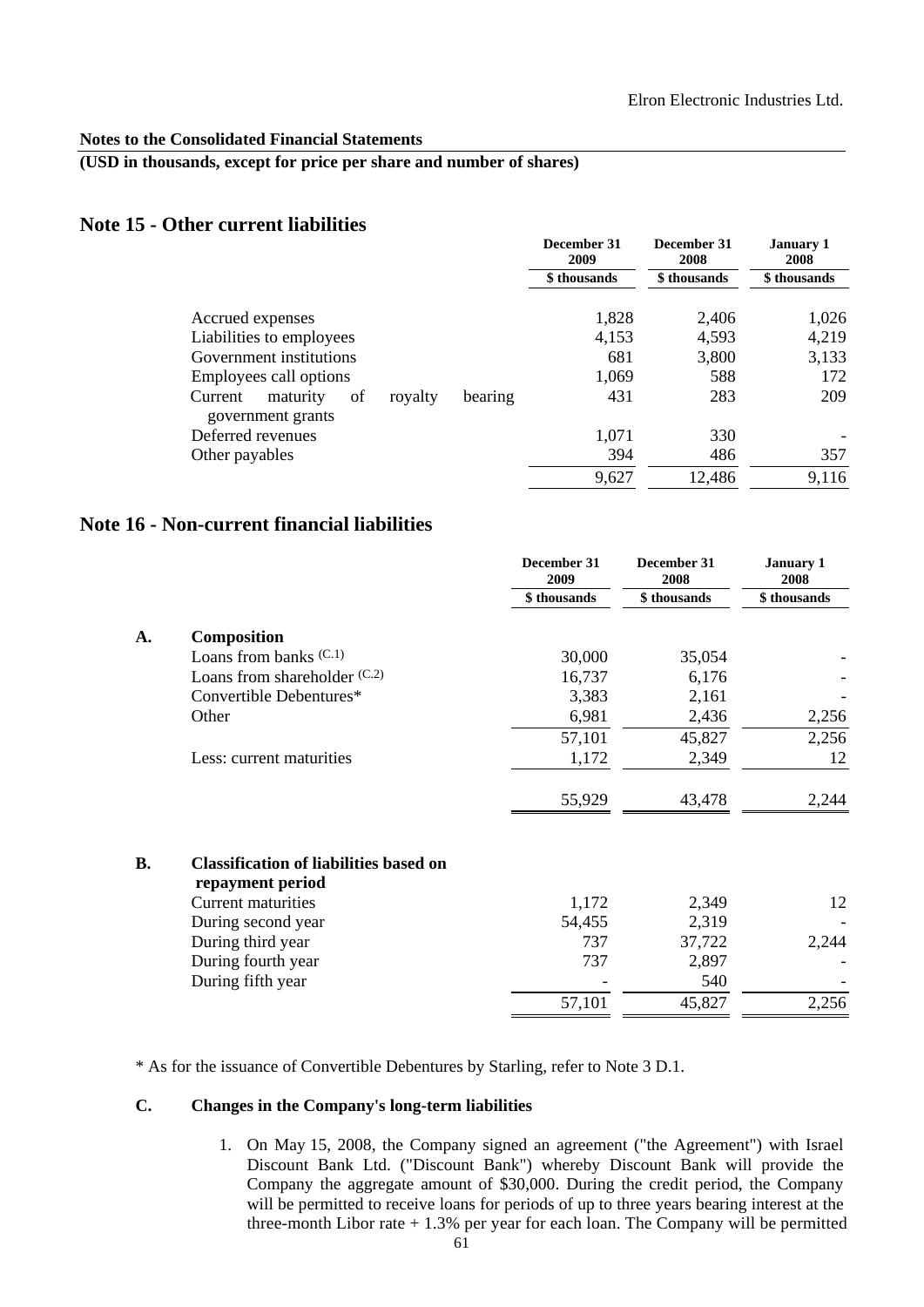**Notes to the Consolidated Financial Statements**

**(USD in thousands, except for price per share and number of shares)**

## Note 15 - Other current liabilities

| | December 31 2009 | December 31 2008 | January 1 2008 |
|---|---|---|---|
| | \$ thousands | \$ thousands | \$ thousands |
| Accrued expenses | 1,828 | 2,406 | 1,026 |
| Liabilities to employees | 4,153 | 4,593 | 4,219 |
| Government institutions | 681 | 3,800 | 3,133 |
| Employees call options | 1,069 | 588 | 172 |
| Current maturity of royalty bearing government grants | 431 | 283 | 209 |
| Deferred revenues | 1,071 | 330 | - |
| Other payables | 394 | 486 | 357 |
| | 9,627 | 12,486 | 9,116 |

## Note 16 - Non-current financial liabilities

| | | December 31 2009 | December 31 2008 | January 1 2008 |
|---|---|---|---|---|
| | | \$ thousands | \$ thousands | \$ thousands |
| **A.** | **Composition** | | | |
| | Loans from banks (C.1) | 30,000 | 35,054 | - |
| | Loans from shareholder (C.2) | 16,737 | 6,176 | - |
| | Convertible Debentures* | 3,383 | 2,161 | - |
| | Other | 6,981 | 2,436 | 2,256 |
| | | 57,101 | 45,827 | 2,256 |
| | Less: current maturities | 1,172 | 2,349 | 12 |
| | | 55,929 | 43,478 | 2,244 |
| **B.** | **Classification of liabilities based on repayment period** | | | |
| | Current maturities | 1,172 | 2,349 | 12 |
| | During second year | 54,455 | 2,319 | - |
| | During third year | 737 | 37,722 | 2,244 |
| | During fourth year | 737 | 2,897 | - |
| | During fifth year | - | 540 | - |
| | | 57,101 | 45,827 | 2,256 |

\* As for the issuance of Convertible Debentures by Starling, refer to Note 3 D.1.

**C. Changes in the Company's long-term liabilities**

1. On May 15, 2008, the Company signed an agreement ("the Agreement") with Israel Discount Bank Ltd. ("Discount Bank") whereby Discount Bank will provide the Company the aggregate amount of \$30,000. During the credit period, the Company will be permitted to receive loans for periods of up to three years bearing interest at the three-month Libor rate + 1.3% per year for each loan. The Company will be permitted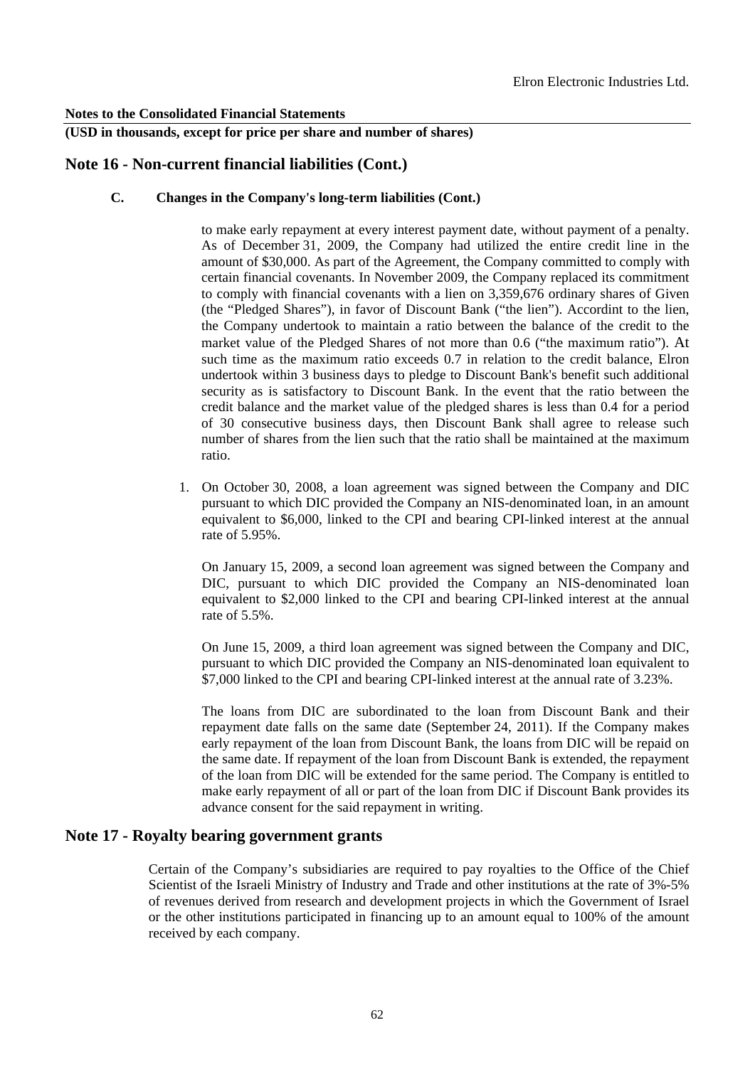**Notes to the Consolidated Financial Statements**

**(USD in thousands, except for price per share and number of shares)**

## Note 16 - Non-current financial liabilities (Cont.)

### C. Changes in the Company's long-term liabilities (Cont.)

to make early repayment at every interest payment date, without payment of a penalty. As of December 31, 2009, the Company had utilized the entire credit line in the amount of $30,000. As part of the Agreement, the Company committed to comply with certain financial covenants. In November 2009, the Company replaced its commitment to comply with financial covenants with a lien on 3,359,676 ordinary shares of Given (the "Pledged Shares"), in favor of Discount Bank ("the lien"). Accordint to the lien, the Company undertook to maintain a ratio between the balance of the credit to the market value of the Pledged Shares of not more than 0.6 ("the maximum ratio"). At such time as the maximum ratio exceeds 0.7 in relation to the credit balance, Elron undertook within 3 business days to pledge to Discount Bank's benefit such additional security as is satisfactory to Discount Bank. In the event that the ratio between the credit balance and the market value of the pledged shares is less than 0.4 for a period of 30 consecutive business days, then Discount Bank shall agree to release such number of shares from the lien such that the ratio shall be maintained at the maximum ratio.

1. On October 30, 2008, a loan agreement was signed between the Company and DIC pursuant to which DIC provided the Company an NIS-denominated loan, in an amount equivalent to $6,000, linked to the CPI and bearing CPI-linked interest at the annual rate of 5.95%.

   On January 15, 2009, a second loan agreement was signed between the Company and DIC, pursuant to which DIC provided the Company an NIS-denominated loan equivalent to $2,000 linked to the CPI and bearing CPI-linked interest at the annual rate of 5.5%.

   On June 15, 2009, a third loan agreement was signed between the Company and DIC, pursuant to which DIC provided the Company an NIS-denominated loan equivalent to $7,000 linked to the CPI and bearing CPI-linked interest at the annual rate of 3.23%.

   The loans from DIC are subordinated to the loan from Discount Bank and their repayment date falls on the same date (September 24, 2011). If the Company makes early repayment of the loan from Discount Bank, the loans from DIC will be repaid on the same date. If repayment of the loan from Discount Bank is extended, the repayment of the loan from DIC will be extended for the same period. The Company is entitled to make early repayment of all or part of the loan from DIC if Discount Bank provides its advance consent for the said repayment in writing.

## Note 17 - Royalty bearing government grants

Certain of the Company's subsidiaries are required to pay royalties to the Office of the Chief Scientist of the Israeli Ministry of Industry and Trade and other institutions at the rate of 3%-5% of revenues derived from research and development projects in which the Government of Israel or the other institutions participated in financing up to an amount equal to 100% of the amount received by each company.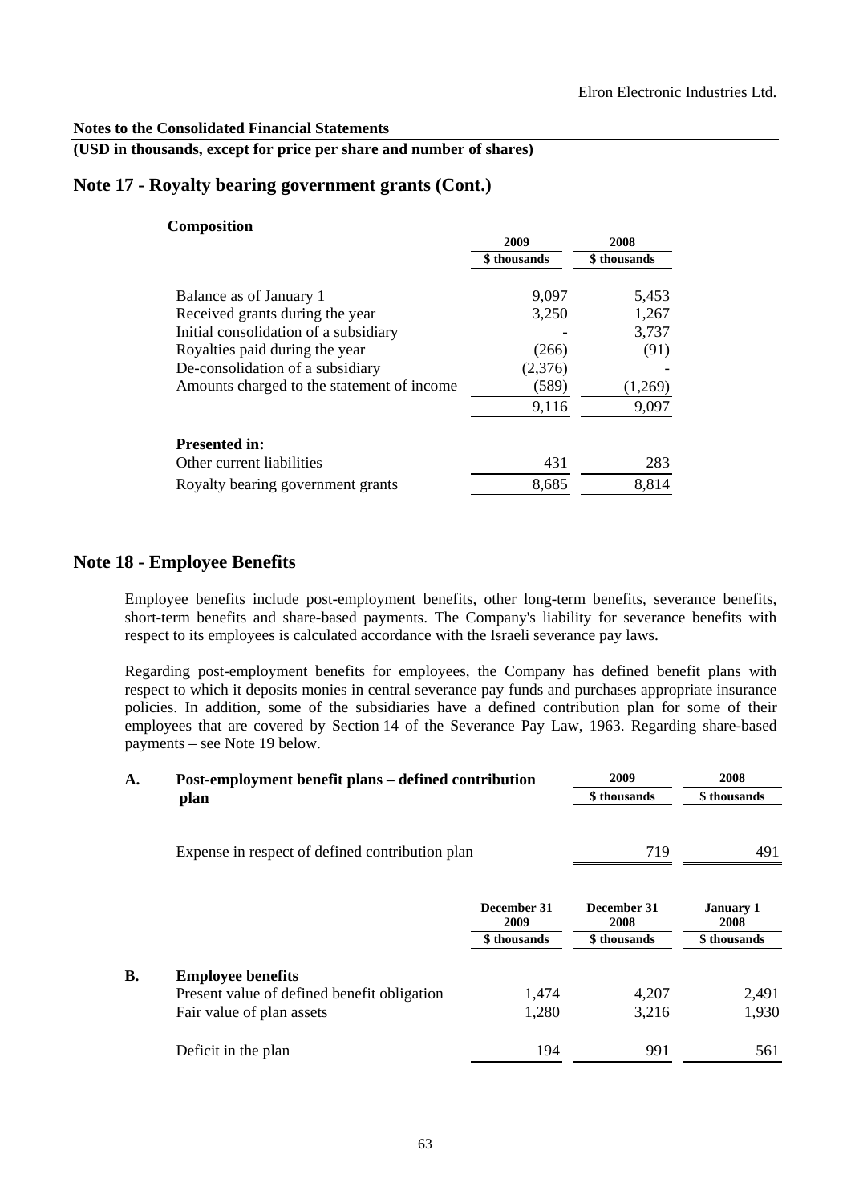**Notes to the Consolidated Financial Statements**

**(USD in thousands, except for price per share and number of shares)**

## Note 17 - Royalty bearing government grants (Cont.)

**Composition**

| | 2009 | 2008 |
|---|---|---|
| | $ thousands | $ thousands |
| Balance as of January 1 | 9,097 | 5,453 |
| Received grants during the year | 3,250 | 1,267 |
| Initial consolidation of a subsidiary | - | 3,737 |
| Royalties paid during the year | (266) | (91) |
| De-consolidation of a subsidiary | (2,376) | - |
| Amounts charged to the statement of income | (589) | (1,269) |
| | 9,116 | 9,097 |
| **Presented in:** | | |
| Other current liabilities | 431 | 283 |
| Royalty bearing government grants | 8,685 | 8,814 |

## Note 18 - Employee Benefits

Employee benefits include post-employment benefits, other long-term benefits, severance benefits, short-term benefits and share-based payments. The Company's liability for severance benefits with respect to its employees is calculated accordance with the Israeli severance pay laws.

Regarding post-employment benefits for employees, the Company has defined benefit plans with respect to which it deposits monies in central severance pay funds and purchases appropriate insurance policies. In addition, some of the subsidiaries have a defined contribution plan for some of their employees that are covered by Section 14 of the Severance Pay Law, 1963. Regarding share-based payments – see Note 19 below.

**A. Post-employment benefit plans – defined contribution plan**

| | 2009 | 2008 |
|---|---|---|
| | $ thousands | $ thousands |
| Expense in respect of defined contribution plan | 719 | 491 |

**B.**

| | December 31 2009 | December 31 2008 | January 1 2008 |
|---|---|---|---|
| | $ thousands | $ thousands | $ thousands |
| **Employee benefits** | | | |
| Present value of defined benefit obligation | 1,474 | 4,207 | 2,491 |
| Fair value of plan assets | 1,280 | 3,216 | 1,930 |
| Deficit in the plan | 194 | 991 | 561 |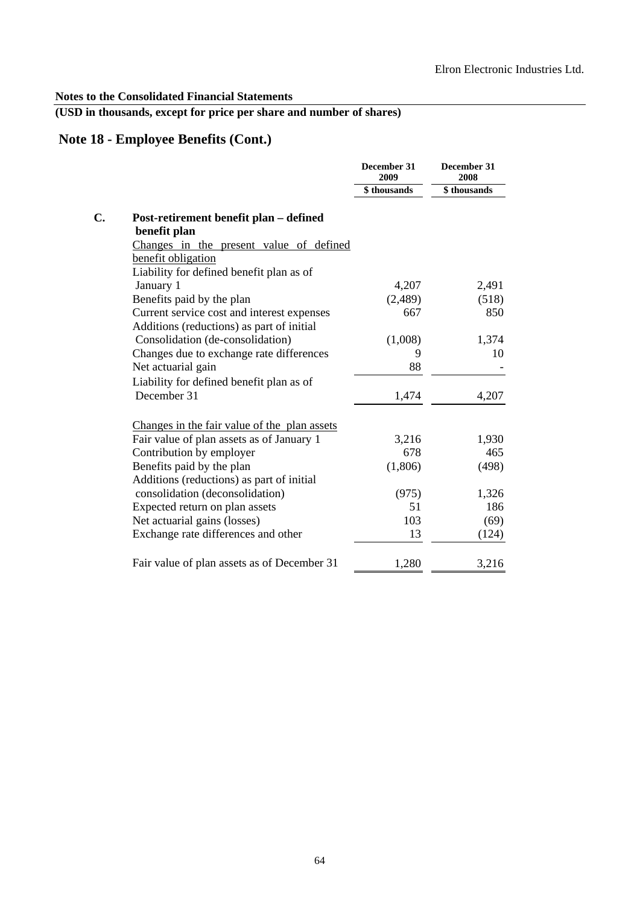**Notes to the Consolidated Financial Statements**

**(USD in thousands, except for price per share and number of shares)**

## Note 18 - Employee Benefits (Cont.)

| | December 31 2009 | December 31 2008 |
|---|---|---|
| | $ thousands | $ thousands |
| **C. Post-retirement benefit plan – defined benefit plan** | | |
| Changes in the present value of defined benefit obligation | | |
| Liability for defined benefit plan as of January 1 | 4,207 | 2,491 |
| Benefits paid by the plan | (2,489) | (518) |
| Current service cost and interest expenses | 667 | 850 |
| Additions (reductions) as part of initial Consolidation (de-consolidation) | (1,008) | 1,374 |
| Changes due to exchange rate differences | 9 | 10 |
| Net actuarial gain | 88 | - |
| Liability for defined benefit plan as of December 31 | 1,474 | 4,207 |
| | | |
| Changes in the fair value of the plan assets | | |
| Fair value of plan assets as of January 1 | 3,216 | 1,930 |
| Contribution by employer | 678 | 465 |
| Benefits paid by the plan | (1,806) | (498) |
| Additions (reductions) as part of initial consolidation (deconsolidation) | (975) | 1,326 |
| Expected return on plan assets | 51 | 186 |
| Net actuarial gains (losses) | 103 | (69) |
| Exchange rate differences and other | 13 | (124) |
| | | |
| Fair value of plan assets as of December 31 | 1,280 | 3,216 |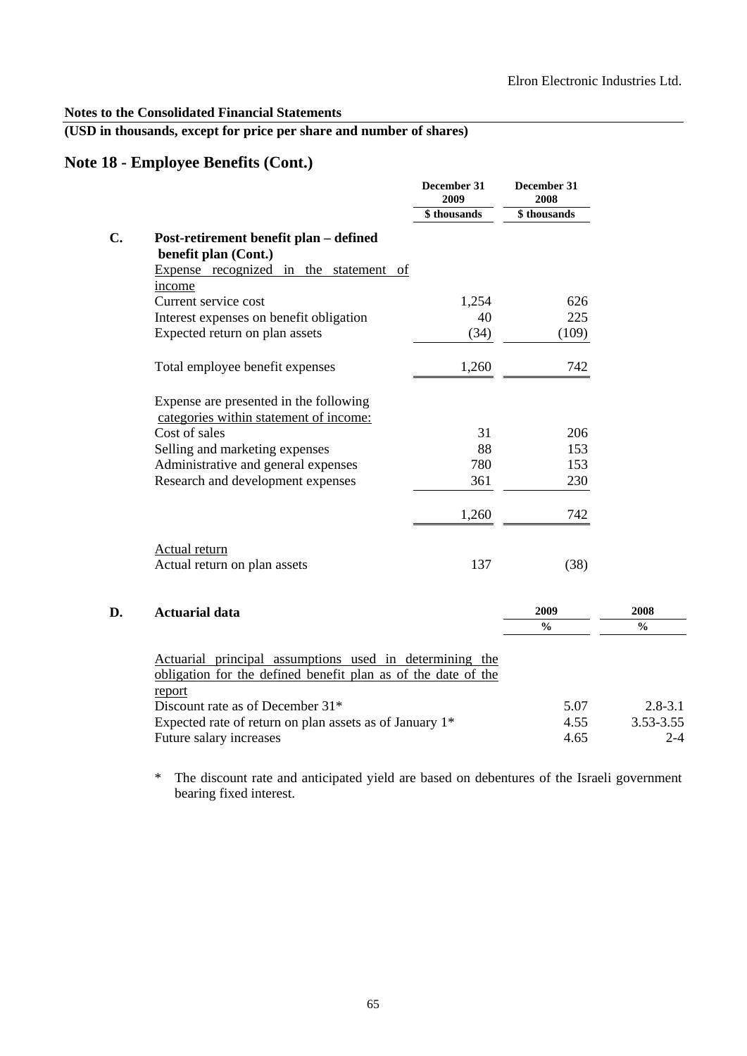**Notes to the Consolidated Financial Statements**

**(USD in thousands, except for price per share and number of shares)**

## Note 18 - Employee Benefits (Cont.)

| | | December 31 2009 | December 31 2008 |
|---|---|---|---|
| | | \$ thousands | \$ thousands |
| **C.** | **Post-retirement benefit plan – defined benefit plan (Cont.)** | | |
| | Expense recognized in the statement of income | | |
| | Current service cost | 1,254 | 626 |
| | Interest expenses on benefit obligation | 40 | 225 |
| | Expected return on plan assets | (34) | (109) |
| | Total employee benefit expenses | 1,260 | 742 |
| | Expense are presented in the following categories within statement of income: | | |
| | Cost of sales | 31 | 206 |
| | Selling and marketing expenses | 88 | 153 |
| | Administrative and general expenses | 780 | 153 |
| | Research and development expenses | 361 | 230 |
| | | 1,260 | 742 |
| | Actual return | | |
| | Actual return on plan assets | 137 | (38) |

| | **D. Actuarial data** | 2009 | 2008 |
|---|---|---|---|
| | | % | % |
| | Actuarial principal assumptions used in determining the obligation for the defined benefit plan as of the date of the report | | |
| | Discount rate as of December 31* | 5.07 | 2.8-3.1 |
| | Expected rate of return on plan assets as of January 1* | 4.55 | 3.53-3.55 |
| | Future salary increases | 4.65 | 2-4 |

\* The discount rate and anticipated yield are based on debentures of the Israeli government bearing fixed interest.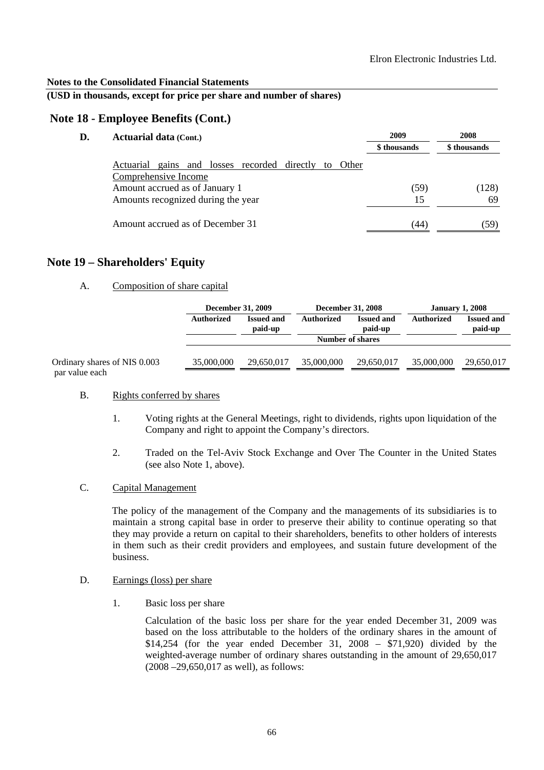**Notes to the Consolidated Financial Statements**

**(USD in thousands, except for price per share and number of shares)**

## Note 18 - Employee Benefits (Cont.)

**D. Actuarial data (Cont.)**

| | 2009 | 2008 |
|---|---|---|
| | $ thousands | $ thousands |
| Actuarial gains and losses recorded directly to Other Comprehensive Income | | |
| Amount accrued as of January 1 | (59) | (128) |
| Amounts recognized during the year | 15 | 69 |
| Amount accrued as of December 31 | (44) | (59) |

## Note 19 – Shareholders' Equity

A. Composition of share capital

| | December 31, 2009 | | December 31, 2008 | | January 1, 2008 | |
|---|---|---|---|---|---|---|
| | Authorized | Issued and paid-up | Authorized | Issued and paid-up | Authorized | Issued and paid-up |
| | Number of shares | | | | | |
| Ordinary shares of NIS 0.003 par value each | 35,000,000 | 29,650,017 | 35,000,000 | 29,650,017 | 35,000,000 | 29,650,017 |

B. Rights conferred by shares

1. Voting rights at the General Meetings, right to dividends, rights upon liquidation of the Company and right to appoint the Company's directors.

2. Traded on the Tel-Aviv Stock Exchange and Over The Counter in the United States (see also Note 1, above).

C. Capital Management

The policy of the management of the Company and the managements of its subsidiaries is to maintain a strong capital base in order to preserve their ability to continue operating so that they may provide a return on capital to their shareholders, benefits to other holders of interests in them such as their credit providers and employees, and sustain future development of the business.

D. Earnings (loss) per share

1. Basic loss per share

Calculation of the basic loss per share for the year ended December 31, 2009 was based on the loss attributable to the holders of the ordinary shares in the amount of $14,254 (for the year ended December 31, 2008 – $71,920) divided by the weighted-average number of ordinary shares outstanding in the amount of 29,650,017 (2008 –29,650,017 as well), as follows: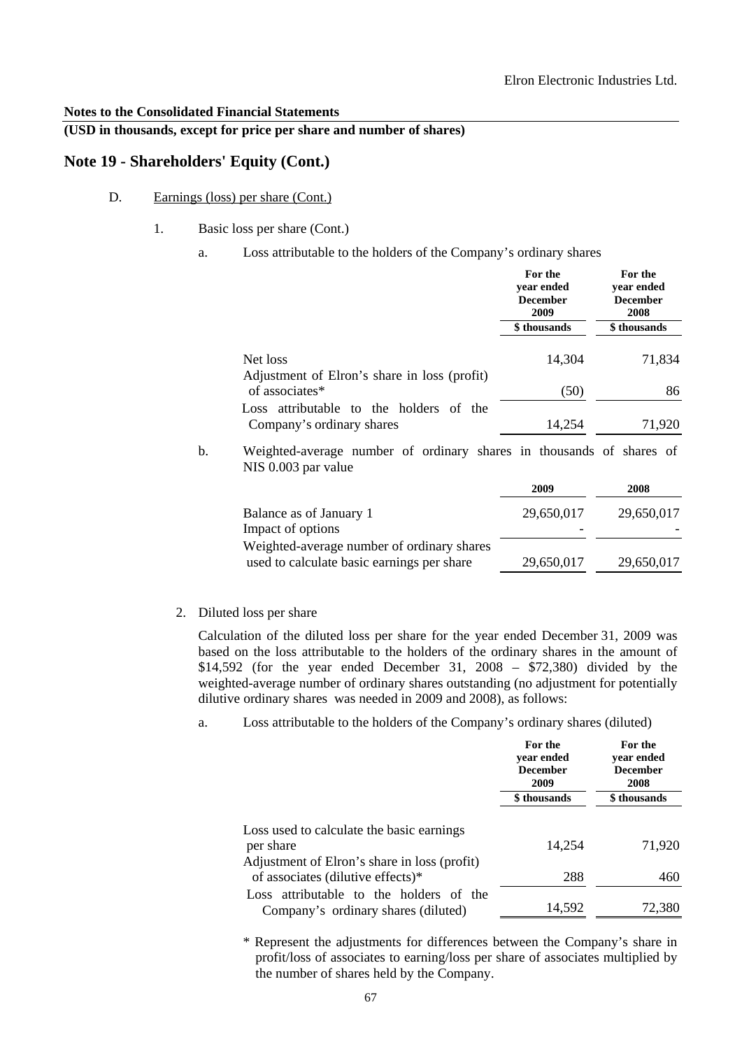**Notes to the Consolidated Financial Statements**

**(USD in thousands, except for price per share and number of shares)**

## Note 19 - Shareholders' Equity (Cont.)

D. Earnings (loss) per share (Cont.)

1. Basic loss per share (Cont.)

a. Loss attributable to the holders of the Company's ordinary shares

| | For the year ended December 2009 | For the year ended December 2008 |
|---|---|---|
| | \$ thousands | \$ thousands |
| Net loss | 14,304 | 71,834 |
| Adjustment of Elron's share in loss (profit) of associates* | (50) | 86 |
| Loss attributable to the holders of the Company's ordinary shares | 14,254 | 71,920 |

b. Weighted-average number of ordinary shares in thousands of shares of NIS 0.003 par value

| | 2009 | 2008 |
|---|---|---|
| Balance as of January 1 | 29,650,017 | 29,650,017 |
| Impact of options | - | - |
| Weighted-average number of ordinary shares used to calculate basic earnings per share | 29,650,017 | 29,650,017 |

2. Diluted loss per share

Calculation of the diluted loss per share for the year ended December 31, 2009 was based on the loss attributable to the holders of the ordinary shares in the amount of \$14,592 (for the year ended December 31, 2008 – \$72,380) divided by the weighted-average number of ordinary shares outstanding (no adjustment for potentially dilutive ordinary shares was needed in 2009 and 2008), as follows:

a. Loss attributable to the holders of the Company's ordinary shares (diluted)

| | For the year ended December 2009 | For the year ended December 2008 |
|---|---|---|
| | \$ thousands | \$ thousands |
| Loss used to calculate the basic earnings per share | 14,254 | 71,920 |
| Adjustment of Elron's share in loss (profit) of associates (dilutive effects)* | 288 | 460 |
| Loss attributable to the holders of the Company's ordinary shares (diluted) | 14,592 | 72,380 |

\* Represent the adjustments for differences between the Company's share in profit/loss of associates to earning/loss per share of associates multiplied by the number of shares held by the Company.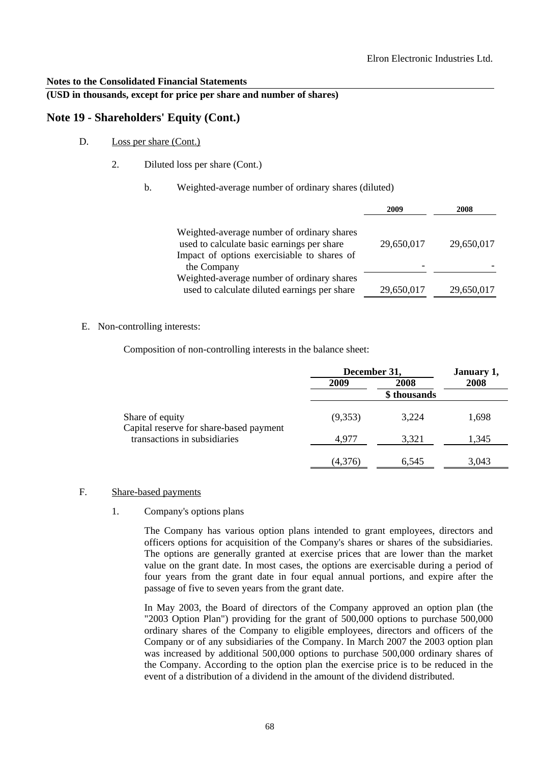**Notes to the Consolidated Financial Statements**

**(USD in thousands, except for price per share and number of shares)**

## Note 19 - Shareholders' Equity (Cont.)

D. Loss per share (Cont.)

2. Diluted loss per share (Cont.)

b. Weighted-average number of ordinary shares (diluted)

| | 2009 | 2008 |
|---|---|---|
| Weighted-average number of ordinary shares used to calculate basic earnings per share | 29,650,017 | 29,650,017 |
| Impact of options exercisiable to shares of the Company | - | - |
| Weighted-average number of ordinary shares used to calculate diluted earnings per share | 29,650,017 | 29,650,017 |

E. Non-controlling interests:

Composition of non-controlling interests in the balance sheet:

| | December 31, 2009 | December 31, 2008 | January 1, 2008 |
|---|---|---|---|
| | | \$ thousands | |
| Share of equity | (9,353) | 3,224 | 1,698 |
| Capital reserve for share-based payment transactions in subsidiaries | 4,977 | 3,321 | 1,345 |
| | (4,376) | 6,545 | 3,043 |

F. Share-based payments

1. Company's options plans

The Company has various option plans intended to grant employees, directors and officers options for acquisition of the Company's shares or shares of the subsidiaries. The options are generally granted at exercise prices that are lower than the market value on the grant date. In most cases, the options are exercisable during a period of four years from the grant date in four equal annual portions, and expire after the passage of five to seven years from the grant date.

In May 2003, the Board of directors of the Company approved an option plan (the "2003 Option Plan") providing for the grant of 500,000 options to purchase 500,000 ordinary shares of the Company to eligible employees, directors and officers of the Company or of any subsidiaries of the Company. In March 2007 the 2003 option plan was increased by additional 500,000 options to purchase 500,000 ordinary shares of the Company. According to the option plan the exercise price is to be reduced in the event of a distribution of a dividend in the amount of the dividend distributed.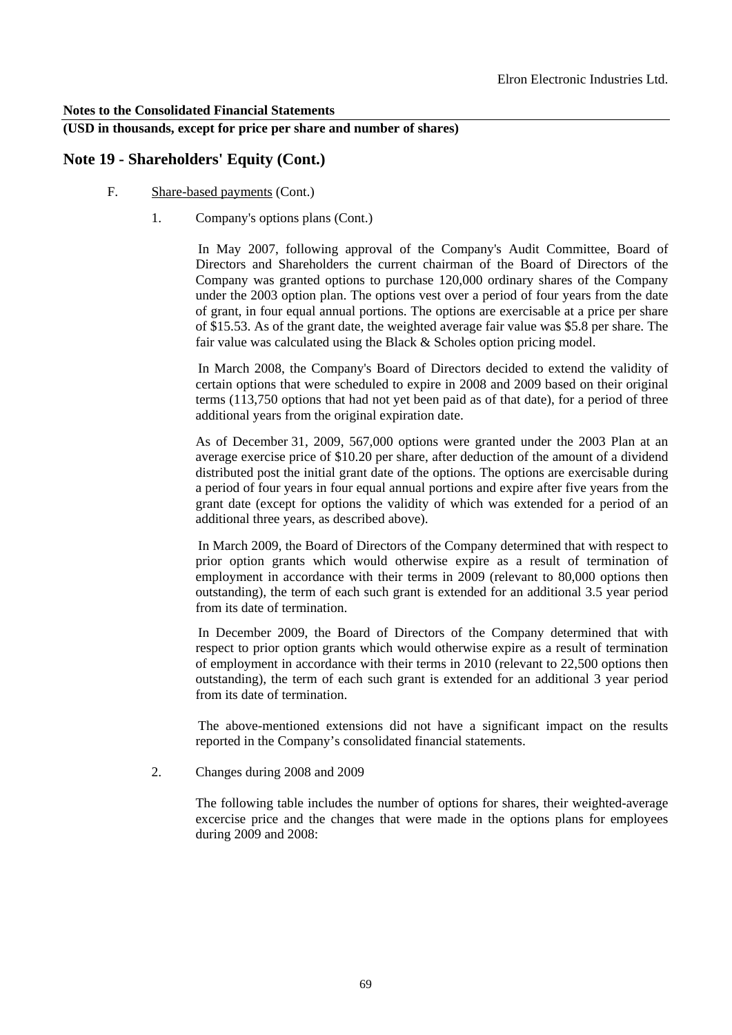**Notes to the Consolidated Financial Statements**

**(USD in thousands, except for price per share and number of shares)**

## Note 19 - Shareholders' Equity (Cont.)

F. Share-based payments (Cont.)

1. Company's options plans (Cont.)

In May 2007, following approval of the Company's Audit Committee, Board of Directors and Shareholders the current chairman of the Board of Directors of the Company was granted options to purchase 120,000 ordinary shares of the Company under the 2003 option plan. The options vest over a period of four years from the date of grant, in four equal annual portions. The options are exercisable at a price per share of $15.53. As of the grant date, the weighted average fair value was $5.8 per share. The fair value was calculated using the Black & Scholes option pricing model.

In March 2008, the Company's Board of Directors decided to extend the validity of certain options that were scheduled to expire in 2008 and 2009 based on their original terms (113,750 options that had not yet been paid as of that date), for a period of three additional years from the original expiration date.

As of December 31, 2009, 567,000 options were granted under the 2003 Plan at an average exercise price of $10.20 per share, after deduction of the amount of a dividend distributed post the initial grant date of the options. The options are exercisable during a period of four years in four equal annual portions and expire after five years from the grant date (except for options the validity of which was extended for a period of an additional three years, as described above).

In March 2009, the Board of Directors of the Company determined that with respect to prior option grants which would otherwise expire as a result of termination of employment in accordance with their terms in 2009 (relevant to 80,000 options then outstanding), the term of each such grant is extended for an additional 3.5 year period from its date of termination.

In December 2009, the Board of Directors of the Company determined that with respect to prior option grants which would otherwise expire as a result of termination of employment in accordance with their terms in 2010 (relevant to 22,500 options then outstanding), the term of each such grant is extended for an additional 3 year period from its date of termination.

The above-mentioned extensions did not have a significant impact on the results reported in the Company's consolidated financial statements.

2. Changes during 2008 and 2009

The following table includes the number of options for shares, their weighted-average excercise price and the changes that were made in the options plans for employees during 2009 and 2008: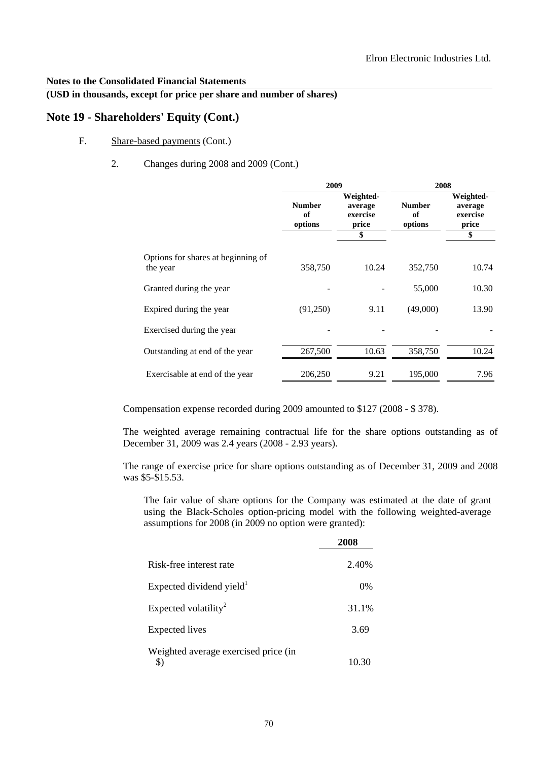**Notes to the Consolidated Financial Statements**

**(USD in thousands, except for price per share and number of shares)**

## Note 19 - Shareholders' Equity (Cont.)

F. Share-based payments (Cont.)

2. Changes during 2008 and 2009 (Cont.)

| | 2009 | | 2008 | |
|---|---|---|---|---|
| | Number of options | Weighted-average exercise price | Number of options | Weighted-average exercise price |
| | | $ | | $ |
| Options for shares at beginning of the year | 358,750 | 10.24 | 352,750 | 10.74 |
| Granted during the year | - | - | 55,000 | 10.30 |
| Expired during the year | (91,250) | 9.11 | (49,000) | 13.90 |
| Exercised during the year | - | - | - | - |
| Outstanding at end of the year | 267,500 | 10.63 | 358,750 | 10.24 |
| Exercisable at end of the year | 206,250 | 9.21 | 195,000 | 7.96 |

Compensation expense recorded during 2009 amounted to $127 (2008 - $ 378).

The weighted average remaining contractual life for the share options outstanding as of December 31, 2009 was 2.4 years (2008 - 2.93 years).

The range of exercise price for share options outstanding as of December 31, 2009 and 2008 was $5-$15.53.

The fair value of share options for the Company was estimated at the date of grant using the Black-Scholes option-pricing model with the following weighted-average assumptions for 2008 (in 2009 no option were granted):

| | 2008 |
|---|---|
| Risk-free interest rate | 2.40% |
| Expected dividend yield[1] | 0% |
| Expected volatility[2] | 31.1% |
| Expected lives | 3.69 |
| Weighted average exercised price (in $) | 10.30 |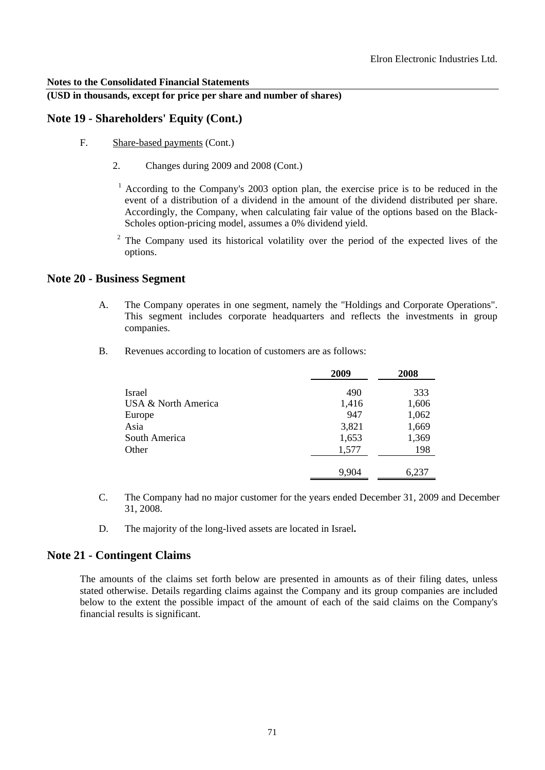**Notes to the Consolidated Financial Statements**

**(USD in thousands, except for price per share and number of shares)**

## Note 19 - Shareholders' Equity (Cont.)

F. Share-based payments (Cont.)

2. Changes during 2009 and 2008 (Cont.)

[1] According to the Company's 2003 option plan, the exercise price is to be reduced in the event of a distribution of a dividend in the amount of the dividend distributed per share. Accordingly, the Company, when calculating fair value of the options based on the Black-Scholes option-pricing model, assumes a 0% dividend yield.

[2] The Company used its historical volatility over the period of the expected lives of the options.

## Note 20 - Business Segment

A. The Company operates in one segment, namely the "Holdings and Corporate Operations". This segment includes corporate headquarters and reflects the investments in group companies.

B. Revenues according to location of customers are as follows:

| | 2009 | 2008 |
|---|---|---|
| Israel | 490 | 333 |
| USA & North America | 1,416 | 1,606 |
| Europe | 947 | 1,062 |
| Asia | 3,821 | 1,669 |
| South America | 1,653 | 1,369 |
| Other | 1,577 | 198 |
| | 9,904 | 6,237 |

C. The Company had no major customer for the years ended December 31, 2009 and December 31, 2008.

D. The majority of the long-lived assets are located in Israel**.**

## Note 21 - Contingent Claims

The amounts of the claims set forth below are presented in amounts as of their filing dates, unless stated otherwise. Details regarding claims against the Company and its group companies are included below to the extent the possible impact of the amount of each of the said claims on the Company's financial results is significant.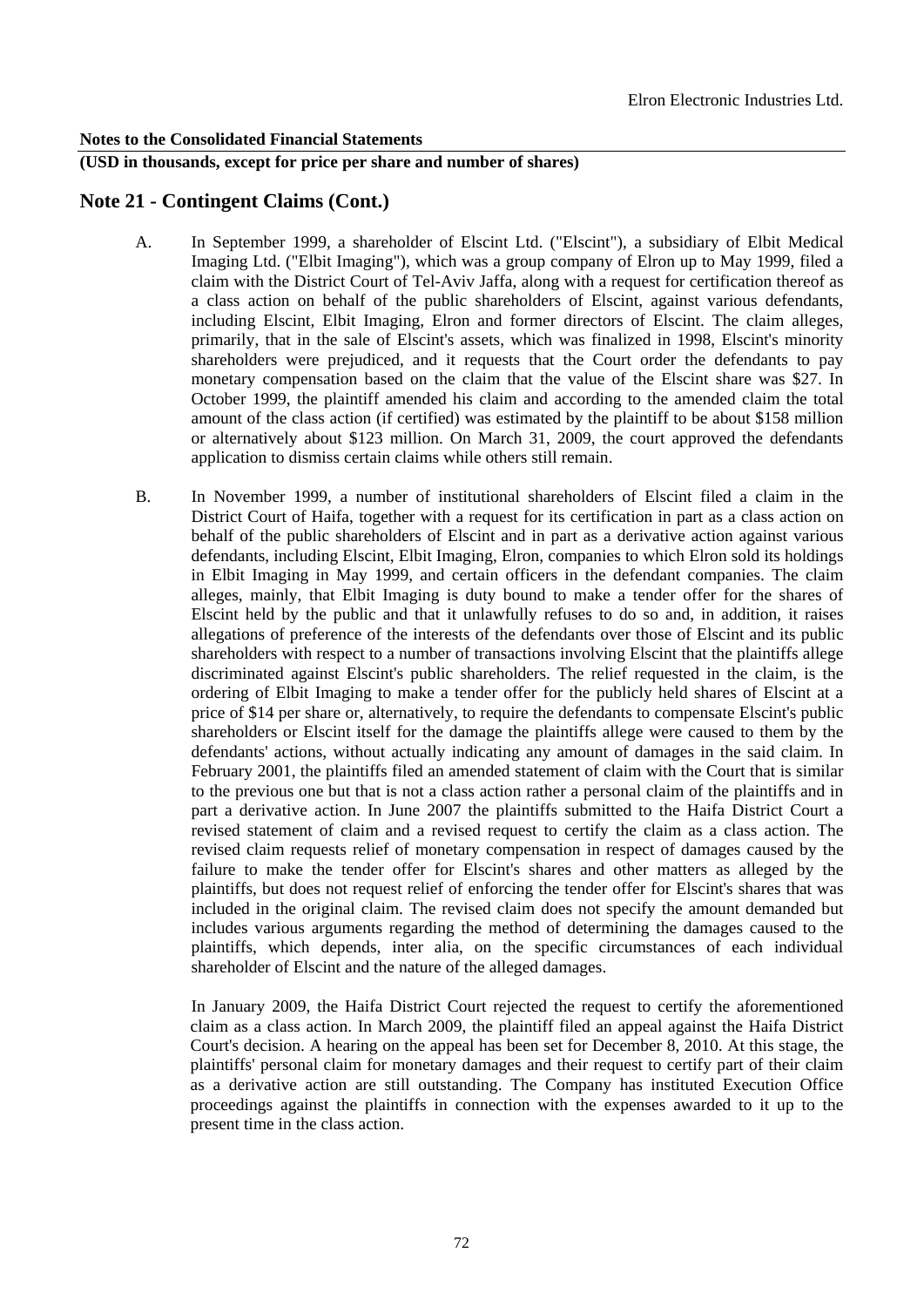**Notes to the Consolidated Financial Statements**

**(USD in thousands, except for price per share and number of shares)**

## Note 21 - Contingent Claims (Cont.)

A. In September 1999, a shareholder of Elscint Ltd. ("Elscint"), a subsidiary of Elbit Medical Imaging Ltd. ("Elbit Imaging"), which was a group company of Elron up to May 1999, filed a claim with the District Court of Tel-Aviv Jaffa, along with a request for certification thereof as a class action on behalf of the public shareholders of Elscint, against various defendants, including Elscint, Elbit Imaging, Elron and former directors of Elscint. The claim alleges, primarily, that in the sale of Elscint's assets, which was finalized in 1998, Elscint's minority shareholders were prejudiced, and it requests that the Court order the defendants to pay monetary compensation based on the claim that the value of the Elscint share was $27. In October 1999, the plaintiff amended his claim and according to the amended claim the total amount of the class action (if certified) was estimated by the plaintiff to be about $158 million or alternatively about $123 million. On March 31, 2009, the court approved the defendants application to dismiss certain claims while others still remain.

B. In November 1999, a number of institutional shareholders of Elscint filed a claim in the District Court of Haifa, together with a request for its certification in part as a class action on behalf of the public shareholders of Elscint and in part as a derivative action against various defendants, including Elscint, Elbit Imaging, Elron, companies to which Elron sold its holdings in Elbit Imaging in May 1999, and certain officers in the defendant companies. The claim alleges, mainly, that Elbit Imaging is duty bound to make a tender offer for the shares of Elscint held by the public and that it unlawfully refuses to do so and, in addition, it raises allegations of preference of the interests of the defendants over those of Elscint and its public shareholders with respect to a number of transactions involving Elscint that the plaintiffs allege discriminated against Elscint's public shareholders. The relief requested in the claim, is the ordering of Elbit Imaging to make a tender offer for the publicly held shares of Elscint at a price of $14 per share or, alternatively, to require the defendants to compensate Elscint's public shareholders or Elscint itself for the damage the plaintiffs allege were caused to them by the defendants' actions, without actually indicating any amount of damages in the said claim. In February 2001, the plaintiffs filed an amended statement of claim with the Court that is similar to the previous one but that is not a class action rather a personal claim of the plaintiffs and in part a derivative action. In June 2007 the plaintiffs submitted to the Haifa District Court a revised statement of claim and a revised request to certify the claim as a class action. The revised claim requests relief of monetary compensation in respect of damages caused by the failure to make the tender offer for Elscint's shares and other matters as alleged by the plaintiffs, but does not request relief of enforcing the tender offer for Elscint's shares that was included in the original claim. The revised claim does not specify the amount demanded but includes various arguments regarding the method of determining the damages caused to the plaintiffs, which depends, inter alia, on the specific circumstances of each individual shareholder of Elscint and the nature of the alleged damages.

In January 2009, the Haifa District Court rejected the request to certify the aforementioned claim as a class action. In March 2009, the plaintiff filed an appeal against the Haifa District Court's decision. A hearing on the appeal has been set for December 8, 2010. At this stage, the plaintiffs' personal claim for monetary damages and their request to certify part of their claim as a derivative action are still outstanding. The Company has instituted Execution Office proceedings against the plaintiffs in connection with the expenses awarded to it up to the present time in the class action.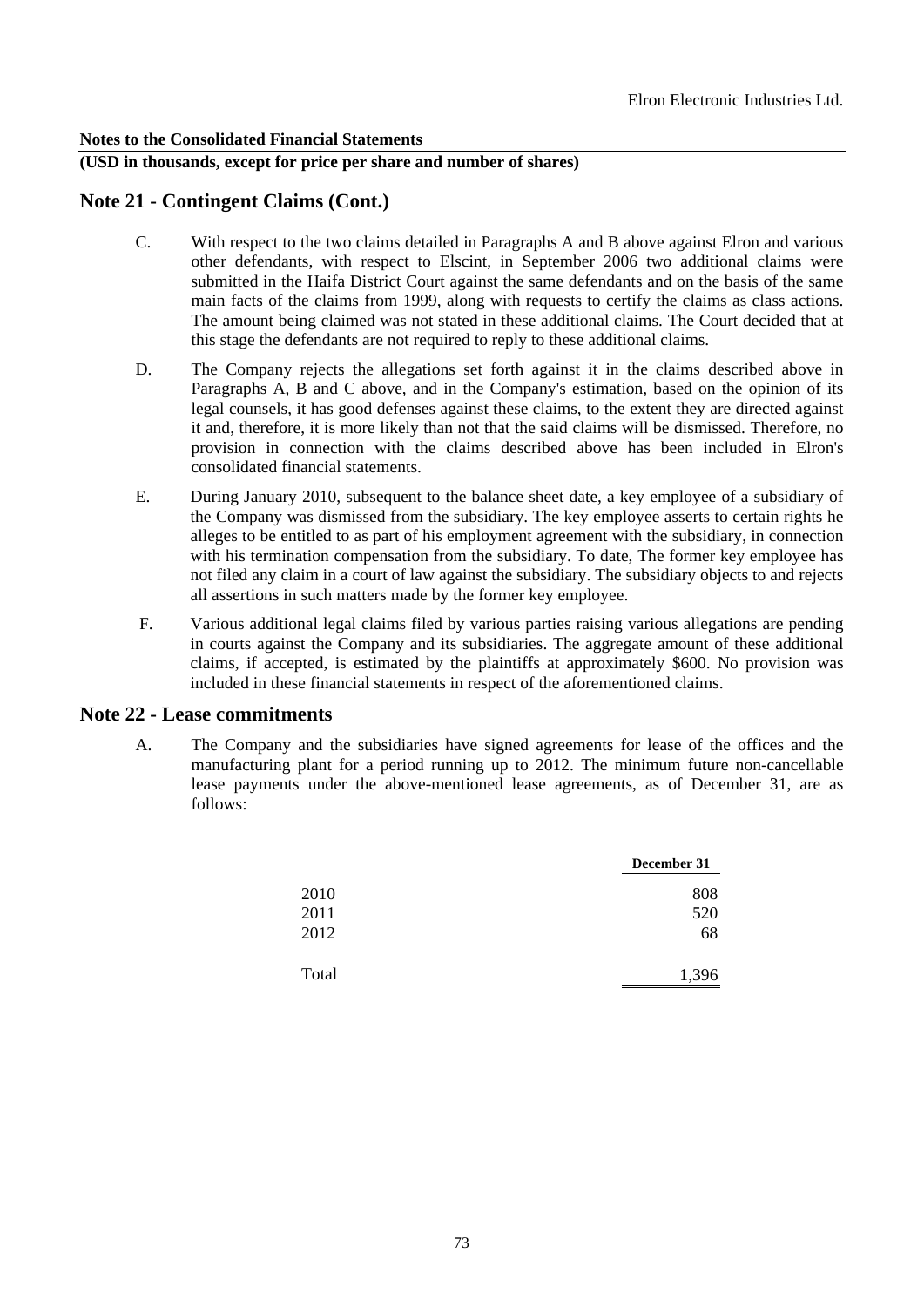**Notes to the Consolidated Financial Statements**

**(USD in thousands, except for price per share and number of shares)**

## Note 21 - Contingent Claims (Cont.)

C. With respect to the two claims detailed in Paragraphs A and B above against Elron and various other defendants, with respect to Elscint, in September 2006 two additional claims were submitted in the Haifa District Court against the same defendants and on the basis of the same main facts of the claims from 1999, along with requests to certify the claims as class actions. The amount being claimed was not stated in these additional claims. The Court decided that at this stage the defendants are not required to reply to these additional claims.

D. The Company rejects the allegations set forth against it in the claims described above in Paragraphs A, B and C above, and in the Company's estimation, based on the opinion of its legal counsels, it has good defenses against these claims, to the extent they are directed against it and, therefore, it is more likely than not that the said claims will be dismissed. Therefore, no provision in connection with the claims described above has been included in Elron's consolidated financial statements.

E. During January 2010, subsequent to the balance sheet date, a key employee of a subsidiary of the Company was dismissed from the subsidiary. The key employee asserts to certain rights he alleges to be entitled to as part of his employment agreement with the subsidiary, in connection with his termination compensation from the subsidiary. To date, The former key employee has not filed any claim in a court of law against the subsidiary. The subsidiary objects to and rejects all assertions in such matters made by the former key employee.

F. Various additional legal claims filed by various parties raising various allegations are pending in courts against the Company and its subsidiaries. The aggregate amount of these additional claims, if accepted, is estimated by the plaintiffs at approximately $600. No provision was included in these financial statements in respect of the aforementioned claims.

## Note 22 - Lease commitments

A. The Company and the subsidiaries have signed agreements for lease of the offices and the manufacturing plant for a period running up to 2012. The minimum future non-cancellable lease payments under the above-mentioned lease agreements, as of December 31, are as follows:

| | December 31 |
|---|---|
| 2010 | 808 |
| 2011 | 520 |
| 2012 | 68 |
| Total | 1,396 |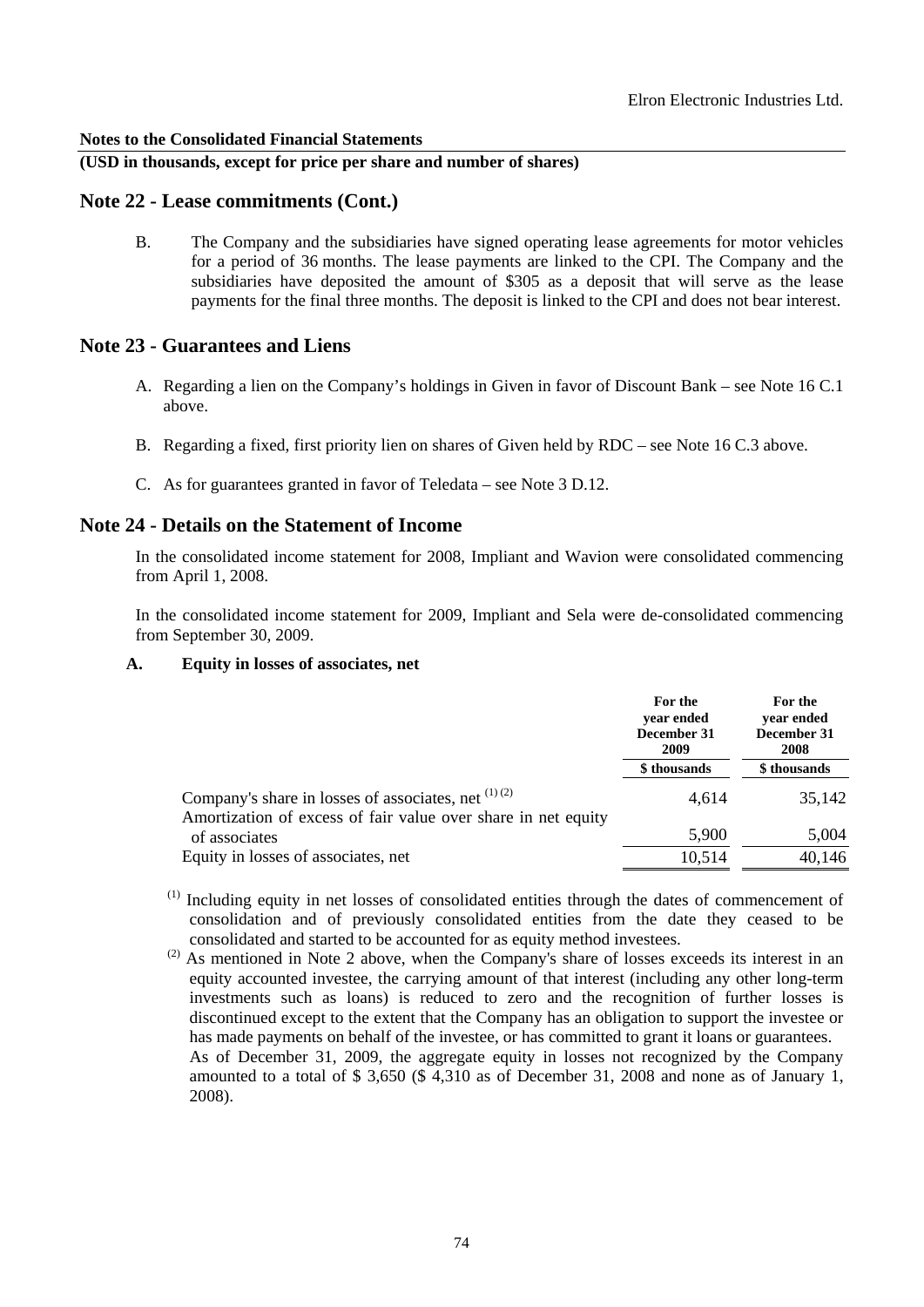**Notes to the Consolidated Financial Statements**

**(USD in thousands, except for price per share and number of shares)**

## Note 22 - Lease commitments (Cont.)

B. The Company and the subsidiaries have signed operating lease agreements for motor vehicles for a period of 36 months. The lease payments are linked to the CPI. The Company and the subsidiaries have deposited the amount of $305 as a deposit that will serve as the lease payments for the final three months. The deposit is linked to the CPI and does not bear interest.

## Note 23 - Guarantees and Liens

A. Regarding a lien on the Company's holdings in Given in favor of Discount Bank – see Note 16 C.1 above.

B. Regarding a fixed, first priority lien on shares of Given held by RDC – see Note 16 C.3 above.

C. As for guarantees granted in favor of Teledata – see Note 3 D.12.

## Note 24 - Details on the Statement of Income

In the consolidated income statement for 2008, Impliant and Wavion were consolidated commencing from April 1, 2008.

In the consolidated income statement for 2009, Impliant and Sela were de-consolidated commencing from September 30, 2009.

### A. Equity in losses of associates, net

| | For the year ended December 31 2009 | For the year ended December 31 2008 |
|---|---|---|
| | $ thousands | $ thousands |
| Company's share in losses of associates, net [(1) (2)] | 4,614 | 35,142 |
| Amortization of excess of fair value over share in net equity of associates | 5,900 | 5,004 |
| Equity in losses of associates, net | 10,514 | 40,146 |

(1) Including equity in net losses of consolidated entities through the dates of commencement of consolidation and of previously consolidated entities from the date they ceased to be consolidated and started to be accounted for as equity method investees.

(2) As mentioned in Note 2 above, when the Company's share of losses exceeds its interest in an equity accounted investee, the carrying amount of that interest (including any other long-term investments such as loans) is reduced to zero and the recognition of further losses is discontinued except to the extent that the Company has an obligation to support the investee or has made payments on behalf of the investee, or has committed to grant it loans or guarantees. As of December 31, 2009, the aggregate equity in losses not recognized by the Company amounted to a total of $ 3,650 ($ 4,310 as of December 31, 2008 and none as of January 1, 2008).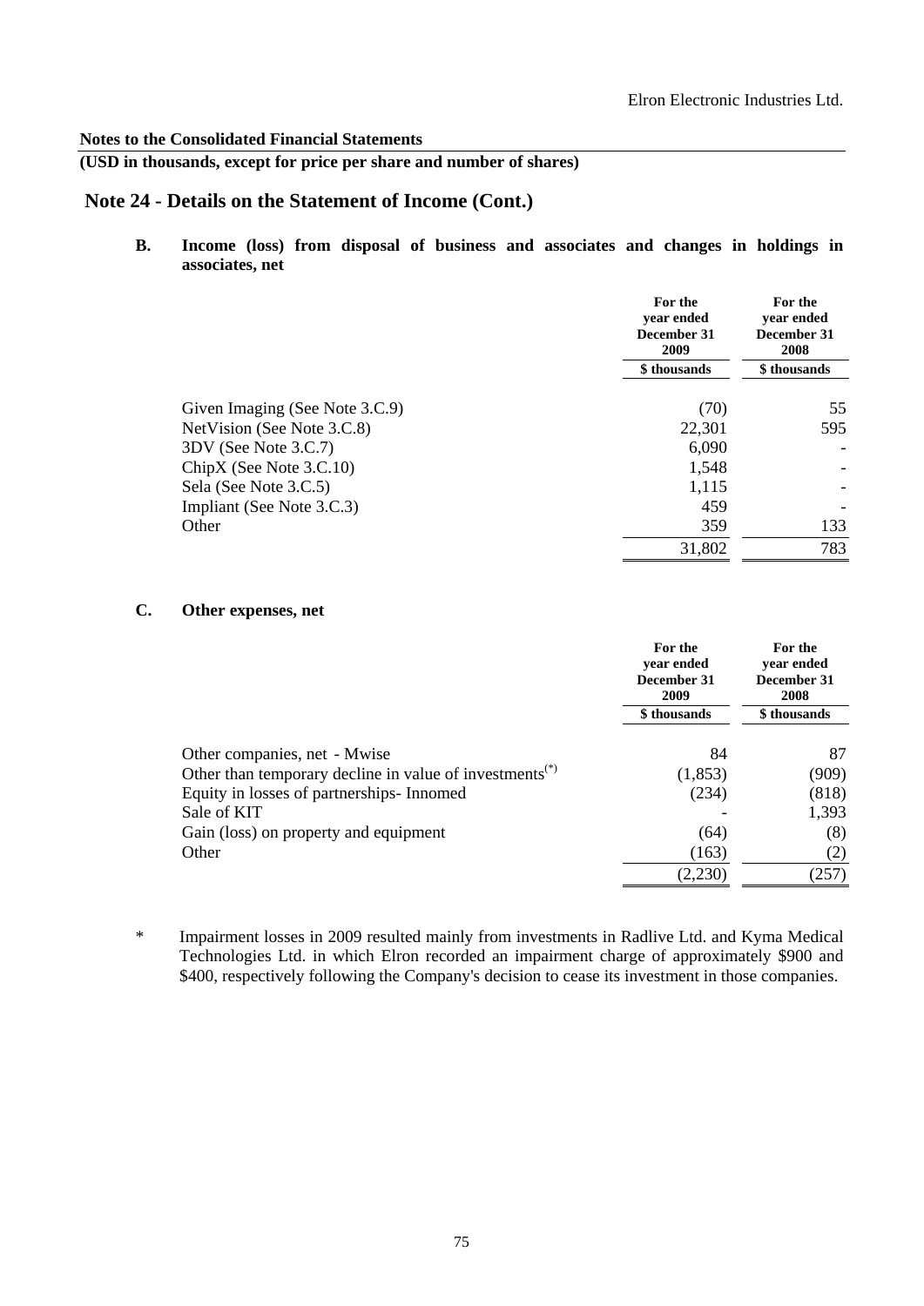**Notes to the Consolidated Financial Statements**

**(USD in thousands, except for price per share and number of shares)**

## Note 24 - Details on the Statement of Income (Cont.)

**B. Income (loss) from disposal of business and associates and changes in holdings in associates, net**

| | For the year ended December 31 2009 | For the year ended December 31 2008 |
|---|---|---|
| | $ thousands | $ thousands |
| Given Imaging (See Note 3.C.9) | (70) | 55 |
| NetVision (See Note 3.C.8) | 22,301 | 595 |
| 3DV (See Note 3.C.7) | 6,090 | - |
| ChipX (See Note 3.C.10) | 1,548 | - |
| Sela (See Note 3.C.5) | 1,115 | - |
| Impliant (See Note 3.C.3) | 459 | - |
| Other | 359 | 133 |
| | 31,802 | 783 |

**C. Other expenses, net**

| | For the year ended December 31 2009 | For the year ended December 31 2008 |
|---|---|---|
| | $ thousands | $ thousands |
| Other companies, net - Mwise | 84 | 87 |
| Other than temporary decline in value of investments(*) | (1,853) | (909) |
| Equity in losses of partnerships- Innomed | (234) | (818) |
| Sale of KIT | - | 1,393 |
| Gain (loss) on property and equipment | (64) | (8) |
| Other | (163) | (2) |
| | (2,230) | (257) |

\* Impairment losses in 2009 resulted mainly from investments in Radlive Ltd. and Kyma Medical Technologies Ltd. in which Elron recorded an impairment charge of approximately $900 and $400, respectively following the Company's decision to cease its investment in those companies.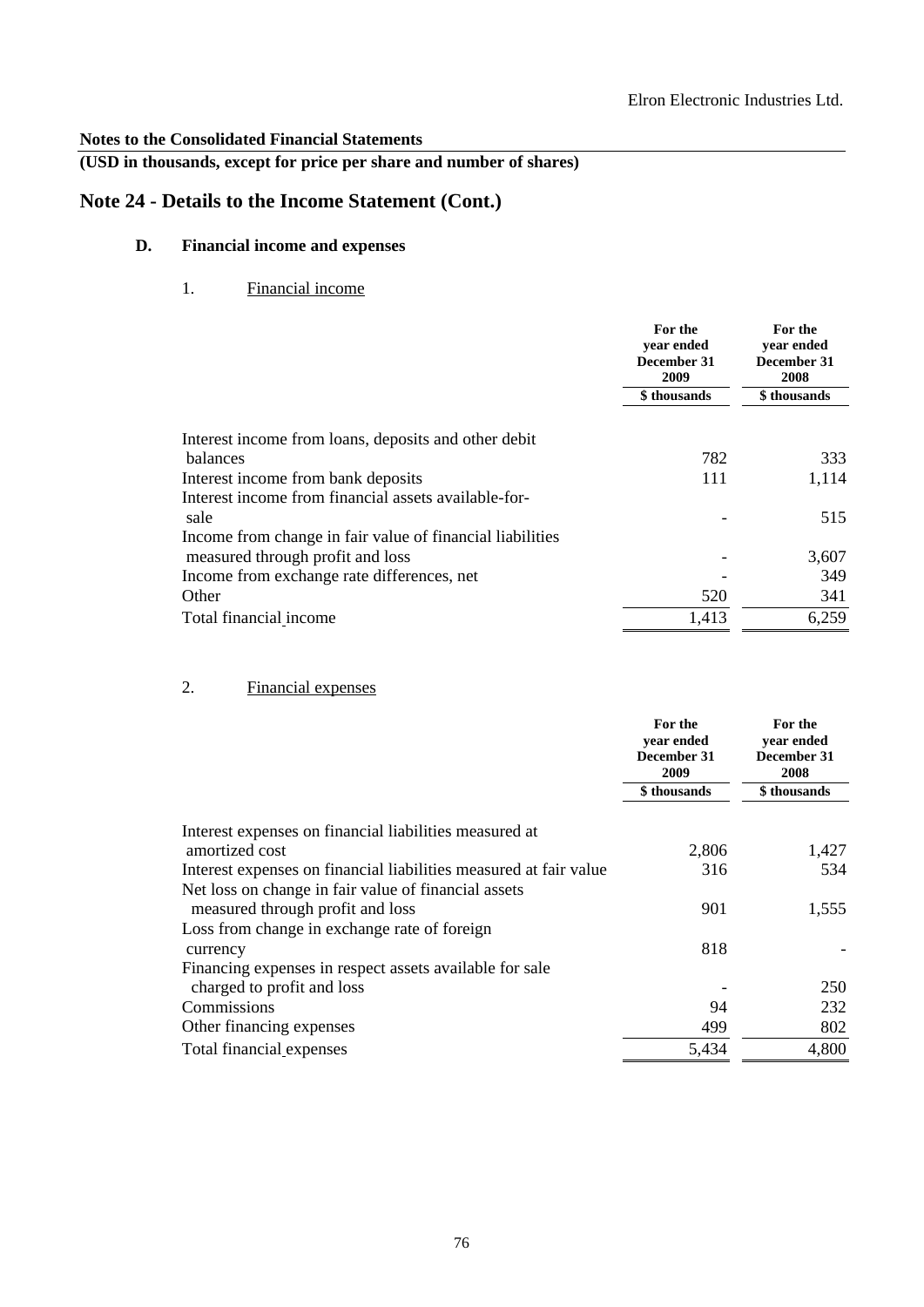**Notes to the Consolidated Financial Statements**

**(USD in thousands, except for price per share and number of shares)**

# Note 24 - Details to the Income Statement (Cont.)

## D. Financial income and expenses

### 1. Financial income

| | For the year ended December 31 2009 | For the year ended December 31 2008 |
|---|---|---|
| | $ thousands | $ thousands |
| Interest income from loans, deposits and other debit balances | 782 | 333 |
| Interest income from bank deposits | 111 | 1,114 |
| Interest income from financial assets available-for-sale | - | 515 |
| Income from change in fair value of financial liabilities measured through profit and loss | - | 3,607 |
| Income from exchange rate differences, net | - | 349 |
| Other | 520 | 341 |
| Total financial income | 1,413 | 6,259 |

### 2. Financial expenses

| | For the year ended December 31 2009 | For the year ended December 31 2008 |
|---|---|---|
| | $ thousands | $ thousands |
| Interest expenses on financial liabilities measured at amortized cost | 2,806 | 1,427 |
| Interest expenses on financial liabilities measured at fair value | 316 | 534 |
| Net loss on change in fair value of financial assets measured through profit and loss | 901 | 1,555 |
| Loss from change in exchange rate of foreign currency | 818 | - |
| Financing expenses in respect assets available for sale charged to profit and loss | - | 250 |
| Commissions | 94 | 232 |
| Other financing expenses | 499 | 802 |
| Total financial expenses | 5,434 | 4,800 |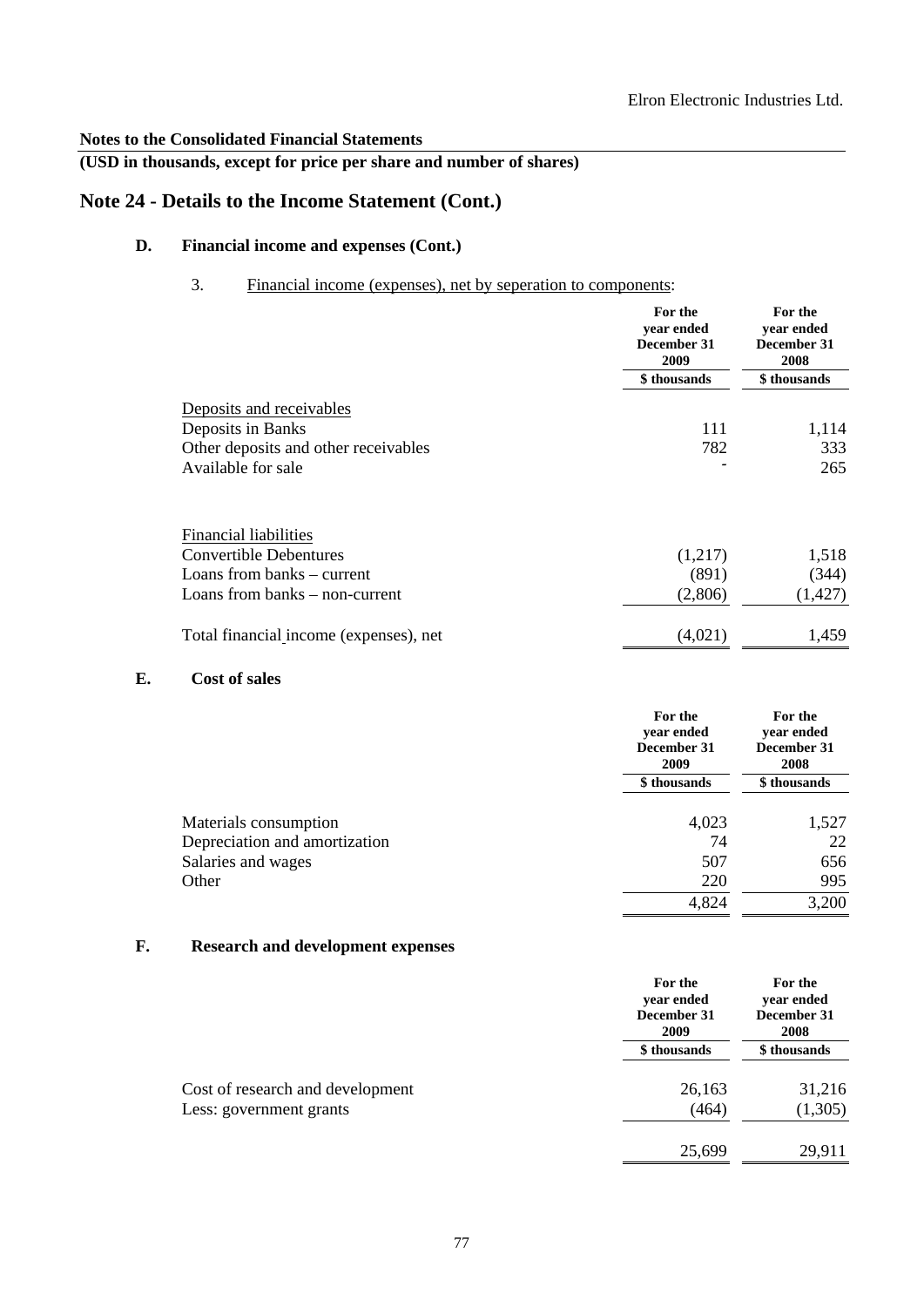**Notes to the Consolidated Financial Statements**

**(USD in thousands, except for price per share and number of shares)**

# Note 24 - Details to the Income Statement (Cont.)

## D. Financial income and expenses (Cont.)

3. Financial income (expenses), net by seperation to components:

| | For the year ended December 31 2009 | For the year ended December 31 2008 |
|---|---|---|
| | \$ thousands | \$ thousands |
| Deposits and receivables | | |
| Deposits in Banks | 111 | 1,114 |
| Other deposits and other receivables | 782 | 333 |
| Available for sale | - | 265 |
| | | |
| Financial liabilities | | |
| Convertible Debentures | (1,217) | 1,518 |
| Loans from banks – current | (891) | (344) |
| Loans from banks – non-current | (2,806) | (1,427) |
| Total financial income (expenses), net | (4,021) | 1,459 |

## E. Cost of sales

| | For the year ended December 31 2009 | For the year ended December 31 2008 |
|---|---|---|
| | \$ thousands | \$ thousands |
| Materials consumption | 4,023 | 1,527 |
| Depreciation and amortization | 74 | 22 |
| Salaries and wages | 507 | 656 |
| Other | 220 | 995 |
| | 4,824 | 3,200 |

## F. Research and development expenses

| | For the year ended December 31 2009 | For the year ended December 31 2008 |
|---|---|---|
| | \$ thousands | \$ thousands |
| Cost of research and development | 26,163 | 31,216 |
| Less: government grants | (464) | (1,305) |
| | 25,699 | 29,911 |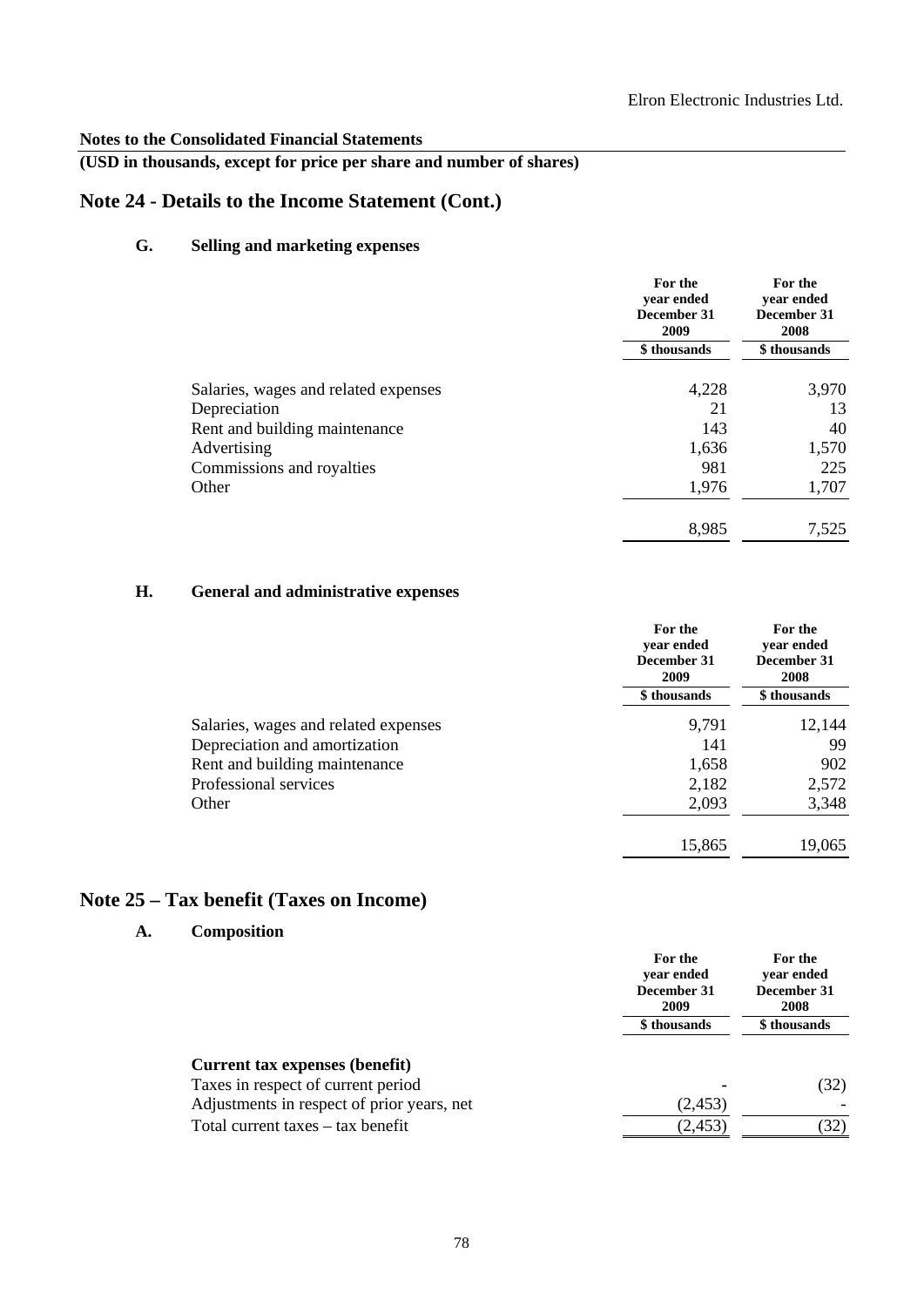**Notes to the Consolidated Financial Statements**

**(USD in thousands, except for price per share and number of shares)**

## Note 24 - Details to the Income Statement (Cont.)

### G. Selling and marketing expenses

| | For the year ended December 31 2009 | For the year ended December 31 2008 |
|---|---|---|
| | $ thousands | $ thousands |
| Salaries, wages and related expenses | 4,228 | 3,970 |
| Depreciation | 21 | 13 |
| Rent and building maintenance | 143 | 40 |
| Advertising | 1,636 | 1,570 |
| Commissions and royalties | 981 | 225 |
| Other | 1,976 | 1,707 |
| | 8,985 | 7,525 |

### H. General and administrative expenses

| | For the year ended December 31 2009 | For the year ended December 31 2008 |
|---|---|---|
| | $ thousands | $ thousands |
| Salaries, wages and related expenses | 9,791 | 12,144 |
| Depreciation and amortization | 141 | 99 |
| Rent and building maintenance | 1,658 | 902 |
| Professional services | 2,182 | 2,572 |
| Other | 2,093 | 3,348 |
| | 15,865 | 19,065 |

## Note 25 – Tax benefit (Taxes on Income)

### A. Composition

| | For the year ended December 31 2009 | For the year ended December 31 2008 |
|---|---|---|
| | $ thousands | $ thousands |
| **Current tax expenses (benefit)** | | |
| Taxes in respect of current period | - | (32) |
| Adjustments in respect of prior years, net | (2,453) | - |
| Total current taxes – tax benefit | (2,453) | (32) |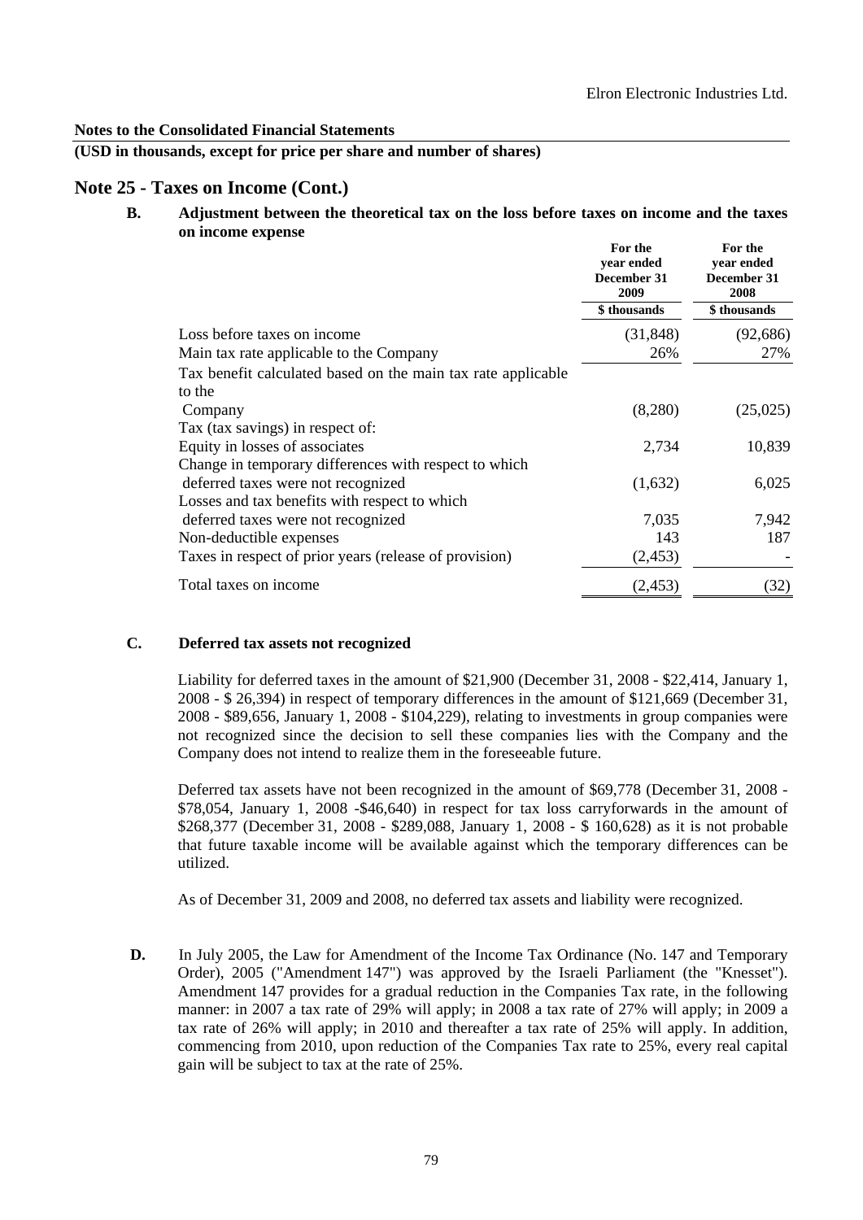**Notes to the Consolidated Financial Statements**

**(USD in thousands, except for price per share and number of shares)**

## Note 25 - Taxes on Income (Cont.)

**B. Adjustment between the theoretical tax on the loss before taxes on income and the taxes on income expense**

| | For the year ended December 31 2009 | For the year ended December 31 2008 |
|---|---|---|
| | \$ thousands | \$ thousands |
| Loss before taxes on income | (31,848) | (92,686) |
| Main tax rate applicable to the Company | 26% | 27% |
| Tax benefit calculated based on the main tax rate applicable to the Company | (8,280) | (25,025) |
| Tax (tax savings) in respect of: | | |
| Equity in losses of associates | 2,734 | 10,839 |
| Change in temporary differences with respect to which deferred taxes were not recognized | (1,632) | 6,025 |
| Losses and tax benefits with respect to which deferred taxes were not recognized | 7,035 | 7,942 |
| Non-deductible expenses | 143 | 187 |
| Taxes in respect of prior years (release of provision) | (2,453) | - |
| Total taxes on income | (2,453) | (32) |

**C. Deferred tax assets not recognized**

Liability for deferred taxes in the amount of \$21,900 (December 31, 2008 - \$22,414, January 1, 2008 - \$ 26,394) in respect of temporary differences in the amount of \$121,669 (December 31, 2008 - \$89,656, January 1, 2008 - \$104,229), relating to investments in group companies were not recognized since the decision to sell these companies lies with the Company and the Company does not intend to realize them in the foreseeable future.

Deferred tax assets have not been recognized in the amount of \$69,778 (December 31, 2008 - \$78,054, January 1, 2008 -\$46,640) in respect for tax loss carryforwards in the amount of \$268,377 (December 31, 2008 - \$289,088, January 1, 2008 - \$ 160,628) as it is not probable that future taxable income will be available against which the temporary differences can be utilized.

As of December 31, 2009 and 2008, no deferred tax assets and liability were recognized.

**D.** In July 2005, the Law for Amendment of the Income Tax Ordinance (No. 147 and Temporary Order), 2005 ("Amendment 147") was approved by the Israeli Parliament (the "Knesset"). Amendment 147 provides for a gradual reduction in the Companies Tax rate, in the following manner: in 2007 a tax rate of 29% will apply; in 2008 a tax rate of 27% will apply; in 2009 a tax rate of 26% will apply; in 2010 and thereafter a tax rate of 25% will apply. In addition, commencing from 2010, upon reduction of the Companies Tax rate to 25%, every real capital gain will be subject to tax at the rate of 25%.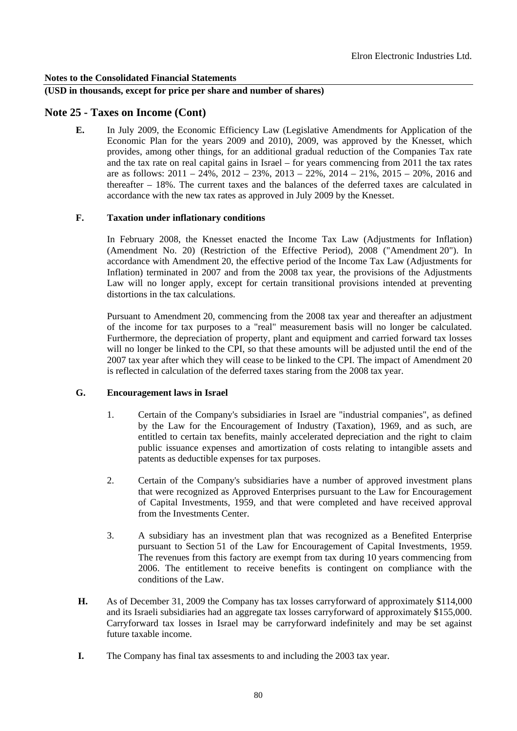**Notes to the Consolidated Financial Statements**

**(USD in thousands, except for price per share and number of shares)**

## Note 25 - Taxes on Income (Cont)

**E.** In July 2009, the Economic Efficiency Law (Legislative Amendments for Application of the Economic Plan for the years 2009 and 2010), 2009, was approved by the Knesset, which provides, among other things, for an additional gradual reduction of the Companies Tax rate and the tax rate on real capital gains in Israel – for years commencing from 2011 the tax rates are as follows: 2011 – 24%, 2012 – 23%, 2013 – 22%, 2014 – 21%, 2015 – 20%, 2016 and thereafter – 18%. The current taxes and the balances of the deferred taxes are calculated in accordance with the new tax rates as approved in July 2009 by the Knesset.

**F. Taxation under inflationary conditions**

In February 2008, the Knesset enacted the Income Tax Law (Adjustments for Inflation) (Amendment No. 20) (Restriction of the Effective Period), 2008 ("Amendment 20"). In accordance with Amendment 20, the effective period of the Income Tax Law (Adjustments for Inflation) terminated in 2007 and from the 2008 tax year, the provisions of the Adjustments Law will no longer apply, except for certain transitional provisions intended at preventing distortions in the tax calculations.

Pursuant to Amendment 20, commencing from the 2008 tax year and thereafter an adjustment of the income for tax purposes to a "real" measurement basis will no longer be calculated. Furthermore, the depreciation of property, plant and equipment and carried forward tax losses will no longer be linked to the CPI, so that these amounts will be adjusted until the end of the 2007 tax year after which they will cease to be linked to the CPI. The impact of Amendment 20 is reflected in calculation of the deferred taxes staring from the 2008 tax year.

**G. Encouragement laws in Israel**

1. Certain of the Company's subsidiaries in Israel are "industrial companies", as defined by the Law for the Encouragement of Industry (Taxation), 1969, and as such, are entitled to certain tax benefits, mainly accelerated depreciation and the right to claim public issuance expenses and amortization of costs relating to intangible assets and patents as deductible expenses for tax purposes.

2. Certain of the Company's subsidiaries have a number of approved investment plans that were recognized as Approved Enterprises pursuant to the Law for Encouragement of Capital Investments, 1959, and that were completed and have received approval from the Investments Center.

3. A subsidiary has an investment plan that was recognized as a Benefited Enterprise pursuant to Section 51 of the Law for Encouragement of Capital Investments, 1959. The revenues from this factory are exempt from tax during 10 years commencing from 2006. The entitlement to receive benefits is contingent on compliance with the conditions of the Law.

**H.** As of December 31, 2009 the Company has tax losses carryforward of approximately $114,000 and its Israeli subsidiaries had an aggregate tax losses carryforward of approximately $155,000. Carryforward tax losses in Israel may be carryforward indefinitely and may be set against future taxable income.

**I.** The Company has final tax assesments to and including the 2003 tax year.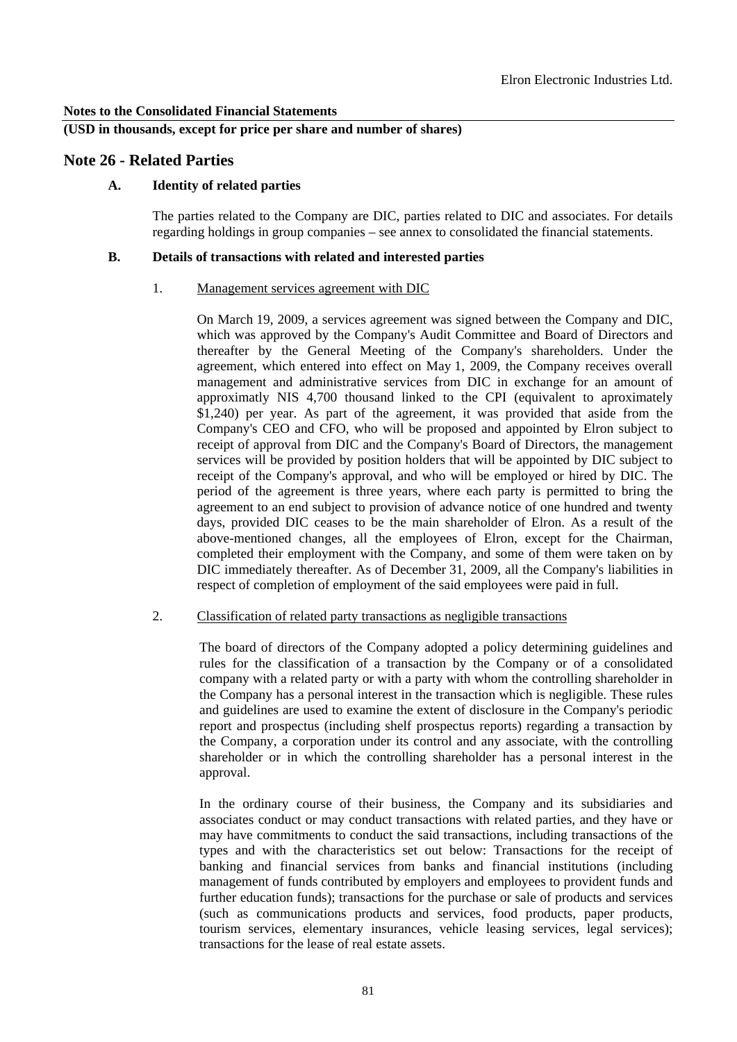**Notes to the Consolidated Financial Statements**

**(USD in thousands, except for price per share and number of shares)**

## Note 26 - Related Parties

### A. Identity of related parties

The parties related to the Company are DIC, parties related to DIC and associates. For details regarding holdings in group companies – see annex to consolidated the financial statements.

### B. Details of transactions with related and interested parties

1. Management services agreement with DIC

On March 19, 2009, a services agreement was signed between the Company and DIC, which was approved by the Company's Audit Committee and Board of Directors and thereafter by the General Meeting of the Company's shareholders. Under the agreement, which entered into effect on May 1, 2009, the Company receives overall management and administrative services from DIC in exchange for an amount of approximatly NIS 4,700 thousand linked to the CPI (equivalent to aproximately $1,240) per year. As part of the agreement, it was provided that aside from the Company's CEO and CFO, who will be proposed and appointed by Elron subject to receipt of approval from DIC and the Company's Board of Directors, the management services will be provided by position holders that will be appointed by DIC subject to receipt of the Company's approval, and who will be employed or hired by DIC. The period of the agreement is three years, where each party is permitted to bring the agreement to an end subject to provision of advance notice of one hundred and twenty days, provided DIC ceases to be the main shareholder of Elron. As a result of the above-mentioned changes, all the employees of Elron, except for the Chairman, completed their employment with the Company, and some of them were taken on by DIC immediately thereafter. As of December 31, 2009, all the Company's liabilities in respect of completion of employment of the said employees were paid in full.

2. Classification of related party transactions as negligible transactions

The board of directors of the Company adopted a policy determining guidelines and rules for the classification of a transaction by the Company or of a consolidated company with a related party or with a party with whom the controlling shareholder in the Company has a personal interest in the transaction which is negligible. These rules and guidelines are used to examine the extent of disclosure in the Company's periodic report and prospectus (including shelf prospectus reports) regarding a transaction by the Company, a corporation under its control and any associate, with the controlling shareholder or in which the controlling shareholder has a personal interest in the approval.

In the ordinary course of their business, the Company and its subsidiaries and associates conduct or may conduct transactions with related parties, and they have or may have commitments to conduct the said transactions, including transactions of the types and with the characteristics set out below: Transactions for the receipt of banking and financial services from banks and financial institutions (including management of funds contributed by employers and employees to provident funds and further education funds); transactions for the purchase or sale of products and services (such as communications products and services, food products, paper products, tourism services, elementary insurances, vehicle leasing services, legal services); transactions for the lease of real estate assets.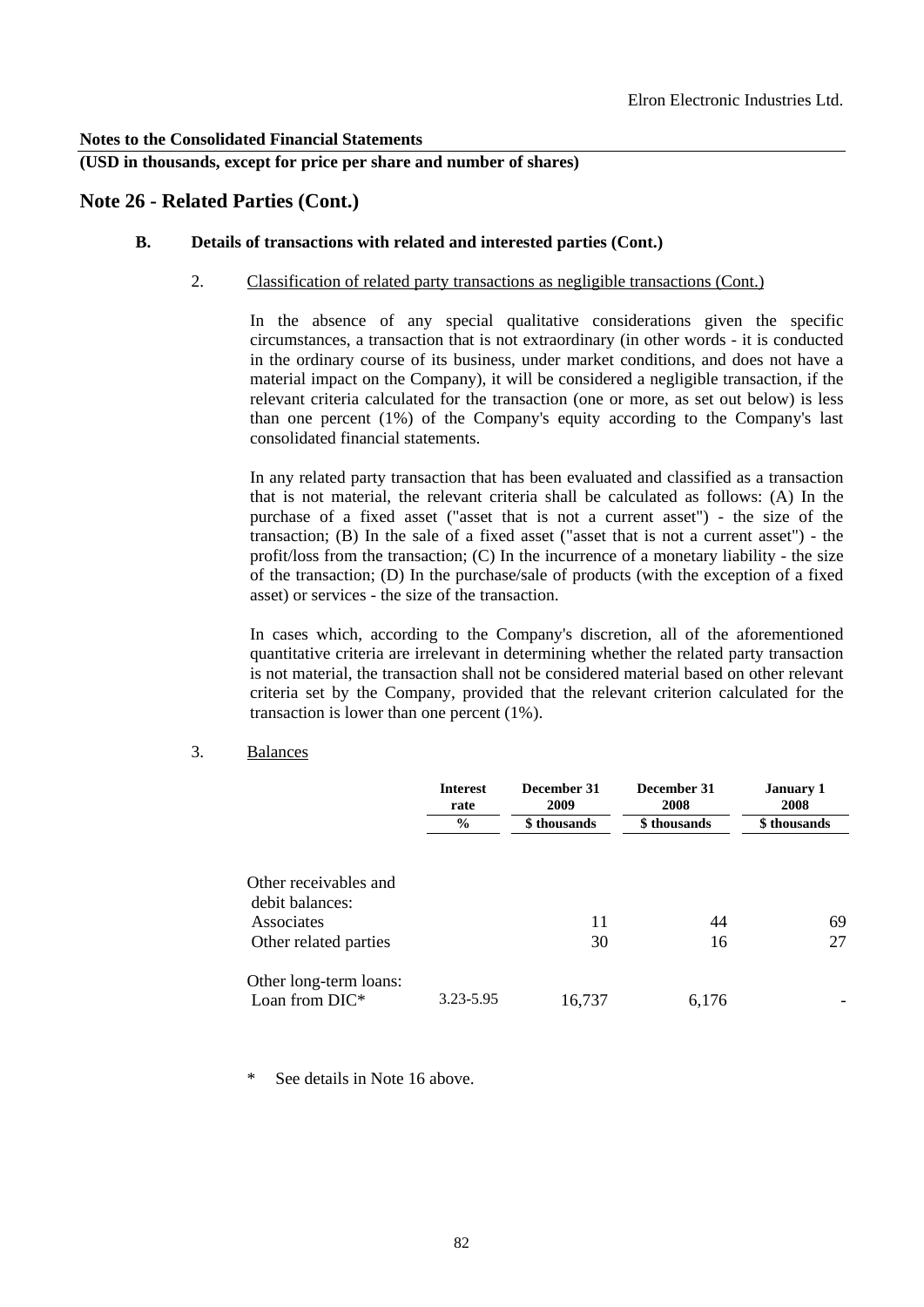**Notes to the Consolidated Financial Statements**

**(USD in thousands, except for price per share and number of shares)**

## Note 26 - Related Parties (Cont.)

### B. Details of transactions with related and interested parties (Cont.)

2. Classification of related party transactions as negligible transactions (Cont.)

In the absence of any special qualitative considerations given the specific circumstances, a transaction that is not extraordinary (in other words - it is conducted in the ordinary course of its business, under market conditions, and does not have a material impact on the Company), it will be considered a negligible transaction, if the relevant criteria calculated for the transaction (one or more, as set out below) is less than one percent (1%) of the Company's equity according to the Company's last consolidated financial statements.

In any related party transaction that has been evaluated and classified as a transaction that is not material, the relevant criteria shall be calculated as follows: (A) In the purchase of a fixed asset ("asset that is not a current asset") - the size of the transaction; (B) In the sale of a fixed asset ("asset that is not a current asset") - the profit/loss from the transaction; (C) In the incurrence of a monetary liability - the size of the transaction; (D) In the purchase/sale of products (with the exception of a fixed asset) or services - the size of the transaction.

In cases which, according to the Company's discretion, all of the aforementioned quantitative criteria are irrelevant in determining whether the related party transaction is not material, the transaction shall not be considered material based on other relevant criteria set by the Company, provided that the relevant criterion calculated for the transaction is lower than one percent (1%).

3. Balances

| | Interest rate | December 31 2009 | December 31 2008 | January 1 2008 |
|---|---|---|---|---|
| | % | $ thousands | $ thousands | $ thousands |
| Other receivables and debit balances: | | | | |
| Associates | | 11 | 44 | 69 |
| Other related parties | | 30 | 16 | 27 |
| Other long-term loans: | | | | |
| Loan from DIC* | 3.23-5.95 | 16,737 | 6,176 | - |

\* See details in Note 16 above.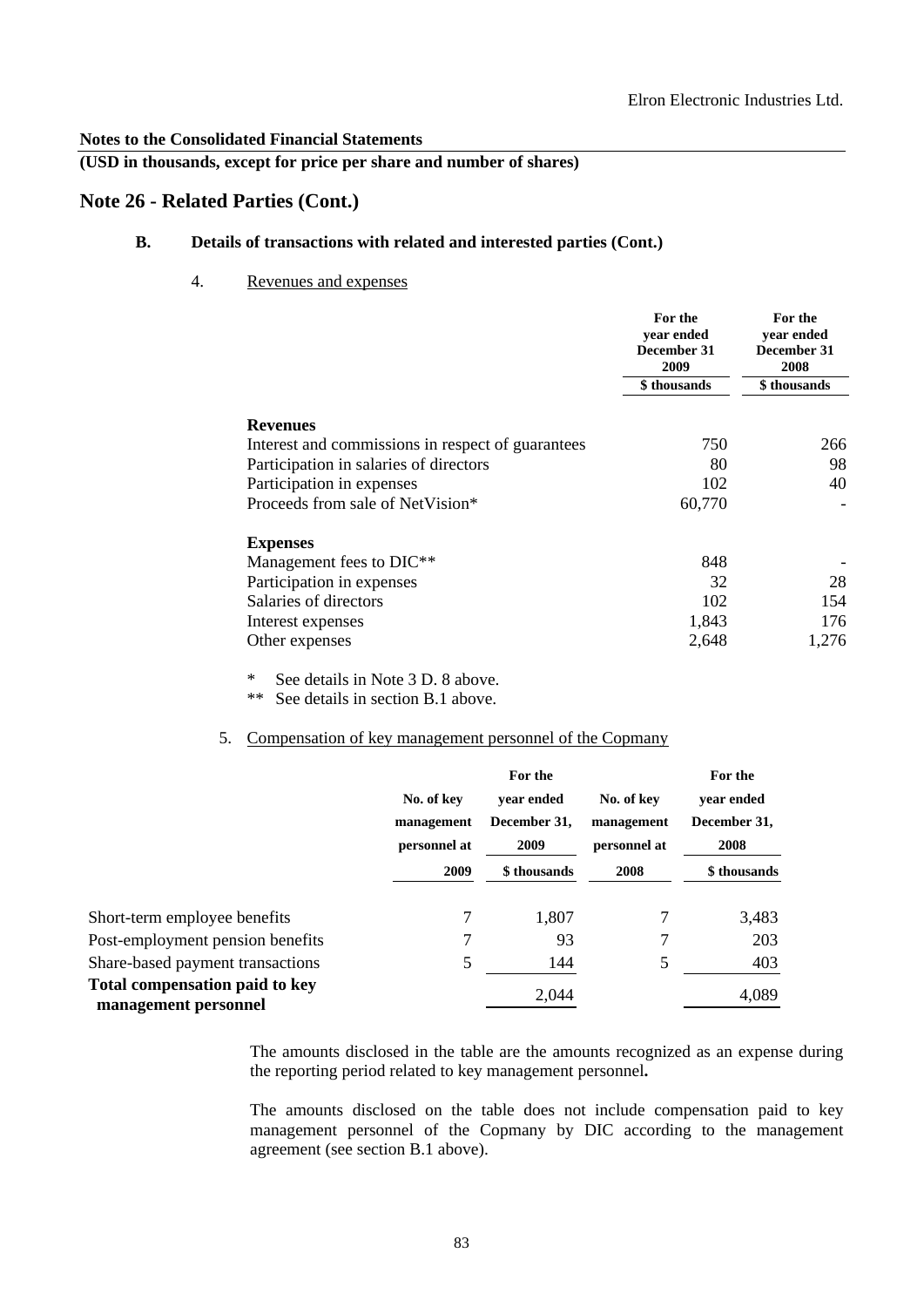**Notes to the Consolidated Financial Statements**
**(USD in thousands, except for price per share and number of shares)**

## Note 26 - Related Parties (Cont.)

### B. Details of transactions with related and interested parties (Cont.)

4. Revenues and expenses

| | For the year ended December 31 2009 | For the year ended December 31 2008 |
|---|---|---|
| | \$ thousands | \$ thousands |
| **Revenues** | | |
| Interest and commissions in respect of guarantees | 750 | 266 |
| Participation in salaries of directors | 80 | 98 |
| Participation in expenses | 102 | 40 |
| Proceeds from sale of NetVision* | 60,770 | - |
| **Expenses** | | |
| Management fees to DIC** | 848 | - |
| Participation in expenses | 32 | 28 |
| Salaries of directors | 102 | 154 |
| Interest expenses | 1,843 | 176 |
| Other expenses | 2,648 | 1,276 |

\* See details in Note 3 D. 8 above.
\*\* See details in section B.1 above.

5. Compensation of key management personnel of the Copmany

| | No. of key management personnel at 2009 | For the year ended December 31, 2009 \$ thousands | No. of key management personnel at 2008 | For the year ended December 31, 2008 \$ thousands |
|---|---|---|---|---|
| Short-term employee benefits | 7 | 1,807 | 7 | 3,483 |
| Post-employment pension benefits | 7 | 93 | 7 | 203 |
| Share-based payment transactions | 5 | 144 | 5 | 403 |
| **Total compensation paid to key management personnel** | | 2,044 | | 4,089 |

The amounts disclosed in the table are the amounts recognized as an expense during the reporting period related to key management personnel**.**

The amounts disclosed on the table does not include compensation paid to key management personnel of the Copmany by DIC according to the management agreement (see section B.1 above).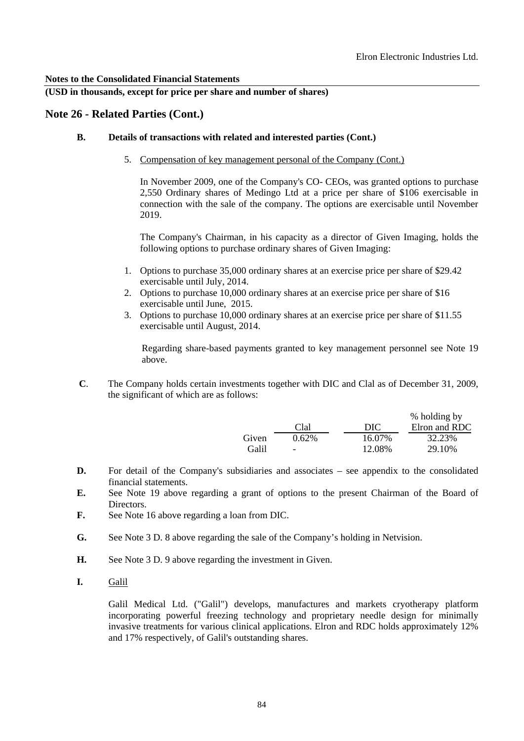**Notes to the Consolidated Financial Statements**

**(USD in thousands, except for price per share and number of shares)**

## Note 26 - Related Parties (Cont.)

**B. Details of transactions with related and interested parties (Cont.)**

5. Compensation of key management personal of the Company (Cont.)

In November 2009, one of the Company's CO- CEOs, was granted options to purchase 2,550 Ordinary shares of Medingo Ltd at a price per share of $106 exercisable in connection with the sale of the company. The options are exercisable until November 2019.

The Company's Chairman, in his capacity as a director of Given Imaging, holds the following options to purchase ordinary shares of Given Imaging:

1. Options to purchase 35,000 ordinary shares at an exercise price per share of $29.42 exercisable until July, 2014.
2. Options to purchase 10,000 ordinary shares at an exercise price per share of $16 exercisable until June, 2015.
3. Options to purchase 10,000 ordinary shares at an exercise price per share of $11.55 exercisable until August, 2014.

Regarding share-based payments granted to key management personnel see Note 19 above.

**C**. The Company holds certain investments together with DIC and Clal as of December 31, 2009, the significant of which are as follows:

| | Clal | DIC | % holding by Elron and RDC |
|---|---|---|---|
| Given | 0.62% | 16.07% | 32.23% |
| Galil | - | 12.08% | 29.10% |

**D.** For detail of the Company's subsidiaries and associates – see appendix to the consolidated financial statements.

**E.** See Note 19 above regarding a grant of options to the present Chairman of the Board of Directors.

**F.** See Note 16 above regarding a loan from DIC.

**G.** See Note 3 D. 8 above regarding the sale of the Company's holding in Netvision.

**H.** See Note 3 D. 9 above regarding the investment in Given.

**I.** Galil

Galil Medical Ltd. ("Galil") develops, manufactures and markets cryotherapy platform incorporating powerful freezing technology and proprietary needle design for minimally invasive treatments for various clinical applications. Elron and RDC holds approximately 12% and 17% respectively, of Galil's outstanding shares.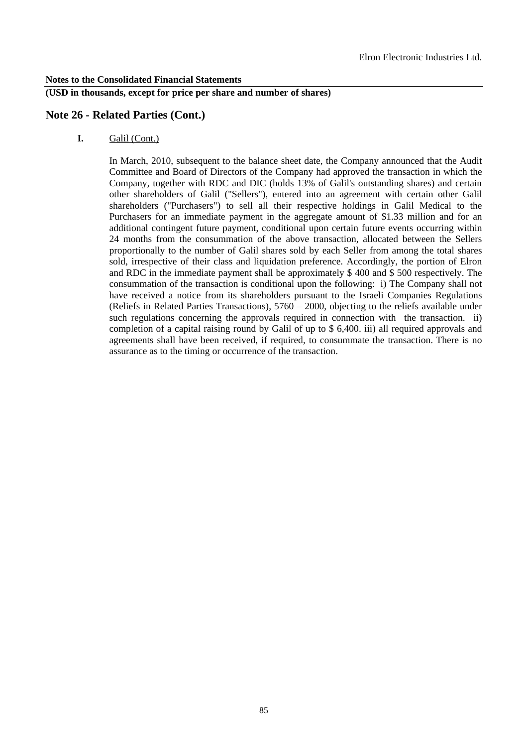**Notes to the Consolidated Financial Statements**

**(USD in thousands, except for price per share and number of shares)**

## Note 26 - Related Parties (Cont.)

**I.** Galil (Cont.)

In March, 2010, subsequent to the balance sheet date, the Company announced that the Audit Committee and Board of Directors of the Company had approved the transaction in which the Company, together with RDC and DIC (holds 13% of Galil's outstanding shares) and certain other shareholders of Galil ("Sellers"), entered into an agreement with certain other Galil shareholders ("Purchasers") to sell all their respective holdings in Galil Medical to the Purchasers for an immediate payment in the aggregate amount of $1.33 million and for an additional contingent future payment, conditional upon certain future events occurring within 24 months from the consummation of the above transaction, allocated between the Sellers proportionally to the number of Galil shares sold by each Seller from among the total shares sold, irrespective of their class and liquidation preference. Accordingly, the portion of Elron and RDC in the immediate payment shall be approximately $ 400 and $ 500 respectively. The consummation of the transaction is conditional upon the following: i) The Company shall not have received a notice from its shareholders pursuant to the Israeli Companies Regulations (Reliefs in Related Parties Transactions), 5760 – 2000, objecting to the reliefs available under such regulations concerning the approvals required in connection with the transaction. ii) completion of a capital raising round by Galil of up to $ 6,400. iii) all required approvals and agreements shall have been received, if required, to consummate the transaction. There is no assurance as to the timing or occurrence of the transaction.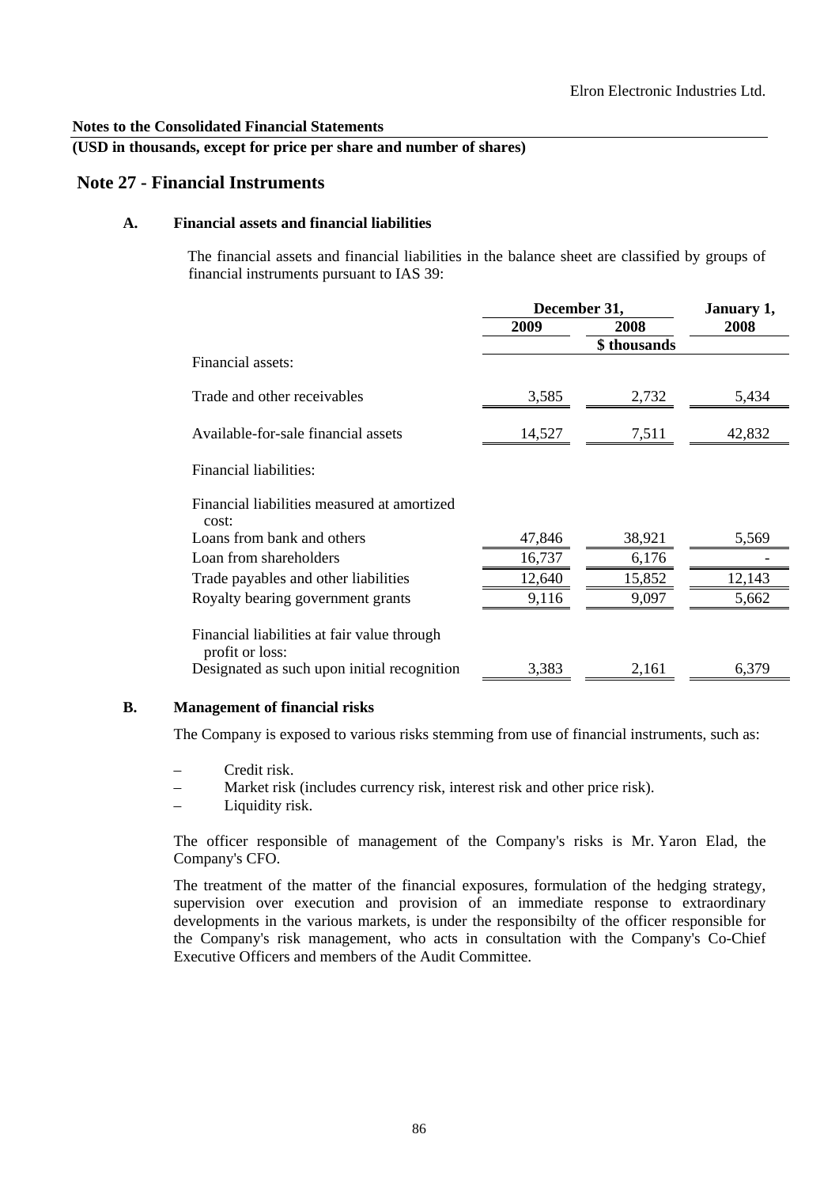## Notes to the Consolidated Financial Statements

**(USD in thousands, except for price per share and number of shares)**

# Note 27 - Financial Instruments

### A. Financial assets and financial liabilities

The financial assets and financial liabilities in the balance sheet are classified by groups of financial instruments pursuant to IAS 39:

| | December 31, 2009 | December 31, 2008 | January 1, 2008 |
|---|---|---|---|
| | | \$ thousands | |
| Financial assets: | | | |
| Trade and other receivables | 3,585 | 2,732 | 5,434 |
| Available-for-sale financial assets | 14,527 | 7,511 | 42,832 |
| Financial liabilities: | | | |
| Financial liabilities measured at amortized cost: | | | |
| Loans from bank and others | 47,846 | 38,921 | 5,569 |
| Loan from shareholders | 16,737 | 6,176 | - |
| Trade payables and other liabilities | 12,640 | 15,852 | 12,143 |
| Royalty bearing government grants | 9,116 | 9,097 | 5,662 |
| Financial liabilities at fair value through profit or loss: | | | |
| Designated as such upon initial recognition | 3,383 | 2,161 | 6,379 |

### B. Management of financial risks

The Company is exposed to various risks stemming from use of financial instruments, such as:

- Credit risk.
- Market risk (includes currency risk, interest risk and other price risk).
- Liquidity risk.

The officer responsible of management of the Company's risks is Mr. Yaron Elad, the Company's CFO.

The treatment of the matter of the financial exposures, formulation of the hedging strategy, supervision over execution and provision of an immediate response to extraordinary developments in the various markets, is under the responsibilty of the officer responsible for the Company's risk management, who acts in consultation with the Company's Co-Chief Executive Officers and members of the Audit Committee.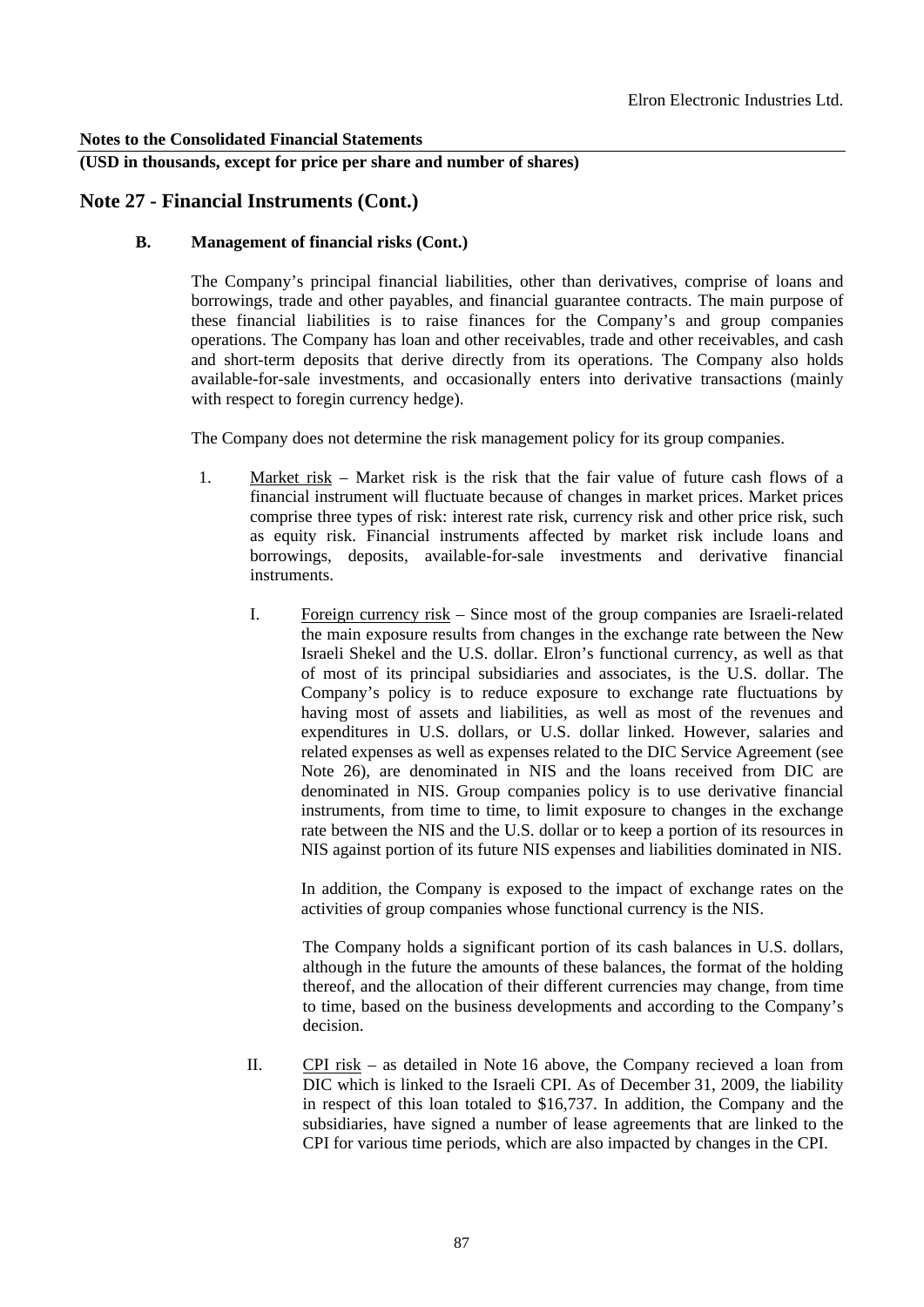**Notes to the Consolidated Financial Statements**

**(USD in thousands, except for price per share and number of shares)**

## Note 27 - Financial Instruments (Cont.)

**B. Management of financial risks (Cont.)**

The Company's principal financial liabilities, other than derivatives, comprise of loans and borrowings, trade and other payables, and financial guarantee contracts. The main purpose of these financial liabilities is to raise finances for the Company's and group companies operations. The Company has loan and other receivables, trade and other receivables, and cash and short-term deposits that derive directly from its operations. The Company also holds available-for-sale investments, and occasionally enters into derivative transactions (mainly with respect to foregin currency hedge).

The Company does not determine the risk management policy for its group companies.

1. Market risk – Market risk is the risk that the fair value of future cash flows of a financial instrument will fluctuate because of changes in market prices. Market prices comprise three types of risk: interest rate risk, currency risk and other price risk, such as equity risk. Financial instruments affected by market risk include loans and borrowings, deposits, available-for-sale investments and derivative financial instruments.

   I. Foreign currency risk – Since most of the group companies are Israeli-related the main exposure results from changes in the exchange rate between the New Israeli Shekel and the U.S. dollar. Elron's functional currency, as well as that of most of its principal subsidiaries and associates, is the U.S. dollar. The Company's policy is to reduce exposure to exchange rate fluctuations by having most of assets and liabilities, as well as most of the revenues and expenditures in U.S. dollars, or U.S. dollar linked. However, salaries and related expenses as well as expenses related to the DIC Service Agreement (see Note 26), are denominated in NIS and the loans received from DIC are denominated in NIS. Group companies policy is to use derivative financial instruments, from time to time, to limit exposure to changes in the exchange rate between the NIS and the U.S. dollar or to keep a portion of its resources in NIS against portion of its future NIS expenses and liabilities dominated in NIS.

      In addition, the Company is exposed to the impact of exchange rates on the activities of group companies whose functional currency is the NIS.

      The Company holds a significant portion of its cash balances in U.S. dollars, although in the future the amounts of these balances, the format of the holding thereof, and the allocation of their different currencies may change, from time to time, based on the business developments and according to the Company's decision.

   II. CPI risk – as detailed in Note 16 above, the Company recieved a loan from DIC which is linked to the Israeli CPI. As of December 31, 2009, the liability in respect of this loan totaled to $16,737. In addition, the Company and the subsidiaries, have signed a number of lease agreements that are linked to the CPI for various time periods, which are also impacted by changes in the CPI.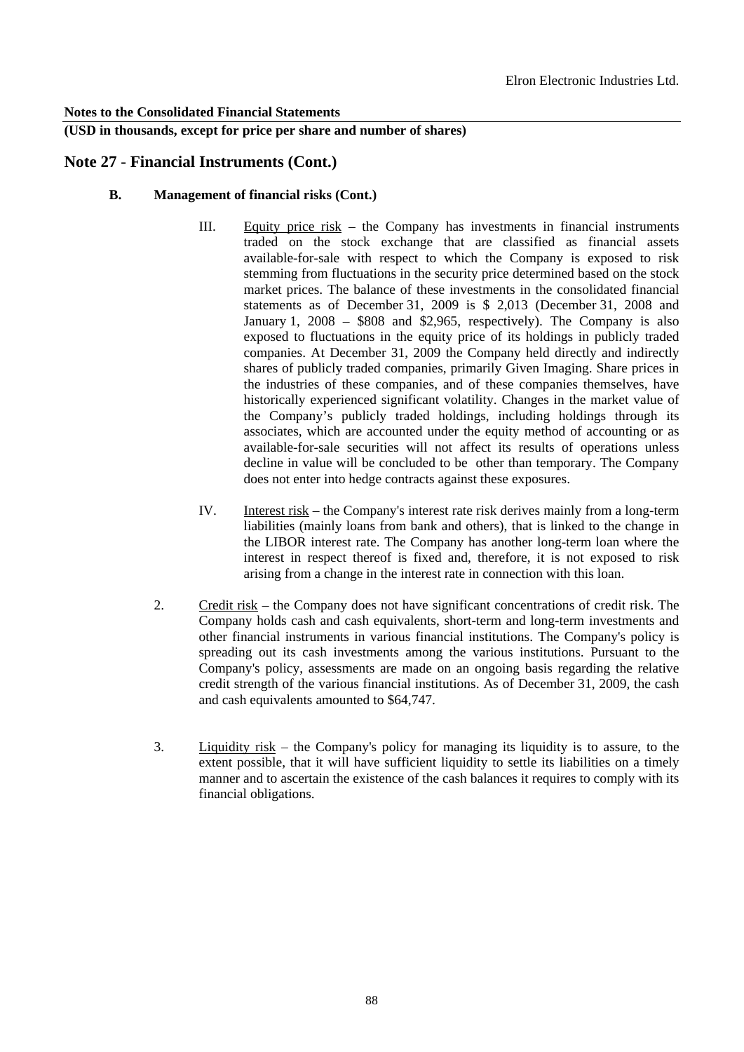**Notes to the Consolidated Financial Statements**

**(USD in thousands, except for price per share and number of shares)**

## Note 27 - Financial Instruments (Cont.)

**B. Management of financial risks (Cont.)**

III. Equity price risk – the Company has investments in financial instruments traded on the stock exchange that are classified as financial assets available-for-sale with respect to which the Company is exposed to risk stemming from fluctuations in the security price determined based on the stock market prices. The balance of these investments in the consolidated financial statements as of December 31, 2009 is $ 2,013 (December 31, 2008 and January 1, 2008 – $808 and $2,965, respectively). The Company is also exposed to fluctuations in the equity price of its holdings in publicly traded companies. At December 31, 2009 the Company held directly and indirectly shares of publicly traded companies, primarily Given Imaging. Share prices in the industries of these companies, and of these companies themselves, have historically experienced significant volatility. Changes in the market value of the Company's publicly traded holdings, including holdings through its associates, which are accounted under the equity method of accounting or as available-for-sale securities will not affect its results of operations unless decline in value will be concluded to be other than temporary. The Company does not enter into hedge contracts against these exposures.

IV. Interest risk – the Company's interest rate risk derives mainly from a long-term liabilities (mainly loans from bank and others), that is linked to the change in the LIBOR interest rate. The Company has another long-term loan where the interest in respect thereof is fixed and, therefore, it is not exposed to risk arising from a change in the interest rate in connection with this loan.

2. Credit risk – the Company does not have significant concentrations of credit risk. The Company holds cash and cash equivalents, short-term and long-term investments and other financial instruments in various financial institutions. The Company's policy is spreading out its cash investments among the various institutions. Pursuant to the Company's policy, assessments are made on an ongoing basis regarding the relative credit strength of the various financial institutions. As of December 31, 2009, the cash and cash equivalents amounted to $64,747.

3. Liquidity risk – the Company's policy for managing its liquidity is to assure, to the extent possible, that it will have sufficient liquidity to settle its liabilities on a timely manner and to ascertain the existence of the cash balances it requires to comply with its financial obligations.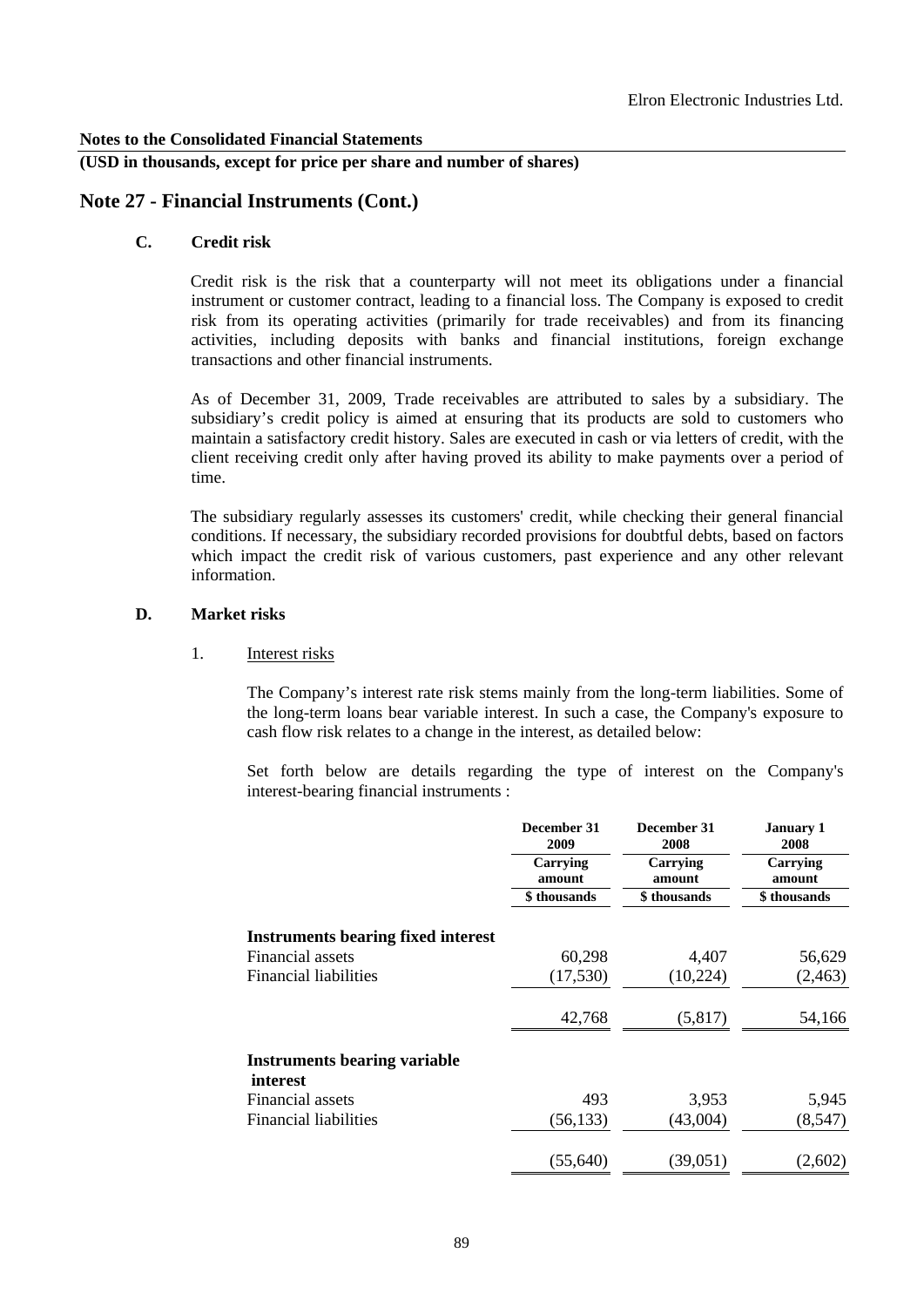Notes to the Consolidated Financial Statements

**(USD in thousands, except for price per share and number of shares)**

## Note 27 - Financial Instruments (Cont.)

### C. Credit risk

Credit risk is the risk that a counterparty will not meet its obligations under a financial instrument or customer contract, leading to a financial loss. The Company is exposed to credit risk from its operating activities (primarily for trade receivables) and from its financing activities, including deposits with banks and financial institutions, foreign exchange transactions and other financial instruments.

As of December 31, 2009, Trade receivables are attributed to sales by a subsidiary. The subsidiary's credit policy is aimed at ensuring that its products are sold to customers who maintain a satisfactory credit history. Sales are executed in cash or via letters of credit, with the client receiving credit only after having proved its ability to make payments over a period of time.

The subsidiary regularly assesses its customers' credit, while checking their general financial conditions. If necessary, the subsidiary recorded provisions for doubtful debts, based on factors which impact the credit risk of various customers, past experience and any other relevant information.

### D. Market risks

1. Interest risks

The Company's interest rate risk stems mainly from the long-term liabilities. Some of the long-term loans bear variable interest. In such a case, the Company's exposure to cash flow risk relates to a change in the interest, as detailed below:

Set forth below are details regarding the type of interest on the Company's interest-bearing financial instruments :

| | December 31 2009 | December 31 2008 | January 1 2008 |
|---|---|---|---|
| | Carrying amount | Carrying amount | Carrying amount |
| | \$ thousands | \$ thousands | \$ thousands |
| **Instruments bearing fixed interest** | | | |
| Financial assets | 60,298 | 4,407 | 56,629 |
| Financial liabilities | (17,530) | (10,224) | (2,463) |
| | 42,768 | (5,817) | 54,166 |
| **Instruments bearing variable interest** | | | |
| Financial assets | 493 | 3,953 | 5,945 |
| Financial liabilities | (56,133) | (43,004) | (8,547) |
| | (55,640) | (39,051) | (2,602) |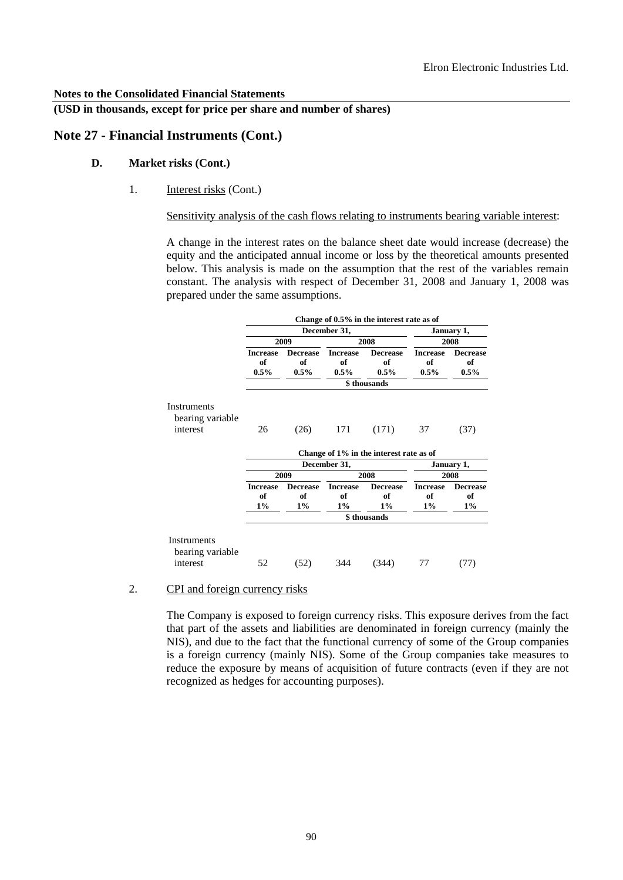Elron Electronic Industries Ltd.

**Notes to the Consolidated Financial Statements**

**(USD in thousands, except for price per share and number of shares)**

## Note 27 - Financial Instruments (Cont.)

### D. Market risks (Cont.)

1. Interest risks (Cont.)

Sensitivity analysis of the cash flows relating to instruments bearing variable interest:

A change in the interest rates on the balance sheet date would increase (decrease) the equity and the anticipated annual income or loss by the theoretical amounts presented below. This analysis is made on the assumption that the rest of the variables remain constant. The analysis with respect of December 31, 2008 and January 1, 2008 was prepared under the same assumptions.

| | Change of 0.5% in the interest rate as of | | | | | |
|---|---|---|---|---|---|---|
| | December 31, | | | | January 1, | |
| | 2009 | | 2008 | | 2008 | |
| | Increase of 0.5% | Decrease of 0.5% | Increase of 0.5% | Decrease of 0.5% | Increase of 0.5% | Decrease of 0.5% |
| | \$ thousands | | | | | |
| Instruments bearing variable interest | 26 | (26) | 171 | (171) | 37 | (37) |

| | Change of 1% in the interest rate as of | | | | | |
|---|---|---|---|---|---|---|
| | December 31, | | | | January 1, | |
| | 2009 | | 2008 | | 2008 | |
| | Increase of 1% | Decrease of 1% | Increase of 1% | Decrease of 1% | Increase of 1% | Decrease of 1% |
| | \$ thousands | | | | | |
| Instruments bearing variable interest | 52 | (52) | 344 | (344) | 77 | (77) |

2. CPI and foreign currency risks

The Company is exposed to foreign currency risks. This exposure derives from the fact that part of the assets and liabilities are denominated in foreign currency (mainly the NIS), and due to the fact that the functional currency of some of the Group companies is a foreign currency (mainly NIS). Some of the Group companies take measures to reduce the exposure by means of acquisition of future contracts (even if they are not recognized as hedges for accounting purposes).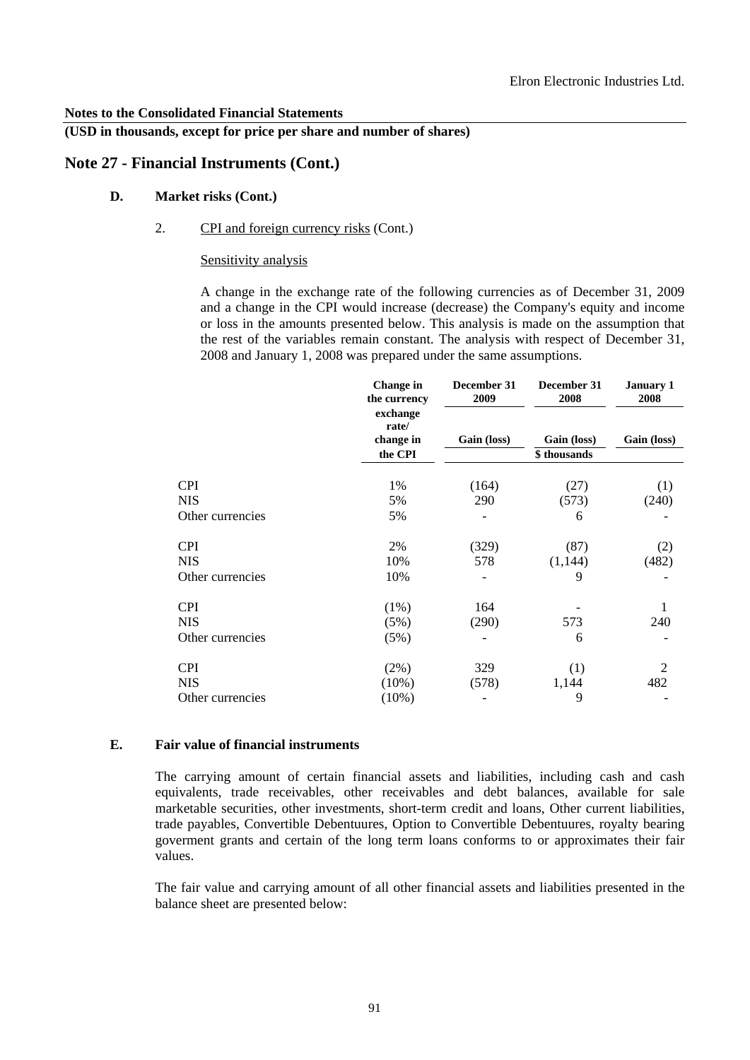**Notes to the Consolidated Financial Statements**

**(USD in thousands, except for price per share and number of shares)**

## Note 27 - Financial Instruments (Cont.)

### D. Market risks (Cont.)

2. CPI and foreign currency risks (Cont.)

Sensitivity analysis

A change in the exchange rate of the following currencies as of December 31, 2009 and a change in the CPI would increase (decrease) the Company's equity and income or loss in the amounts presented below. This analysis is made on the assumption that the rest of the variables remain constant. The analysis with respect of December 31, 2008 and January 1, 2008 was prepared under the same assumptions.

| | Change in the currency exchange rate/ change in the CPI | December 31 2009 | December 31 2008 | January 1 2008 |
|---|---|---|---|---|
| | | Gain (loss) | Gain (loss) | Gain (loss) |
| | | | $ thousands | |
| CPI | 1% | (164) | (27) | (1) |
| NIS | 5% | 290 | (573) | (240) |
| Other currencies | 5% | - | 6 | - |
| CPI | 2% | (329) | (87) | (2) |
| NIS | 10% | 578 | (1,144) | (482) |
| Other currencies | 10% | - | 9 | - |
| CPI | (1%) | 164 | - | 1 |
| NIS | (5%) | (290) | 573 | 240 |
| Other currencies | (5%) | - | 6 | - |
| CPI | (2%) | 329 | (1) | 2 |
| NIS | (10%) | (578) | 1,144 | 482 |
| Other currencies | (10%) | - | 9 | - |

### E. Fair value of financial instruments

The carrying amount of certain financial assets and liabilities, including cash and cash equivalents, trade receivables, other receivables and debt balances, available for sale marketable securities, other investments, short-term credit and loans, Other current liabilities, trade payables, Convertible Debentuures, Option to Convertible Debentuures, royalty bearing goverment grants and certain of the long term loans conforms to or approximates their fair values.

The fair value and carrying amount of all other financial assets and liabilities presented in the balance sheet are presented below: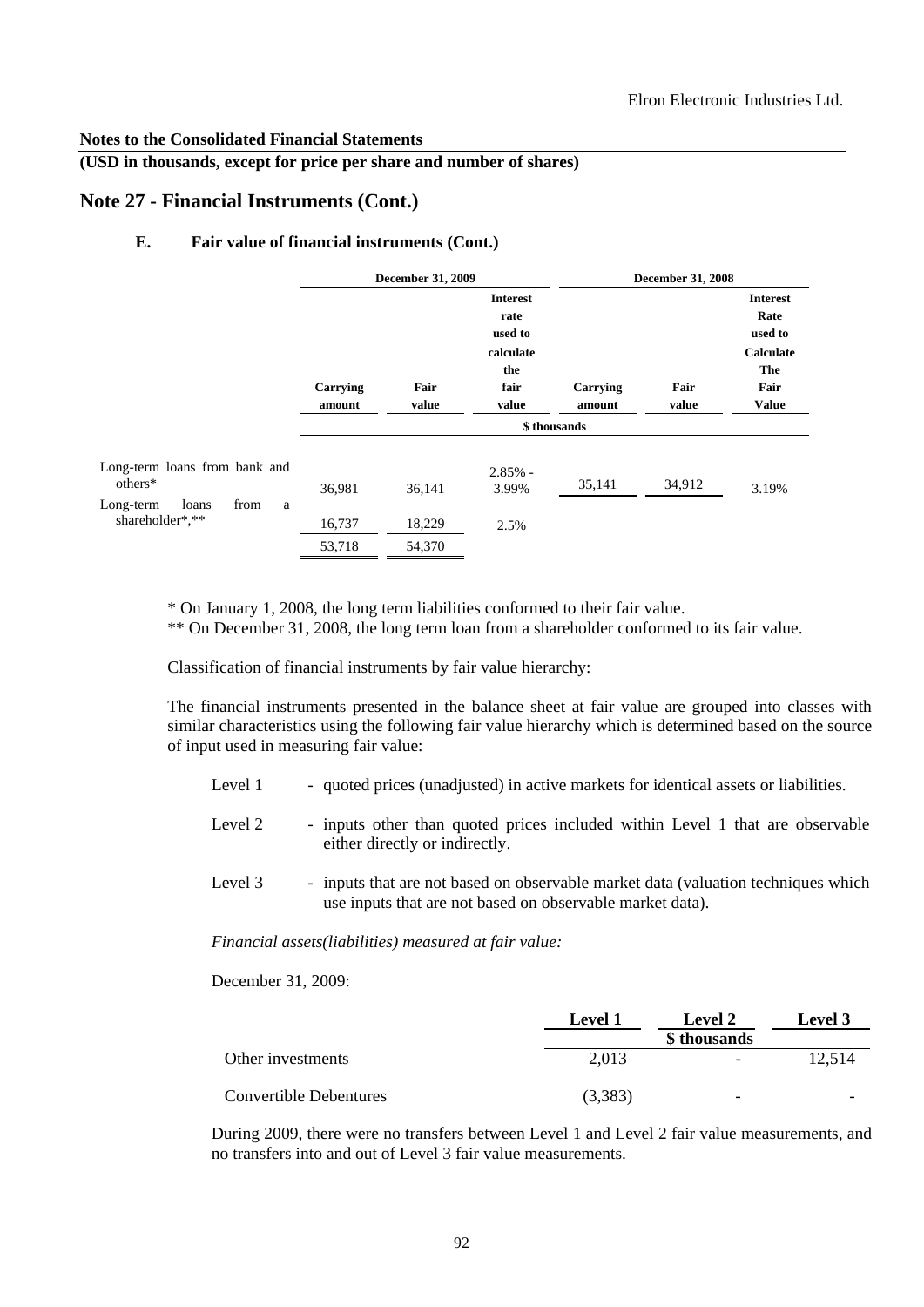**Notes to the Consolidated Financial Statements**

**(USD in thousands, except for price per share and number of shares)**

## Note 27 - Financial Instruments (Cont.)

### E. Fair value of financial instruments (Cont.)

| | December 31, 2009 | | | December 31, 2008 | | |
|---|---|---|---|---|---|---|
| | Carrying amount | Fair value | Interest rate used to calculate the fair value | Carrying amount | Fair value | Interest Rate used to Calculate The Fair Value |
| | \$ thousands | | | | | |
| Long-term loans from bank and others* | 36,981 | 36,141 | 2.85% - 3.99% | 35,141 | 34,912 | 3.19% |
| Long-term loans from a shareholder*,** | 16,737 | 18,229 | 2.5% | | | |
| | 53,718 | 54,370 | | | | |

* On January 1, 2008, the long term liabilities conformed to their fair value.

** On December 31, 2008, the long term loan from a shareholder conformed to its fair value.

Classification of financial instruments by fair value hierarchy:

The financial instruments presented in the balance sheet at fair value are grouped into classes with similar characteristics using the following fair value hierarchy which is determined based on the source of input used in measuring fair value:

- Level 1 - quoted prices (unadjusted) in active markets for identical assets or liabilities.
- Level 2 - inputs other than quoted prices included within Level 1 that are observable either directly or indirectly.
- Level 3 - inputs that are not based on observable market data (valuation techniques which use inputs that are not based on observable market data).

*Financial assets(liabilities) measured at fair value:*

December 31, 2009:

| | Level 1 | Level 2 | Level 3 |
|---|---|---|---|
| | | \$ thousands | |
| Other investments | 2,013 | - | 12,514 |
| Convertible Debentures | (3,383) | - | - |

During 2009, there were no transfers between Level 1 and Level 2 fair value measurements, and no transfers into and out of Level 3 fair value measurements.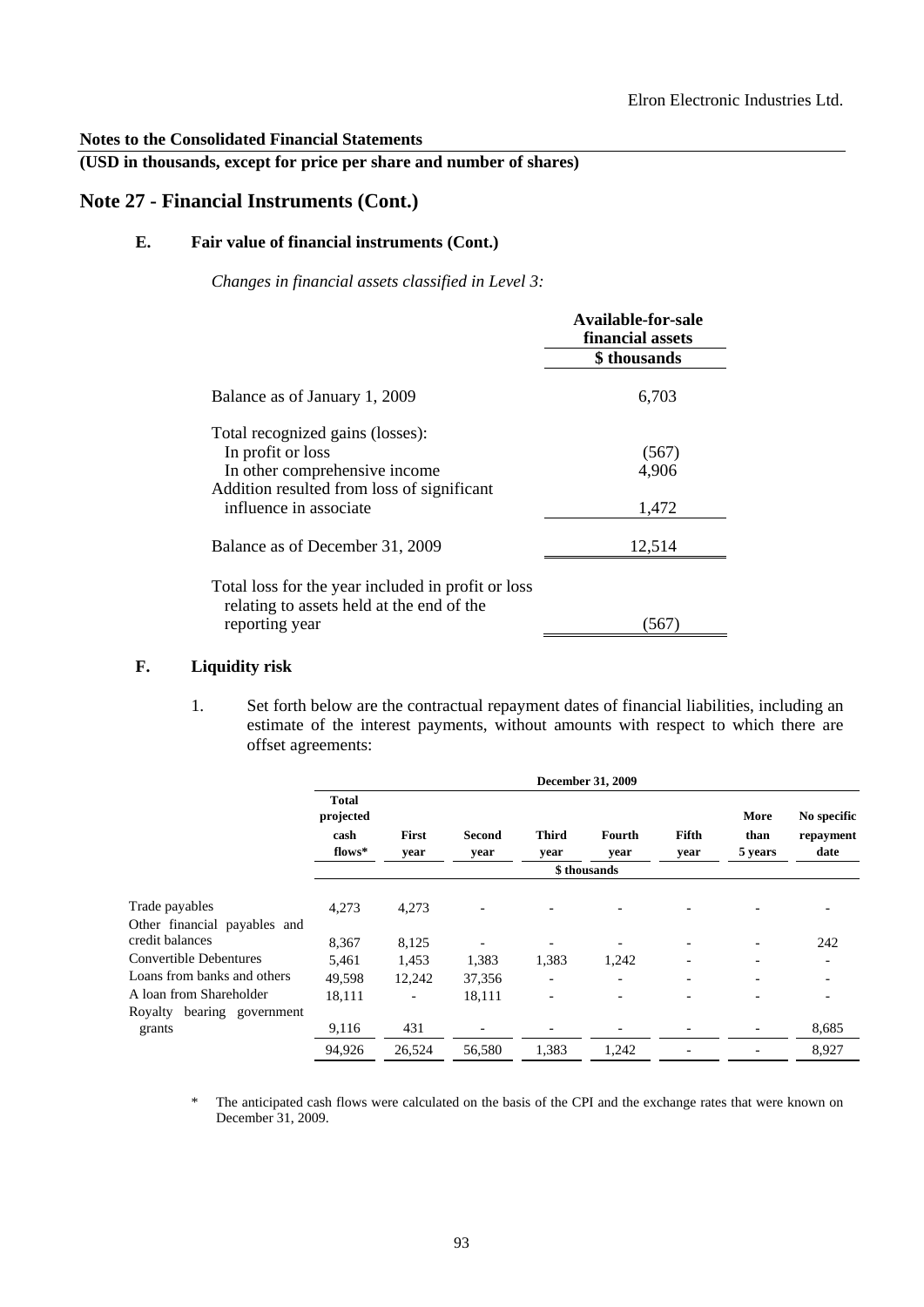**Notes to the Consolidated Financial Statements**

**(USD in thousands, except for price per share and number of shares)**

## Note 27 - Financial Instruments (Cont.)

### E. Fair value of financial instruments (Cont.)

*Changes in financial assets classified in Level 3:*

| | Available-for-sale financial assets |
|---|---|
| | $ thousands |
| Balance as of January 1, 2009 | 6,703 |
| Total recognized gains (losses): | |
| In profit or loss | (567) |
| In other comprehensive income | 4,906 |
| Addition resulted from loss of significant influence in associate | 1,472 |
| Balance as of December 31, 2009 | 12,514 |
| Total loss for the year included in profit or loss relating to assets held at the end of the reporting year | (567) |

### F. Liquidity risk

1. Set forth below are the contractual repayment dates of financial liabilities, including an estimate of the interest payments, without amounts with respect to which there are offset agreements:

| | December 31, 2009 | | | | | | | |
|---|---|---|---|---|---|---|---|---|
| | Total projected cash flows* | First year | Second year | Third year | Fourth year | Fifth year | More than 5 years | No specific repayment date |
| | $ thousands | | | | | | | |
| Trade payables | 4,273 | 4,273 | - | - | - | - | - | - |
| Other financial payables and credit balances | 8,367 | 8,125 | - | - | - | - | - | 242 |
| Convertible Debentures | 5,461 | 1,453 | 1,383 | 1,383 | 1,242 | - | - | - |
| Loans from banks and others | 49,598 | 12,242 | 37,356 | - | - | - | - | - |
| A loan from Shareholder | 18,111 | - | 18,111 | - | - | - | - | - |
| Royalty bearing government grants | 9,116 | 431 | - | - | - | - | - | 8,685 |
| | 94,926 | 26,524 | 56,580 | 1,383 | 1,242 | - | - | 8,927 |

\* The anticipated cash flows were calculated on the basis of the CPI and the exchange rates that were known on December 31, 2009.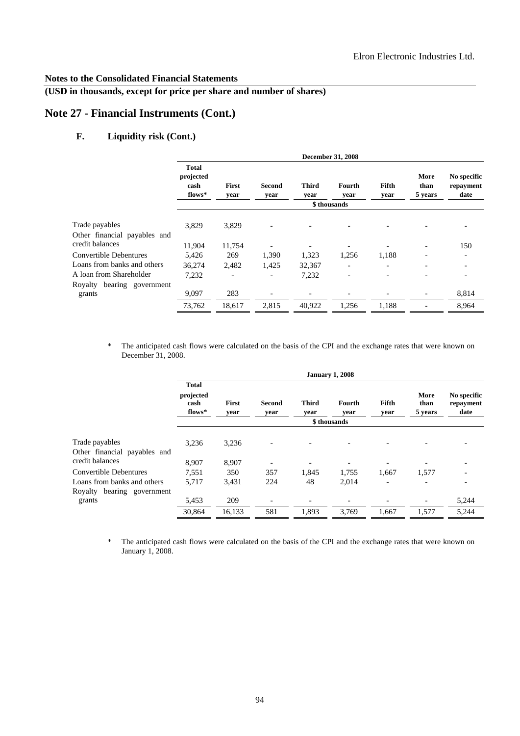**Notes to the Consolidated Financial Statements**

**(USD in thousands, except for price per share and number of shares)**

## Note 27 - Financial Instruments (Cont.)

### F. Liquidity risk (Cont.)

| | December 31, 2008 | | | | | | | |
|---|---|---|---|---|---|---|---|---|
| | Total projected cash flows* | First year | Second year | Third year | Fourth year | Fifth year | More than 5 years | No specific repayment date |
| | \$ thousands | | | | | | | |
| Trade payables | 3,829 | 3,829 | - | - | - | - | - | - |
| Other financial payables and credit balances | 11,904 | 11,754 | - | - | - | - | - | 150 |
| Convertible Debentures | 5,426 | 269 | 1,390 | 1,323 | 1,256 | 1,188 | - | - |
| Loans from banks and others | 36,274 | 2,482 | 1,425 | 32,367 | - | - | - | - |
| A loan from Shareholder | 7,232 | - | - | 7,232 | - | - | - | - |
| Royalty bearing government grants | 9,097 | 283 | - | - | - | - | - | 8,814 |
| | 73,762 | 18,617 | 2,815 | 40,922 | 1,256 | 1,188 | - | 8,964 |

\* The anticipated cash flows were calculated on the basis of the CPI and the exchange rates that were known on December 31, 2008.

| | January 1, 2008 | | | | | | | |
|---|---|---|---|---|---|---|---|---|
| | Total projected cash flows* | First year | Second year | Third year | Fourth year | Fifth year | More than 5 years | No specific repayment date |
| | \$ thousands | | | | | | | |
| Trade payables | 3,236 | 3,236 | - | - | - | - | - | - |
| Other financial payables and credit balances | 8,907 | 8,907 | - | - | - | - | - | - |
| Convertible Debentures | 7,551 | 350 | 357 | 1,845 | 1,755 | 1,667 | 1,577 | - |
| Loans from banks and others | 5,717 | 3,431 | 224 | 48 | 2,014 | - | - | - |
| Royalty bearing government grants | 5,453 | 209 | - | - | - | - | - | 5,244 |
| | 30,864 | 16,133 | 581 | 1,893 | 3,769 | 1,667 | 1,577 | 5,244 |

\* The anticipated cash flows were calculated on the basis of the CPI and the exchange rates that were known on January 1, 2008.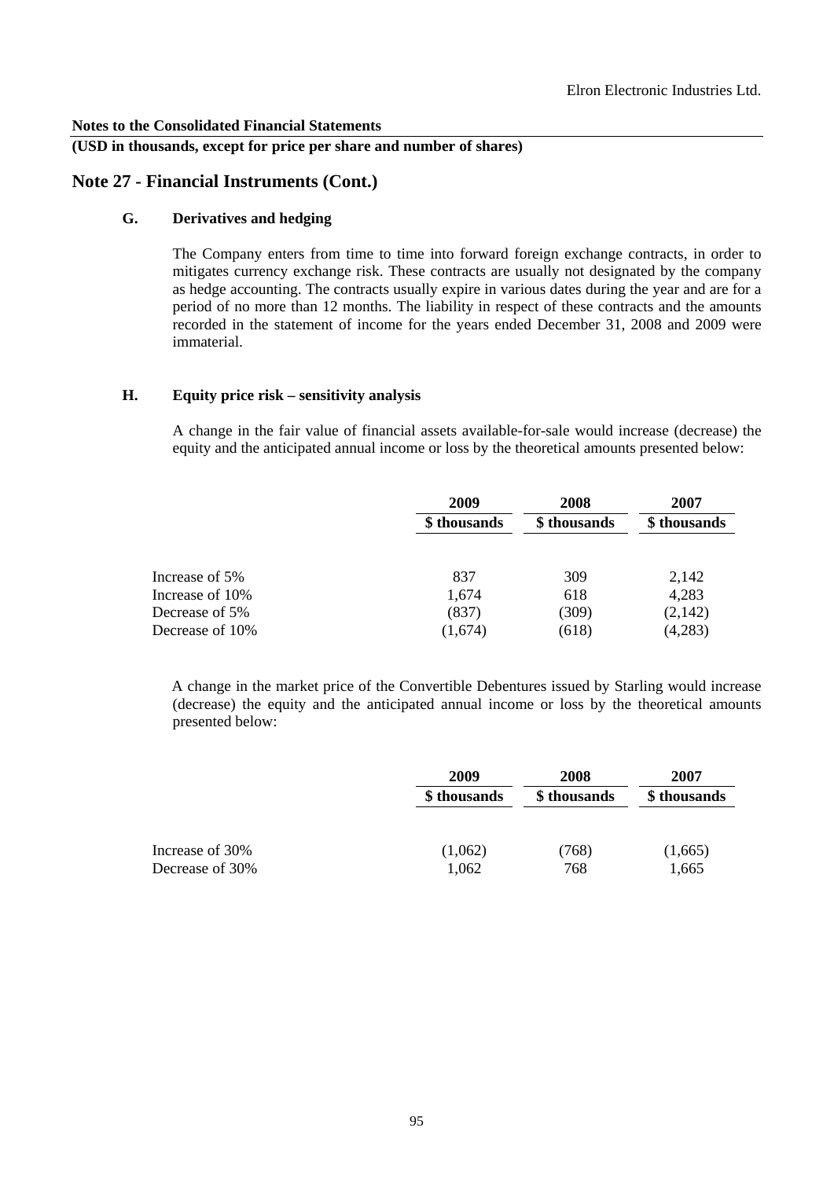**Notes to the Consolidated Financial Statements**

**(USD in thousands, except for price per share and number of shares)**

## Note 27 - Financial Instruments (Cont.)

### G. Derivatives and hedging

The Company enters from time to time into forward foreign exchange contracts, in order to mitigates currency exchange risk. These contracts are usually not designated by the company as hedge accounting. The contracts usually expire in various dates during the year and are for a period of no more than 12 months. The liability in respect of these contracts and the amounts recorded in the statement of income for the years ended December 31, 2008 and 2009 were immaterial.

### H. Equity price risk – sensitivity analysis

A change in the fair value of financial assets available-for-sale would increase (decrease) the equity and the anticipated annual income or loss by the theoretical amounts presented below:

| | 2009 | 2008 | 2007 |
|---|---|---|---|
| | **\$ thousands** | **\$ thousands** | **\$ thousands** |
| Increase of 5% | 837 | 309 | 2,142 |
| Increase of 10% | 1,674 | 618 | 4,283 |
| Decrease of 5% | (837) | (309) | (2,142) |
| Decrease of 10% | (1,674) | (618) | (4,283) |

A change in the market price of the Convertible Debentures issued by Starling would increase (decrease) the equity and the anticipated annual income or loss by the theoretical amounts presented below:

| | 2009 | 2008 | 2007 |
|---|---|---|---|
| | **\$ thousands** | **\$ thousands** | **\$ thousands** |
| Increase of 30% | (1,062) | (768) | (1,665) |
| Decrease of 30% | 1,062 | 768 | 1,665 |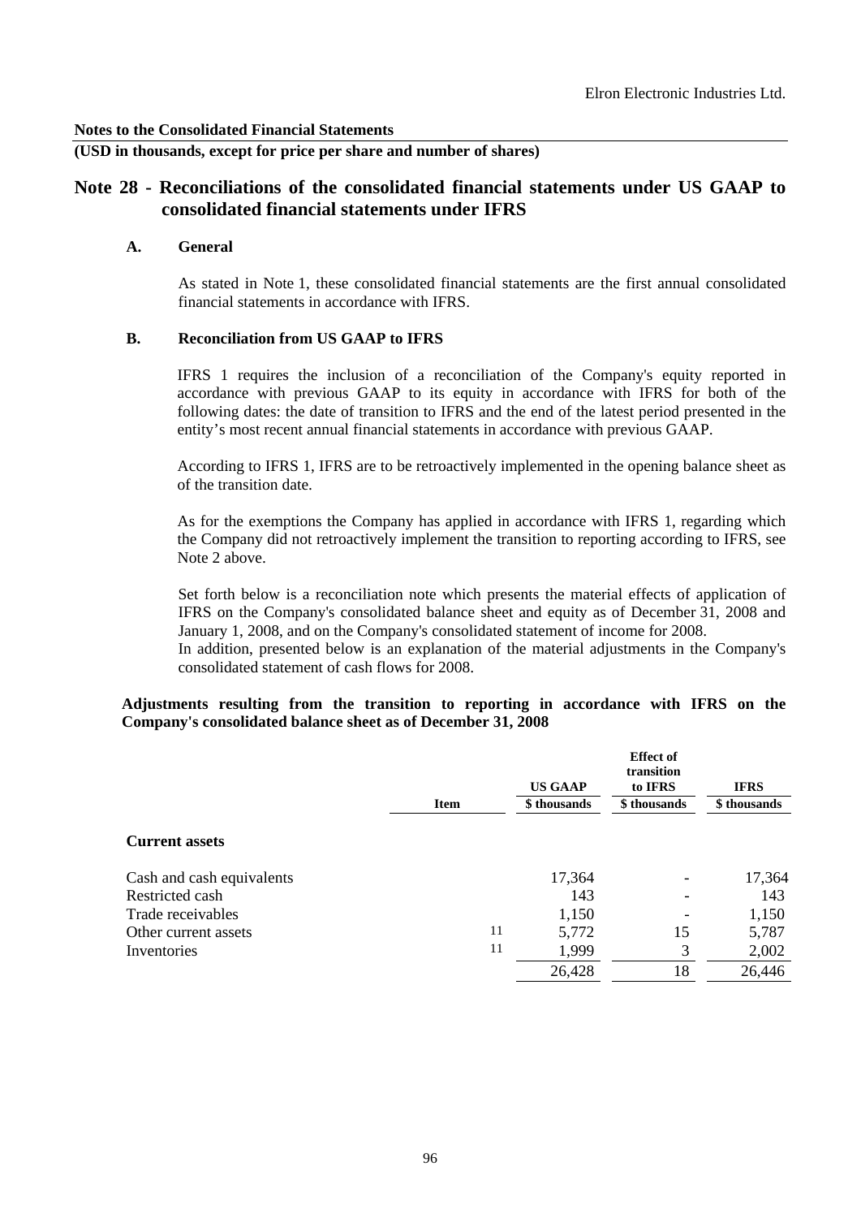**Notes to the Consolidated Financial Statements**

**(USD in thousands, except for price per share and number of shares)**

## Note 28 - Reconciliations of the consolidated financial statements under US GAAP to consolidated financial statements under IFRS

### A. General

As stated in Note 1, these consolidated financial statements are the first annual consolidated financial statements in accordance with IFRS.

### B. Reconciliation from US GAAP to IFRS

IFRS 1 requires the inclusion of a reconciliation of the Company's equity reported in accordance with previous GAAP to its equity in accordance with IFRS for both of the following dates: the date of transition to IFRS and the end of the latest period presented in the entity's most recent annual financial statements in accordance with previous GAAP.

According to IFRS 1, IFRS are to be retroactively implemented in the opening balance sheet as of the transition date.

As for the exemptions the Company has applied in accordance with IFRS 1, regarding which the Company did not retroactively implement the transition to reporting according to IFRS, see Note 2 above.

Set forth below is a reconciliation note which presents the material effects of application of IFRS on the Company's consolidated balance sheet and equity as of December 31, 2008 and January 1, 2008, and on the Company's consolidated statement of income for 2008.
In addition, presented below is an explanation of the material adjustments in the Company's consolidated statement of cash flows for 2008.

**Adjustments resulting from the transition to reporting in accordance with IFRS on the Company's consolidated balance sheet as of December 31, 2008**

| | Item | US GAAP | Effect of transition to IFRS | IFRS |
|---|---|---|---|---|
| | | $ thousands | $ thousands | $ thousands |
| **Current assets** | | | | |
| Cash and cash equivalents | | 17,364 | - | 17,364 |
| Restricted cash | | 143 | - | 143 |
| Trade receivables | | 1,150 | - | 1,150 |
| Other current assets | 11 | 5,772 | 15 | 5,787 |
| Inventories | 11 | 1,999 | 3 | 2,002 |
| | | 26,428 | 18 | 26,446 |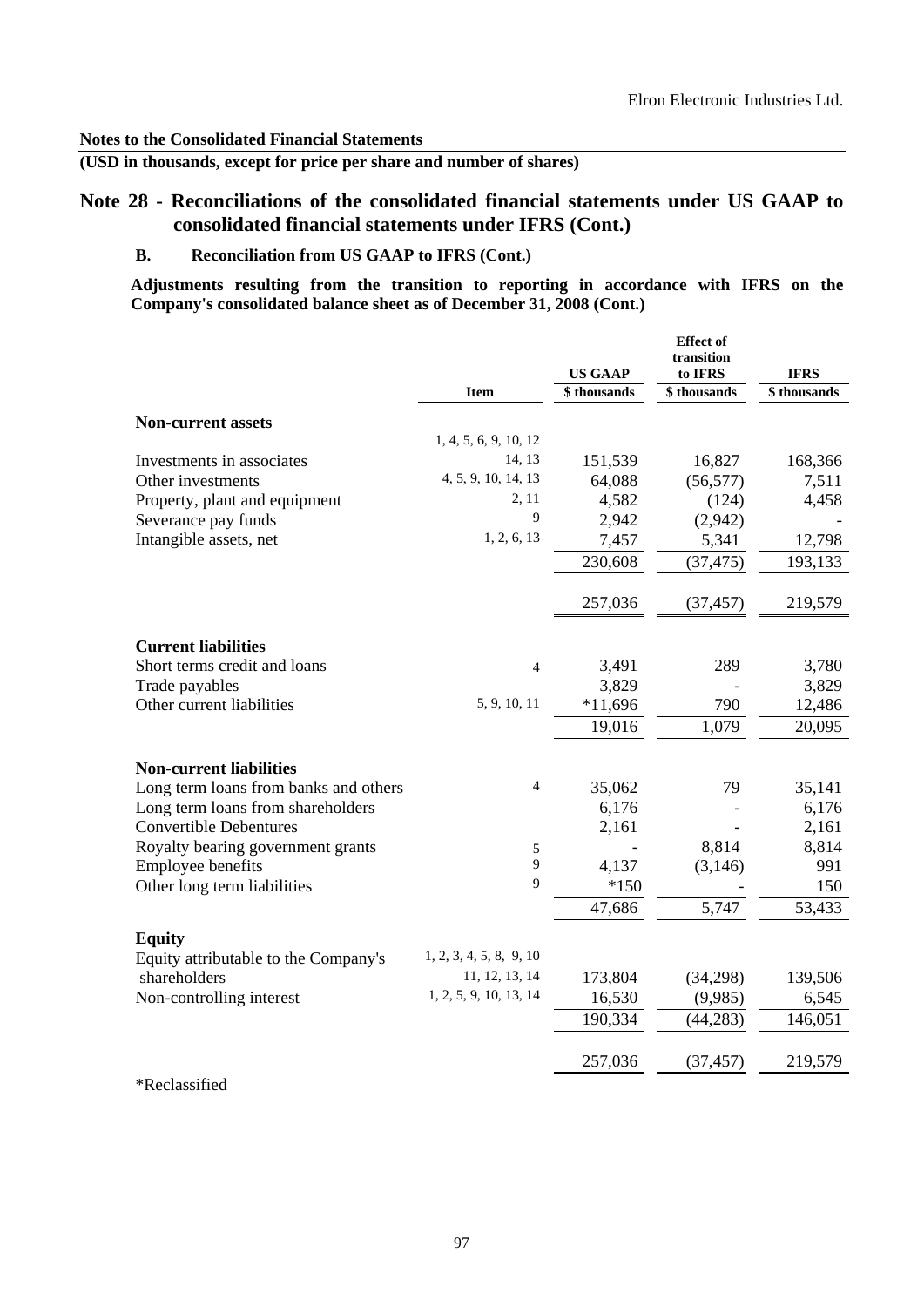Elron Electronic Industries Ltd.

**Notes to the Consolidated Financial Statements**

**(USD in thousands, except for price per share and number of shares)**

## Note 28 - Reconciliations of the consolidated financial statements under US GAAP to consolidated financial statements under IFRS (Cont.)

### B. Reconciliation from US GAAP to IFRS (Cont.)

**Adjustments resulting from the transition to reporting in accordance with IFRS on the Company's consolidated balance sheet as of December 31, 2008 (Cont.)**

| | Item | US GAAP<br>$ thousands | Effect of transition to IFRS<br>$ thousands | IFRS<br>$ thousands |
|---|---|---|---|---|
| **Non-current assets** | | | | |
| Investments in associates | 1, 4, 5, 6, 9, 10, 12 14, 13 | 151,539 | 16,827 | 168,366 |
| Other investments | 4, 5, 9, 10, 14, 13 | 64,088 | (56,577) | 7,511 |
| Property, plant and equipment | 2, 11 | 4,582 | (124) | 4,458 |
| Severance pay funds | 9 | 2,942 | (2,942) | - |
| Intangible assets, net | 1, 2, 6, 13 | 7,457 | 5,341 | 12,798 |
| | | 230,608 | (37,475) | 193,133 |
| | | 257,036 | (37,457) | 219,579 |
| **Current liabilities** | | | | |
| Short terms credit and loans | 4 | 3,491 | 289 | 3,780 |
| Trade payables | | 3,829 | - | 3,829 |
| Other current liabilities | 5, 9, 10, 11 | *11,696 | 790 | 12,486 |
| | | 19,016 | 1,079 | 20,095 |
| **Non-current liabilities** | | | | |
| Long term loans from banks and others | 4 | 35,062 | 79 | 35,141 |
| Long term loans from shareholders | | 6,176 | - | 6,176 |
| Convertible Debentures | | 2,161 | - | 2,161 |
| Royalty bearing government grants | 5 | - | 8,814 | 8,814 |
| Employee benefits | 9 | 4,137 | (3,146) | 991 |
| Other long term liabilities | 9 | *150 | - | 150 |
| | | 47,686 | 5,747 | 53,433 |
| **Equity** | | | | |
| Equity attributable to the Company's shareholders | 1, 2, 3, 4, 5, 8, 9, 10 11, 12, 13, 14 | 173,804 | (34,298) | 139,506 |
| Non-controlling interest | 1, 2, 5, 9, 10, 13, 14 | 16,530 | (9,985) | 6,545 |
| | | 190,334 | (44,283) | 146,051 |
| | | 257,036 | (37,457) | 219,579 |

*Reclassified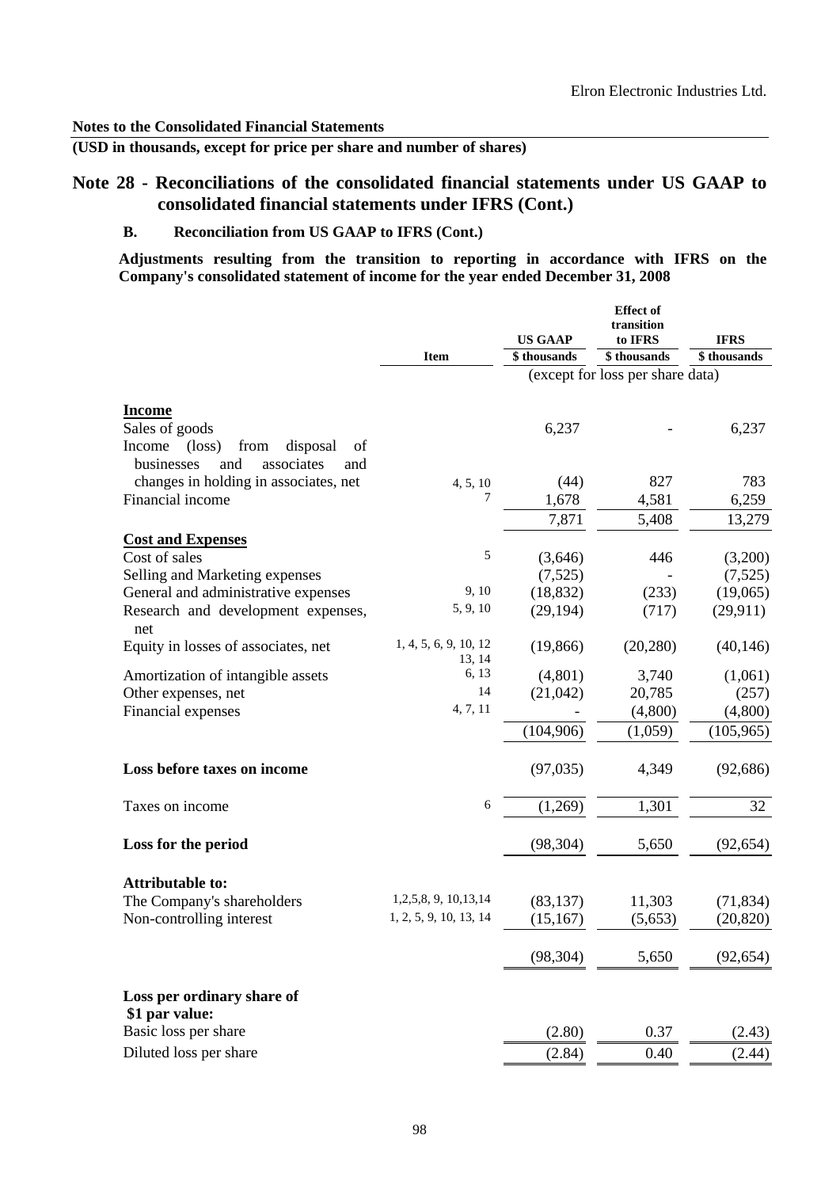**Notes to the Consolidated Financial Statements**

**(USD in thousands, except for price per share and number of shares)**

## Note 28 - Reconciliations of the consolidated financial statements under US GAAP to consolidated financial statements under IFRS (Cont.)

### B. Reconciliation from US GAAP to IFRS (Cont.)

**Adjustments resulting from the transition to reporting in accordance with IFRS on the Company's consolidated statement of income for the year ended December 31, 2008**

| | Item | US GAAP | Effect of transition to IFRS | IFRS |
|---|---|---|---|---|
| | | \$ thousands | \$ thousands | \$ thousands |
| | | (except for loss per share data) | | |
| **Income** | | | | |
| Sales of goods | | 6,237 | - | 6,237 |
| Income (loss) from disposal of businesses and associates and changes in holding in associates, net | 4, 5, 10 | (44) | 827 | 783 |
| Financial income | 7 | 1,678 | 4,581 | 6,259 |
| | | 7,871 | 5,408 | 13,279 |
| **Cost and Expenses** | | | | |
| Cost of sales | 5 | (3,646) | 446 | (3,200) |
| Selling and Marketing expenses | | (7,525) | - | (7,525) |
| General and administrative expenses | 9, 10 | (18,832) | (233) | (19,065) |
| Research and development expenses, net | 5, 9, 10 | (29,194) | (717) | (29,911) |
| Equity in losses of associates, net | 1, 4, 5, 6, 9, 10, 12 13, 14 | (19,866) | (20,280) | (40,146) |
| Amortization of intangible assets | 6, 13 | (4,801) | 3,740 | (1,061) |
| Other expenses, net | 14 | (21,042) | 20,785 | (257) |
| Financial expenses | 4, 7, 11 | - | (4,800) | (4,800) |
| | | (104,906) | (1,059) | (105,965) |
| **Loss before taxes on income** | | (97,035) | 4,349 | (92,686) |
| Taxes on income | 6 | (1,269) | 1,301 | 32 |
| **Loss for the period** | | (98,304) | 5,650 | (92,654) |
| **Attributable to:** | | | | |
| The Company's shareholders | 1,2,5,8, 9, 10,13,14 | (83,137) | 11,303 | (71,834) |
| Non-controlling interest | 1, 2, 5, 9, 10, 13, 14 | (15,167) | (5,653) | (20,820) |
| | | (98,304) | 5,650 | (92,654) |
| **Loss per ordinary share of \$1 par value:** | | | | |
| Basic loss per share | | (2.80) | 0.37 | (2.43) |
| Diluted loss per share | | (2.84) | 0.40 | (2.44) |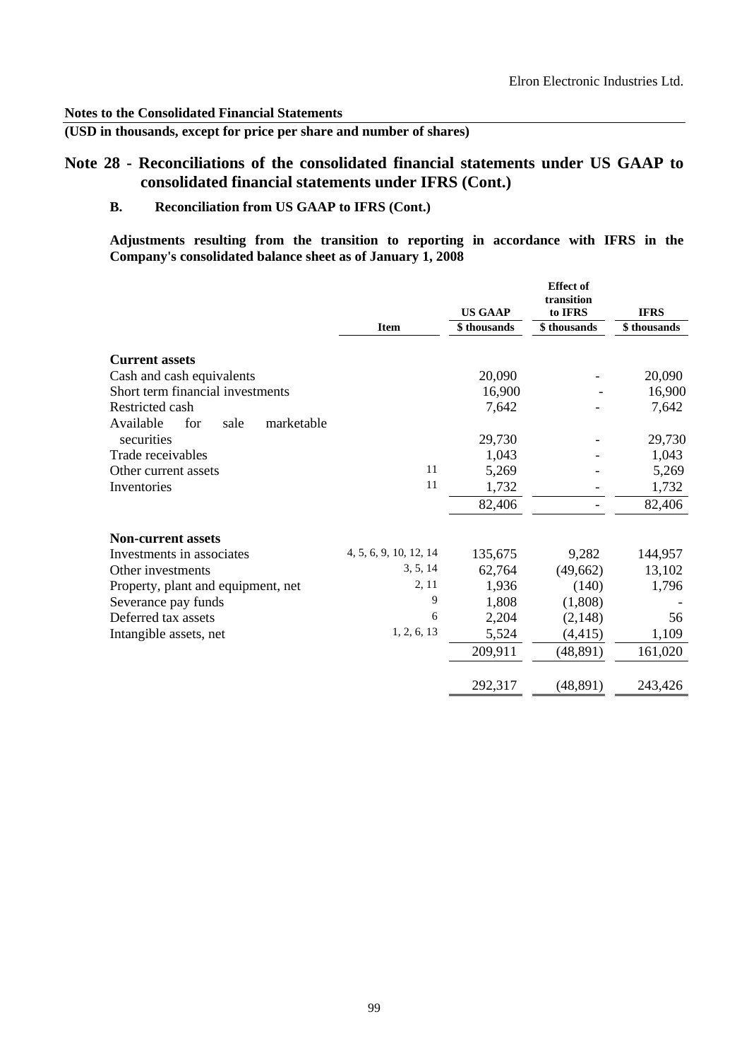**Notes to the Consolidated Financial Statements**

**(USD in thousands, except for price per share and number of shares)**

## Note 28 - Reconciliations of the consolidated financial statements under US GAAP to consolidated financial statements under IFRS (Cont.)

### B. Reconciliation from US GAAP to IFRS (Cont.)

**Adjustments resulting from the transition to reporting in accordance with IFRS in the Company's consolidated balance sheet as of January 1, 2008**

| | Item | US GAAP | Effect of transition to IFRS | IFRS |
|---|---|---|---|---|
| | | $ thousands | $ thousands | $ thousands |
| **Current assets** | | | | |
| Cash and cash equivalents | | 20,090 | - | 20,090 |
| Short term financial investments | | 16,900 | - | 16,900 |
| Restricted cash | | 7,642 | - | 7,642 |
| Available for sale marketable securities | | 29,730 | - | 29,730 |
| Trade receivables | | 1,043 | - | 1,043 |
| Other current assets | 11 | 5,269 | - | 5,269 |
| Inventories | 11 | 1,732 | - | 1,732 |
| | | 82,406 | - | 82,406 |
| **Non-current assets** | | | | |
| Investments in associates | 4, 5, 6, 9, 10, 12, 14 | 135,675 | 9,282 | 144,957 |
| Other investments | 3, 5, 14 | 62,764 | (49,662) | 13,102 |
| Property, plant and equipment, net | 2, 11 | 1,936 | (140) | 1,796 |
| Severance pay funds | 9 | 1,808 | (1,808) | - |
| Deferred tax assets | 6 | 2,204 | (2,148) | 56 |
| Intangible assets, net | 1, 2, 6, 13 | 5,524 | (4,415) | 1,109 |
| | | 209,911 | (48,891) | 161,020 |
| | | 292,317 | (48,891) | 243,426 |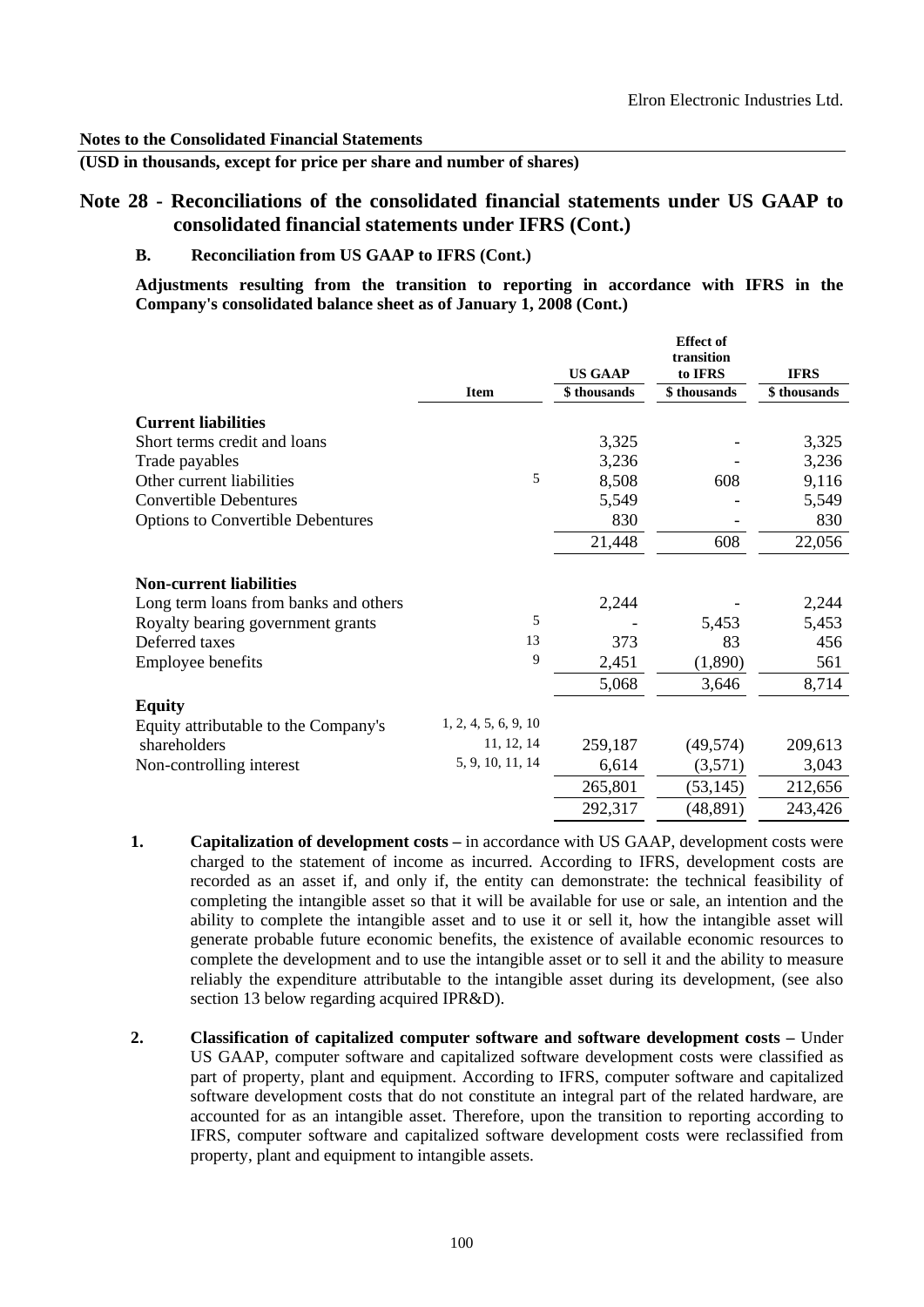**Notes to the Consolidated Financial Statements**

**(USD in thousands, except for price per share and number of shares)**

## Note 28 - Reconciliations of the consolidated financial statements under US GAAP to consolidated financial statements under IFRS (Cont.)

### B. Reconciliation from US GAAP to IFRS (Cont.)

**Adjustments resulting from the transition to reporting in accordance with IFRS in the Company's consolidated balance sheet as of January 1, 2008 (Cont.)**

| | Item | US GAAP | Effect of transition to IFRS | IFRS |
|---|---|---|---|---|
| | | \$ thousands | \$ thousands | \$ thousands |
| **Current liabilities** | | | | |
| Short terms credit and loans | | 3,325 | - | 3,325 |
| Trade payables | | 3,236 | - | 3,236 |
| Other current liabilities | 5 | 8,508 | 608 | 9,116 |
| Convertible Debentures | | 5,549 | - | 5,549 |
| Options to Convertible Debentures | | 830 | - | 830 |
| | | 21,448 | 608 | 22,056 |
| **Non-current liabilities** | | | | |
| Long term loans from banks and others | | 2,244 | - | 2,244 |
| Royalty bearing government grants | 5 | - | 5,453 | 5,453 |
| Deferred taxes | 13 | 373 | 83 | 456 |
| Employee benefits | 9 | 2,451 | (1,890) | 561 |
| | | 5,068 | 3,646 | 8,714 |
| **Equity** | | | | |
| Equity attributable to the Company's shareholders | 1, 2, 4, 5, 6, 9, 10 11, 12, 14 | 259,187 | (49,574) | 209,613 |
| Non-controlling interest | 5, 9, 10, 11, 14 | 6,614 | (3,571) | 3,043 |
| | | 265,801 | (53,145) | 212,656 |
| | | 292,317 | (48,891) | 243,426 |

1. **Capitalization of development costs –** in accordance with US GAAP, development costs were charged to the statement of income as incurred. According to IFRS, development costs are recorded as an asset if, and only if, the entity can demonstrate: the technical feasibility of completing the intangible asset so that it will be available for use or sale, an intention and the ability to complete the intangible asset and to use it or sell it, how the intangible asset will generate probable future economic benefits, the existence of available economic resources to complete the development and to use the intangible asset or to sell it and the ability to measure reliably the expenditure attributable to the intangible asset during its development, (see also section 13 below regarding acquired IPR&D).

2. **Classification of capitalized computer software and software development costs –** Under US GAAP, computer software and capitalized software development costs were classified as part of property, plant and equipment. According to IFRS, computer software and capitalized software development costs that do not constitute an integral part of the related hardware, are accounted for as an intangible asset. Therefore, upon the transition to reporting according to IFRS, computer software and capitalized software development costs were reclassified from property, plant and equipment to intangible assets.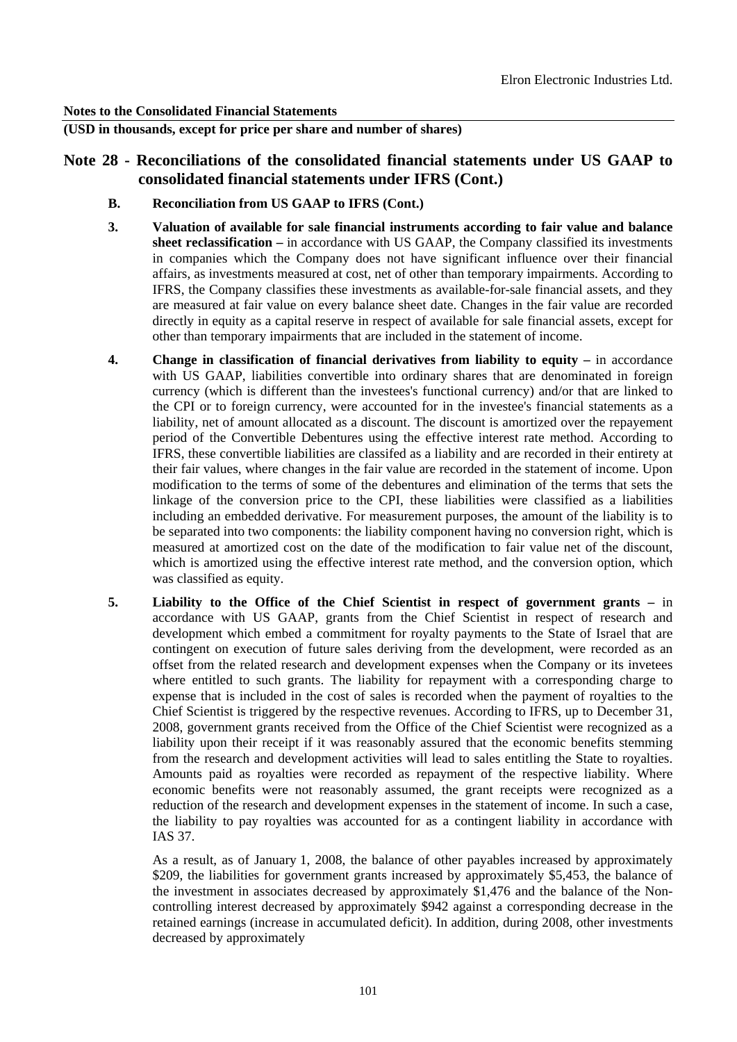**Notes to the Consolidated Financial Statements**

**(USD in thousands, except for price per share and number of shares)**

## Note 28 - Reconciliations of the consolidated financial statements under US GAAP to consolidated financial statements under IFRS (Cont.)

### B. Reconciliation from US GAAP to IFRS (Cont.)

**3. Valuation of available for sale financial instruments according to fair value and balance sheet reclassification –** in accordance with US GAAP, the Company classified its investments in companies which the Company does not have significant influence over their financial affairs, as investments measured at cost, net of other than temporary impairments. According to IFRS, the Company classifies these investments as available-for-sale financial assets, and they are measured at fair value on every balance sheet date. Changes in the fair value are recorded directly in equity as a capital reserve in respect of available for sale financial assets, except for other than temporary impairments that are included in the statement of income.

**4. Change in classification of financial derivatives from liability to equity –** in accordance with US GAAP, liabilities convertible into ordinary shares that are denominated in foreign currency (which is different than the investees's functional currency) and/or that are linked to the CPI or to foreign currency, were accounted for in the investee's financial statements as a liability, net of amount allocated as a discount. The discount is amortized over the repayement period of the Convertible Debentures using the effective interest rate method. According to IFRS, these convertible liabilities are classifed as a liability and are recorded in their entirety at their fair values, where changes in the fair value are recorded in the statement of income. Upon modification to the terms of some of the debentures and elimination of the terms that sets the linkage of the conversion price to the CPI, these liabilities were classified as a liabilities including an embedded derivative. For measurement purposes, the amount of the liability is to be separated into two components: the liability component having no conversion right, which is measured at amortized cost on the date of the modification to fair value net of the discount, which is amortized using the effective interest rate method, and the conversion option, which was classified as equity.

**5. Liability to the Office of the Chief Scientist in respect of government grants –** in accordance with US GAAP, grants from the Chief Scientist in respect of research and development which embed a commitment for royalty payments to the State of Israel that are contingent on execution of future sales deriving from the development, were recorded as an offset from the related research and development expenses when the Company or its invetees where entitled to such grants. The liability for repayment with a corresponding charge to expense that is included in the cost of sales is recorded when the payment of royalties to the Chief Scientist is triggered by the respective revenues. According to IFRS, up to December 31, 2008, government grants received from the Office of the Chief Scientist were recognized as a liability upon their receipt if it was reasonably assured that the economic benefits stemming from the research and development activities will lead to sales entitling the State to royalties. Amounts paid as royalties were recorded as repayment of the respective liability. Where economic benefits were not reasonably assumed, the grant receipts were recognized as a reduction of the research and development expenses in the statement of income. In such a case, the liability to pay royalties was accounted for as a contingent liability in accordance with IAS 37.

As a result, as of January 1, 2008, the balance of other payables increased by approximately \$209, the liabilities for government grants increased by approximately \$5,453, the balance of the investment in associates decreased by approximately \$1,476 and the balance of the Non-controlling interest decreased by approximately \$942 against a corresponding decrease in the retained earnings (increase in accumulated deficit). In addition, during 2008, other investments decreased by approximately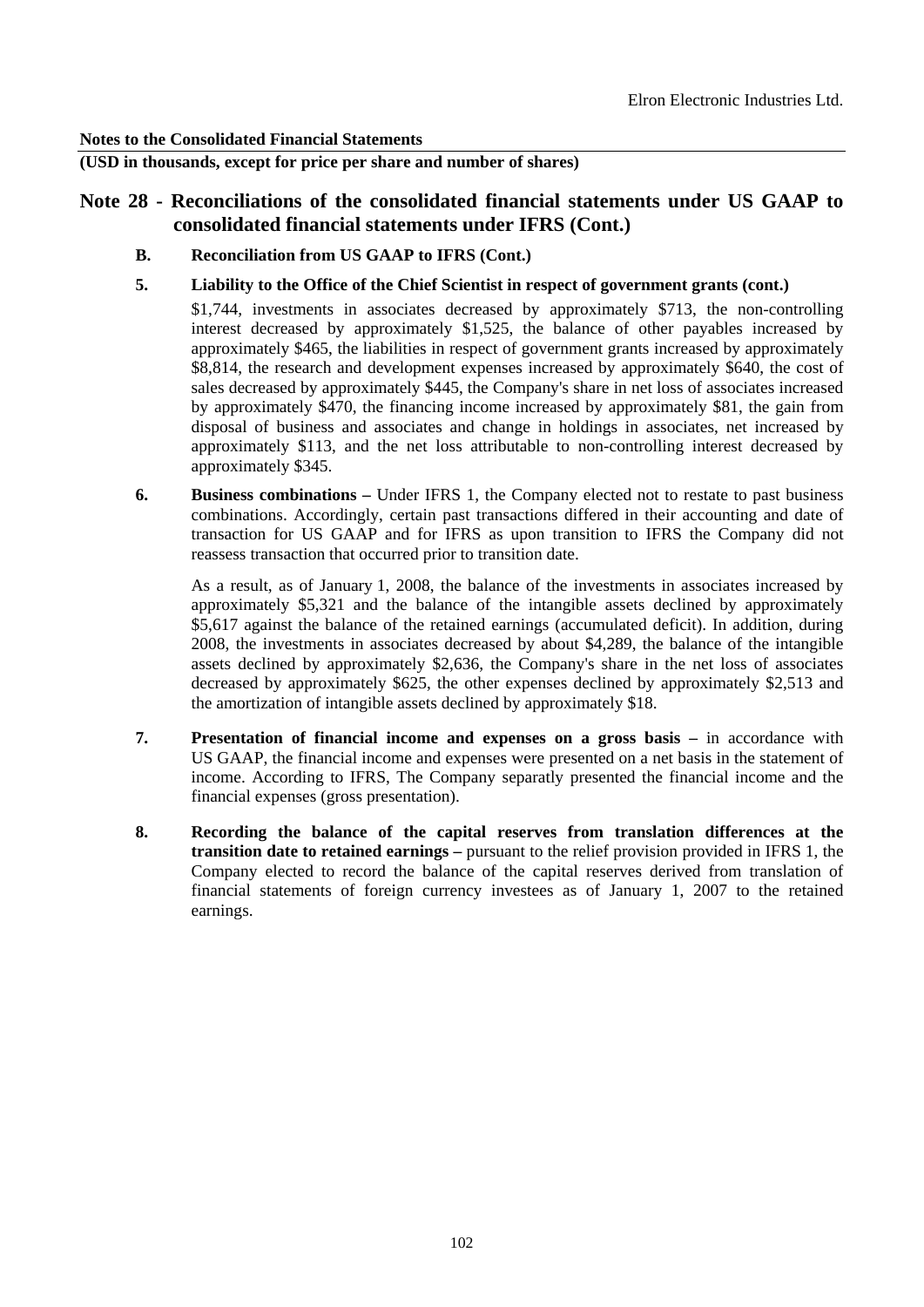**Notes to the Consolidated Financial Statements**

**(USD in thousands, except for price per share and number of shares)**

## Note 28 - Reconciliations of the consolidated financial statements under US GAAP to consolidated financial statements under IFRS (Cont.)

### B. Reconciliation from US GAAP to IFRS (Cont.)

**5. Liability to the Office of the Chief Scientist in respect of government grants (cont.)**

$1,744, investments in associates decreased by approximately $713, the non-controlling interest decreased by approximately $1,525, the balance of other payables increased by approximately $465, the liabilities in respect of government grants increased by approximately $8,814, the research and development expenses increased by approximately $640, the cost of sales decreased by approximately $445, the Company's share in net loss of associates increased by approximately $470, the financing income increased by approximately $81, the gain from disposal of business and associates and change in holdings in associates, net increased by approximately $113, and the net loss attributable to non-controlling interest decreased by approximately $345.

**6. Business combinations –** Under IFRS 1, the Company elected not to restate to past business combinations. Accordingly, certain past transactions differed in their accounting and date of transaction for US GAAP and for IFRS as upon transition to IFRS the Company did not reassess transaction that occurred prior to transition date.

As a result, as of January 1, 2008, the balance of the investments in associates increased by approximately $5,321 and the balance of the intangible assets declined by approximately $5,617 against the balance of the retained earnings (accumulated deficit). In addition, during 2008, the investments in associates decreased by about $4,289, the balance of the intangible assets declined by approximately $2,636, the Company's share in the net loss of associates decreased by approximately $625, the other expenses declined by approximately $2,513 and the amortization of intangible assets declined by approximately $18.

**7. Presentation of financial income and expenses on a gross basis –** in accordance with US GAAP, the financial income and expenses were presented on a net basis in the statement of income. According to IFRS, The Company separatly presented the financial income and the financial expenses (gross presentation).

**8. Recording the balance of the capital reserves from translation differences at the transition date to retained earnings –** pursuant to the relief provision provided in IFRS 1, the Company elected to record the balance of the capital reserves derived from translation of financial statements of foreign currency investees as of January 1, 2007 to the retained earnings.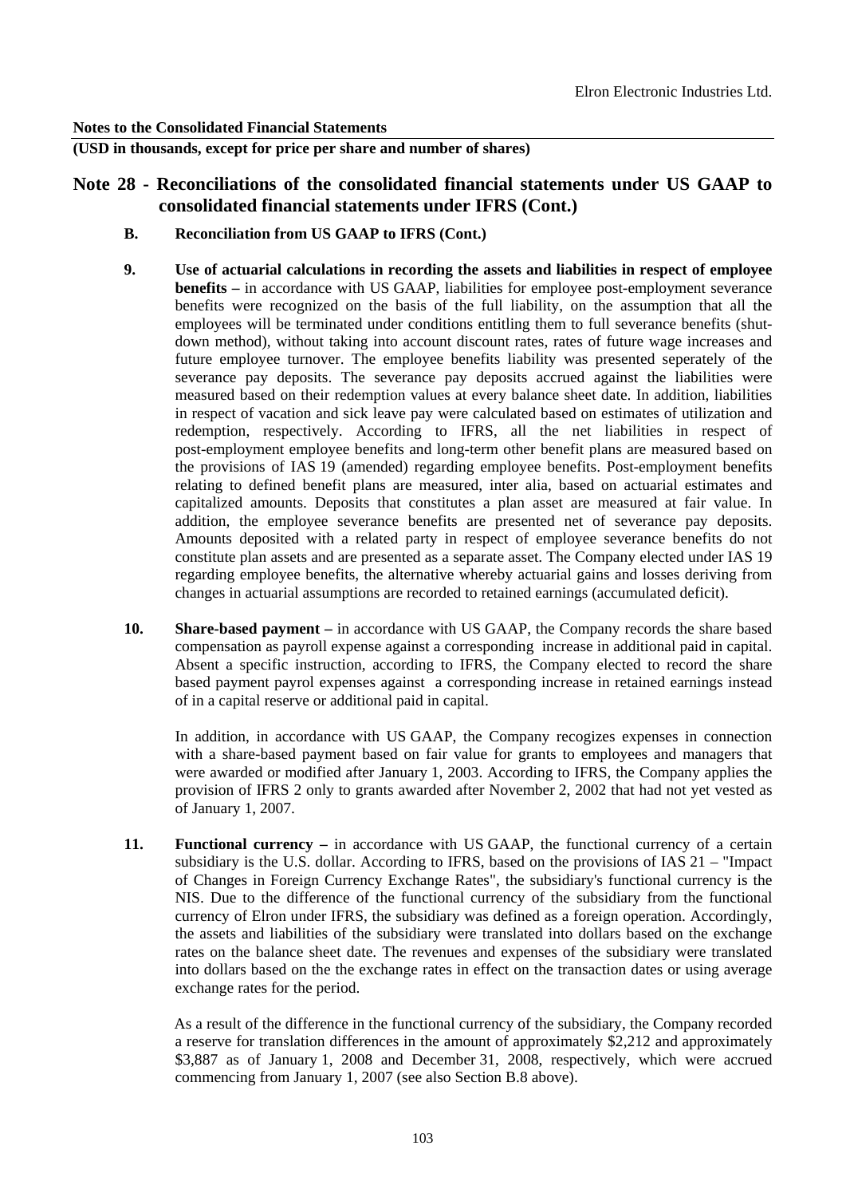**Notes to the Consolidated Financial Statements**

**(USD in thousands, except for price per share and number of shares)**

## Note 28 - Reconciliations of the consolidated financial statements under US GAAP to consolidated financial statements under IFRS (Cont.)

### B. Reconciliation from US GAAP to IFRS (Cont.)

**9. Use of actuarial calculations in recording the assets and liabilities in respect of employee benefits –** in accordance with US GAAP, liabilities for employee post-employment severance benefits were recognized on the basis of the full liability, on the assumption that all the employees will be terminated under conditions entitling them to full severance benefits (shut-down method), without taking into account discount rates, rates of future wage increases and future employee turnover. The employee benefits liability was presented seperately of the severance pay deposits. The severance pay deposits accrued against the liabilities were measured based on their redemption values at every balance sheet date. In addition, liabilities in respect of vacation and sick leave pay were calculated based on estimates of utilization and redemption, respectively. According to IFRS, all the net liabilities in respect of post-employment employee benefits and long-term other benefit plans are measured based on the provisions of IAS 19 (amended) regarding employee benefits. Post-employment benefits relating to defined benefit plans are measured, inter alia, based on actuarial estimates and capitalized amounts. Deposits that constitutes a plan asset are measured at fair value. In addition, the employee severance benefits are presented net of severance pay deposits. Amounts deposited with a related party in respect of employee severance benefits do not constitute plan assets and are presented as a separate asset. The Company elected under IAS 19 regarding employee benefits, the alternative whereby actuarial gains and losses deriving from changes in actuarial assumptions are recorded to retained earnings (accumulated deficit).

**10. Share-based payment –** in accordance with US GAAP, the Company records the share based compensation as payroll expense against a corresponding increase in additional paid in capital. Absent a specific instruction, according to IFRS, the Company elected to record the share based payment payrol expenses against a corresponding increase in retained earnings instead of in a capital reserve or additional paid in capital.

In addition, in accordance with US GAAP, the Company recogizes expenses in connection with a share-based payment based on fair value for grants to employees and managers that were awarded or modified after January 1, 2003. According to IFRS, the Company applies the provision of IFRS 2 only to grants awarded after November 2, 2002 that had not yet vested as of January 1, 2007.

**11. Functional currency –** in accordance with US GAAP, the functional currency of a certain subsidiary is the U.S. dollar. According to IFRS, based on the provisions of IAS 21 – "Impact of Changes in Foreign Currency Exchange Rates", the subsidiary's functional currency is the NIS. Due to the difference of the functional currency of the subsidiary from the functional currency of Elron under IFRS, the subsidiary was defined as a foreign operation. Accordingly, the assets and liabilities of the subsidiary were translated into dollars based on the exchange rates on the balance sheet date. The revenues and expenses of the subsidiary were translated into dollars based on the the exchange rates in effect on the transaction dates or using average exchange rates for the period.

As a result of the difference in the functional currency of the subsidiary, the Company recorded a reserve for translation differences in the amount of approximately $2,212 and approximately $3,887 as of January 1, 2008 and December 31, 2008, respectively, which were accrued commencing from January 1, 2007 (see also Section B.8 above).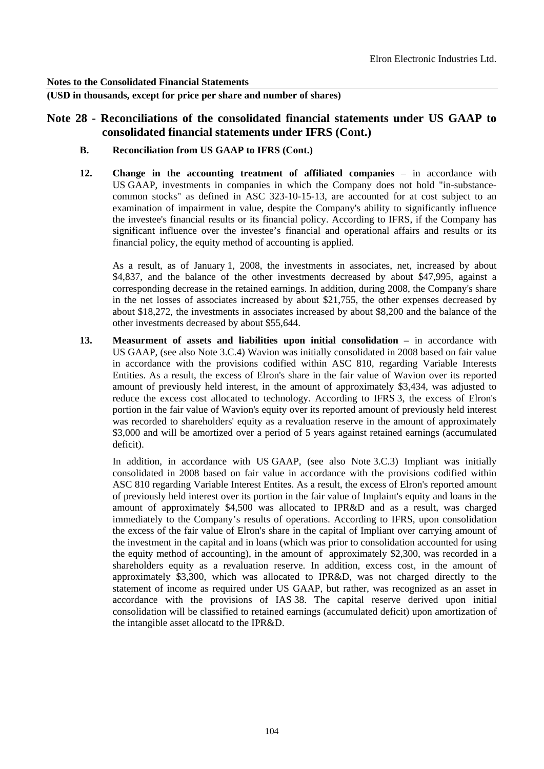**Notes to the Consolidated Financial Statements**

**(USD in thousands, except for price per share and number of shares)**

## Note 28 - Reconciliations of the consolidated financial statements under US GAAP to consolidated financial statements under IFRS (Cont.)

### B. Reconciliation from US GAAP to IFRS (Cont.)

**12. Change in the accounting treatment of affiliated companies** – in accordance with US GAAP, investments in companies in which the Company does not hold "in-substance-common stocks" as defined in ASC 323-10-15-13, are accounted for at cost subject to an examination of impairment in value, despite the Company's ability to significantly influence the investee's financial results or its financial policy. According to IFRS, if the Company has significant influence over the investee's financial and operational affairs and results or its financial policy, the equity method of accounting is applied.

As a result, as of January 1, 2008, the investments in associates, net, increased by about $4,837, and the balance of the other investments decreased by about $47,995, against a corresponding decrease in the retained earnings. In addition, during 2008, the Company's share in the net losses of associates increased by about $21,755, the other expenses decreased by about $18,272, the investments in associates increased by about $8,200 and the balance of the other investments decreased by about $55,644.

**13. Measurment of assets and liabilities upon initial consolidation –** in accordance with US GAAP, (see also Note 3.C.4) Wavion was initially consolidated in 2008 based on fair value in accordance with the provisions codified within ASC 810, regarding Variable Interests Entities. As a result, the excess of Elron's share in the fair value of Wavion over its reported amount of previously held interest, in the amount of approximately $3,434, was adjusted to reduce the excess cost allocated to technology. According to IFRS 3, the excess of Elron's portion in the fair value of Wavion's equity over its reported amount of previously held interest was recorded to shareholders' equity as a revaluation reserve in the amount of approximately $3,000 and will be amortized over a period of 5 years against retained earnings (accumulated deficit).

In addition, in accordance with US GAAP, (see also Note 3.C.3) Impliant was initially consolidated in 2008 based on fair value in accordance with the provisions codified within ASC 810 regarding Variable Interest Entites. As a result, the excess of Elron's reported amount of previously held interest over its portion in the fair value of Implaint's equity and loans in the amount of approximately $4,500 was allocated to IPR&D and as a result, was charged immediately to the Company's results of operations. According to IFRS, upon consolidation the excess of the fair value of Elron's share in the capital of Impliant over carrying amount of the investment in the capital and in loans (which was prior to consolidation accounted for using the equity method of accounting), in the amount of approximately $2,300, was recorded in a shareholders equity as a revaluation reserve. In addition, excess cost, in the amount of approximately $3,300, which was allocated to IPR&D, was not charged directly to the statement of income as required under US GAAP, but rather, was recognized as an asset in accordance with the provisions of IAS 38. The capital reserve derived upon initial consolidation will be classified to retained earnings (accumulated deficit) upon amortization of the intangible asset allocatd to the IPR&D.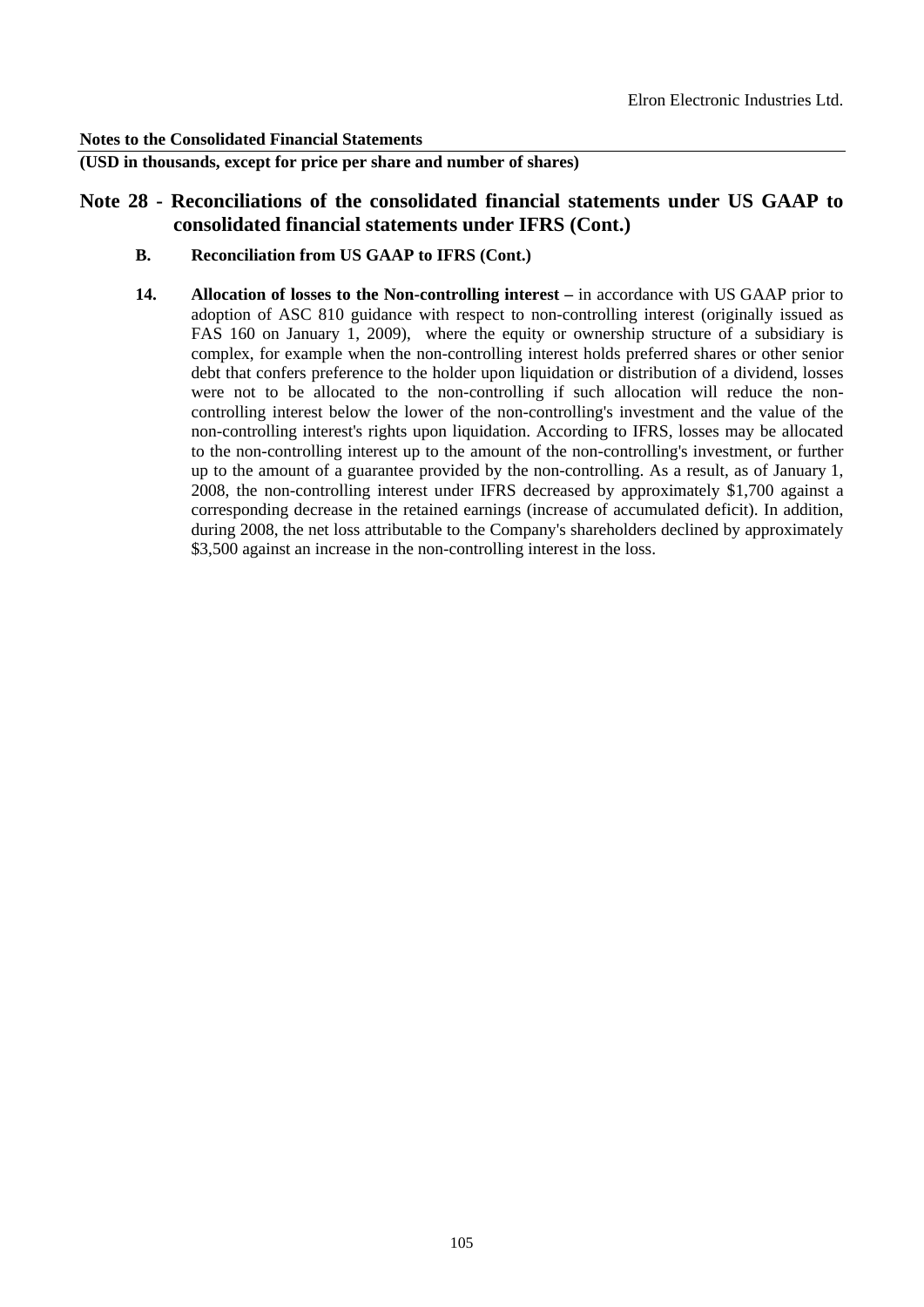**Notes to the Consolidated Financial Statements**

**(USD in thousands, except for price per share and number of shares)**

## Note 28 - Reconciliations of the consolidated financial statements under US GAAP to consolidated financial statements under IFRS (Cont.)

**B. Reconciliation from US GAAP to IFRS (Cont.)**

**14. Allocation of losses to the Non-controlling interest –** in accordance with US GAAP prior to adoption of ASC 810 guidance with respect to non-controlling interest (originally issued as FAS 160 on January 1, 2009), where the equity or ownership structure of a subsidiary is complex, for example when the non-controlling interest holds preferred shares or other senior debt that confers preference to the holder upon liquidation or distribution of a dividend, losses were not to be allocated to the non-controlling if such allocation will reduce the non-controlling interest below the lower of the non-controlling's investment and the value of the non-controlling interest's rights upon liquidation. According to IFRS, losses may be allocated to the non-controlling interest up to the amount of the non-controlling's investment, or further up to the amount of a guarantee provided by the non-controlling. As a result, as of January 1, 2008, the non-controlling interest under IFRS decreased by approximately $1,700 against a corresponding decrease in the retained earnings (increase of accumulated deficit). In addition, during 2008, the net loss attributable to the Company's shareholders declined by approximately $3,500 against an increase in the non-controlling interest in the loss.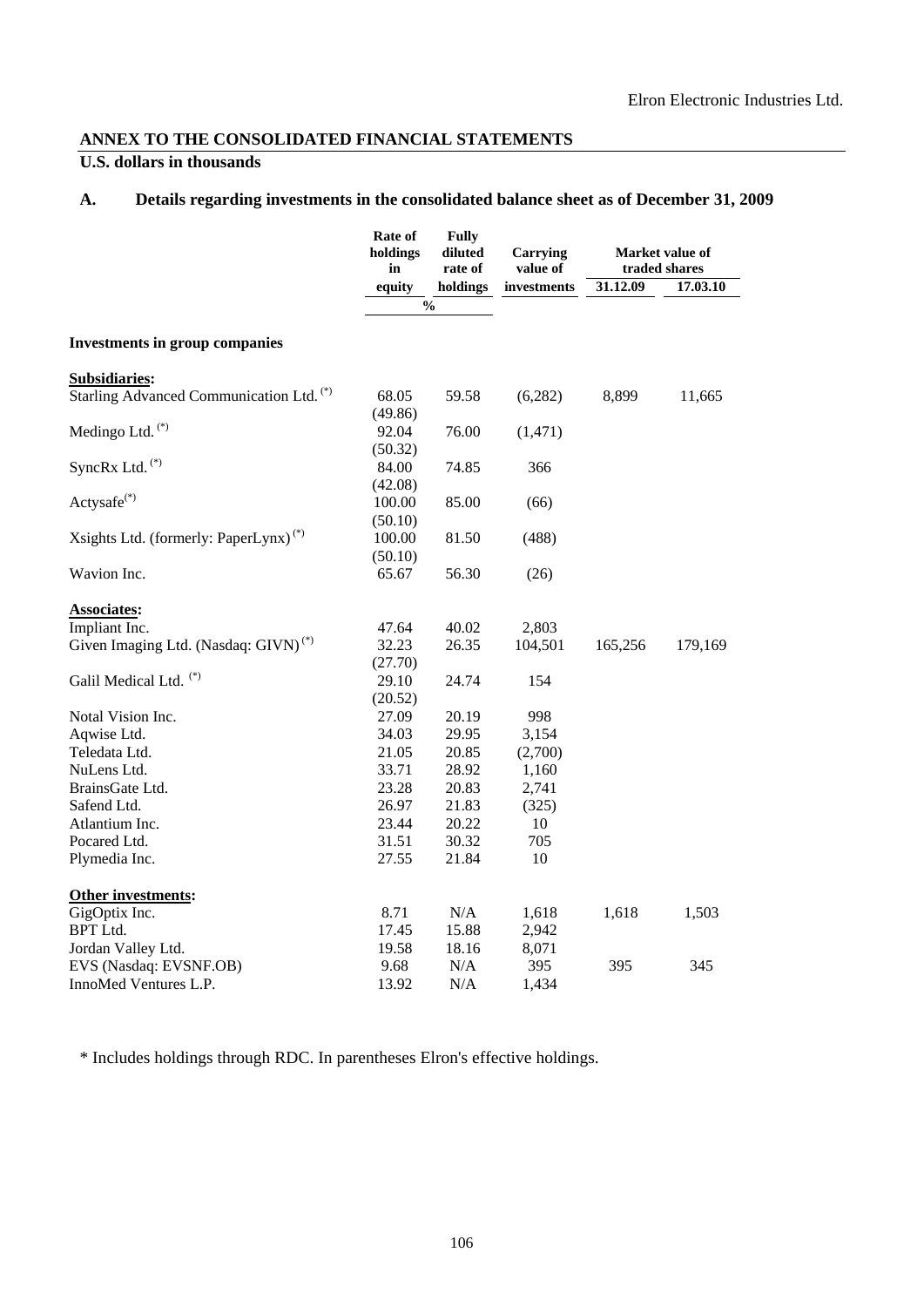Elron Electronic Industries Ltd.

## ANNEX TO THE CONSOLIDATED FINANCIAL STATEMENTS

**U.S. dollars in thousands**

### A. Details regarding investments in the consolidated balance sheet as of December 31, 2009

| | Rate of holdings in equity | Fully diluted rate of holdings | Carrying value of investments | Market value of traded shares | |
|---|---|---|---|---|---|
| | % | % | | 31.12.09 | 17.03.10 |
| **Investments in group companies** | | | | | |
| **Subsidiaries:** | | | | | |
| Starling Advanced Communication Ltd. (*) | 68.05 (49.86) | 59.58 | (6,282) | 8,899 | 11,665 |
| Medingo Ltd. (*) | 92.04 (50.32) | 76.00 | (1,471) | | |
| SyncRx Ltd. (*) | 84.00 (42.08) | 74.85 | 366 | | |
| Actysafe(*) | 100.00 (50.10) | 85.00 | (66) | | |
| Xsights Ltd. (formerly: PaperLynx) (*) | 100.00 (50.10) | 81.50 | (488) | | |
| Wavion Inc. | 65.67 | 56.30 | (26) | | |
| **Associates:** | | | | | |
| Impliant Inc. | 47.64 | 40.02 | 2,803 | | |
| Given Imaging Ltd. (Nasdaq: GIVN) (*) | 32.23 (27.70) | 26.35 | 104,501 | 165,256 | 179,169 |
| Galil Medical Ltd. (*) | 29.10 (20.52) | 24.74 | 154 | | |
| Notal Vision Inc. | 27.09 | 20.19 | 998 | | |
| Aqwise Ltd. | 34.03 | 29.95 | 3,154 | | |
| Teledata Ltd. | 21.05 | 20.85 | (2,700) | | |
| NuLens Ltd. | 33.71 | 28.92 | 1,160 | | |
| BrainsGate Ltd. | 23.28 | 20.83 | 2,741 | | |
| Safend Ltd. | 26.97 | 21.83 | (325) | | |
| Atlantium Inc. | 23.44 | 20.22 | 10 | | |
| Pocared Ltd. | 31.51 | 30.32 | 705 | | |
| Plymedia Inc. | 27.55 | 21.84 | 10 | | |
| **Other investments:** | | | | | |
| GigOptix Inc. | 8.71 | N/A | 1,618 | 1,618 | 1,503 |
| BPT Ltd. | 17.45 | 15.88 | 2,942 | | |
| Jordan Valley Ltd. | 19.58 | 18.16 | 8,071 | | |
| EVS (Nasdaq: EVSNF.OB) | 9.68 | N/A | 395 | 395 | 345 |
| InnoMed Ventures L.P. | 13.92 | N/A | 1,434 | | |

\* Includes holdings through RDC. In parentheses Elron's effective holdings.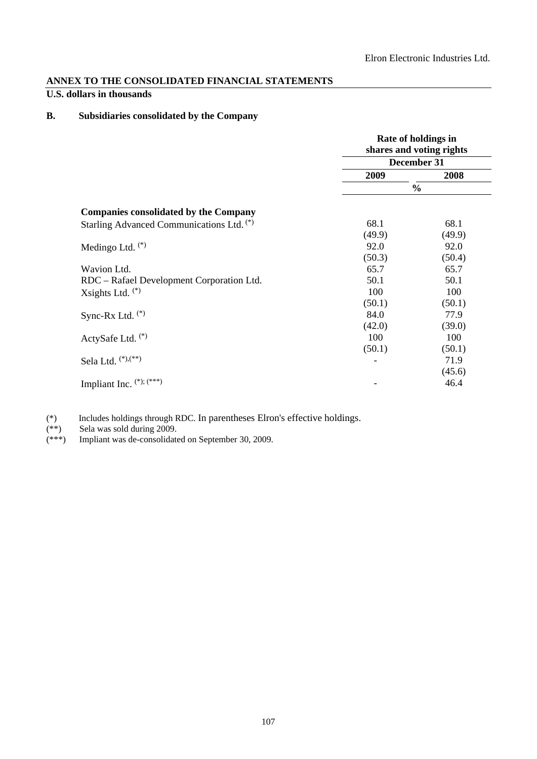## ANNEX TO THE CONSOLIDATED FINANCIAL STATEMENTS

**U.S. dollars in thousands**

### B. Subsidiaries consolidated by the Company

| | Rate of holdings in shares and voting rights | |
|---|---|---|
| | December 31 | |
| | 2009 | 2008 |
| | % | |
| **Companies consolidated by the Company** | | |
| Starling Advanced Communications Ltd. (*) | 68.1 | 68.1 |
| | (49.9) | (49.9) |
| Medingo Ltd. (*) | 92.0 | 92.0 |
| | (50.3) | (50.4) |
| Wavion Ltd. | 65.7 | 65.7 |
| RDC – Rafael Development Corporation Ltd. | 50.1 | 50.1 |
| Xsights Ltd. (*) | 100 | 100 |
| | (50.1) | (50.1) |
| Sync-Rx Ltd. (*) | 84.0 | 77.9 |
| | (42.0) | (39.0) |
| ActySafe Ltd. (*) | 100 | 100 |
| | (50.1) | (50.1) |
| Sela Ltd. (*),(**) | - | 71.9 |
| | | (45.6) |
| Impliant Inc. (*); (***) | - | 46.4 |

(*) Includes holdings through RDC. In parentheses Elron's effective holdings.

(**) Sela was sold during 2009.

(***) Impliant was de-consolidated on September 30, 2009.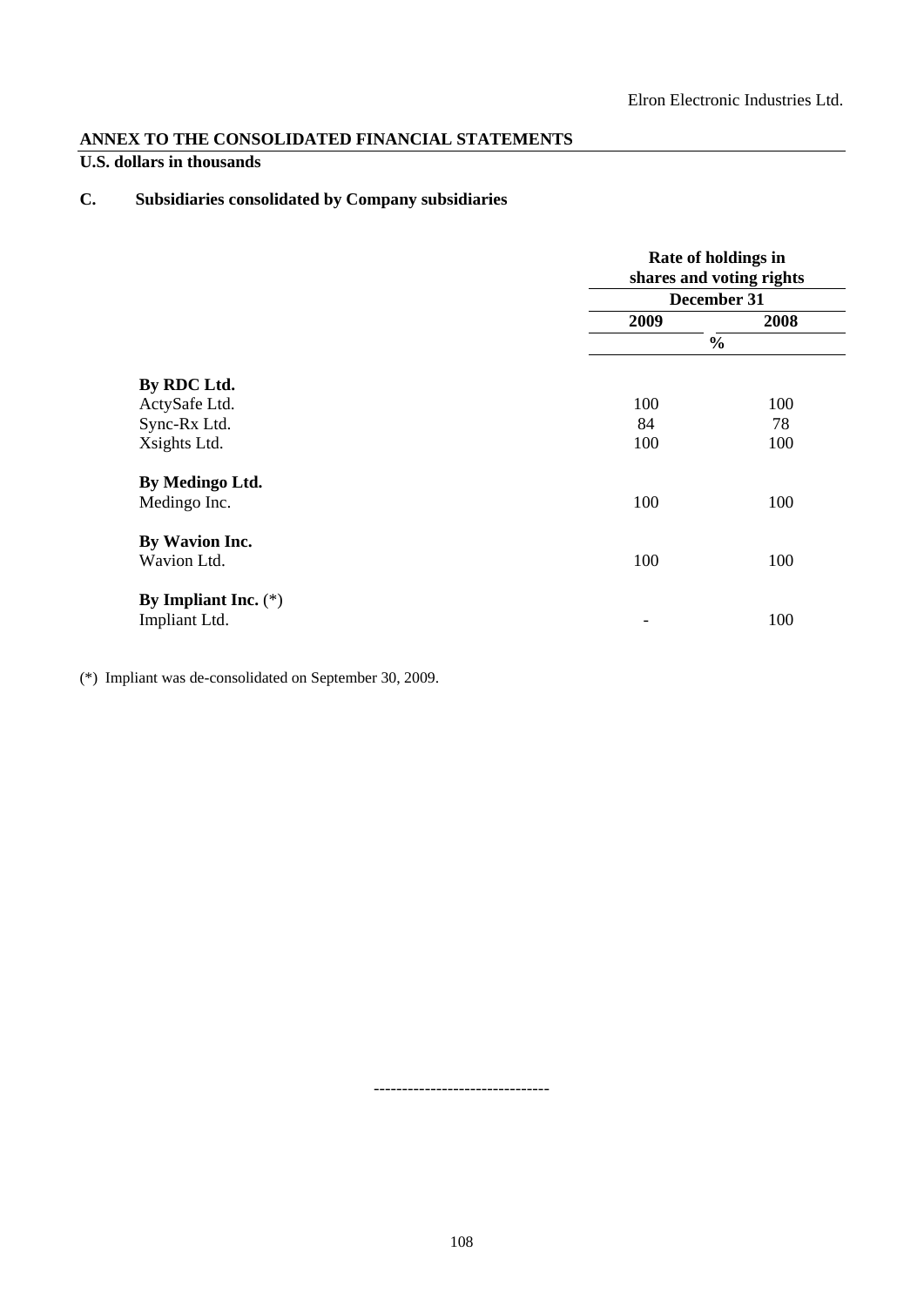## ANNEX TO THE CONSOLIDATED FINANCIAL STATEMENTS

**U.S. dollars in thousands**

### C. Subsidiaries consolidated by Company subsidiaries

| | Rate of holdings in shares and voting rights | |
|---|---|---|
| | December 31 | |
| | 2009 | 2008 |
| | % | |
| **By RDC Ltd.** | | |
| ActySafe Ltd. | 100 | 100 |
| Sync-Rx Ltd. | 84 | 78 |
| Xsights Ltd. | 100 | 100 |
| **By Medingo Ltd.** | | |
| Medingo Inc. | 100 | 100 |
| **By Wavion Inc.** | | |
| Wavion Ltd. | 100 | 100 |
| **By Impliant Inc.** (*) | | |
| Impliant Ltd. | - | 100 |

(*) Impliant was de-consolidated on September 30, 2009.

-------------------------------